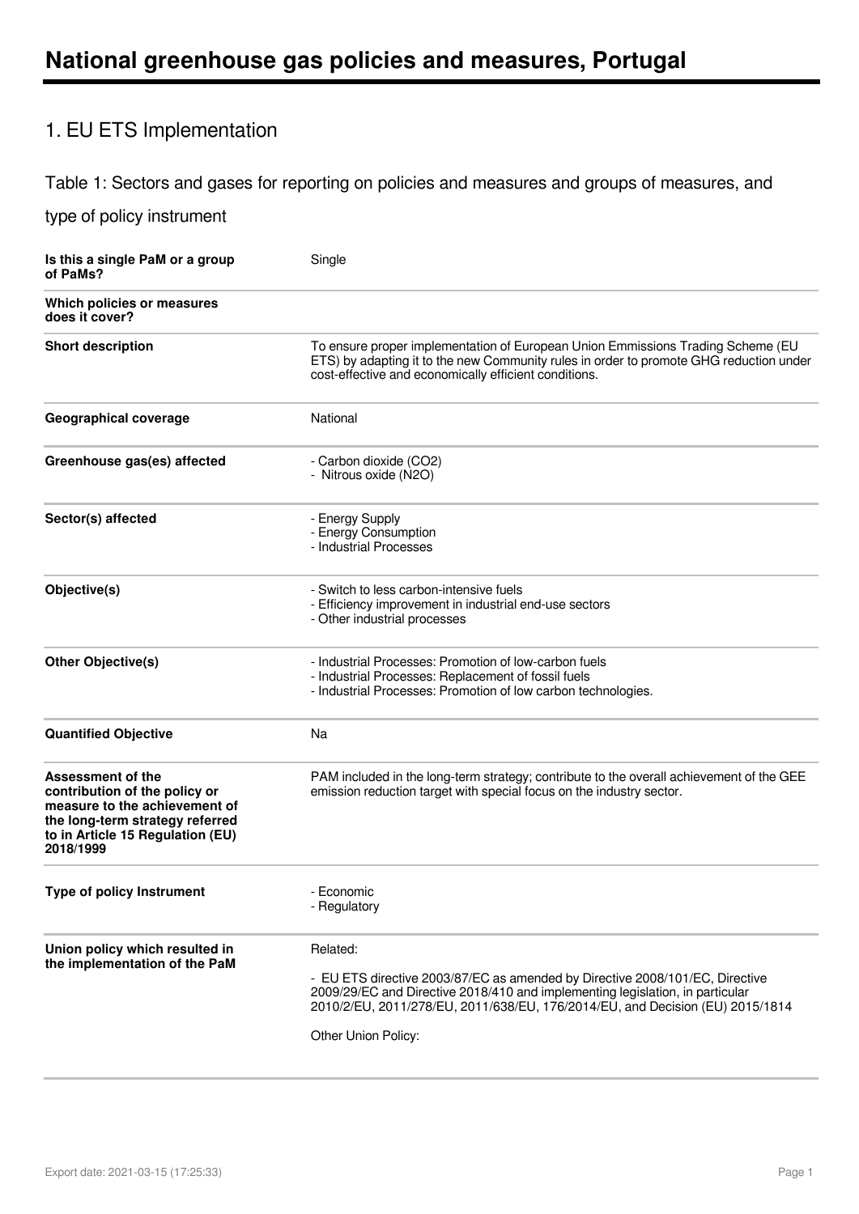# National greenhouse gas policies and measures, Portugal

## 1. EU ETS Implementation

### Table 1: Sectors and gases for reporting on policies and measures and groups of measures, and type of policy instrument

| | |
|---|---|
| **Is this a single PaM or a group of PaMs?** | Single |
| **Which policies or measures does it cover?** | |
| **Short description** | To ensure proper implementation of European Union Emmissions Trading Scheme (EU ETS) by adapting it to the new Community rules in order to promote GHG reduction under cost-effective and economically efficient conditions. |
| **Geographical coverage** | National |
| **Greenhouse gas(es) affected** | - Carbon dioxide ($CO_2$)<br>- Nitrous oxide ($N_2O$) |
| **Sector(s) affected** | - Energy Supply<br>- Energy Consumption<br>- Industrial Processes |
| **Objective(s)** | - Switch to less carbon-intensive fuels<br>- Efficiency improvement in industrial end-use sectors<br>- Other industrial processes |
| **Other Objective(s)** | - Industrial Processes: Promotion of low-carbon fuels<br>- Industrial Processes: Replacement of fossil fuels<br>- Industrial Processes: Promotion of low carbon technologies. |
| **Quantified Objective** | Na |
| **Assessment of the contribution of the policy or measure to the achievement of the long-term strategy referred to in Article 15 Regulation (EU) 2018/1999** | PAM included in the long-term strategy; contribute to the overall achievement of the GEE emission reduction target with special focus on the industry sector. |
| **Type of policy Instrument** | - Economic<br>- Regulatory |
| **Union policy which resulted in the implementation of the PaM** | Related:<br><br>- EU ETS directive 2003/87/EC as amended by Directive 2008/101/EC, Directive 2009/29/EC and Directive 2018/410 and implementing legislation, in particular 2010/2/EU, 2011/278/EU, 2011/638/EU, 176/2014/EU, and Decision (EU) 2015/1814<br><br>Other Union Policy: |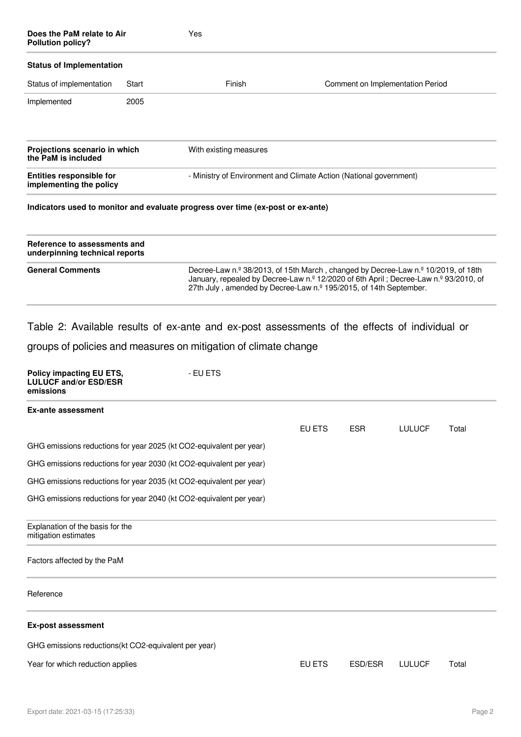| | |
|---|---|
| **Does the PaM relate to Air Pollution policy?** | Yes |

**Status of Implementation**

| Status of implementation | Start | Finish | Comment on Implementation Period |
|---|---|---|---|
| Implemented | 2005 | | |

| | |
|---|---|
| **Projections scenario in which the PaM is included** | With existing measures |
| **Entities responsible for implementing the policy** | - Ministry of Environment and Climate Action (National government) |

**Indicators used to monitor and evaluate progress over time (ex-post or ex-ante)**

| | |
|---|---|
| **Reference to assessments and underpinning technical reports** | |
| **General Comments** | Decree-Law n.º 38/2013, of 15th March , changed by Decree-Law n.º 10/2019, of 18th January, repealed by Decree-Law n.º 12/2020 of 6th April ; Decree-Law n.º 93/2010, of 27th July , amended by Decree-Law n.º 195/2015, of 14th September. |

## Table 2: Available results of ex-ante and ex-post assessments of the effects of individual or groups of policies and measures on mitigation of climate change

| | |
|---|---|
| **Policy impacting EU ETS, LULUCF and/or ESD/ESR emissions** | - EU ETS |

**Ex-ante assessment**

| | EU ETS | ESR | LULUCF | Total |
|---|---|---|---|---|
| GHG emissions reductions for year 2025 (kt CO2-equivalent per year) | | | | |
| GHG emissions reductions for year 2030 (kt CO2-equivalent per year) | | | | |
| GHG emissions reductions for year 2035 (kt CO2-equivalent per year) | | | | |
| GHG emissions reductions for year 2040 (kt CO2-equivalent per year) | | | | |

| | |
|---|---|
| Explanation of the basis for the mitigation estimates | |
| Factors affected by the PaM | |
| Reference | |

**Ex-post assessment**

GHG emissions reductions(kt CO2-equivalent per year)

| Year for which reduction applies | EU ETS | ESD/ESR | LULUCF | Total |
|---|---|---|---|---|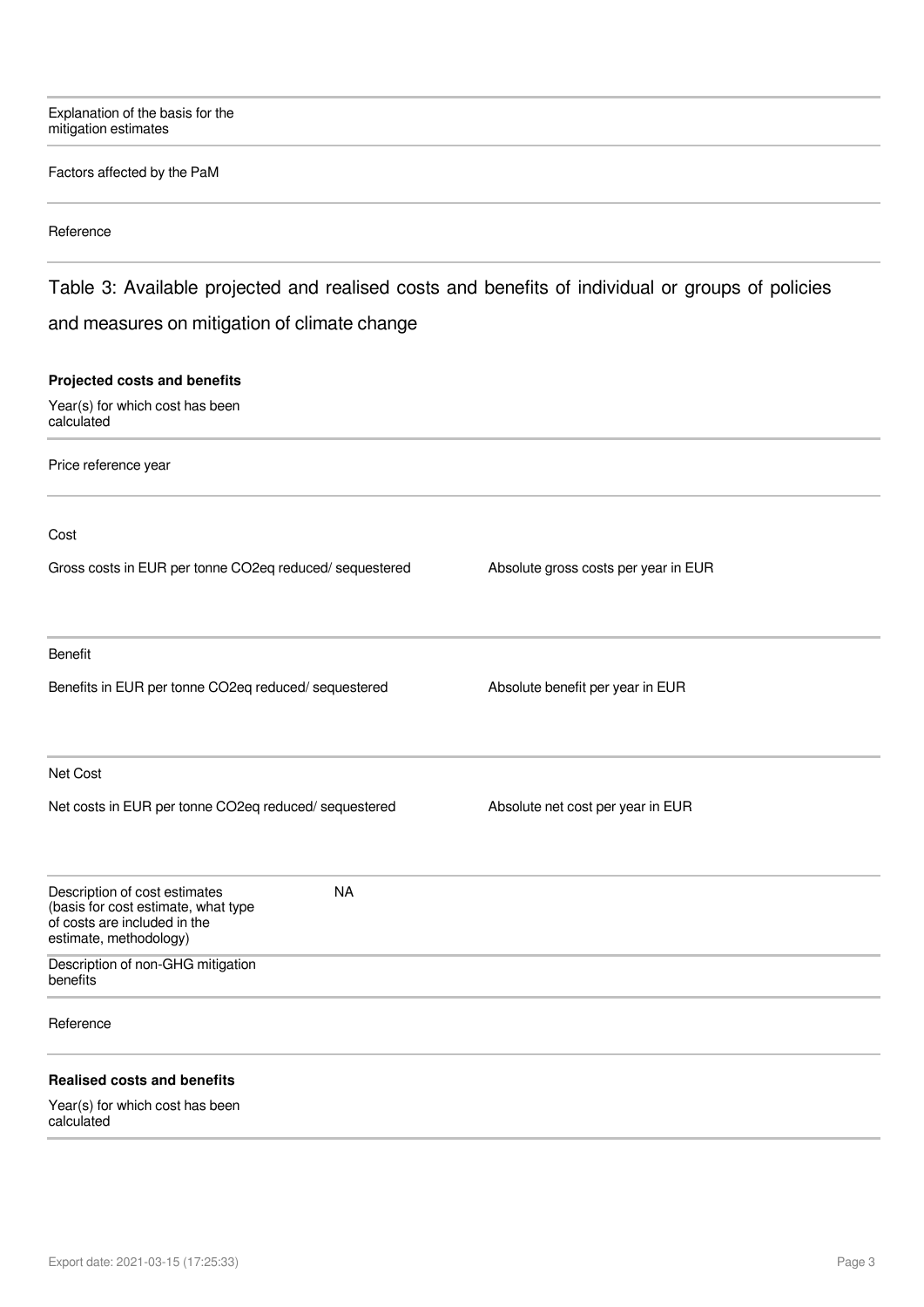| | |
|---|---|
| Explanation of the basis for the mitigation estimates | |
| Factors affected by the PaM | |
| Reference | |

## Table 3: Available projected and realised costs and benefits of individual or groups of policies and measures on mitigation of climate change

**Projected costs and benefits**

| | |
|---|---|
| Year(s) for which cost has been calculated | |
| Price reference year | |

Cost

| Gross costs in EUR per tonne CO2eq reduced/ sequestered | Absolute gross costs per year in EUR |
|---|---|
| | |

Benefit

| Benefits in EUR per tonne CO2eq reduced/ sequestered | Absolute benefit per year in EUR |
|---|---|
| | |

Net Cost

| Net costs in EUR per tonne CO2eq reduced/ sequestered | Absolute net cost per year in EUR |
|---|---|
| | |

| | |
|---|---|
| Description of cost estimates (basis for cost estimate, what type of costs are included in the estimate, methodology) | NA |
| Description of non-GHG mitigation benefits | |
| Reference | |

**Realised costs and benefits**

| | |
|---|---|
| Year(s) for which cost has been calculated | |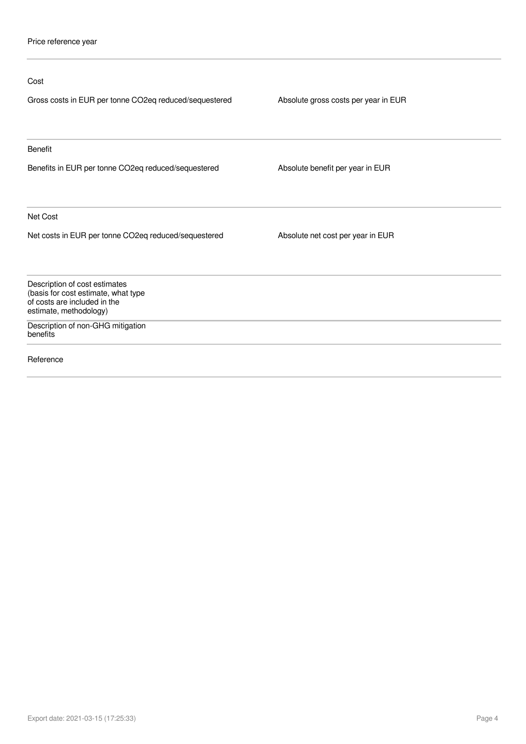Price reference year

---

Cost

| Gross costs in EUR per tonne CO2eq reduced/sequestered | Absolute gross costs per year in EUR |
| --- | --- |
| | |

---

Benefit

| Benefits in EUR per tonne CO2eq reduced/sequestered | Absolute benefit per year in EUR |
| --- | --- |
| | |

---

Net Cost

| Net costs in EUR per tonne CO2eq reduced/sequestered | Absolute net cost per year in EUR |
| --- | --- |
| | |

---

Description of cost estimates (basis for cost estimate, what type of costs are included in the estimate, methodology)

---

Description of non-GHG mitigation benefits

---

Reference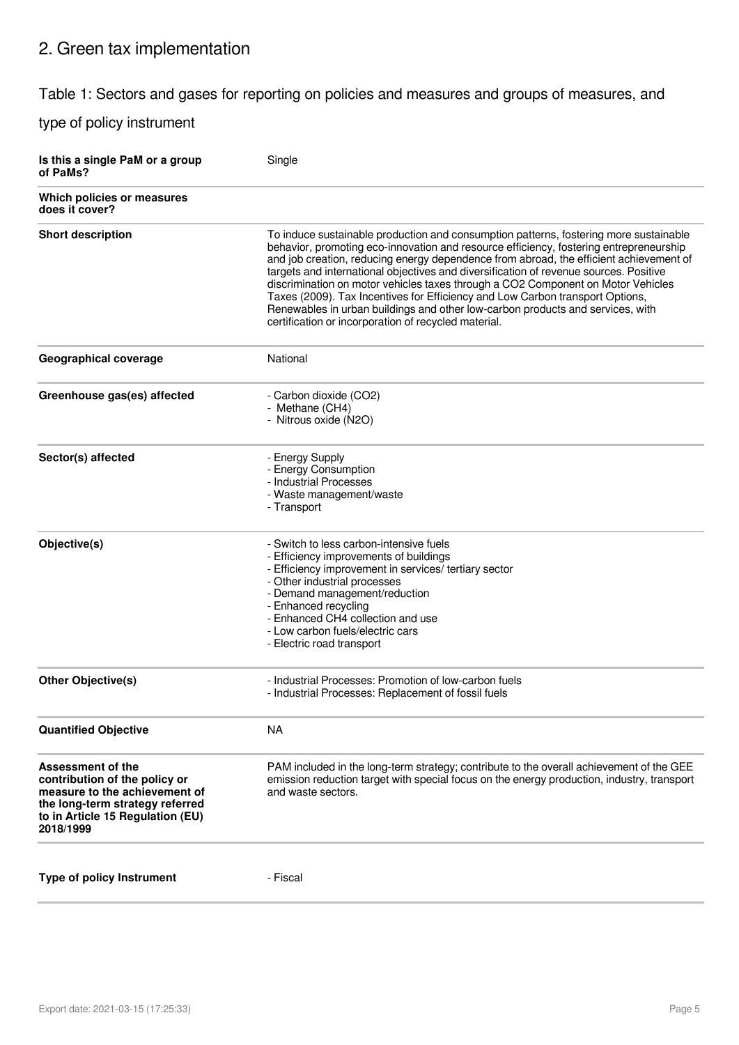## 2. Green tax implementation

### Table 1: Sectors and gases for reporting on policies and measures and groups of measures, and type of policy instrument

| | |
|---|---|
| **Is this a single PaM or a group of PaMs?** | Single |
| **Which policies or measures does it cover?** | |
| **Short description** | To induce sustainable production and consumption patterns, fostering more sustainable behavior, promoting eco-innovation and resource efficiency, fostering entrepreneurship and job creation, reducing energy dependence from abroad, the efficient achievement of targets and international objectives and diversification of revenue sources. Positive discrimination on motor vehicles taxes through a $CO_2$ Component on Motor Vehicles Taxes (2009). Tax Incentives for Efficiency and Low Carbon transport Options, Renewables in urban buildings and other low-carbon products and services, with certification or incorporation of recycled material. |
| **Geographical coverage** | National |
| **Greenhouse gas(es) affected** | - Carbon dioxide ($CO_2$)<br>- Methane ($CH_4$)<br>- Nitrous oxide ($N_2O$) |
| **Sector(s) affected** | - Energy Supply<br>- Energy Consumption<br>- Industrial Processes<br>- Waste management/waste<br>- Transport |
| **Objective(s)** | - Switch to less carbon-intensive fuels<br>- Efficiency improvements of buildings<br>- Efficiency improvement in services/ tertiary sector<br>- Other industrial processes<br>- Demand management/reduction<br>- Enhanced recycling<br>- Enhanced $CH_4$ collection and use<br>- Low carbon fuels/electric cars<br>- Electric road transport |
| **Other Objective(s)** | - Industrial Processes: Promotion of low-carbon fuels<br>- Industrial Processes: Replacement of fossil fuels |
| **Quantified Objective** | NA |
| **Assessment of the contribution of the policy or measure to the achievement of the long-term strategy referred to in Article 15 Regulation (EU) 2018/1999** | PAM included in the long-term strategy; contribute to the overall achievement of the GEE emission reduction target with special focus on the energy production, industry, transport and waste sectors. |
| **Type of policy Instrument** | - Fiscal |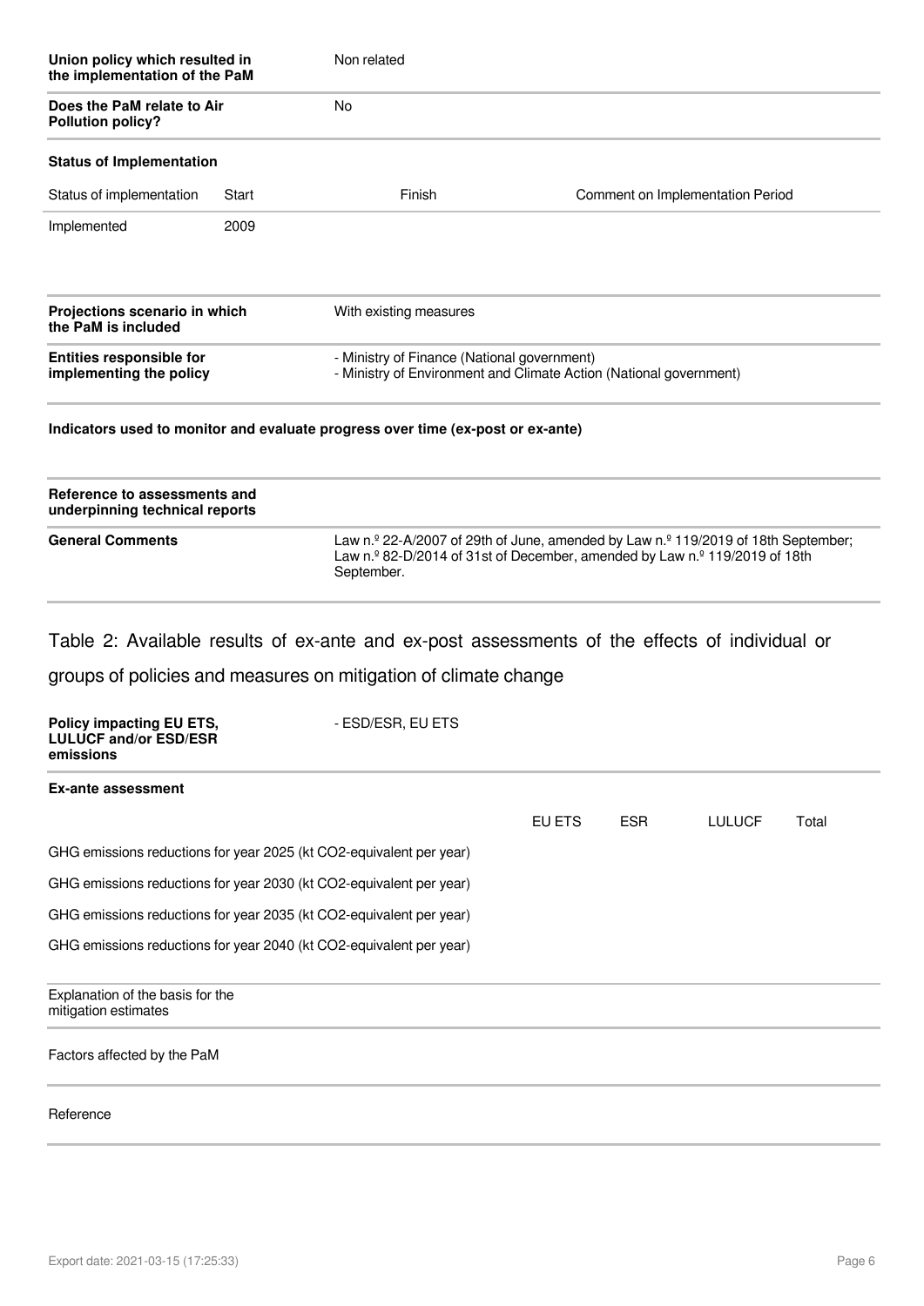| | |
|---|---|
| **Union policy which resulted in the implementation of the PaM** | Non related |
| **Does the PaM relate to Air Pollution policy?** | No |

**Status of Implementation**

| Status of implementation | Start | Finish | Comment on Implementation Period |
|---|---|---|---|
| Implemented | 2009 | | |

| | |
|---|---|
| **Projections scenario in which the PaM is included** | With existing measures |
| **Entities responsible for implementing the policy** | - Ministry of Finance (National government)<br>- Ministry of Environment and Climate Action (National government) |

**Indicators used to monitor and evaluate progress over time (ex-post or ex-ante)**

| | |
|---|---|
| **Reference to assessments and underpinning technical reports** | |
| **General Comments** | Law n.º 22-A/2007 of 29th of June, amended by Law n.º 119/2019 of 18th September; Law n.º 82-D/2014 of 31st of December, amended by Law n.º 119/2019 of 18th September. |

## Table 2: Available results of ex-ante and ex-post assessments of the effects of individual or groups of policies and measures on mitigation of climate change

| | |
|---|---|
| **Policy impacting EU ETS, LULUCF and/or ESD/ESR emissions** | - ESD/ESR, EU ETS |

**Ex-ante assessment**

| | EU ETS | ESR | LULUCF | Total |
|---|---|---|---|---|
| GHG emissions reductions for year 2025 (kt CO2-equivalent per year) | | | | |
| GHG emissions reductions for year 2030 (kt CO2-equivalent per year) | | | | |
| GHG emissions reductions for year 2035 (kt CO2-equivalent per year) | | | | |
| GHG emissions reductions for year 2040 (kt CO2-equivalent per year) | | | | |

| | |
|---|---|
| Explanation of the basis for the mitigation estimates | |
| Factors affected by the PaM | |
| Reference | |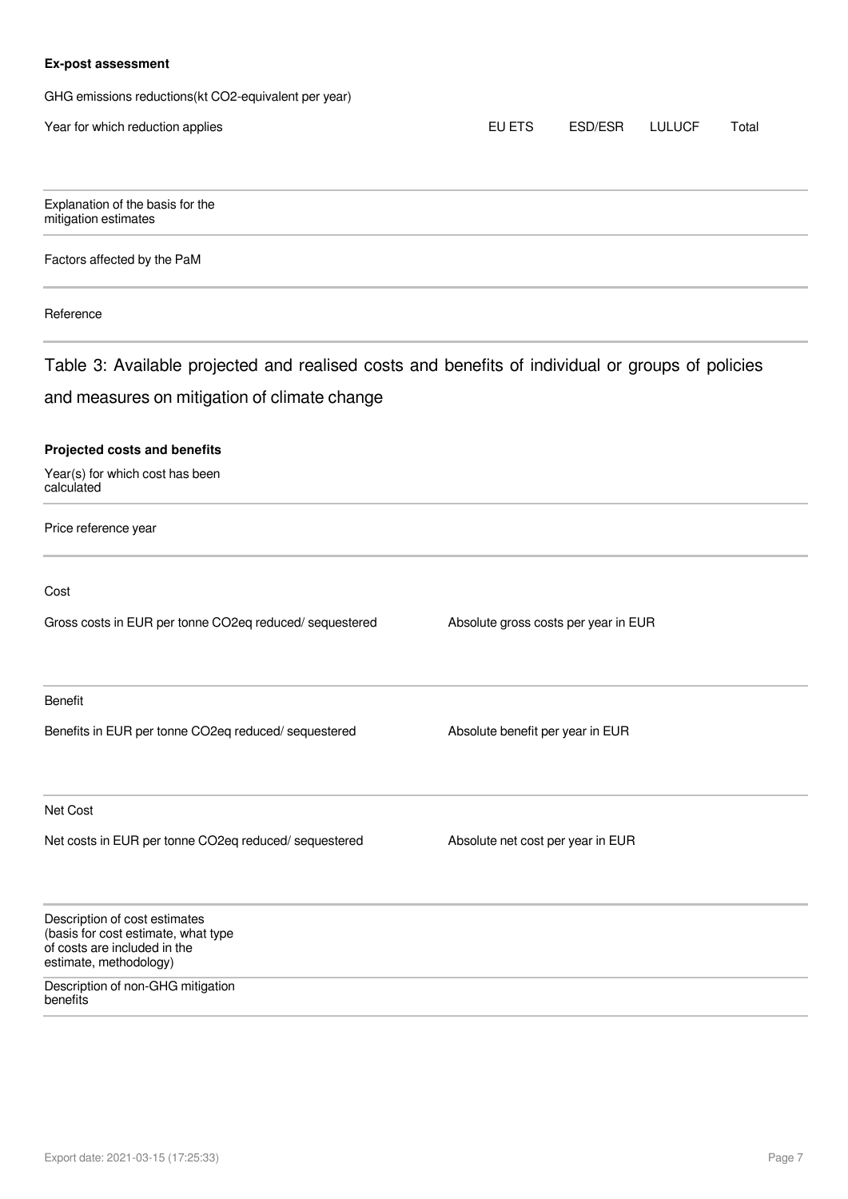**Ex-post assessment**

GHG emissions reductions(kt CO2-equivalent per year)

| Year for which reduction applies | EU ETS | ESD/ESR | LULUCF | Total |
|---|---|---|---|---|
| | | | | |

| | |
|---|---|
| Explanation of the basis for the mitigation estimates | |
| Factors affected by the PaM | |
| Reference | |

## Table 3: Available projected and realised costs and benefits of individual or groups of policies and measures on mitigation of climate change

**Projected costs and benefits**

| | |
|---|---|
| Year(s) for which cost has been calculated | |
| Price reference year | |

Cost

| Gross costs in EUR per tonne CO2eq reduced/ sequestered | Absolute gross costs per year in EUR |
|---|---|
| | |

Benefit

| Benefits in EUR per tonne CO2eq reduced/ sequestered | Absolute benefit per year in EUR |
|---|---|
| | |

Net Cost

| Net costs in EUR per tonne CO2eq reduced/ sequestered | Absolute net cost per year in EUR |
|---|---|
| | |

| | |
|---|---|
| Description of cost estimates (basis for cost estimate, what type of costs are included in the estimate, methodology) | |
| Description of non-GHG mitigation benefits | |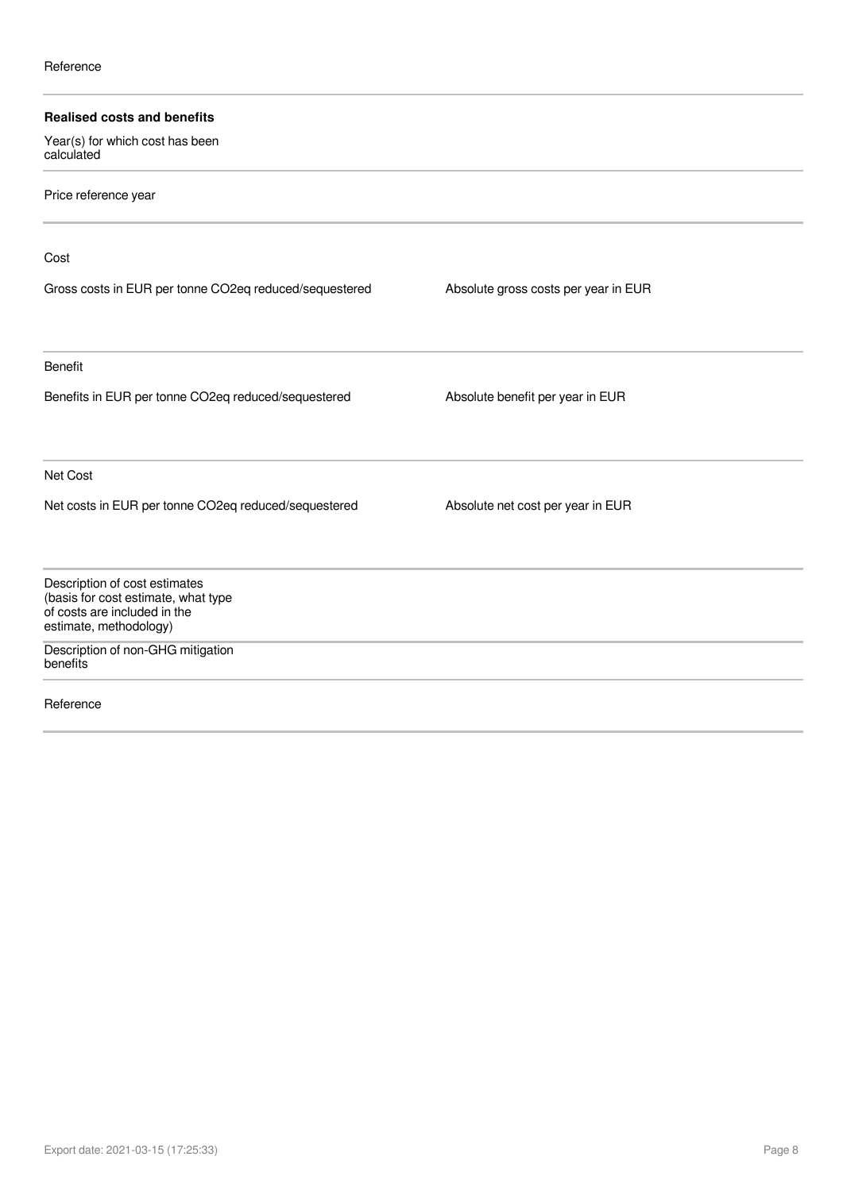Reference

**Realised costs and benefits**

Year(s) for which cost has been calculated

Price reference year

Cost

| Gross costs in EUR per tonne CO2eq reduced/sequestered | Absolute gross costs per year in EUR |
| --- | --- |
| | |

Benefit

| Benefits in EUR per tonne CO2eq reduced/sequestered | Absolute benefit per year in EUR |
| --- | --- |
| | |

Net Cost

| Net costs in EUR per tonne CO2eq reduced/sequestered | Absolute net cost per year in EUR |
| --- | --- |
| | |

Description of cost estimates (basis for cost estimate, what type of costs are included in the estimate, methodology)

Description of non-GHG mitigation benefits

Reference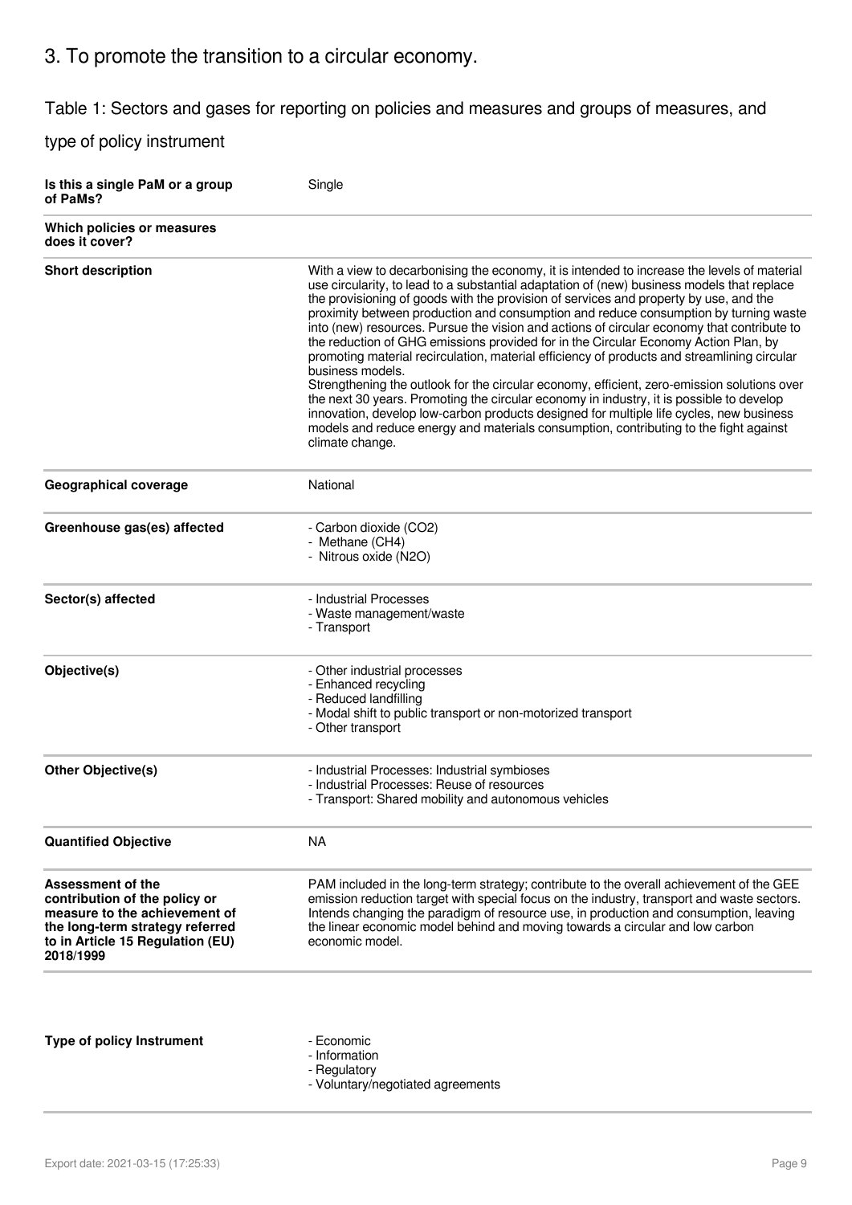## 3. To promote the transition to a circular economy.

Table 1: Sectors and gases for reporting on policies and measures and groups of measures, and type of policy instrument

| | |
|---|---|
| **Is this a single PaM or a group of PaMs?** | Single |
| **Which policies or measures does it cover?** | |
| **Short description** | With a view to decarbonising the economy, it is intended to increase the levels of material use circularity, to lead to a substantial adaptation of (new) business models that replace the provisioning of goods with the provision of services and property by use, and the proximity between production and consumption and reduce consumption by turning waste into (new) resources. Pursue the vision and actions of circular economy that contribute to the reduction of GHG emissions provided for in the Circular Economy Action Plan, by promoting material recirculation, material efficiency of products and streamlining circular business models.<br>Strengthening the outlook for the circular economy, efficient, zero-emission solutions over the next 30 years. Promoting the circular economy in industry, it is possible to develop innovation, develop low-carbon products designed for multiple life cycles, new business models and reduce energy and materials consumption, contributing to the fight against climate change. |
| **Geographical coverage** | National |
| **Greenhouse gas(es) affected** | - Carbon dioxide ($CO_2$)<br>- Methane ($CH_4$)<br>- Nitrous oxide ($N_2O$) |
| **Sector(s) affected** | - Industrial Processes<br>- Waste management/waste<br>- Transport |
| **Objective(s)** | - Other industrial processes<br>- Enhanced recycling<br>- Reduced landfilling<br>- Modal shift to public transport or non-motorized transport<br>- Other transport |
| **Other Objective(s)** | - Industrial Processes: Industrial symbioses<br>- Industrial Processes: Reuse of resources<br>- Transport: Shared mobility and autonomous vehicles |
| **Quantified Objective** | NA |
| **Assessment of the contribution of the policy or measure to the achievement of the long-term strategy referred to in Article 15 Regulation (EU) 2018/1999** | PAM included in the long-term strategy; contribute to the overall achievement of the GEE emission reduction target with special focus on the industry, transport and waste sectors. Intends changing the paradigm of resource use, in production and consumption, leaving the linear economic model behind and moving towards a circular and low carbon economic model. |
| **Type of policy Instrument** | - Economic<br>- Information<br>- Regulatory<br>- Voluntary/negotiated agreements |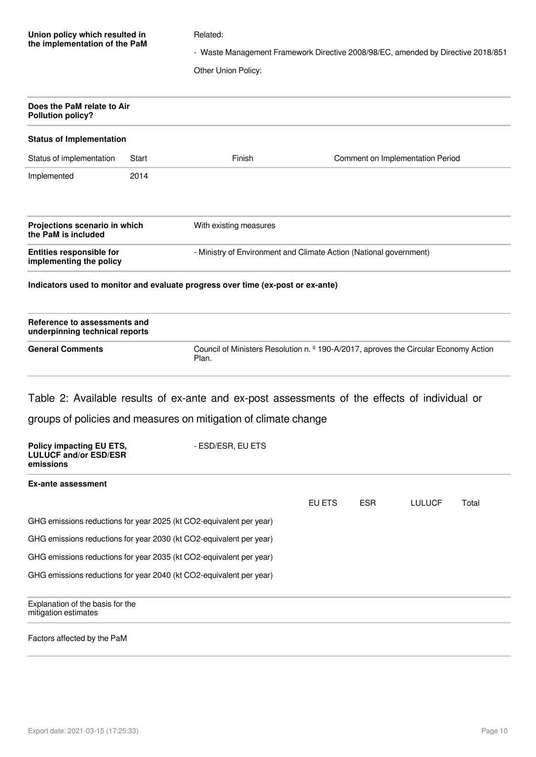| | |
|---|---|
| **Union policy which resulted in the implementation of the PaM** | Related:<br>- Waste Management Framework Directive 2008/98/EC, amended by Directive 2018/851<br>Other Union Policy: |
| **Does the PaM relate to Air Pollution policy?** | |

**Status of Implementation**

| Status of implementation | Start | Finish | Comment on Implementation Period |
|---|---|---|---|
| Implemented | 2014 | | |

| | |
|---|---|
| **Projections scenario in which the PaM is included** | With existing measures |
| **Entities responsible for implementing the policy** | - Ministry of Environment and Climate Action (National government) |

**Indicators used to monitor and evaluate progress over time (ex-post or ex-ante)**

| | |
|---|---|
| **Reference to assessments and underpinning technical reports** | |
| **General Comments** | Council of Ministers Resolution n. º 190-A/2017, aproves the Circular Economy Action Plan. |

## Table 2: Available results of ex-ante and ex-post assessments of the effects of individual or groups of policies and measures on mitigation of climate change

| | |
|---|---|
| **Policy impacting EU ETS, LULUCF and/or ESD/ESR emissions** | - ESD/ESR, EU ETS |

**Ex-ante assessment**

| | EU ETS | ESR | LULUCF | Total |
|---|---|---|---|---|
| GHG emissions reductions for year 2025 (kt CO2-equivalent per year) | | | | |
| GHG emissions reductions for year 2030 (kt CO2-equivalent per year) | | | | |
| GHG emissions reductions for year 2035 (kt CO2-equivalent per year) | | | | |
| GHG emissions reductions for year 2040 (kt CO2-equivalent per year) | | | | |

| | |
|---|---|
| Explanation of the basis for the mitigation estimates | |
| Factors affected by the PaM | |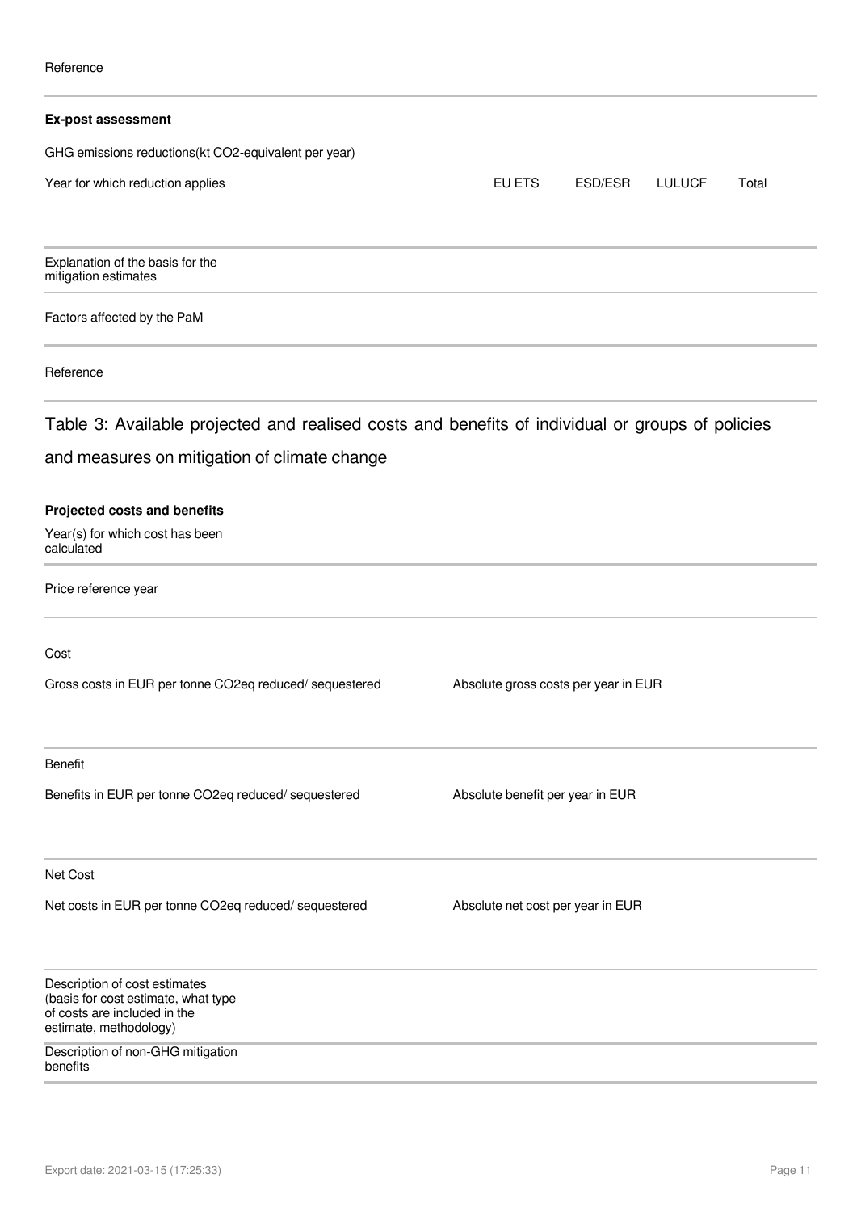Reference

**Ex-post assessment**

GHG emissions reductions(kt CO2-equivalent per year)

| Year for which reduction applies | EU ETS | ESD/ESR | LULUCF | Total |
|---|---|---|---|---|
| | | | | |

Explanation of the basis for the mitigation estimates

Factors affected by the PaM

Reference

## Table 3: Available projected and realised costs and benefits of individual or groups of policies and measures on mitigation of climate change

**Projected costs and benefits**

Year(s) for which cost has been calculated

Price reference year

Cost

| Gross costs in EUR per tonne CO2eq reduced/ sequestered | Absolute gross costs per year in EUR |
|---|---|
| | |

Benefit

| Benefits in EUR per tonne CO2eq reduced/ sequestered | Absolute benefit per year in EUR |
|---|---|
| | |

Net Cost

| Net costs in EUR per tonne CO2eq reduced/ sequestered | Absolute net cost per year in EUR |
|---|---|
| | |

Description of cost estimates (basis for cost estimate, what type of costs are included in the estimate, methodology)

Description of non-GHG mitigation benefits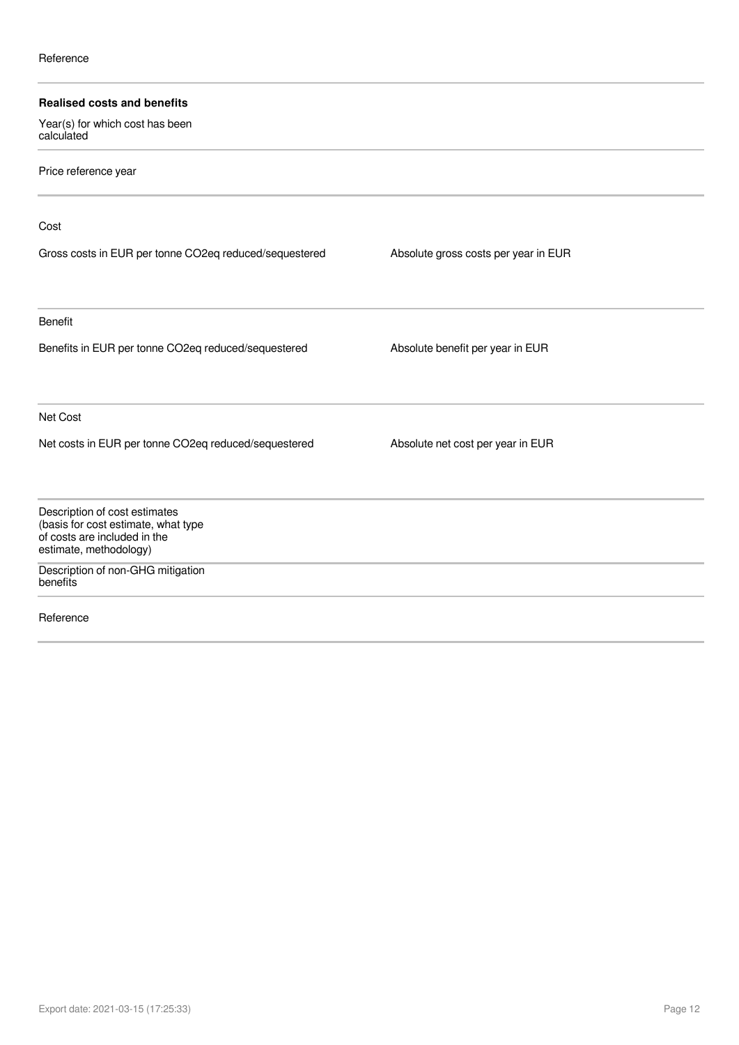Reference

**Realised costs and benefits**

Year(s) for which cost has been calculated

Price reference year

Cost

| Gross costs in EUR per tonne CO2eq reduced/sequestered | Absolute gross costs per year in EUR |
| --- | --- |
| | |

Benefit

| Benefits in EUR per tonne CO2eq reduced/sequestered | Absolute benefit per year in EUR |
| --- | --- |
| | |

Net Cost

| Net costs in EUR per tonne CO2eq reduced/sequestered | Absolute net cost per year in EUR |
| --- | --- |
| | |

Description of cost estimates (basis for cost estimate, what type of costs are included in the estimate, methodology)

Description of non-GHG mitigation benefits

Reference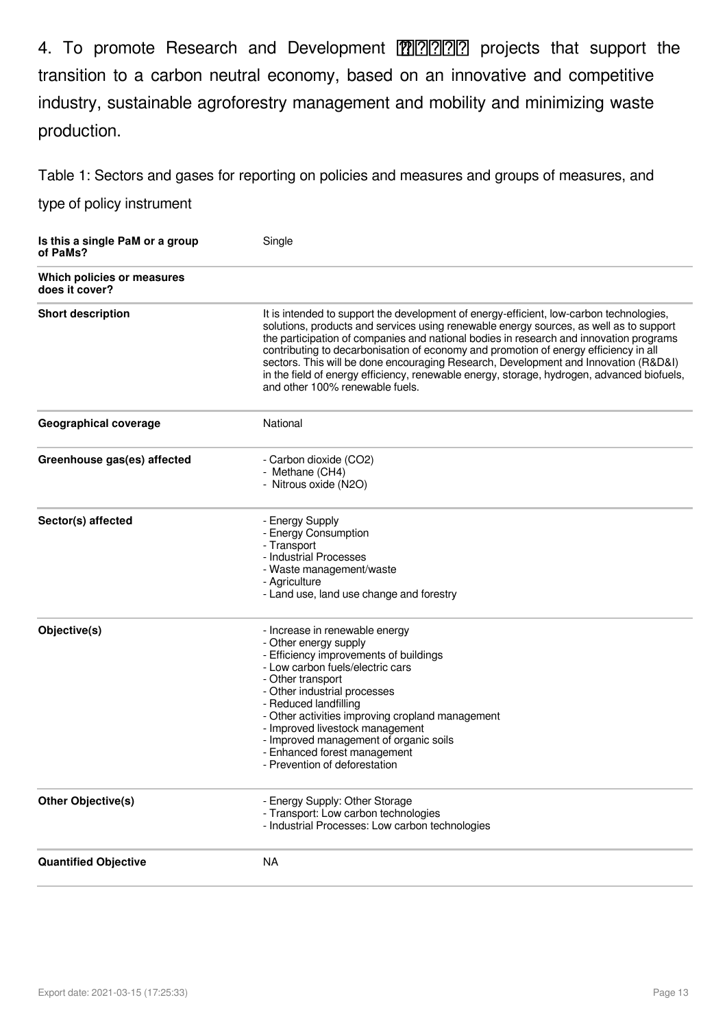4. To promote Research and Development ?????? projects that support the transition to a carbon neutral economy, based on an innovative and competitive industry, sustainable agroforestry management and mobility and minimizing waste production.

Table 1: Sectors and gases for reporting on policies and measures and groups of measures, and type of policy instrument

| | |
|---|---|
| **Is this a single PaM or a group of PaMs?** | Single |
| **Which policies or measures does it cover?** | |
| **Short description** | It is intended to support the development of energy-efficient, low-carbon technologies, solutions, products and services using renewable energy sources, as well as to support the participation of companies and national bodies in research and innovation programs contributing to decarbonisation of economy and promotion of energy efficiency in all sectors. This will be done encouraging Research, Development and Innovation (R&D&I) in the field of energy efficiency, renewable energy, storage, hydrogen, advanced biofuels, and other 100% renewable fuels. |
| **Geographical coverage** | National |
| **Greenhouse gas(es) affected** | - Carbon dioxide ($CO_2$)<br>- Methane ($CH_4$)<br>- Nitrous oxide ($N_2O$) |
| **Sector(s) affected** | - Energy Supply<br>- Energy Consumption<br>- Transport<br>- Industrial Processes<br>- Waste management/waste<br>- Agriculture<br>- Land use, land use change and forestry |
| **Objective(s)** | - Increase in renewable energy<br>- Other energy supply<br>- Efficiency improvements of buildings<br>- Low carbon fuels/electric cars<br>- Other transport<br>- Other industrial processes<br>- Reduced landfilling<br>- Other activities improving cropland management<br>- Improved livestock management<br>- Improved management of organic soils<br>- Enhanced forest management<br>- Prevention of deforestation |
| **Other Objective(s)** | - Energy Supply: Other Storage<br>- Transport: Low carbon technologies<br>- Industrial Processes: Low carbon technologies |
| **Quantified Objective** | NA |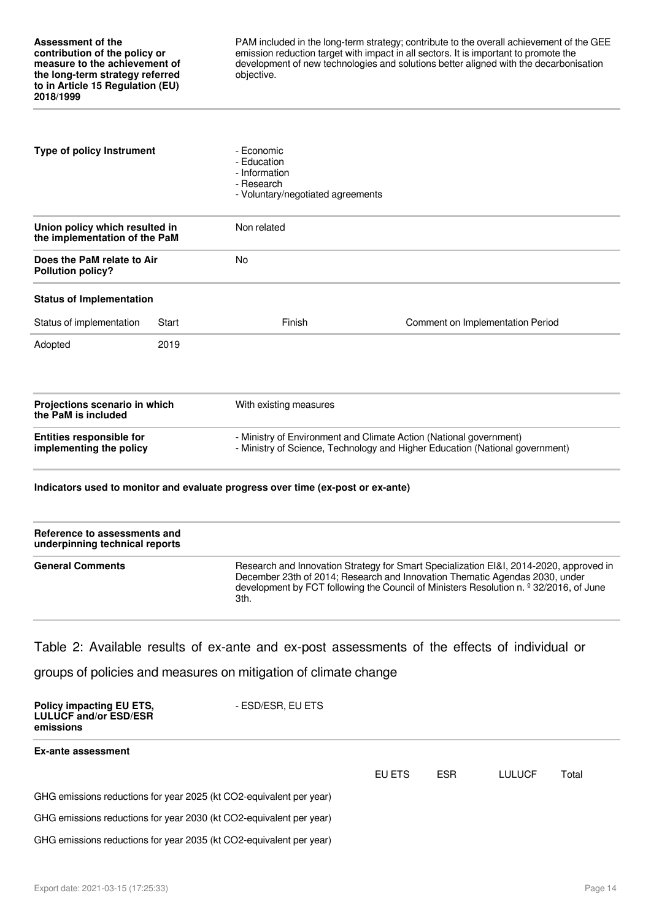| | |
|---|---|
| **Assessment of the contribution of the policy or measure to the achievement of the long-term strategy referred to in Article 15 Regulation (EU) 2018/1999** | PAM included in the long-term strategy; contribute to the overall achievement of the GEE emission reduction target with impact in all sectors. It is important to promote the development of new technologies and solutions better aligned with the decarbonisation objective. |

| | |
|---|---|
| **Type of policy Instrument** | - Economic<br>- Education<br>- Information<br>- Research<br>- Voluntary/negotiated agreements |
| **Union policy which resulted in the implementation of the PaM** | Non related |
| **Does the PaM relate to Air Pollution policy?** | No |

**Status of Implementation**

| Status of implementation | Start | Finish | Comment on Implementation Period |
|---|---|---|---|
| Adopted | 2019 | | |

| | |
|---|---|
| **Projections scenario in which the PaM is included** | With existing measures |
| **Entities responsible for implementing the policy** | - Ministry of Environment and Climate Action (National government)<br>- Ministry of Science, Technology and Higher Education (National government) |

**Indicators used to monitor and evaluate progress over time (ex-post or ex-ante)**

| | |
|---|---|
| **Reference to assessments and underpinning technical reports** | |
| **General Comments** | Research and Innovation Strategy for Smart Specialization EI&I, 2014-2020, approved in December 23th of 2014; Research and Innovation Thematic Agendas 2030, under development by FCT following the Council of Ministers Resolution n. º 32/2016, of June 3th. |

## Table 2: Available results of ex-ante and ex-post assessments of the effects of individual or groups of policies and measures on mitigation of climate change

| | |
|---|---|
| **Policy impacting EU ETS, LULUCF and/or ESD/ESR emissions** | - ESD/ESR, EU ETS |

**Ex-ante assessment**

| | EU ETS | ESR | LULUCF | Total |
|---|---|---|---|---|
| GHG emissions reductions for year 2025 (kt CO2-equivalent per year) | | | | |
| GHG emissions reductions for year 2030 (kt CO2-equivalent per year) | | | | |
| GHG emissions reductions for year 2035 (kt CO2-equivalent per year) | | | | |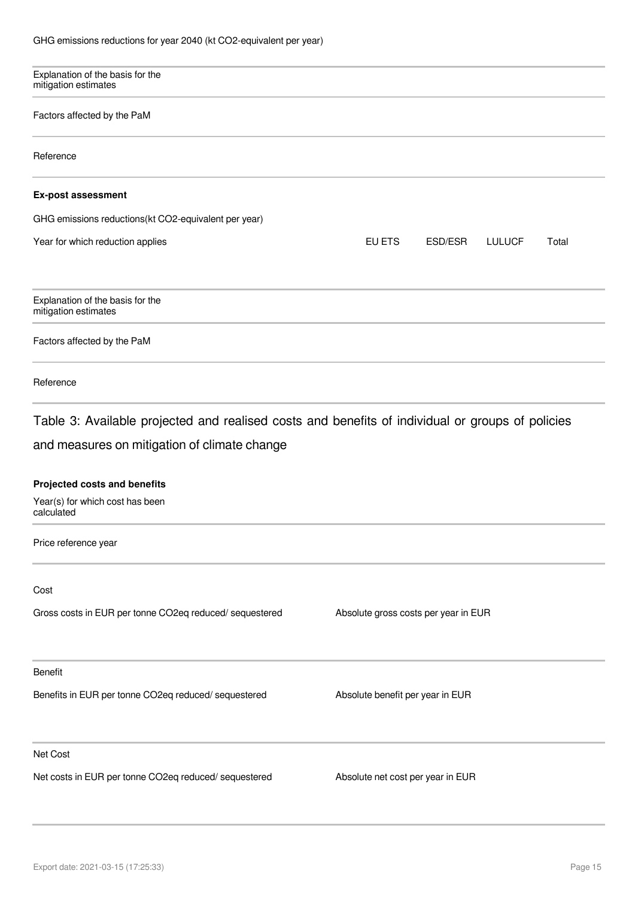GHG emissions reductions for year 2040 (kt CO2-equivalent per year)

| Explanation of the basis for the mitigation estimates | |
|---|---|
| Factors affected by the PaM | |
| Reference | |

**Ex-post assessment**

GHG emissions reductions(kt CO2-equivalent per year)

| Year for which reduction applies | EU ETS | ESD/ESR | LULUCF | Total |
|---|---|---|---|---|
| | | | | |

| Explanation of the basis for the mitigation estimates | |
|---|---|
| Factors affected by the PaM | |
| Reference | |

## Table 3: Available projected and realised costs and benefits of individual or groups of policies and measures on mitigation of climate change

**Projected costs and benefits**

| Year(s) for which cost has been calculated | |
|---|---|
| Price reference year | |

Cost

| Gross costs in EUR per tonne CO2eq reduced/ sequestered | Absolute gross costs per year in EUR |
|---|---|
| | |

Benefit

| Benefits in EUR per tonne CO2eq reduced/ sequestered | Absolute benefit per year in EUR |
|---|---|
| | |

Net Cost

| Net costs in EUR per tonne CO2eq reduced/ sequestered | Absolute net cost per year in EUR |
|---|---|
| | |

Export date: 2021-03-15 (17:25:33)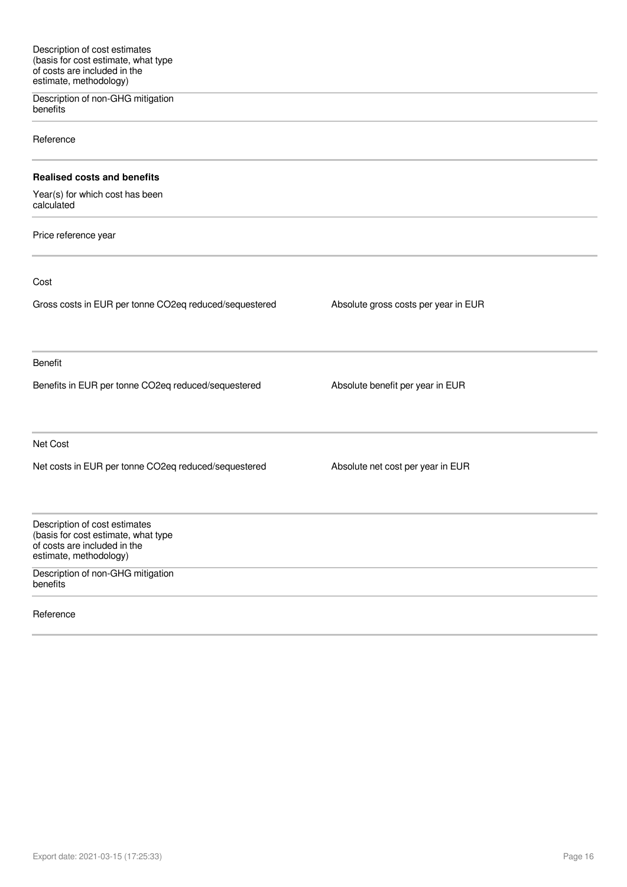Description of cost estimates (basis for cost estimate, what type of costs are included in the estimate, methodology)

Description of non-GHG mitigation benefits

Reference

**Realised costs and benefits**

Year(s) for which cost has been calculated

Price reference year

Cost

| Gross costs in EUR per tonne CO2eq reduced/sequestered | Absolute gross costs per year in EUR |
| --- | --- |
| | |

Benefit

| Benefits in EUR per tonne CO2eq reduced/sequestered | Absolute benefit per year in EUR |
| --- | --- |
| | |

Net Cost

| Net costs in EUR per tonne CO2eq reduced/sequestered | Absolute net cost per year in EUR |
| --- | --- |
| | |

Description of cost estimates (basis for cost estimate, what type of costs are included in the estimate, methodology)

Description of non-GHG mitigation benefits

Reference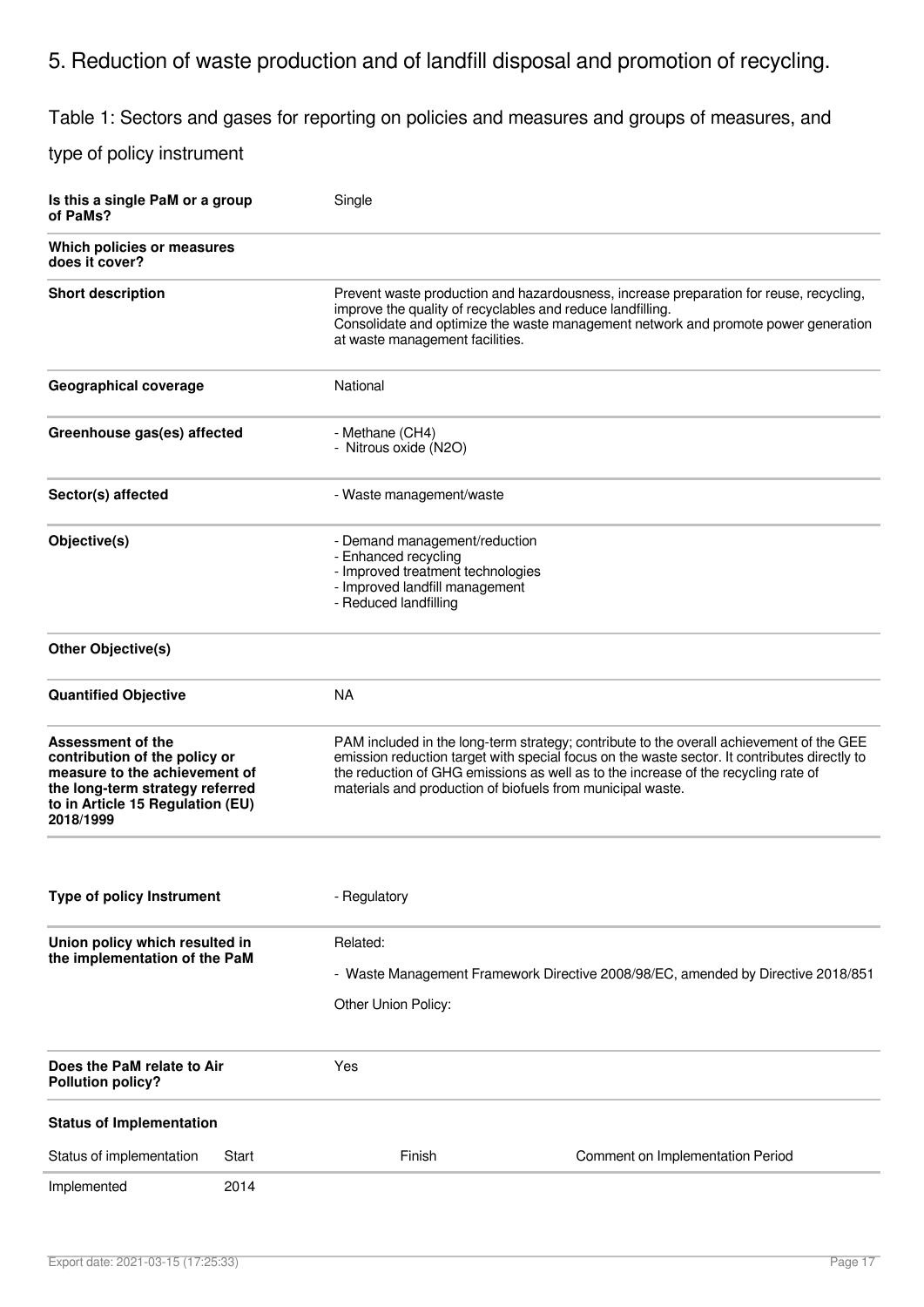# 5. Reduction of waste production and of landfill disposal and promotion of recycling.

## Table 1: Sectors and gases for reporting on policies and measures and groups of measures, and type of policy instrument

| | |
|---|---|
| **Is this a single PaM or a group of PaMs?** | Single |
| **Which policies or measures does it cover?** | |
| **Short description** | Prevent waste production and hazardousness, increase preparation for reuse, recycling, improve the quality of recyclables and reduce landfilling.<br>Consolidate and optimize the waste management network and promote power generation at waste management facilities. |
| **Geographical coverage** | National |
| **Greenhouse gas(es) affected** | - Methane ($CH_4$)<br>- Nitrous oxide ($N_2O$) |
| **Sector(s) affected** | - Waste management/waste |
| **Objective(s)** | - Demand management/reduction<br>- Enhanced recycling<br>- Improved treatment technologies<br>- Improved landfill management<br>- Reduced landfilling |
| **Other Objective(s)** | |
| **Quantified Objective** | NA |
| **Assessment of the contribution of the policy or measure to the achievement of the long-term strategy referred to in Article 15 Regulation (EU) 2018/1999** | PAM included in the long-term strategy; contribute to the overall achievement of the GEE emission reduction target with special focus on the waste sector. It contributes directly to the reduction of GHG emissions as well as to the increase of the recycling rate of materials and production of biofuels from municipal waste. |
| **Type of policy Instrument** | - Regulatory |
| **Union policy which resulted in the implementation of the PaM** | Related:<br>- Waste Management Framework Directive 2008/98/EC, amended by Directive 2018/851<br>Other Union Policy: |
| **Does the PaM relate to Air Pollution policy?** | Yes |

**Status of Implementation**

| Status of implementation | Start | Finish | Comment on Implementation Period |
|---|---|---|---|
| Implemented | 2014 | | |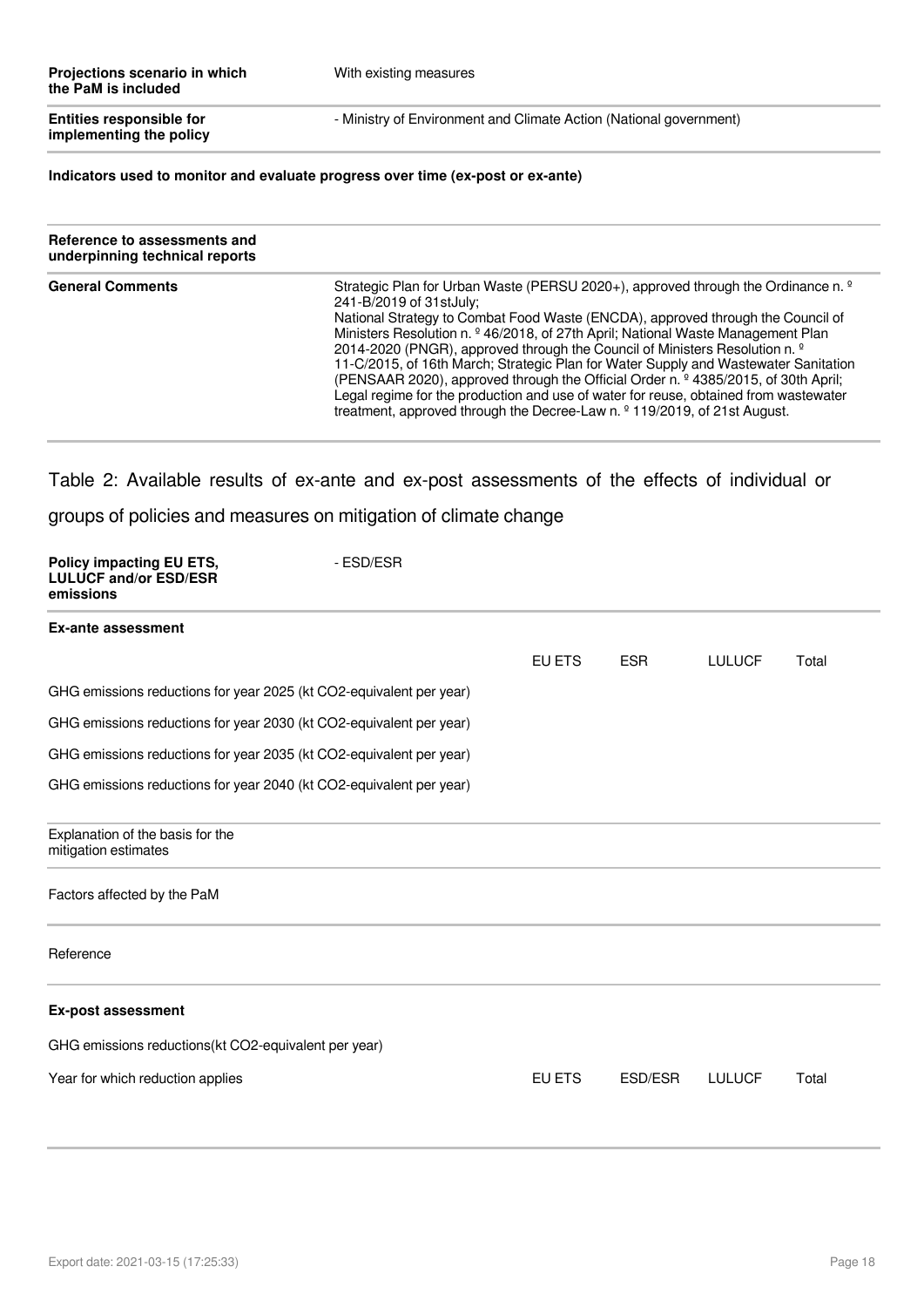| | |
|---|---|
| **Projections scenario in which the PaM is included** | With existing measures |
| **Entities responsible for implementing the policy** | - Ministry of Environment and Climate Action (National government) |

**Indicators used to monitor and evaluate progress over time (ex-post or ex-ante)**

| | |
|---|---|
| **Reference to assessments and underpinning technical reports** | |
| **General Comments** | Strategic Plan for Urban Waste (PERSU 2020+), approved through the Ordinance n. º 241-B/2019 of 31stJuly; National Strategy to Combat Food Waste (ENCDA), approved through the Council of Ministers Resolution n. º 46/2018, of 27th April; National Waste Management Plan 2014-2020 (PNGR), approved through the Council of Ministers Resolution n. º 11-C/2015, of 16th March; Strategic Plan for Water Supply and Wastewater Sanitation (PENSAAR 2020), approved through the Official Order n. º 4385/2015, of 30th April; Legal regime for the production and use of water for reuse, obtained from wastewater treatment, approved through the Decree-Law n. º 119/2019, of 21st August. |

## Table 2: Available results of ex-ante and ex-post assessments of the effects of individual or groups of policies and measures on mitigation of climate change

| | |
|---|---|
| **Policy impacting EU ETS, LULUCF and/or ESD/ESR emissions** | - ESD/ESR |

**Ex-ante assessment**

| | EU ETS | ESR | LULUCF | Total |
|---|---|---|---|---|
| GHG emissions reductions for year 2025 (kt CO2-equivalent per year) | | | | |
| GHG emissions reductions for year 2030 (kt CO2-equivalent per year) | | | | |
| GHG emissions reductions for year 2035 (kt CO2-equivalent per year) | | | | |
| GHG emissions reductions for year 2040 (kt CO2-equivalent per year) | | | | |

| | |
|---|---|
| Explanation of the basis for the mitigation estimates | |
| Factors affected by the PaM | |
| Reference | |

**Ex-post assessment**

GHG emissions reductions(kt CO2-equivalent per year)

| Year for which reduction applies | EU ETS | ESD/ESR | LULUCF | Total |
|---|---|---|---|---|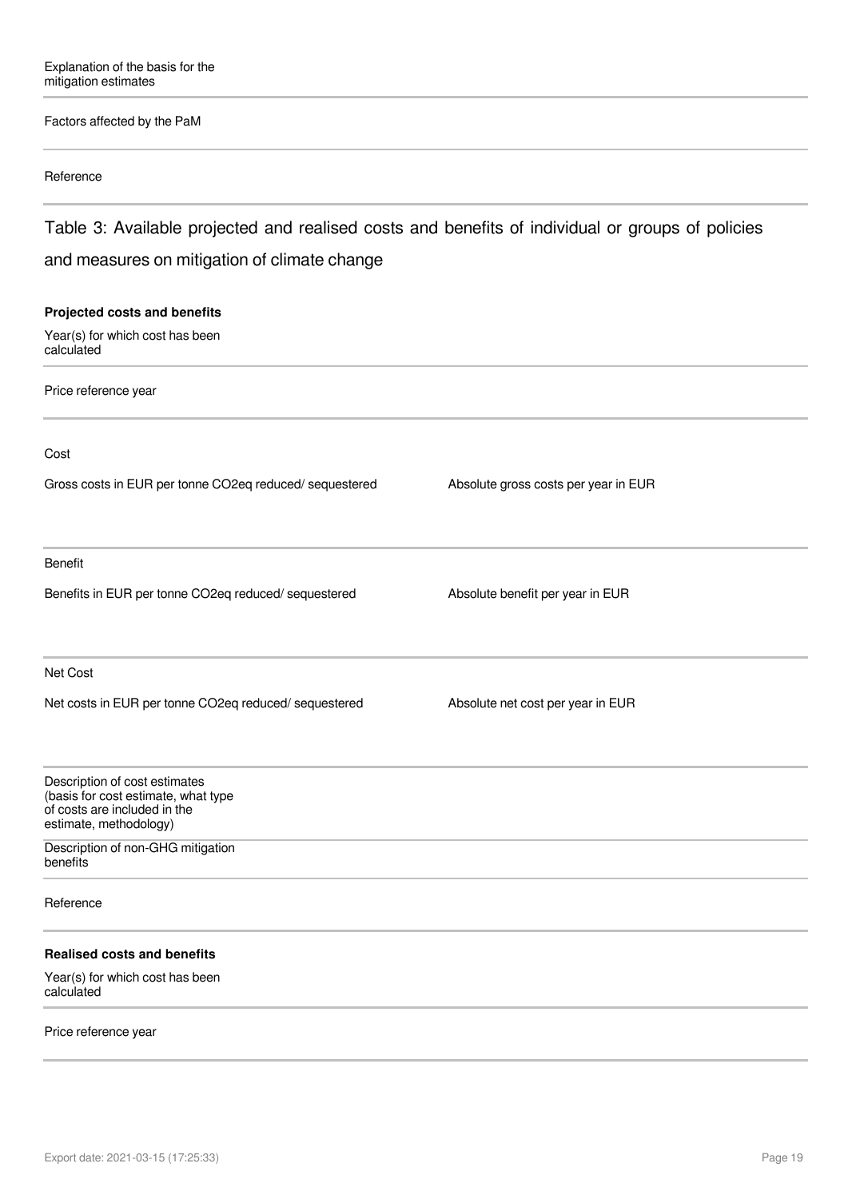Explanation of the basis for the mitigation estimates

Factors affected by the PaM

Reference

## Table 3: Available projected and realised costs and benefits of individual or groups of policies and measures on mitigation of climate change

**Projected costs and benefits**

Year(s) for which cost has been calculated

Price reference year

Cost

| Gross costs in EUR per tonne CO2eq reduced/ sequestered | Absolute gross costs per year in EUR |
|---|---|
| | |

Benefit

| Benefits in EUR per tonne CO2eq reduced/ sequestered | Absolute benefit per year in EUR |
|---|---|
| | |

Net Cost

| Net costs in EUR per tonne CO2eq reduced/ sequestered | Absolute net cost per year in EUR |
|---|---|
| | |

Description of cost estimates (basis for cost estimate, what type of costs are included in the estimate, methodology)

Description of non-GHG mitigation benefits

Reference

**Realised costs and benefits**

Year(s) for which cost has been calculated

Price reference year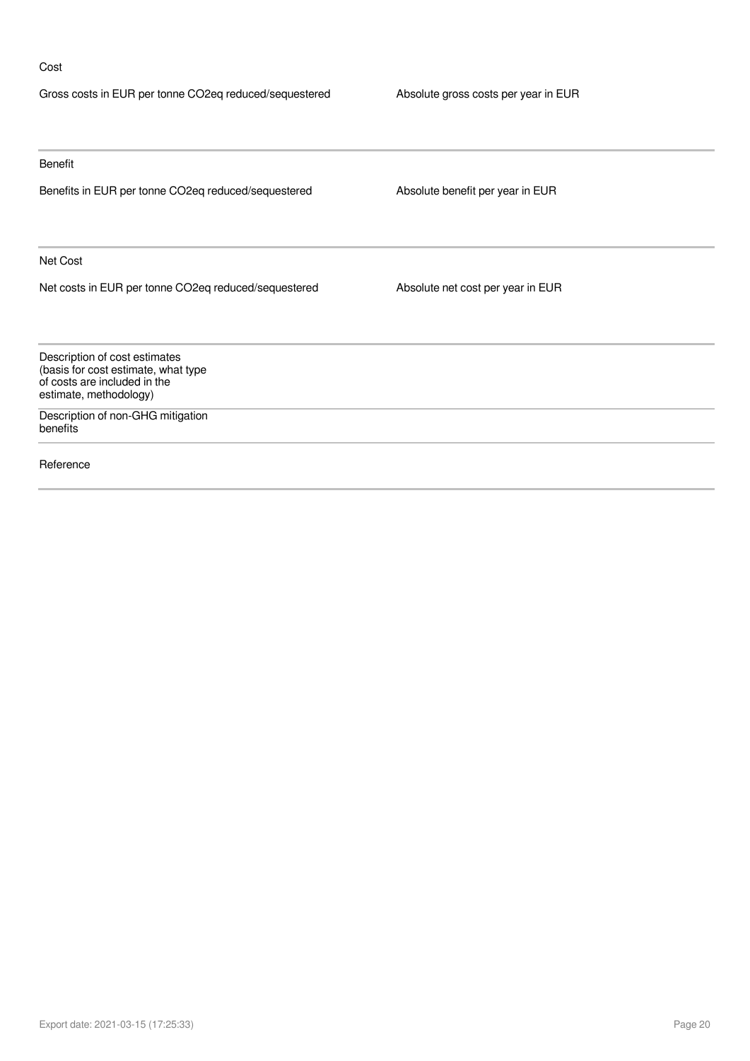Cost

| Gross costs in EUR per tonne $CO_2$eq reduced/sequestered | Absolute gross costs per year in EUR |
| --- | --- |
| | |

Benefit

| Benefits in EUR per tonne $CO_2$eq reduced/sequestered | Absolute benefit per year in EUR |
| --- | --- |
| | |

Net Cost

| Net costs in EUR per tonne $CO_2$eq reduced/sequestered | Absolute net cost per year in EUR |
| --- | --- |
| | |

| | |
| --- | --- |
| Description of cost estimates (basis for cost estimate, what type of costs are included in the estimate, methodology) | |
| Description of non-GHG mitigation benefits | |
| Reference | |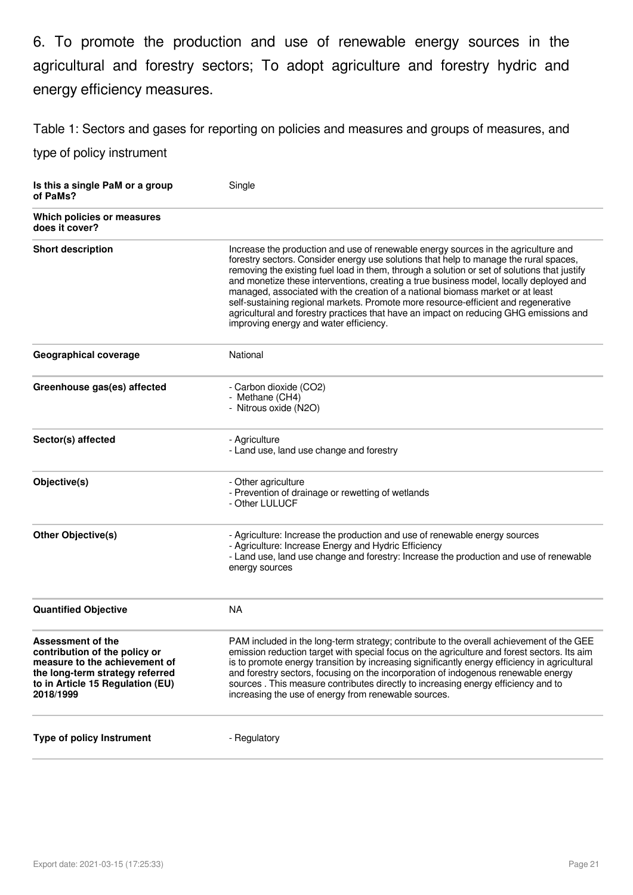6. To promote the production and use of renewable energy sources in the agricultural and forestry sectors; To adopt agriculture and forestry hydric and energy efficiency measures.

Table 1: Sectors and gases for reporting on policies and measures and groups of measures, and type of policy instrument

| | |
|---|---|
| **Is this a single PaM or a group of PaMs?** | Single |
| **Which policies or measures does it cover?** | |
| **Short description** | Increase the production and use of renewable energy sources in the agriculture and forestry sectors. Consider energy use solutions that help to manage the rural spaces, removing the existing fuel load in them, through a solution or set of solutions that justify and monetize these interventions, creating a true business model, locally deployed and managed, associated with the creation of a national biomass market or at least self-sustaining regional markets. Promote more resource-efficient and regenerative agricultural and forestry practices that have an impact on reducing GHG emissions and improving energy and water efficiency. |
| **Geographical coverage** | National |
| **Greenhouse gas(es) affected** | - Carbon dioxide ($CO_2$)<br>- Methane ($CH_4$)<br>- Nitrous oxide ($N_2O$) |
| **Sector(s) affected** | - Agriculture<br>- Land use, land use change and forestry |
| **Objective(s)** | - Other agriculture<br>- Prevention of drainage or rewetting of wetlands<br>- Other LULUCF |
| **Other Objective(s)** | - Agriculture: Increase the production and use of renewable energy sources<br>- Agriculture: Increase Energy and Hydric Efficiency<br>- Land use, land use change and forestry: Increase the production and use of renewable energy sources |
| **Quantified Objective** | NA |
| **Assessment of the contribution of the policy or measure to the achievement of the long-term strategy referred to in Article 15 Regulation (EU) 2018/1999** | PAM included in the long-term strategy; contribute to the overall achievement of the GEE emission reduction target with special focus on the agriculture and forest sectors. Its aim is to promote energy transition by increasing significantly energy efficiency in agricultural and forestry sectors, focusing on the incorporation of indogenous renewable energy sources . This measure contributes directly to increasing energy efficiency and to increasing the use of energy from renewable sources. |
| **Type of policy Instrument** | - Regulatory |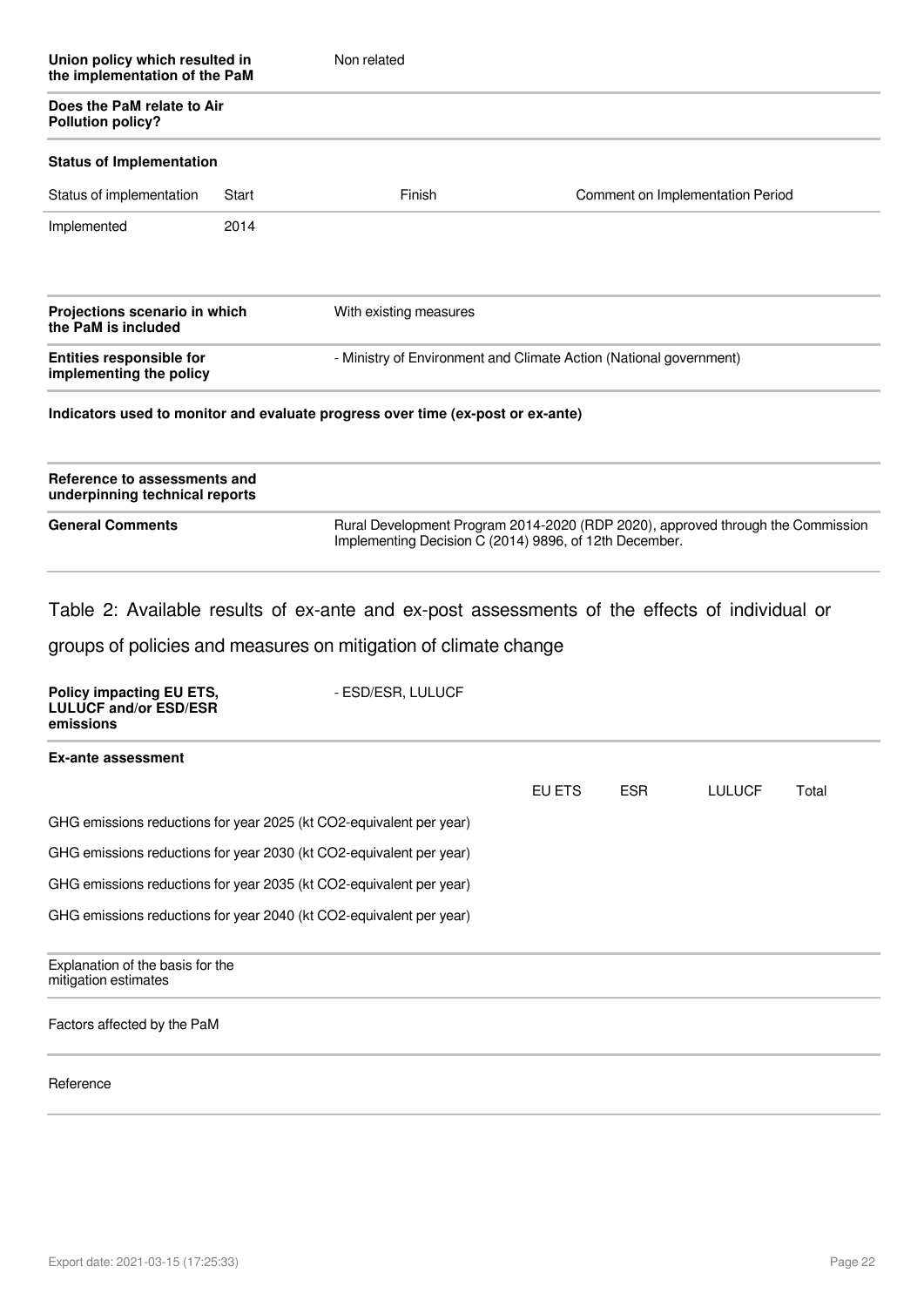| | |
|---|---|
| **Union policy which resulted in the implementation of the PaM** | Non related |
| **Does the PaM relate to Air Pollution policy?** | |

**Status of Implementation**

| Status of implementation | Start | Finish | Comment on Implementation Period |
|---|---|---|---|
| Implemented | 2014 | | |

| | |
|---|---|
| **Projections scenario in which the PaM is included** | With existing measures |
| **Entities responsible for implementing the policy** | - Ministry of Environment and Climate Action (National government) |

**Indicators used to monitor and evaluate progress over time (ex-post or ex-ante)**

| | |
|---|---|
| **Reference to assessments and underpinning technical reports** | |
| **General Comments** | Rural Development Program 2014-2020 (RDP 2020), approved through the Commission Implementing Decision C (2014) 9896, of 12th December. |

## Table 2: Available results of ex-ante and ex-post assessments of the effects of individual or groups of policies and measures on mitigation of climate change

| | |
|---|---|
| **Policy impacting EU ETS, LULUCF and/or ESD/ESR emissions** | - ESD/ESR, LULUCF |

**Ex-ante assessment**

| | EU ETS | ESR | LULUCF | Total |
|---|---|---|---|---|
| GHG emissions reductions for year 2025 (kt CO2-equivalent per year) | | | | |
| GHG emissions reductions for year 2030 (kt CO2-equivalent per year) | | | | |
| GHG emissions reductions for year 2035 (kt CO2-equivalent per year) | | | | |
| GHG emissions reductions for year 2040 (kt CO2-equivalent per year) | | | | |

| | |
|---|---|
| Explanation of the basis for the mitigation estimates | |
| Factors affected by the PaM | |
| Reference | |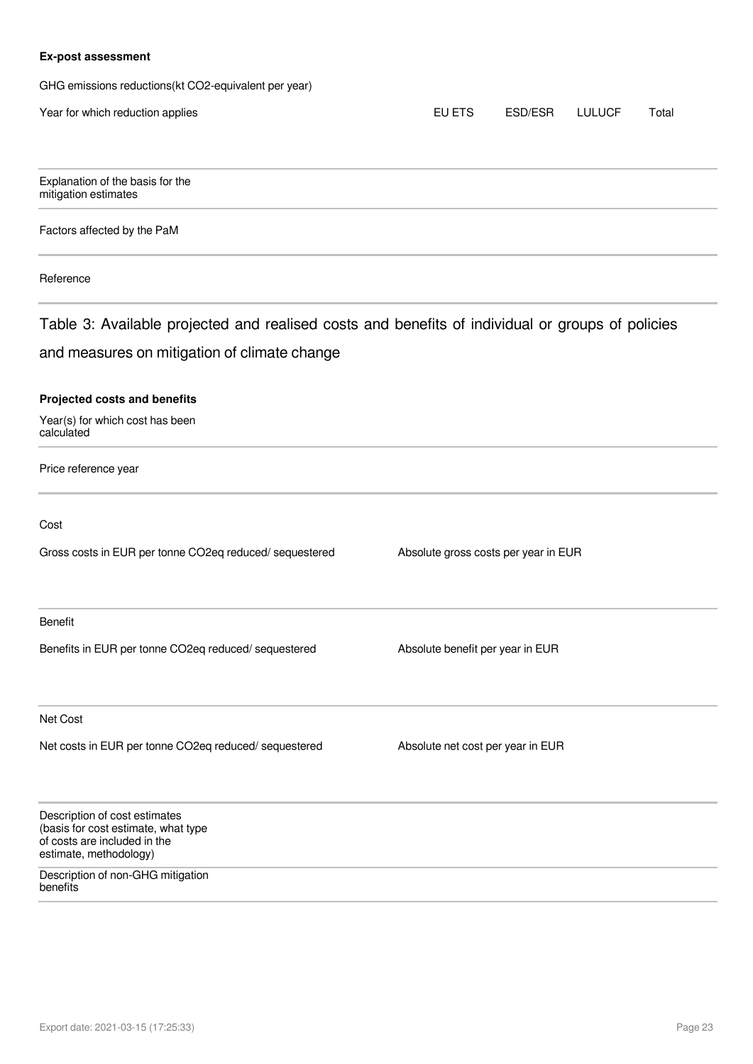**Ex-post assessment**

GHG emissions reductions(kt CO2-equivalent per year)

| Year for which reduction applies | EU ETS | ESD/ESR | LULUCF | Total |
|---|---|---|---|---|
| | | | | |

Explanation of the basis for the mitigation estimates

Factors affected by the PaM

Reference

## Table 3: Available projected and realised costs and benefits of individual or groups of policies and measures on mitigation of climate change

**Projected costs and benefits**

Year(s) for which cost has been calculated

Price reference year

Cost

| Gross costs in EUR per tonne CO2eq reduced/ sequestered | Absolute gross costs per year in EUR |
|---|---|
| | |

Benefit

| Benefits in EUR per tonne CO2eq reduced/ sequestered | Absolute benefit per year in EUR |
|---|---|
| | |

Net Cost

| Net costs in EUR per tonne CO2eq reduced/ sequestered | Absolute net cost per year in EUR |
|---|---|
| | |

Description of cost estimates (basis for cost estimate, what type of costs are included in the estimate, methodology)

Description of non-GHG mitigation benefits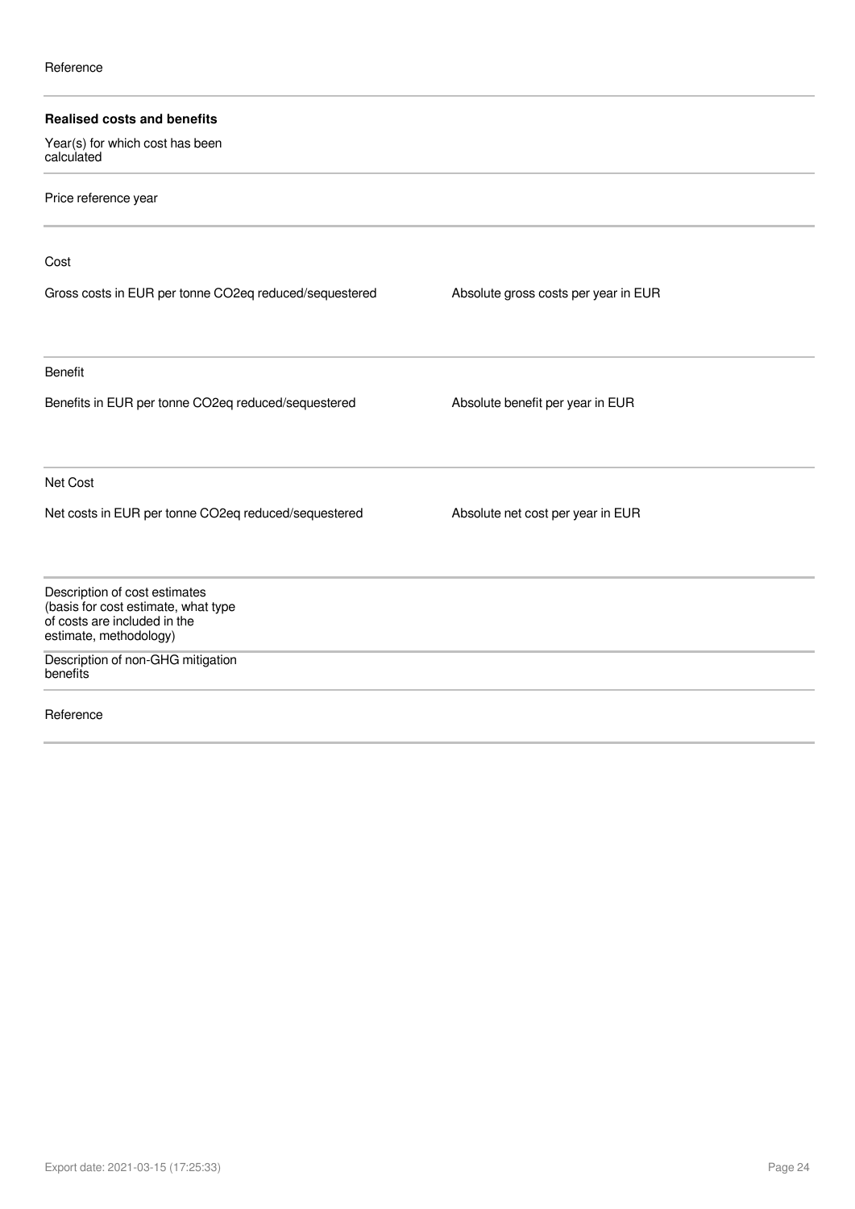Reference

**Realised costs and benefits**

Year(s) for which cost has been calculated

Price reference year

Cost

| Gross costs in EUR per tonne CO2eq reduced/sequestered | Absolute gross costs per year in EUR |
| --- | --- |
| | |

Benefit

| Benefits in EUR per tonne CO2eq reduced/sequestered | Absolute benefit per year in EUR |
| --- | --- |
| | |

Net Cost

| Net costs in EUR per tonne CO2eq reduced/sequestered | Absolute net cost per year in EUR |
| --- | --- |
| | |

Description of cost estimates (basis for cost estimate, what type of costs are included in the estimate, methodology)

Description of non-GHG mitigation benefits

Reference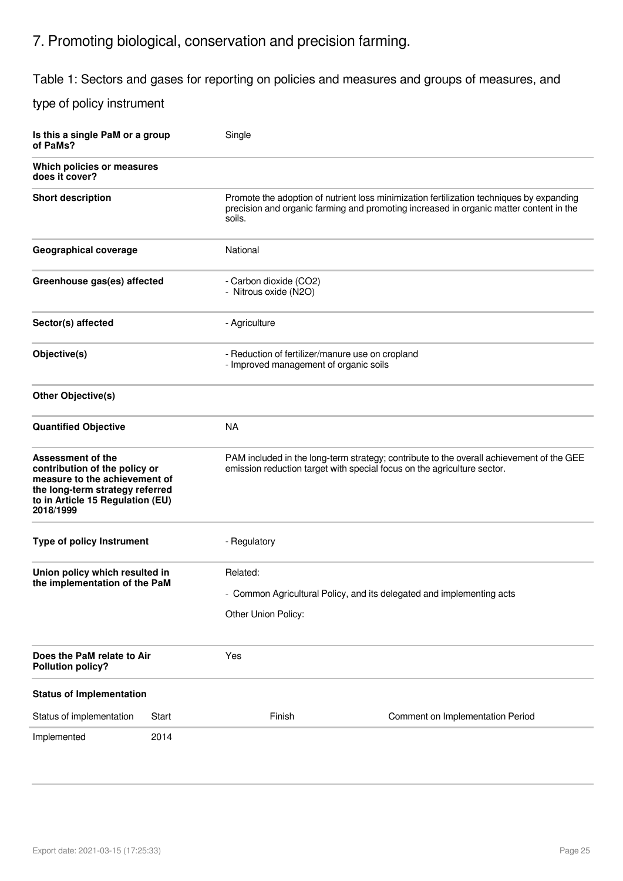## 7. Promoting biological, conservation and precision farming.

### Table 1: Sectors and gases for reporting on policies and measures and groups of measures, and type of policy instrument

| | |
|---|---|
| **Is this a single PaM or a group of PaMs?** | Single |
| **Which policies or measures does it cover?** | |
| **Short description** | Promote the adoption of nutrient loss minimization fertilization techniques by expanding precision and organic farming and promoting increased in organic matter content in the soils. |
| **Geographical coverage** | National |
| **Greenhouse gas(es) affected** | - Carbon dioxide ($CO_2$)<br>- Nitrous oxide ($N_2O$) |
| **Sector(s) affected** | - Agriculture |
| **Objective(s)** | - Reduction of fertilizer/manure use on cropland<br>- Improved management of organic soils |
| **Other Objective(s)** | |
| **Quantified Objective** | NA |
| **Assessment of the contribution of the policy or measure to the achievement of the long-term strategy referred to in Article 15 Regulation (EU) 2018/1999** | PAM included in the long-term strategy; contribute to the overall achievement of the GEE emission reduction target with special focus on the agriculture sector. |
| **Type of policy Instrument** | - Regulatory |
| **Union policy which resulted in the implementation of the PaM** | Related:<br>- Common Agricultural Policy, and its delegated and implementing acts<br>Other Union Policy: |
| **Does the PaM relate to Air Pollution policy?** | Yes |

**Status of Implementation**

| Status of implementation | Start | Finish | Comment on Implementation Period |
|---|---|---|---|
| Implemented | 2014 | | |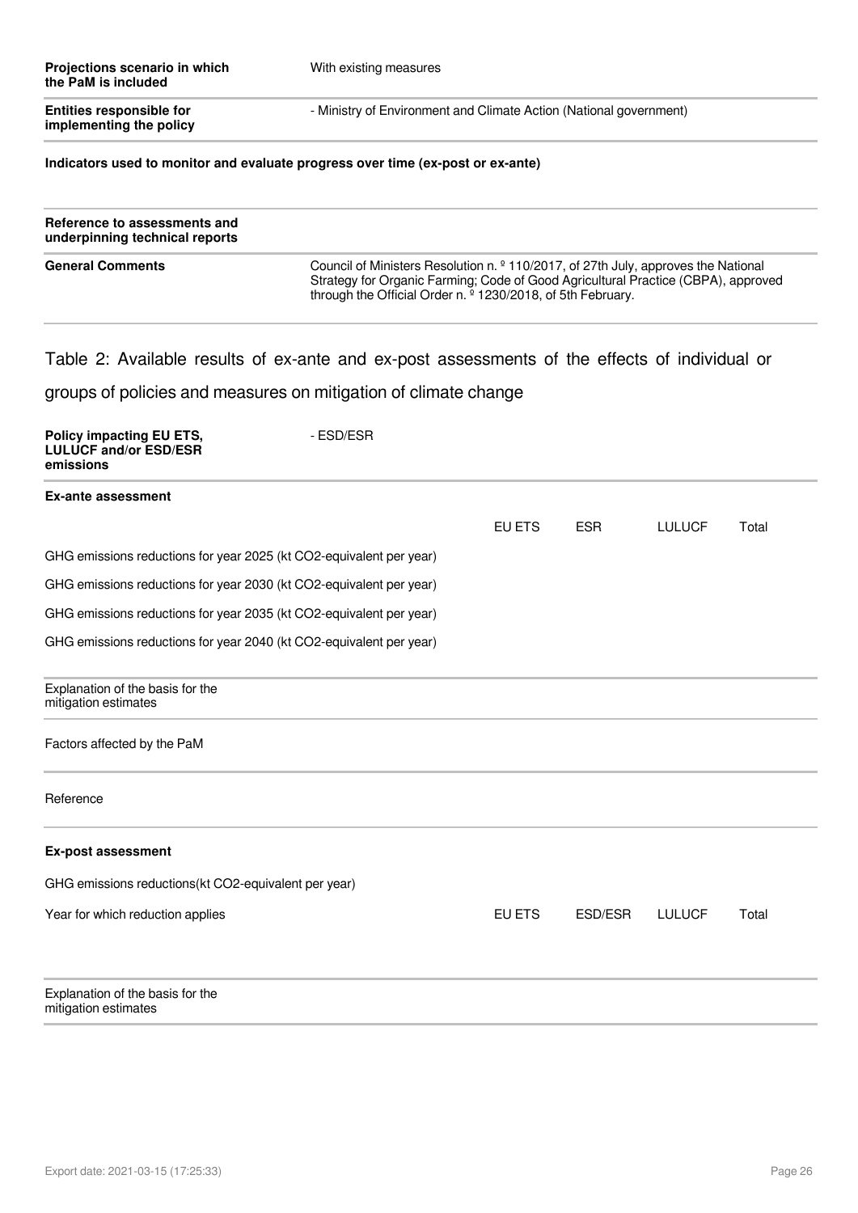| | |
|---|---|
| **Projections scenario in which the PaM is included** | With existing measures |
| **Entities responsible for implementing the policy** | - Ministry of Environment and Climate Action (National government) |

**Indicators used to monitor and evaluate progress over time (ex-post or ex-ante)**

| | |
|---|---|
| **Reference to assessments and underpinning technical reports** | |
| **General Comments** | Council of Ministers Resolution n. º 110/2017, of 27th July, approves the National Strategy for Organic Farming; Code of Good Agricultural Practice (CBPA), approved through the Official Order n. º 1230/2018, of 5th February. |

## Table 2: Available results of ex-ante and ex-post assessments of the effects of individual or groups of policies and measures on mitigation of climate change

| | |
|---|---|
| **Policy impacting EU ETS, LULUCF and/or ESD/ESR emissions** | - ESD/ESR |

**Ex-ante assessment**

| | EU ETS | ESR | LULUCF | Total |
|---|---|---|---|---|
| GHG emissions reductions for year 2025 (kt CO2-equivalent per year) | | | | |
| GHG emissions reductions for year 2030 (kt CO2-equivalent per year) | | | | |
| GHG emissions reductions for year 2035 (kt CO2-equivalent per year) | | | | |
| GHG emissions reductions for year 2040 (kt CO2-equivalent per year) | | | | |

Explanation of the basis for the mitigation estimates

Factors affected by the PaM

Reference

**Ex-post assessment**

GHG emissions reductions(kt CO2-equivalent per year)

| Year for which reduction applies | EU ETS | ESD/ESR | LULUCF | Total |
|---|---|---|---|---|
| | | | | |

Explanation of the basis for the mitigation estimates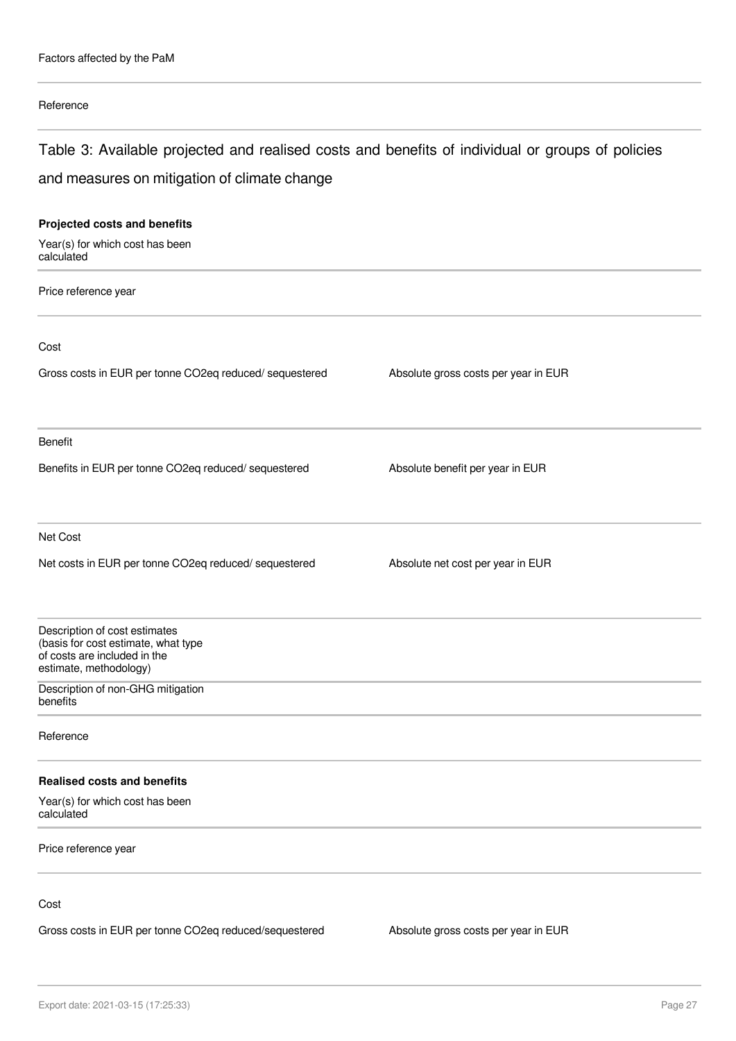Factors affected by the PaM

Reference

## Table 3: Available projected and realised costs and benefits of individual or groups of policies and measures on mitigation of climate change

**Projected costs and benefits**

Year(s) for which cost has been calculated

Price reference year

Cost

| Gross costs in EUR per tonne CO2eq reduced/ sequestered | Absolute gross costs per year in EUR |
|---|---|

Benefit

| Benefits in EUR per tonne CO2eq reduced/ sequestered | Absolute benefit per year in EUR |
|---|---|

Net Cost

| Net costs in EUR per tonne CO2eq reduced/ sequestered | Absolute net cost per year in EUR |
|---|---|

Description of cost estimates (basis for cost estimate, what type of costs are included in the estimate, methodology)

Description of non-GHG mitigation benefits

Reference

**Realised costs and benefits**

Year(s) for which cost has been calculated

Price reference year

Cost

| Gross costs in EUR per tonne CO2eq reduced/sequestered | Absolute gross costs per year in EUR |
|---|---|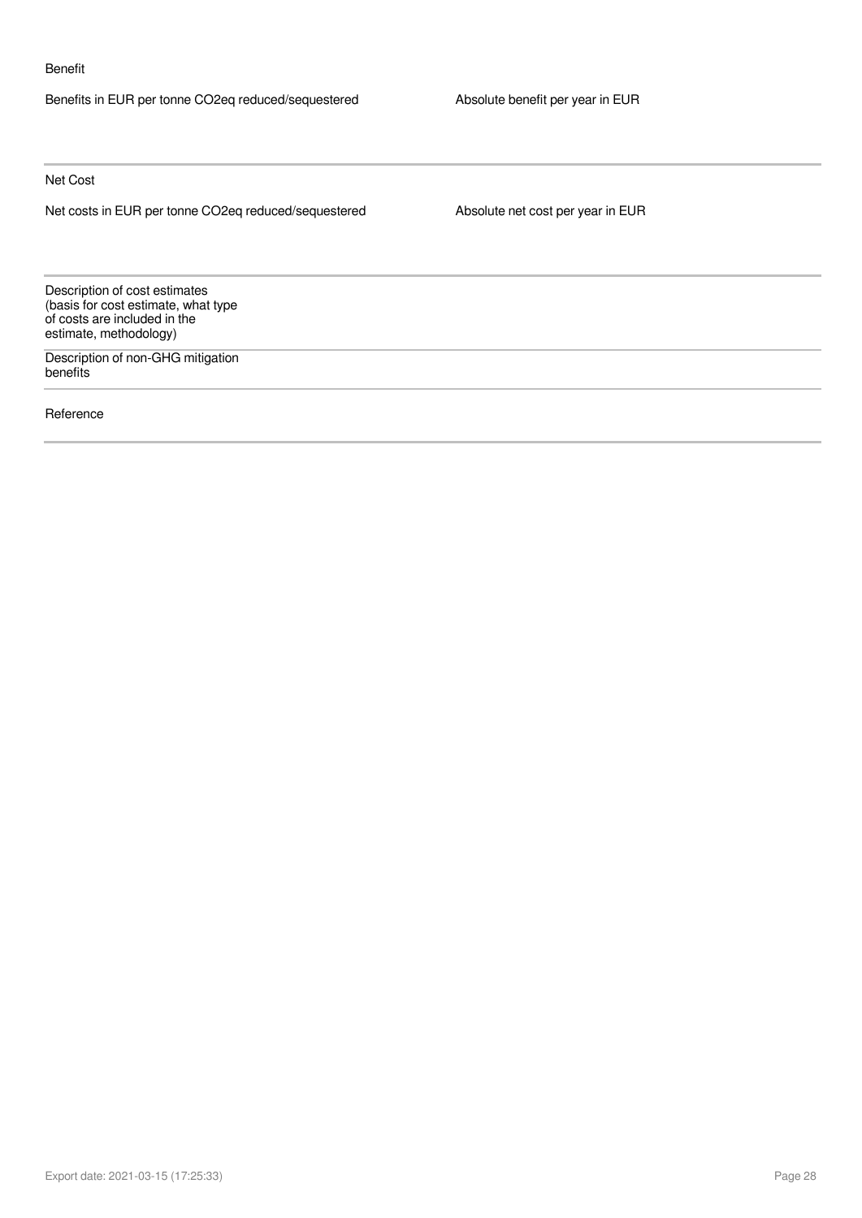Benefit

| Benefits in EUR per tonne CO2eq reduced/sequestered | Absolute benefit per year in EUR |
|---|---|
| | |

Net Cost

| Net costs in EUR per tonne CO2eq reduced/sequestered | Absolute net cost per year in EUR |
|---|---|
| | |

| | |
|---|---|
| Description of cost estimates (basis for cost estimate, what type of costs are included in the estimate, methodology) | |
| Description of non-GHG mitigation benefits | |
| Reference | |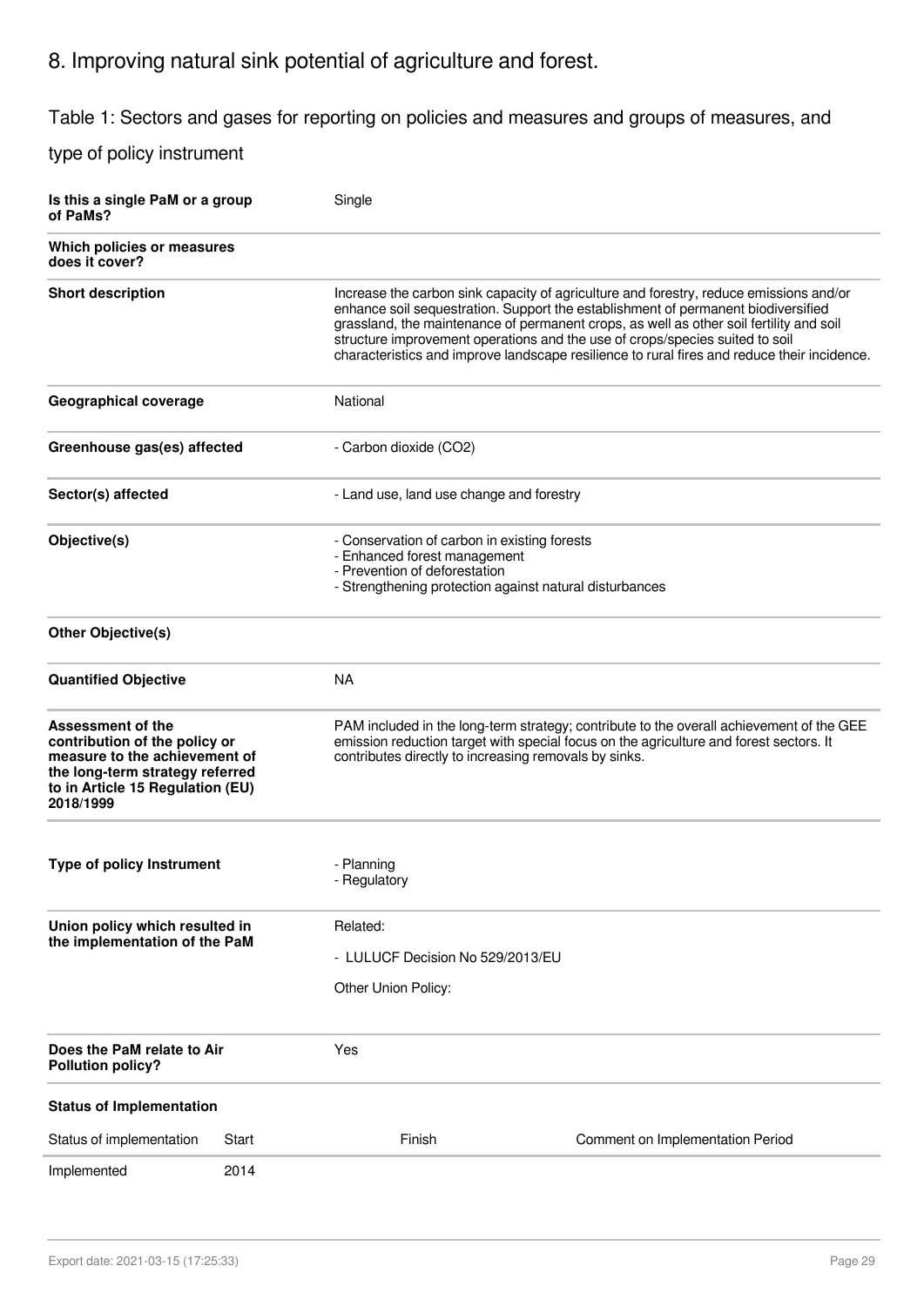# 8. Improving natural sink potential of agriculture and forest.

## Table 1: Sectors and gases for reporting on policies and measures and groups of measures, and type of policy instrument

| | |
|---|---|
| **Is this a single PaM or a group of PaMs?** | Single |
| **Which policies or measures does it cover?** | |
| **Short description** | Increase the carbon sink capacity of agriculture and forestry, reduce emissions and/or enhance soil sequestration. Support the establishment of permanent biodiversified grassland, the maintenance of permanent crops, as well as other soil fertility and soil structure improvement operations and the use of crops/species suited to soil characteristics and improve landscape resilience to rural fires and reduce their incidence. |
| **Geographical coverage** | National |
| **Greenhouse gas(es) affected** | - Carbon dioxide (CO2) |
| **Sector(s) affected** | - Land use, land use change and forestry |
| **Objective(s)** | - Conservation of carbon in existing forests<br>- Enhanced forest management<br>- Prevention of deforestation<br>- Strengthening protection against natural disturbances |
| **Other Objective(s)** | |
| **Quantified Objective** | NA |
| **Assessment of the contribution of the policy or measure to the achievement of the long-term strategy referred to in Article 15 Regulation (EU) 2018/1999** | PAM included in the long-term strategy; contribute to the overall achievement of the GEE emission reduction target with special focus on the agriculture and forest sectors. It contributes directly to increasing removals by sinks. |
| **Type of policy Instrument** | - Planning<br>- Regulatory |
| **Union policy which resulted in the implementation of the PaM** | Related:<br>- LULUCF Decision No 529/2013/EU<br>Other Union Policy: |
| **Does the PaM relate to Air Pollution policy?** | Yes |

**Status of Implementation**

| Status of implementation | Start | Finish | Comment on Implementation Period |
|---|---|---|---|
| Implemented | 2014 | | |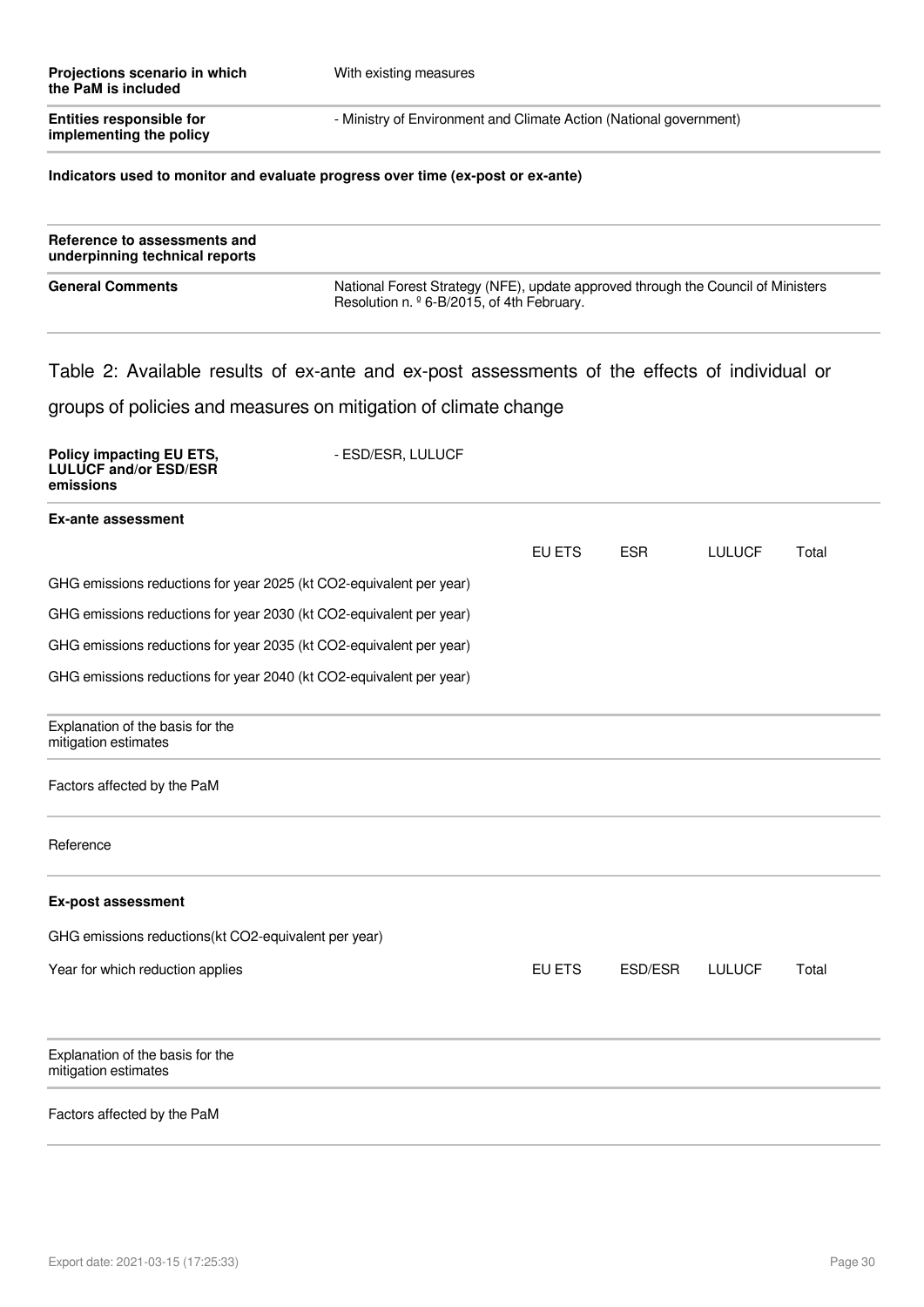| | |
|---|---|
| **Projections scenario in which the PaM is included** | With existing measures |
| **Entities responsible for implementing the policy** | - Ministry of Environment and Climate Action (National government) |

**Indicators used to monitor and evaluate progress over time (ex-post or ex-ante)**

| | |
|---|---|
| **Reference to assessments and underpinning technical reports** | |
| **General Comments** | National Forest Strategy (NFE), update approved through the Council of Ministers Resolution n. º 6-B/2015, of 4th February. |

## Table 2: Available results of ex-ante and ex-post assessments of the effects of individual or groups of policies and measures on mitigation of climate change

| | |
|---|---|
| **Policy impacting EU ETS, LULUCF and/or ESD/ESR emissions** | - ESD/ESR, LULUCF |

**Ex-ante assessment**

| | EU ETS | ESR | LULUCF | Total |
|---|---|---|---|---|
| GHG emissions reductions for year 2025 (kt CO2-equivalent per year) | | | | |
| GHG emissions reductions for year 2030 (kt CO2-equivalent per year) | | | | |
| GHG emissions reductions for year 2035 (kt CO2-equivalent per year) | | | | |
| GHG emissions reductions for year 2040 (kt CO2-equivalent per year) | | | | |

| | |
|---|---|
| Explanation of the basis for the mitigation estimates | |
| Factors affected by the PaM | |
| Reference | |

**Ex-post assessment**

GHG emissions reductions(kt CO2-equivalent per year)

| Year for which reduction applies | EU ETS | ESD/ESR | LULUCF | Total |
|---|---|---|---|---|
| | | | | |

| | |
|---|---|
| Explanation of the basis for the mitigation estimates | |
| Factors affected by the PaM | |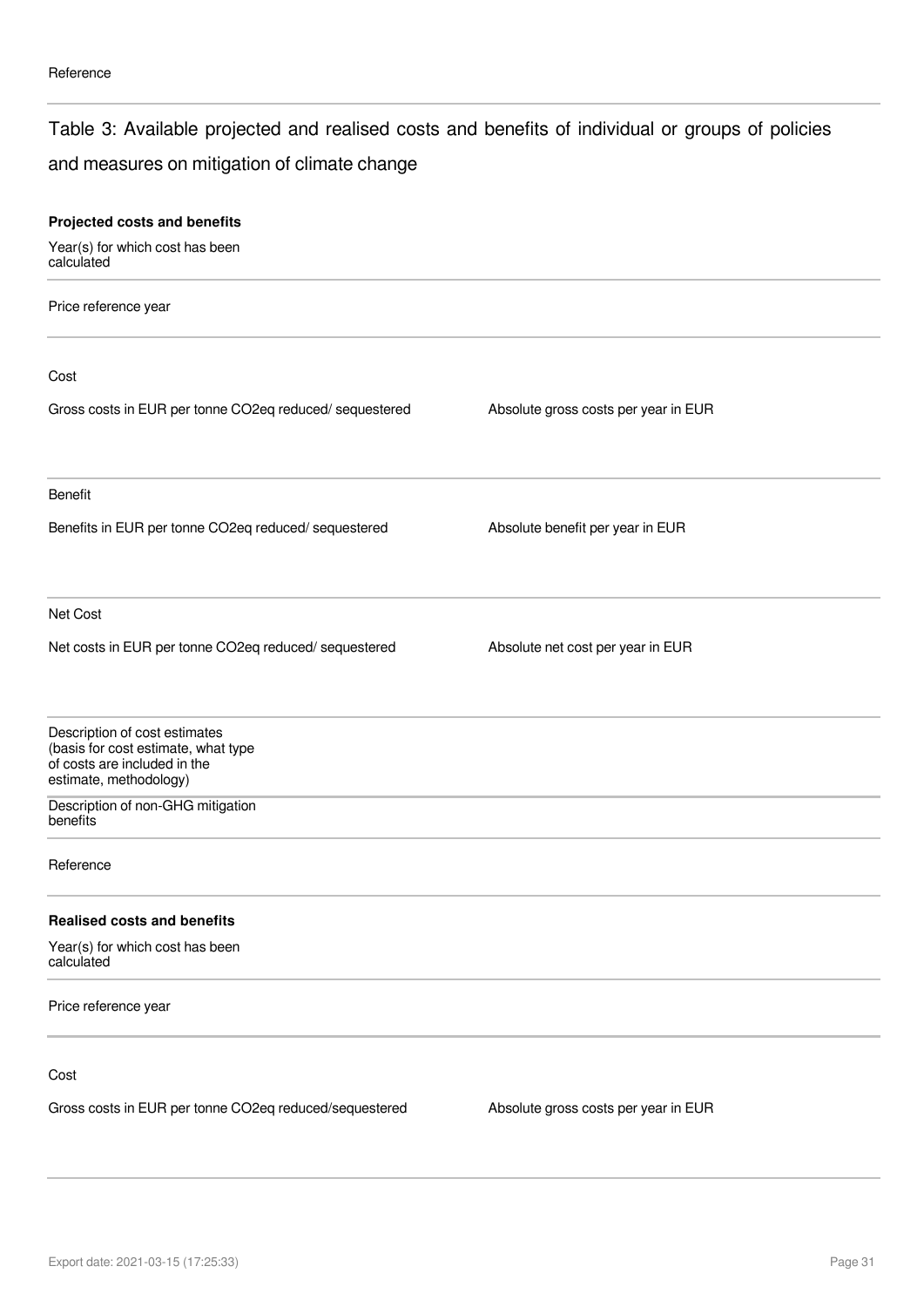Reference

## Table 3: Available projected and realised costs and benefits of individual or groups of policies and measures on mitigation of climate change

**Projected costs and benefits**

Year(s) for which cost has been calculated

Price reference year

Cost

| Gross costs in EUR per tonne $CO_2eq$ reduced/ sequestered | Absolute gross costs per year in EUR |
|---|---|
| | |

Benefit

| Benefits in EUR per tonne $CO_2eq$ reduced/ sequestered | Absolute benefit per year in EUR |
|---|---|
| | |

Net Cost

| Net costs in EUR per tonne $CO_2eq$ reduced/ sequestered | Absolute net cost per year in EUR |
|---|---|
| | |

Description of cost estimates (basis for cost estimate, what type of costs are included in the estimate, methodology)

Description of non-GHG mitigation benefits

Reference

**Realised costs and benefits**

Year(s) for which cost has been calculated

Price reference year

Cost

| Gross costs in EUR per tonne $CO_2eq$ reduced/sequestered | Absolute gross costs per year in EUR |
|---|---|
| | |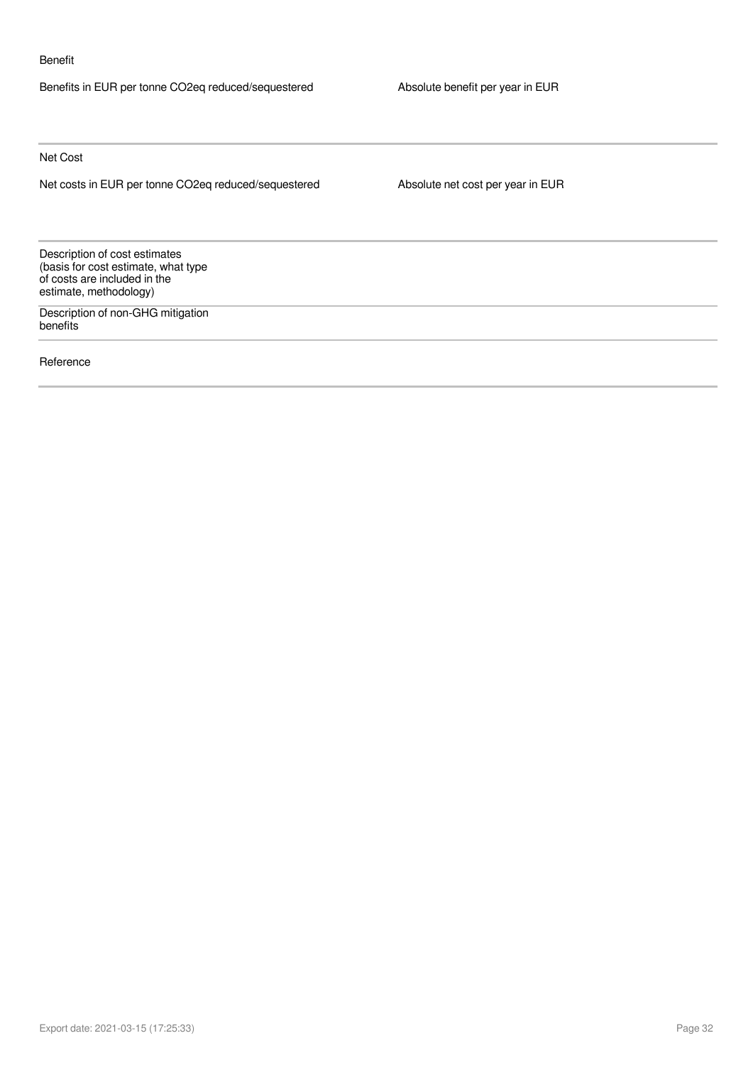Benefit

| Benefits in EUR per tonne CO2eq reduced/sequestered | Absolute benefit per year in EUR |
| --- | --- |
| | |

Net Cost

| Net costs in EUR per tonne CO2eq reduced/sequestered | Absolute net cost per year in EUR |
| --- | --- |
| | |

| | |
| --- | --- |
| Description of cost estimates (basis for cost estimate, what type of costs are included in the estimate, methodology) | |
| Description of non-GHG mitigation benefits | |
| Reference | |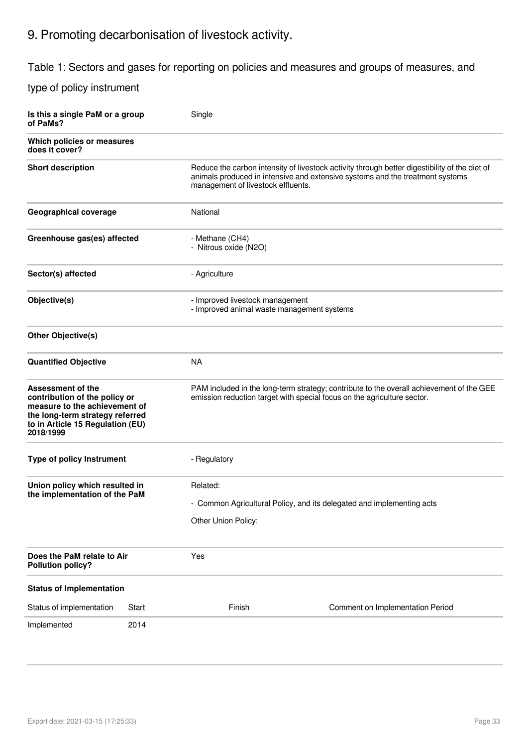## 9. Promoting decarbonisation of livestock activity.

### Table 1: Sectors and gases for reporting on policies and measures and groups of measures, and type of policy instrument

| | |
|---|---|
| **Is this a single PaM or a group of PaMs?** | Single |
| **Which policies or measures does it cover?** | |
| **Short description** | Reduce the carbon intensity of livestock activity through better digestibility of the diet of animals produced in intensive and extensive systems and the treatment systems management of livestock effluents. |
| **Geographical coverage** | National |
| **Greenhouse gas(es) affected** | - Methane ($CH_4$)<br>- Nitrous oxide ($N_2O$) |
| **Sector(s) affected** | - Agriculture |
| **Objective(s)** | - Improved livestock management<br>- Improved animal waste management systems |
| **Other Objective(s)** | |
| **Quantified Objective** | NA |
| **Assessment of the contribution of the policy or measure to the achievement of the long-term strategy referred to in Article 15 Regulation (EU) 2018/1999** | PAM included in the long-term strategy; contribute to the overall achievement of the GEE emission reduction target with special focus on the agriculture sector. |
| **Type of policy Instrument** | - Regulatory |
| **Union policy which resulted in the implementation of the PaM** | Related:<br>- Common Agricultural Policy, and its delegated and implementing acts<br>Other Union Policy: |
| **Does the PaM relate to Air Pollution policy?** | Yes |

**Status of Implementation**

| Status of implementation | Start | Finish | Comment on Implementation Period |
|---|---|---|---|
| Implemented | 2014 | | |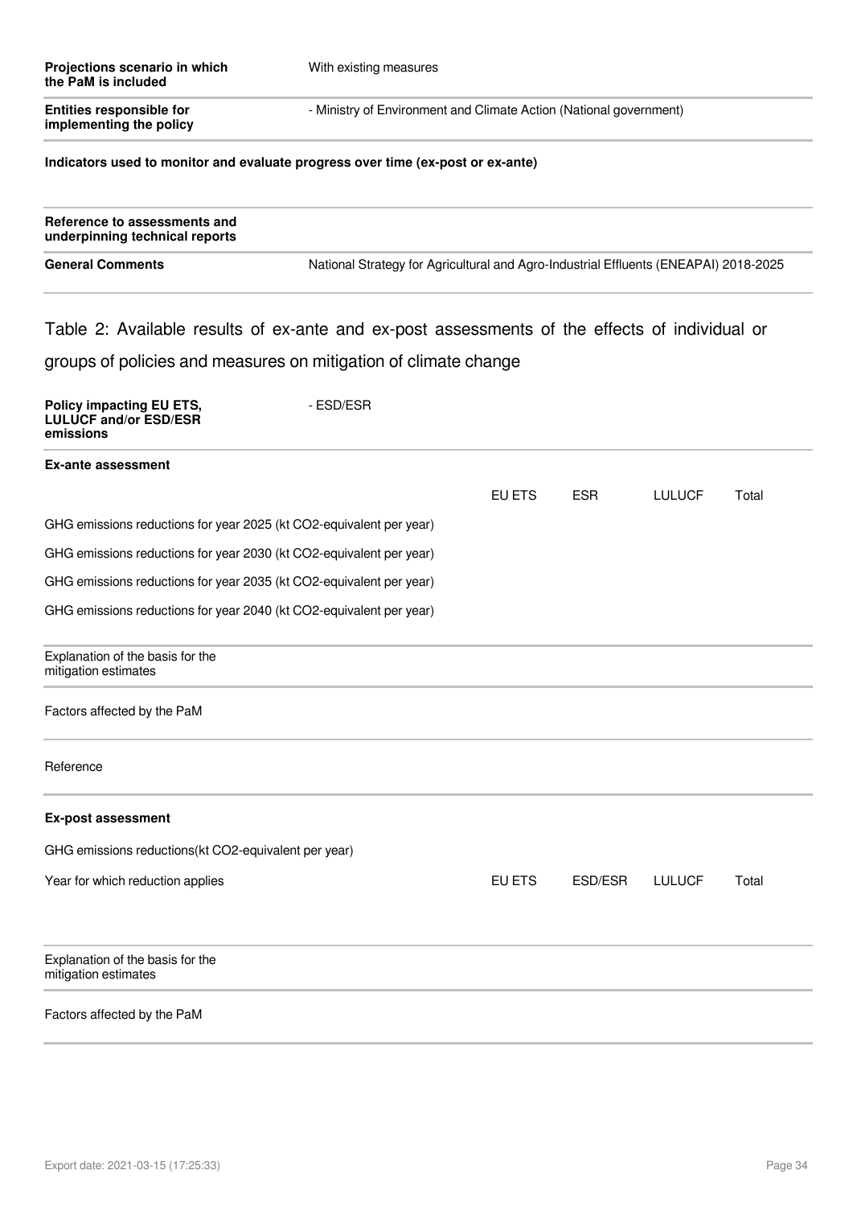| | |
|---|---|
| **Projections scenario in which the PaM is included** | With existing measures |
| **Entities responsible for implementing the policy** | - Ministry of Environment and Climate Action (National government) |

**Indicators used to monitor and evaluate progress over time (ex-post or ex-ante)**

| | |
|---|---|
| **Reference to assessments and underpinning technical reports** | |
| **General Comments** | National Strategy for Agricultural and Agro-Industrial Effluents (ENEAPAI) 2018-2025 |

## Table 2: Available results of ex-ante and ex-post assessments of the effects of individual or groups of policies and measures on mitigation of climate change

| | |
|---|---|
| **Policy impacting EU ETS, LULUCF and/or ESD/ESR emissions** | - ESD/ESR |

**Ex-ante assessment**

| | EU ETS | ESR | LULUCF | Total |
|---|---|---|---|---|
| GHG emissions reductions for year 2025 (kt CO2-equivalent per year) | | | | |
| GHG emissions reductions for year 2030 (kt CO2-equivalent per year) | | | | |
| GHG emissions reductions for year 2035 (kt CO2-equivalent per year) | | | | |
| GHG emissions reductions for year 2040 (kt CO2-equivalent per year) | | | | |

| | |
|---|---|
| Explanation of the basis for the mitigation estimates | |
| Factors affected by the PaM | |
| Reference | |

**Ex-post assessment**

GHG emissions reductions(kt CO2-equivalent per year)

| Year for which reduction applies | EU ETS | ESD/ESR | LULUCF | Total |
|---|---|---|---|---|

| | |
|---|---|
| Explanation of the basis for the mitigation estimates | |
| Factors affected by the PaM | |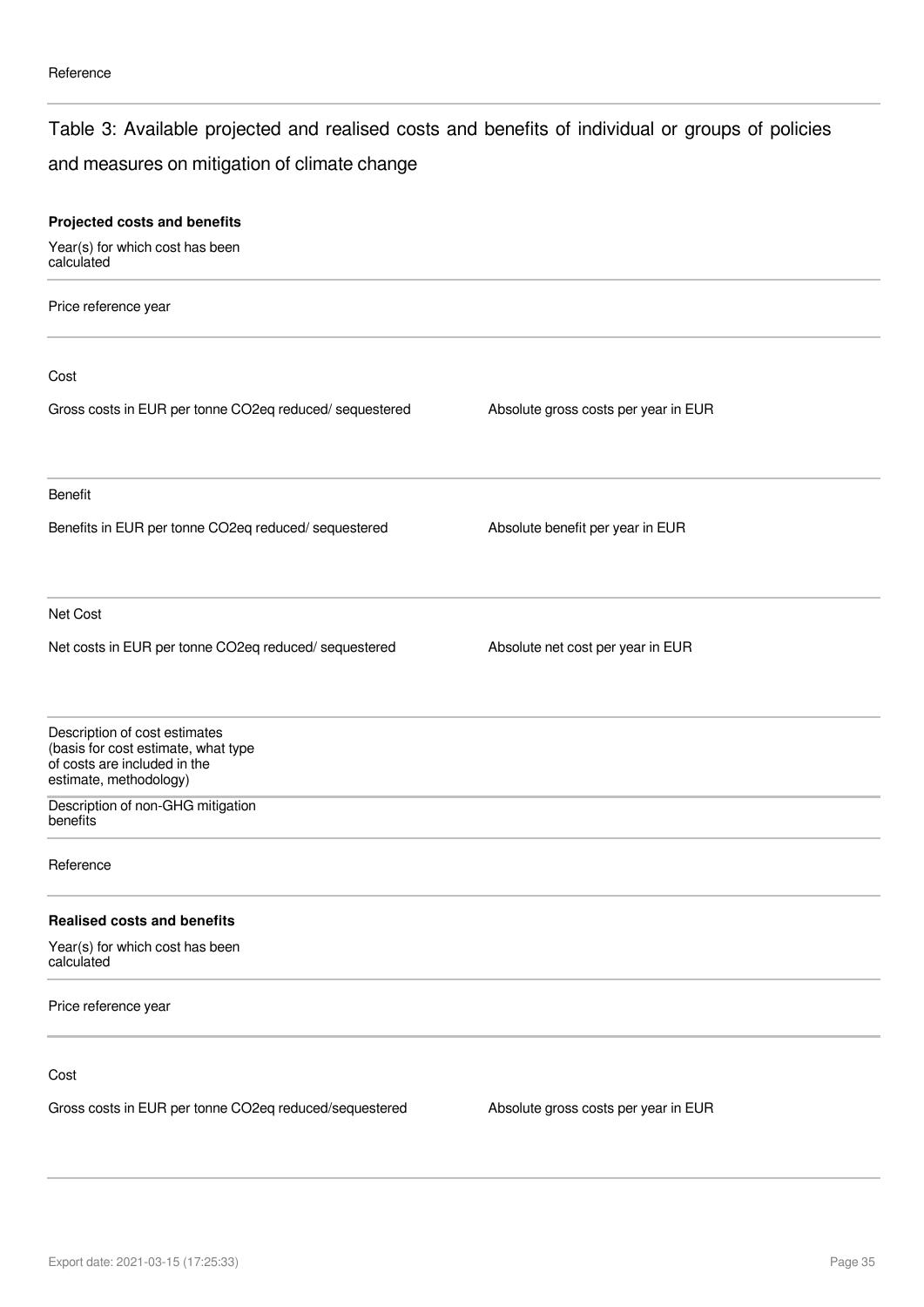Reference

## Table 3: Available projected and realised costs and benefits of individual or groups of policies and measures on mitigation of climate change

**Projected costs and benefits**

Year(s) for which cost has been calculated

Price reference year

Cost

| Gross costs in EUR per tonne CO2eq reduced/ sequestered | Absolute gross costs per year in EUR |
|---|---|
| | |

Benefit

| Benefits in EUR per tonne CO2eq reduced/ sequestered | Absolute benefit per year in EUR |
|---|---|
| | |

Net Cost

| Net costs in EUR per tonne CO2eq reduced/ sequestered | Absolute net cost per year in EUR |
|---|---|
| | |

Description of cost estimates (basis for cost estimate, what type of costs are included in the estimate, methodology)

Description of non-GHG mitigation benefits

Reference

**Realised costs and benefits**

Year(s) for which cost has been calculated

Price reference year

Cost

| Gross costs in EUR per tonne CO2eq reduced/sequestered | Absolute gross costs per year in EUR |
|---|---|
| | |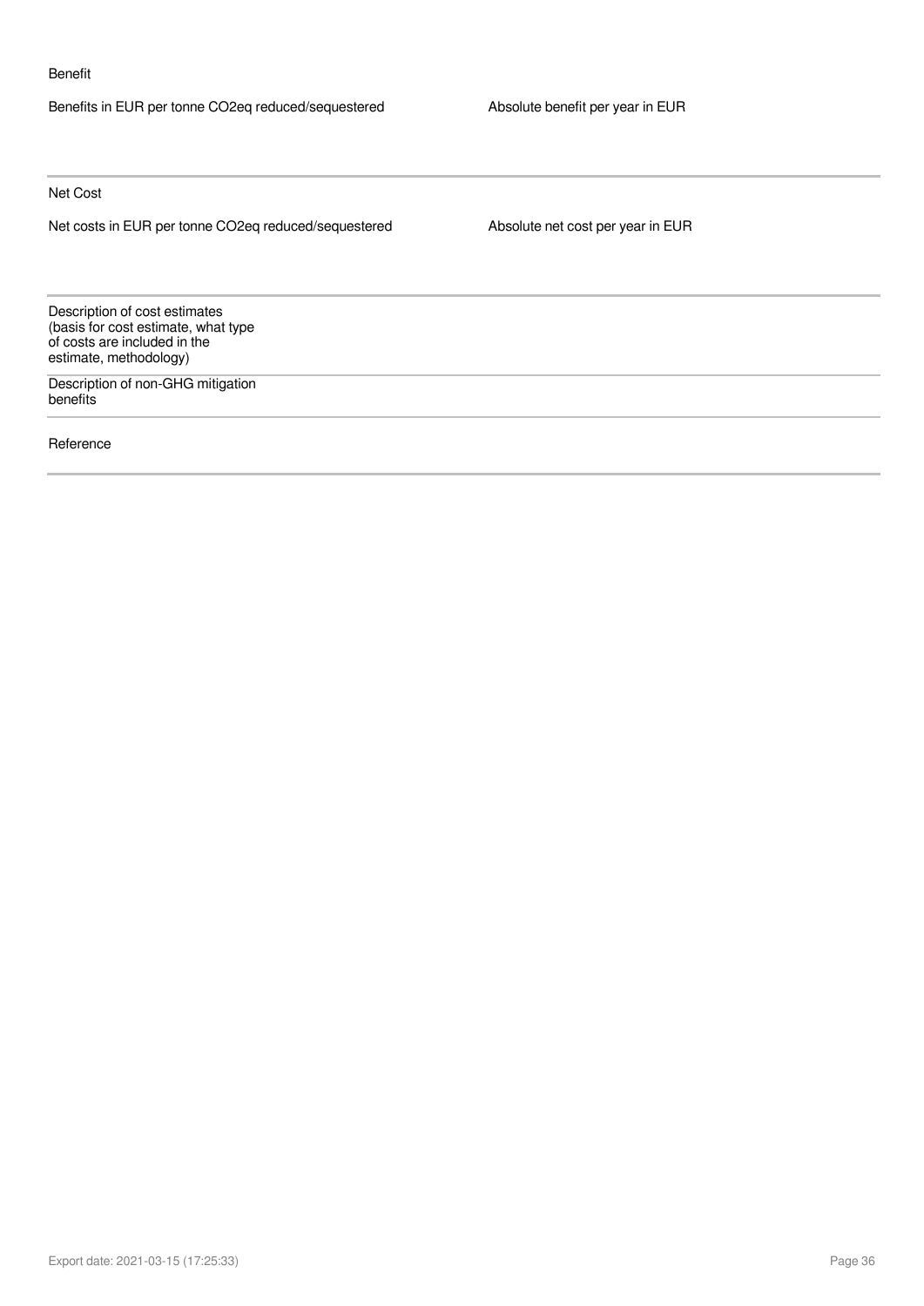Benefit

| Benefits in EUR per tonne CO2eq reduced/sequestered | Absolute benefit per year in EUR |
| --- | --- |
| | |

Net Cost

| Net costs in EUR per tonne CO2eq reduced/sequestered | Absolute net cost per year in EUR |
| --- | --- |
| | |

| | |
| --- | --- |
| Description of cost estimates (basis for cost estimate, what type of costs are included in the estimate, methodology) | |
| Description of non-GHG mitigation benefits | |
| Reference | |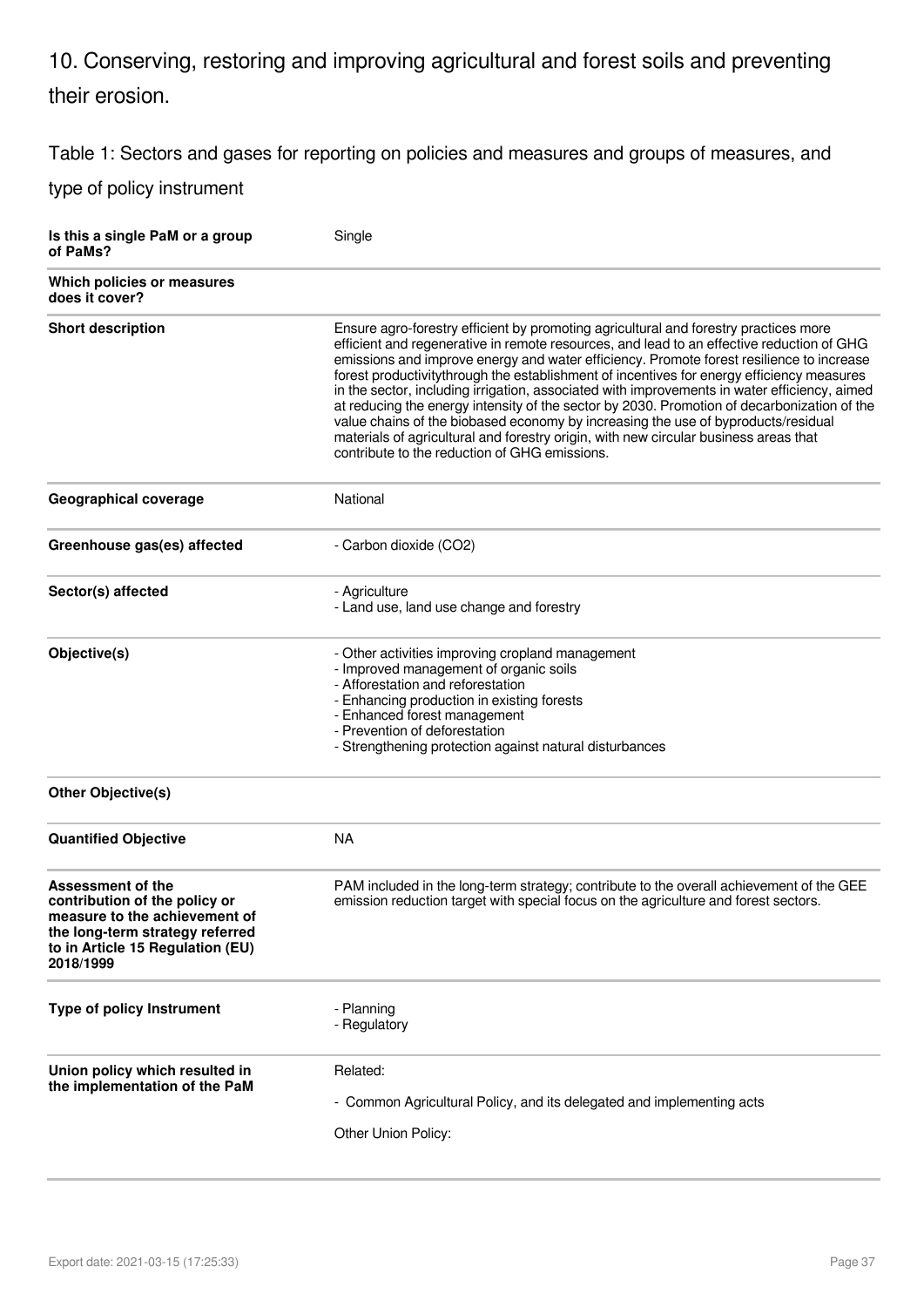## 10. Conserving, restoring and improving agricultural and forest soils and preventing their erosion.

Table 1: Sectors and gases for reporting on policies and measures and groups of measures, and type of policy instrument

| | |
|---|---|
| **Is this a single PaM or a group of PaMs?** | Single |
| **Which policies or measures does it cover?** | |
| **Short description** | Ensure agro-forestry efficient by promoting agricultural and forestry practices more efficient and regenerative in remote resources, and lead to an effective reduction of GHG emissions and improve energy and water efficiency. Promote forest resilience to increase forest productivitythrough the establishment of incentives for energy efficiency measures in the sector, including irrigation, associated with improvements in water efficiency, aimed at reducing the energy intensity of the sector by 2030. Promotion of decarbonization of the value chains of the biobased economy by increasing the use of byproducts/residual materials of agricultural and forestry origin, with new circular business areas that contribute to the reduction of GHG emissions. |
| **Geographical coverage** | National |
| **Greenhouse gas(es) affected** | - Carbon dioxide ($CO_2$) |
| **Sector(s) affected** | - Agriculture<br>- Land use, land use change and forestry |
| **Objective(s)** | - Other activities improving cropland management<br>- Improved management of organic soils<br>- Afforestation and reforestation<br>- Enhancing production in existing forests<br>- Enhanced forest management<br>- Prevention of deforestation<br>- Strengthening protection against natural disturbances |
| **Other Objective(s)** | |
| **Quantified Objective** | NA |
| **Assessment of the contribution of the policy or measure to the achievement of the long-term strategy referred to in Article 15 Regulation (EU) 2018/1999** | PAM included in the long-term strategy; contribute to the overall achievement of the GEE emission reduction target with special focus on the agriculture and forest sectors. |
| **Type of policy Instrument** | - Planning<br>- Regulatory |
| **Union policy which resulted in the implementation of the PaM** | Related:<br>- Common Agricultural Policy, and its delegated and implementing acts<br>Other Union Policy: |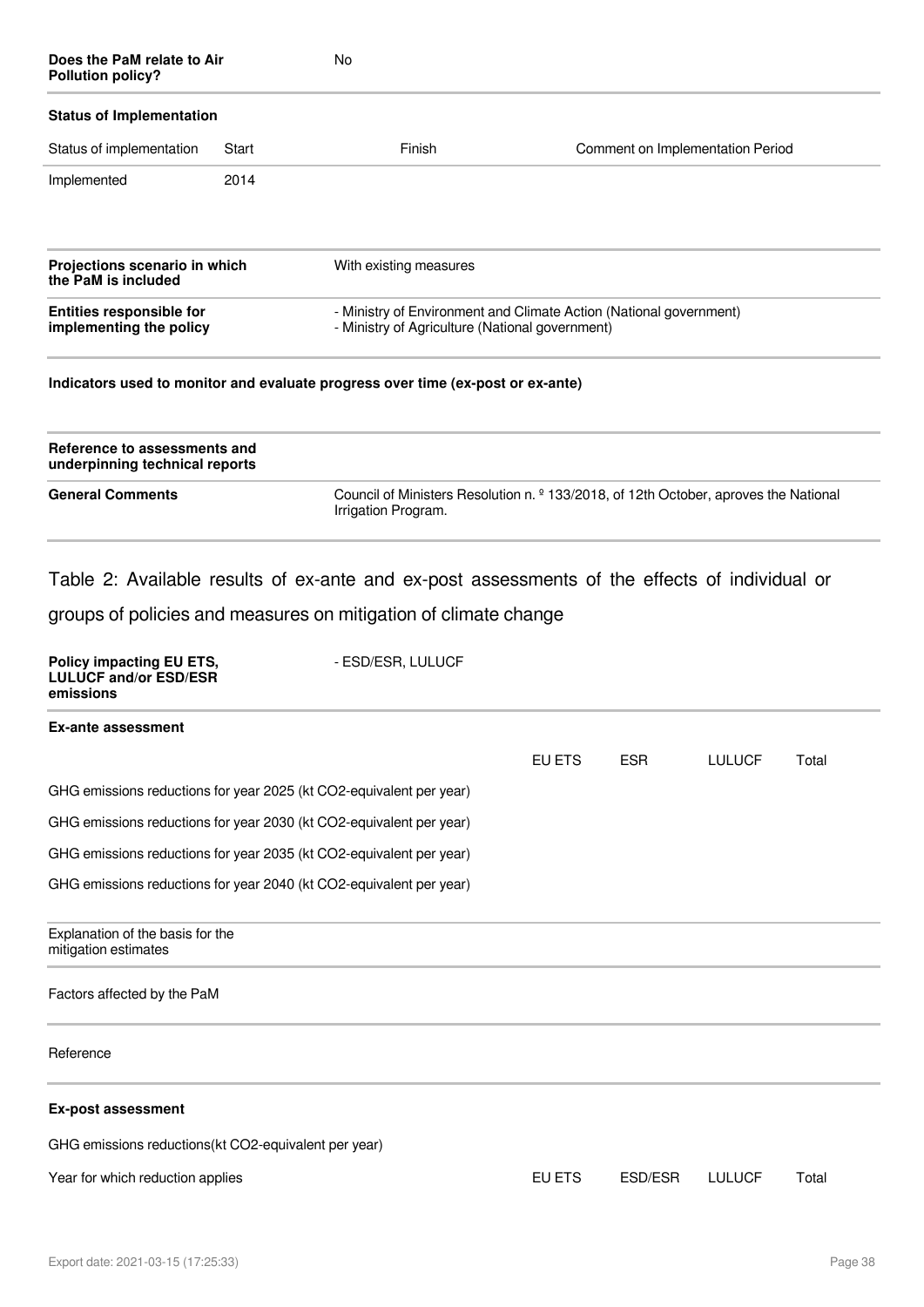| **Does the PaM relate to Air Pollution policy?** | No |
|---|---|

**Status of Implementation**

| Status of implementation | Start | Finish | Comment on Implementation Period |
|---|---|---|---|
| Implemented | 2014 | | |

| | |
|---|---|
| **Projections scenario in which the PaM is included** | With existing measures |
| **Entities responsible for implementing the policy** | - Ministry of Environment and Climate Action (National government)<br>- Ministry of Agriculture (National government) |

**Indicators used to monitor and evaluate progress over time (ex-post or ex-ante)**

| | |
|---|---|
| **Reference to assessments and underpinning technical reports** | |
| **General Comments** | Council of Ministers Resolution n. º 133/2018, of 12th October, aproves the National Irrigation Program. |

## Table 2: Available results of ex-ante and ex-post assessments of the effects of individual or groups of policies and measures on mitigation of climate change

| **Policy impacting EU ETS, LULUCF and/or ESD/ESR emissions** | - ESD/ESR, LULUCF |
|---|---|

**Ex-ante assessment**

| | EU ETS | ESR | LULUCF | Total |
|---|---|---|---|---|
| GHG emissions reductions for year 2025 (kt CO2-equivalent per year) | | | | |
| GHG emissions reductions for year 2030 (kt CO2-equivalent per year) | | | | |
| GHG emissions reductions for year 2035 (kt CO2-equivalent per year) | | | | |
| GHG emissions reductions for year 2040 (kt CO2-equivalent per year) | | | | |

| | |
|---|---|
| Explanation of the basis for the mitigation estimates | |
| Factors affected by the PaM | |
| Reference | |

**Ex-post assessment**

GHG emissions reductions(kt CO2-equivalent per year)

| Year for which reduction applies | EU ETS | ESD/ESR | LULUCF | Total |
|---|---|---|---|---|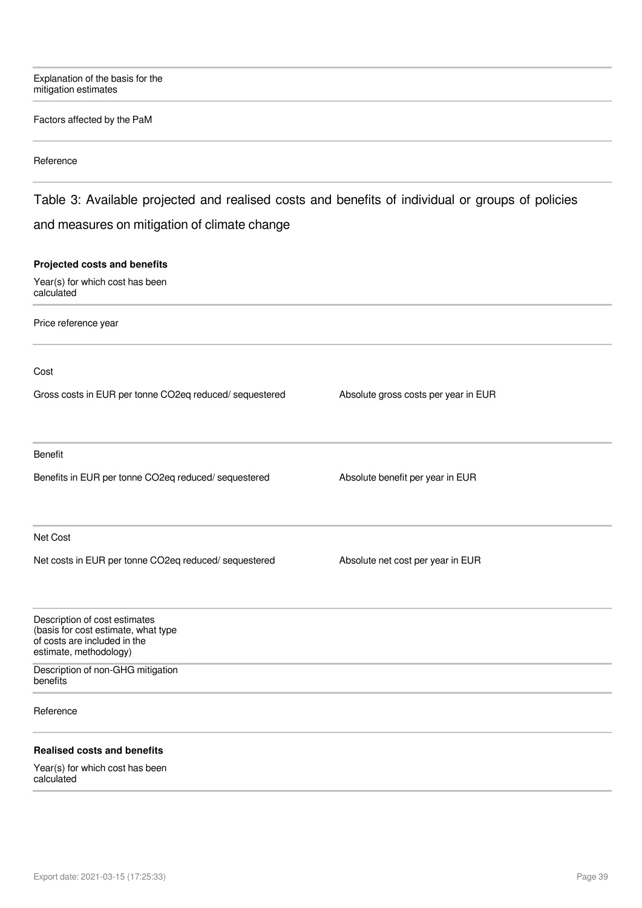Explanation of the basis for the mitigation estimates

Factors affected by the PaM

Reference

## Table 3: Available projected and realised costs and benefits of individual or groups of policies and measures on mitigation of climate change

**Projected costs and benefits**

Year(s) for which cost has been calculated

Price reference year

Cost

| Gross costs in EUR per tonne CO2eq reduced/ sequestered | Absolute gross costs per year in EUR |
|---|---|
| | |

Benefit

| Benefits in EUR per tonne CO2eq reduced/ sequestered | Absolute benefit per year in EUR |
|---|---|
| | |

Net Cost

| Net costs in EUR per tonne CO2eq reduced/ sequestered | Absolute net cost per year in EUR |
|---|---|
| | |

Description of cost estimates (basis for cost estimate, what type of costs are included in the estimate, methodology)

Description of non-GHG mitigation benefits

Reference

**Realised costs and benefits**

Year(s) for which cost has been calculated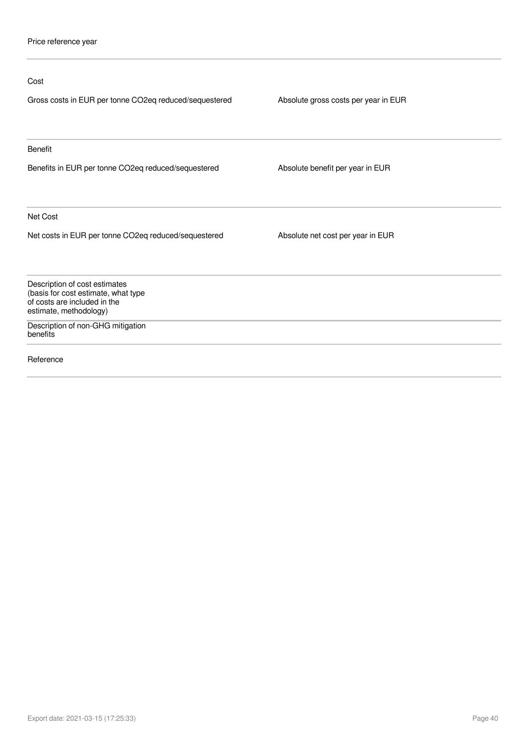Price reference year

---

Cost

| Gross costs in EUR per tonne CO2eq reduced/sequestered | Absolute gross costs per year in EUR |
| --- | --- |
| | |

---

Benefit

| Benefits in EUR per tonne CO2eq reduced/sequestered | Absolute benefit per year in EUR |
| --- | --- |
| | |

---

Net Cost

| Net costs in EUR per tonne CO2eq reduced/sequestered | Absolute net cost per year in EUR |
| --- | --- |
| | |

---

Description of cost estimates (basis for cost estimate, what type of costs are included in the estimate, methodology)

---

Description of non-GHG mitigation benefits

---

Reference

---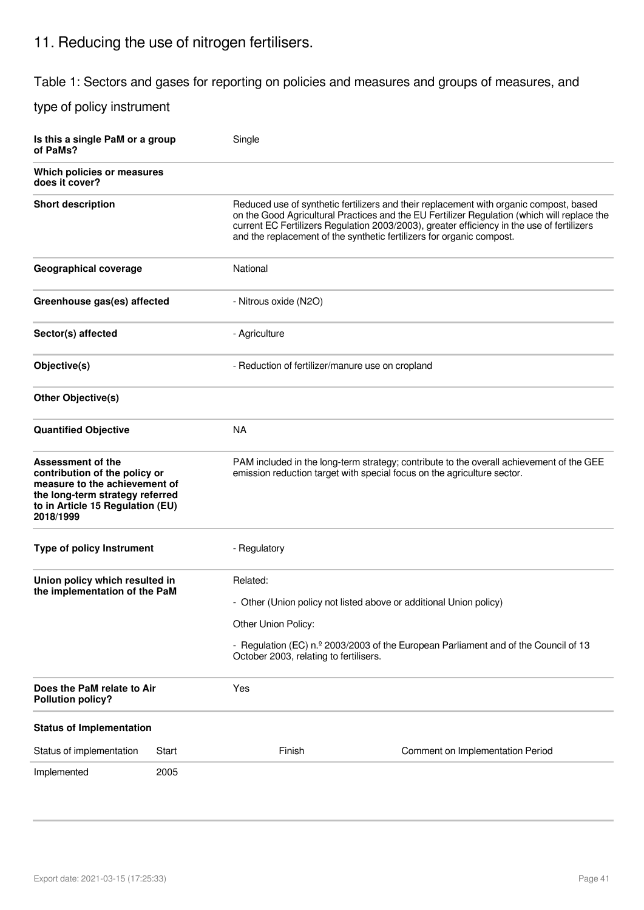## 11. Reducing the use of nitrogen fertilisers.

### Table 1: Sectors and gases for reporting on policies and measures and groups of measures, and type of policy instrument

| | |
|---|---|
| **Is this a single PaM or a group of PaMs?** | Single |
| **Which policies or measures does it cover?** | |
| **Short description** | Reduced use of synthetic fertilizers and their replacement with organic compost, based on the Good Agricultural Practices and the EU Fertilizer Regulation (which will replace the current EC Fertilizers Regulation 2003/2003), greater efficiency in the use of fertilizers and the replacement of the synthetic fertilizers for organic compost. |
| **Geographical coverage** | National |
| **Greenhouse gas(es) affected** | - Nitrous oxide (N2O) |
| **Sector(s) affected** | - Agriculture |
| **Objective(s)** | - Reduction of fertilizer/manure use on cropland |
| **Other Objective(s)** | |
| **Quantified Objective** | NA |
| **Assessment of the contribution of the policy or measure to the achievement of the long-term strategy referred to in Article 15 Regulation (EU) 2018/1999** | PAM included in the long-term strategy; contribute to the overall achievement of the GEE emission reduction target with special focus on the agriculture sector. |
| **Type of policy Instrument** | - Regulatory |
| **Union policy which resulted in the implementation of the PaM** | Related:<br>- Other (Union policy not listed above or additional Union policy)<br>Other Union Policy:<br>- Regulation (EC) n.º 2003/2003 of the European Parliament and of the Council of 13 October 2003, relating to fertilisers. |
| **Does the PaM relate to Air Pollution policy?** | Yes |

**Status of Implementation**

| Status of implementation | Start | Finish | Comment on Implementation Period |
|---|---|---|---|
| Implemented | 2005 | | |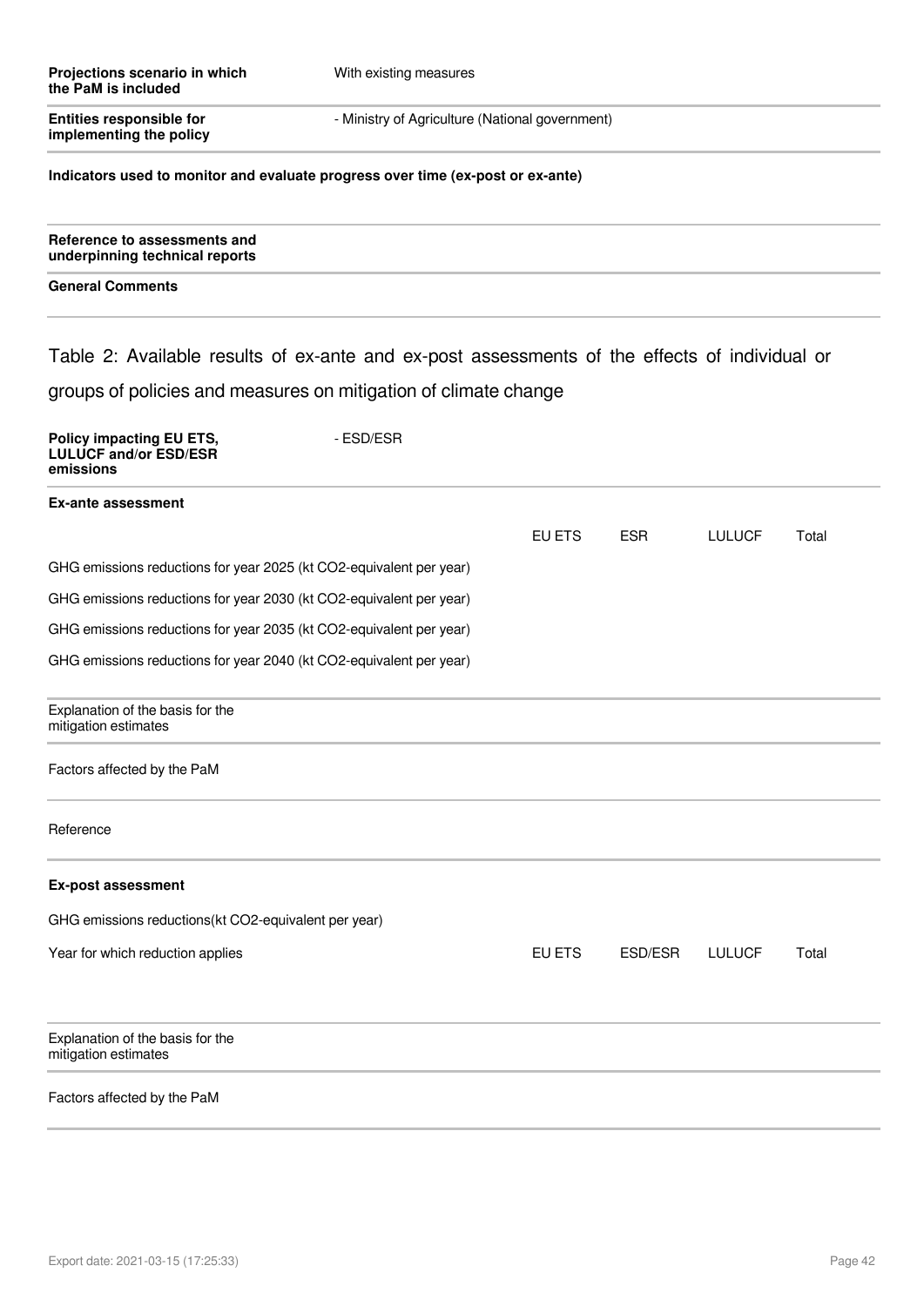| | |
|---|---|
| **Projections scenario in which the PaM is included** | With existing measures |
| **Entities responsible for implementing the policy** | - Ministry of Agriculture (National government) |

**Indicators used to monitor and evaluate progress over time (ex-post or ex-ante)**

**Reference to assessments and underpinning technical reports**

**General Comments**

## Table 2: Available results of ex-ante and ex-post assessments of the effects of individual or groups of policies and measures on mitigation of climate change

| | |
|---|---|
| **Policy impacting EU ETS, LULUCF and/or ESD/ESR emissions** | - ESD/ESR |

**Ex-ante assessment**

| | EU ETS | ESR | LULUCF | Total |
|---|---|---|---|---|
| GHG emissions reductions for year 2025 (kt CO2-equivalent per year) | | | | |
| GHG emissions reductions for year 2030 (kt CO2-equivalent per year) | | | | |
| GHG emissions reductions for year 2035 (kt CO2-equivalent per year) | | | | |
| GHG emissions reductions for year 2040 (kt CO2-equivalent per year) | | | | |

Explanation of the basis for the mitigation estimates

Factors affected by the PaM

Reference

**Ex-post assessment**

GHG emissions reductions(kt CO2-equivalent per year)

| Year for which reduction applies | EU ETS | ESD/ESR | LULUCF | Total |
|---|---|---|---|---|
| | | | | |

Explanation of the basis for the mitigation estimates

Factors affected by the PaM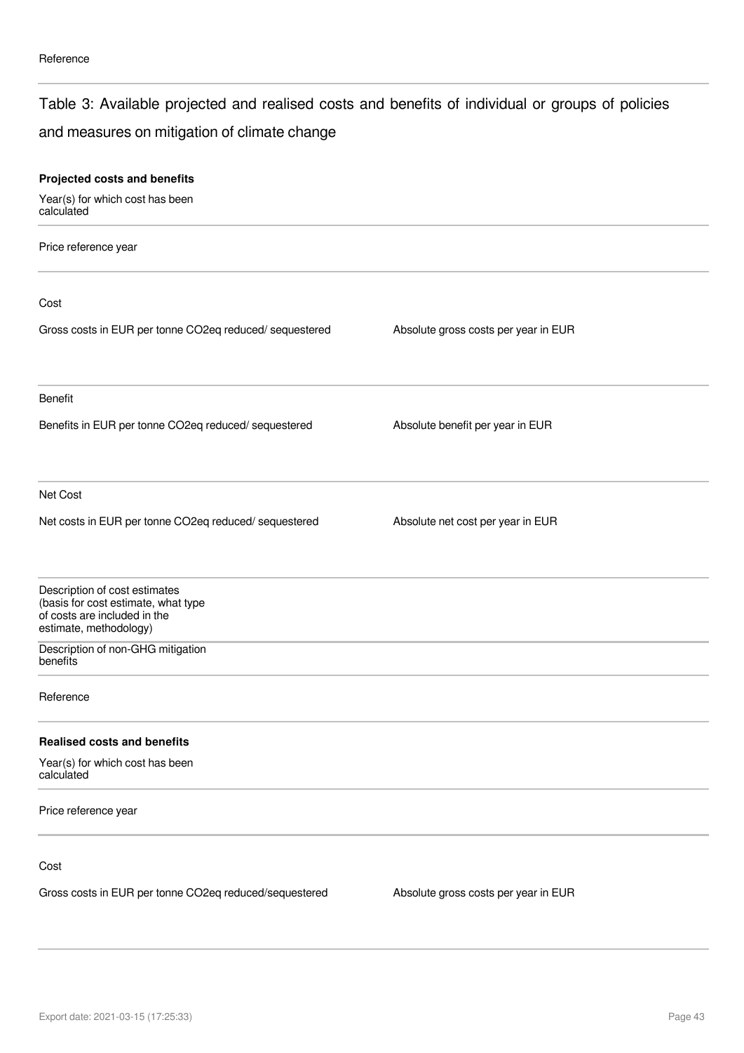Reference

## Table 3: Available projected and realised costs and benefits of individual or groups of policies and measures on mitigation of climate change

**Projected costs and benefits**

Year(s) for which cost has been calculated

Price reference year

Cost

| Gross costs in EUR per tonne CO2eq reduced/ sequestered | Absolute gross costs per year in EUR |
|---|---|
| | |

Benefit

| Benefits in EUR per tonne CO2eq reduced/ sequestered | Absolute benefit per year in EUR |
|---|---|
| | |

Net Cost

| Net costs in EUR per tonne CO2eq reduced/ sequestered | Absolute net cost per year in EUR |
|---|---|
| | |

Description of cost estimates (basis for cost estimate, what type of costs are included in the estimate, methodology)

Description of non-GHG mitigation benefits

Reference

**Realised costs and benefits**

Year(s) for which cost has been calculated

Price reference year

Cost

| Gross costs in EUR per tonne CO2eq reduced/sequestered | Absolute gross costs per year in EUR |
|---|---|
| | |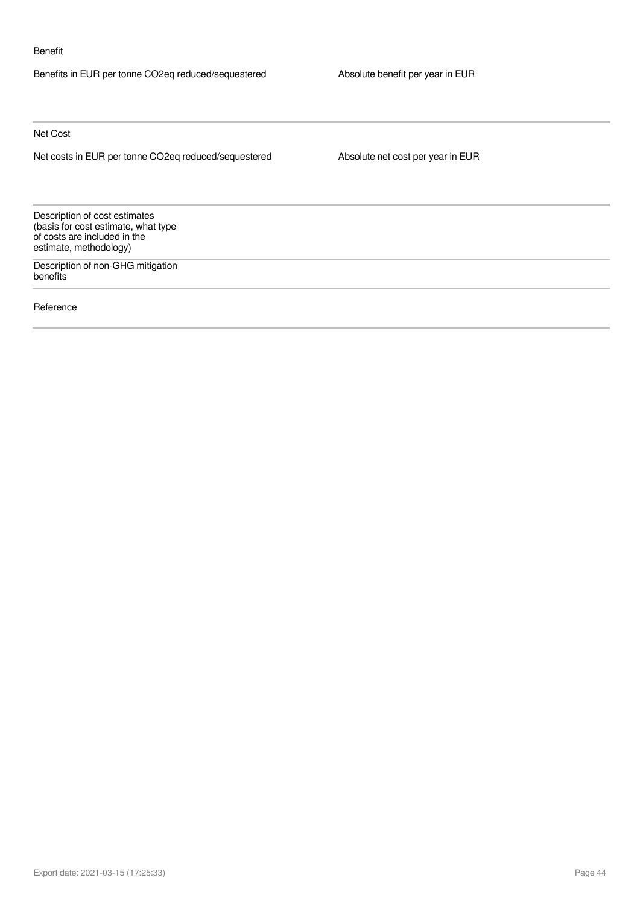Benefit

| Benefits in EUR per tonne CO2eq reduced/sequestered | Absolute benefit per year in EUR |
|---|---|
| | |

Net Cost

| Net costs in EUR per tonne CO2eq reduced/sequestered | Absolute net cost per year in EUR |
|---|---|
| | |

| Description of cost estimates (basis for cost estimate, what type of costs are included in the estimate, methodology) | |
|---|---|
| Description of non-GHG mitigation benefits | |
| Reference | |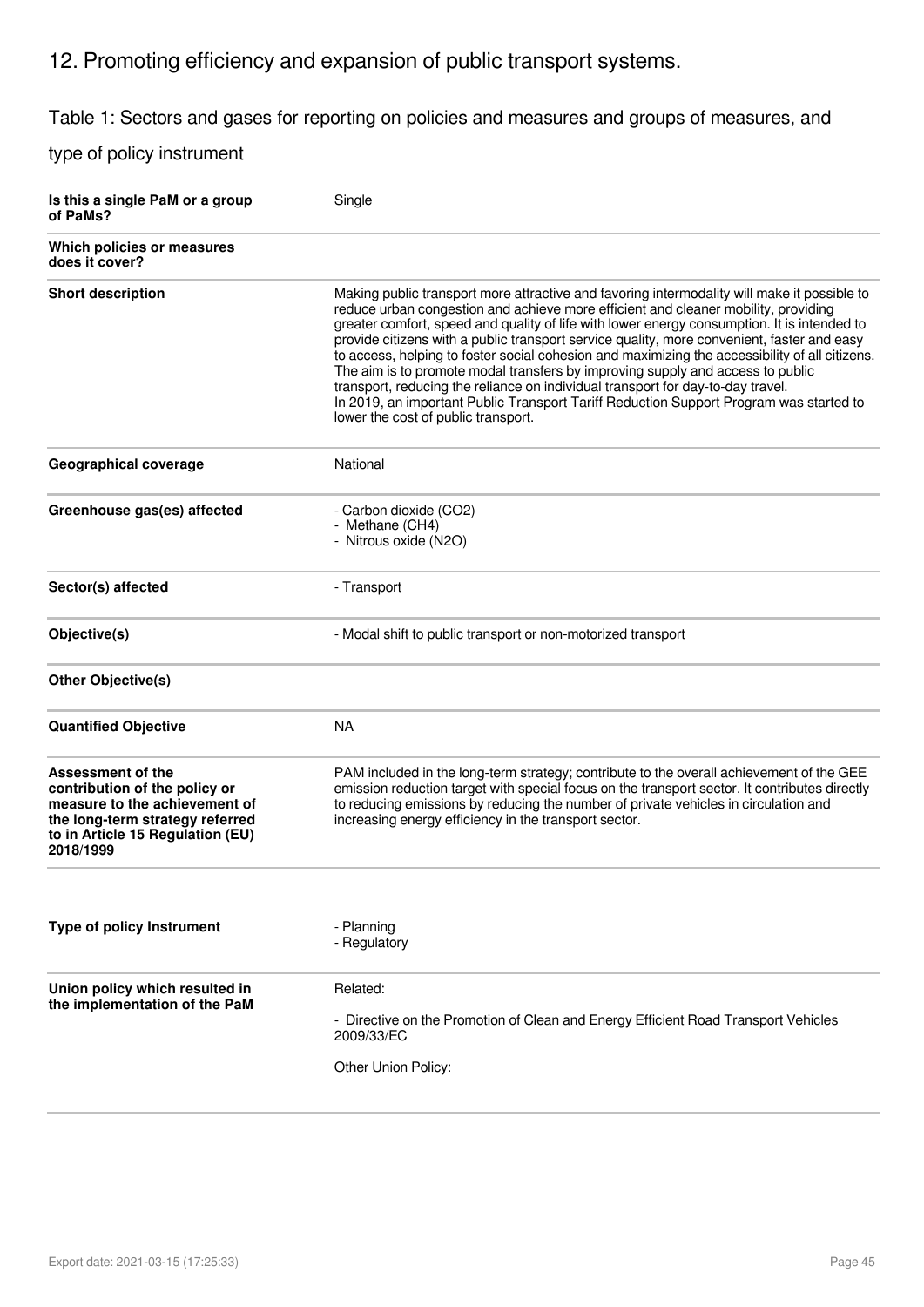## 12. Promoting efficiency and expansion of public transport systems.

Table 1: Sectors and gases for reporting on policies and measures and groups of measures, and type of policy instrument

| | |
|---|---|
| **Is this a single PaM or a group of PaMs?** | Single |
| **Which policies or measures does it cover?** | |
| **Short description** | Making public transport more attractive and favoring intermodality will make it possible to reduce urban congestion and achieve more efficient and cleaner mobility, providing greater comfort, speed and quality of life with lower energy consumption. It is intended to provide citizens with a public transport service quality, more convenient, faster and easy to access, helping to foster social cohesion and maximizing the accessibility of all citizens. The aim is to promote modal transfers by improving supply and access to public transport, reducing the reliance on individual transport for day-to-day travel.<br>In 2019, an important Public Transport Tariff Reduction Support Program was started to lower the cost of public transport. |
| **Geographical coverage** | National |
| **Greenhouse gas(es) affected** | - Carbon dioxide ($CO_2$)<br>- Methane ($CH_4$)<br>- Nitrous oxide ($N_2O$) |
| **Sector(s) affected** | - Transport |
| **Objective(s)** | - Modal shift to public transport or non-motorized transport |
| **Other Objective(s)** | |
| **Quantified Objective** | NA |
| **Assessment of the contribution of the policy or measure to the achievement of the long-term strategy referred to in Article 15 Regulation (EU) 2018/1999** | PAM included in the long-term strategy; contribute to the overall achievement of the GEE emission reduction target with special focus on the transport sector. It contributes directly to reducing emissions by reducing the number of private vehicles in circulation and increasing energy efficiency in the transport sector. |
| **Type of policy Instrument** | - Planning<br>- Regulatory |
| **Union policy which resulted in the implementation of the PaM** | Related:<br>- Directive on the Promotion of Clean and Energy Efficient Road Transport Vehicles 2009/33/EC<br>Other Union Policy: |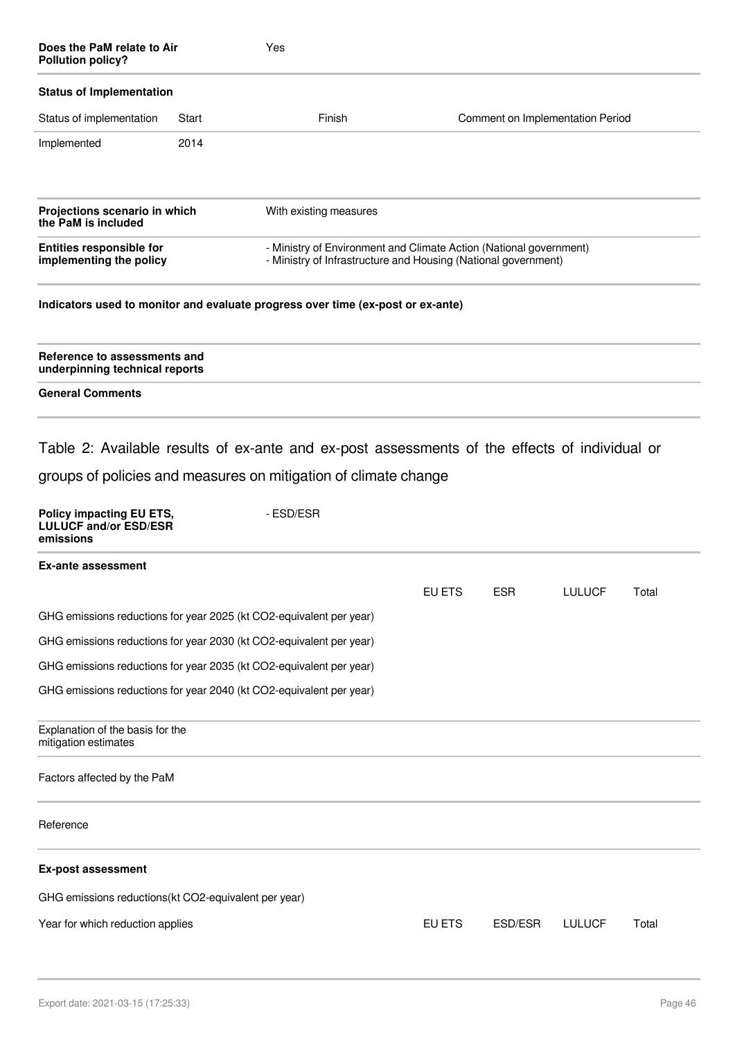| | |
|---|---|
| **Does the PaM relate to Air Pollution policy?** | Yes |

**Status of Implementation**

| Status of implementation | Start | Finish | Comment on Implementation Period |
|---|---|---|---|
| Implemented | 2014 | | |

| | |
|---|---|
| **Projections scenario in which the PaM is included** | With existing measures |
| **Entities responsible for implementing the policy** | - Ministry of Environment and Climate Action (National government)<br>- Ministry of Infrastructure and Housing (National government) |

**Indicators used to monitor and evaluate progress over time (ex-post or ex-ante)**

| | |
|---|---|
| **Reference to assessments and underpinning technical reports** | |
| **General Comments** | |

Table 2: Available results of ex-ante and ex-post assessments of the effects of individual or groups of policies and measures on mitigation of climate change

| | |
|---|---|
| **Policy impacting EU ETS, LULUCF and/or ESD/ESR emissions** | - ESD/ESR |

**Ex-ante assessment**

| | EU ETS | ESR | LULUCF | Total |
|---|---|---|---|---|
| GHG emissions reductions for year 2025 (kt CO2-equivalent per year) | | | | |
| GHG emissions reductions for year 2030 (kt CO2-equivalent per year) | | | | |
| GHG emissions reductions for year 2035 (kt CO2-equivalent per year) | | | | |
| GHG emissions reductions for year 2040 (kt CO2-equivalent per year) | | | | |

Explanation of the basis for the mitigation estimates

Factors affected by the PaM

Reference

**Ex-post assessment**

GHG emissions reductions(kt CO2-equivalent per year)

| Year for which reduction applies | EU ETS | ESD/ESR | LULUCF | Total |
|---|---|---|---|---|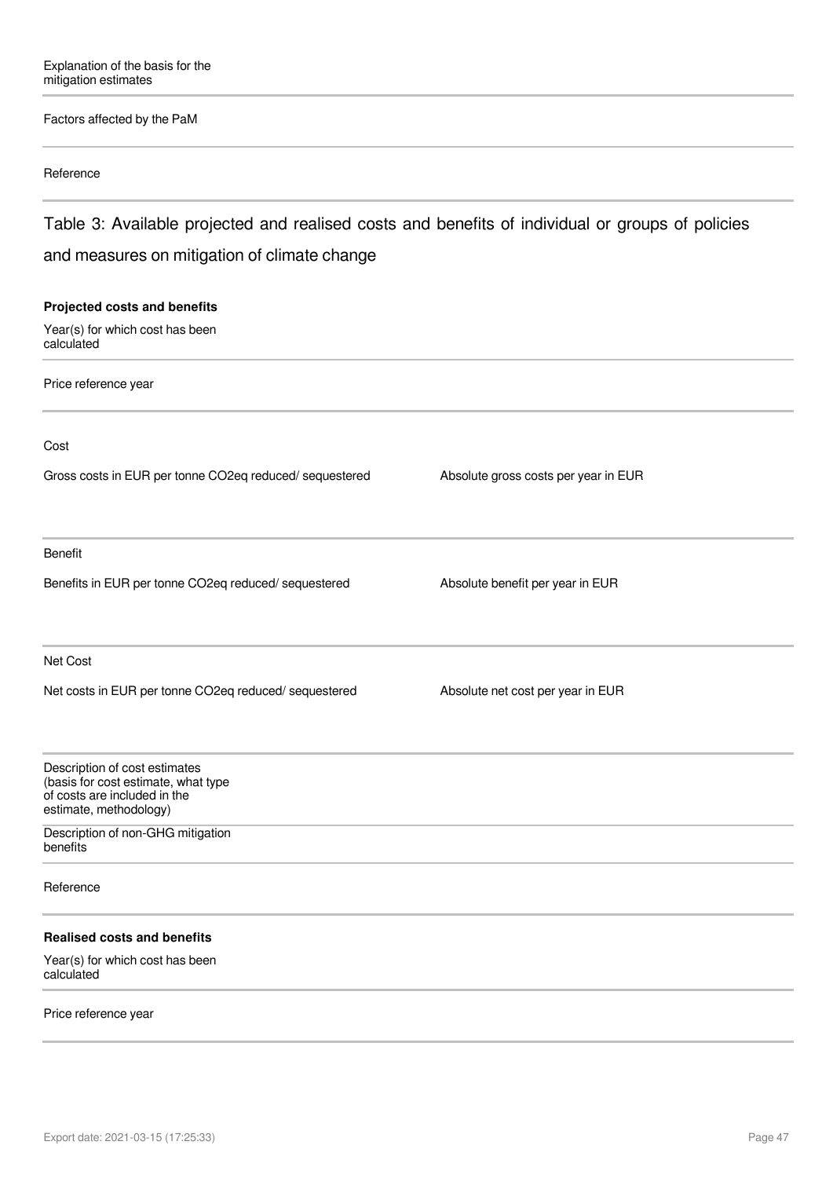Explanation of the basis for the mitigation estimates

Factors affected by the PaM

Reference

## Table 3: Available projected and realised costs and benefits of individual or groups of policies and measures on mitigation of climate change

**Projected costs and benefits**

Year(s) for which cost has been calculated

Price reference year

Cost

| Gross costs in EUR per tonne CO2eq reduced/ sequestered | Absolute gross costs per year in EUR |
|---|---|
| | |

Benefit

| Benefits in EUR per tonne CO2eq reduced/ sequestered | Absolute benefit per year in EUR |
|---|---|
| | |

Net Cost

| Net costs in EUR per tonne CO2eq reduced/ sequestered | Absolute net cost per year in EUR |
|---|---|
| | |

Description of cost estimates (basis for cost estimate, what type of costs are included in the estimate, methodology)

Description of non-GHG mitigation benefits

Reference

**Realised costs and benefits**

Year(s) for which cost has been calculated

Price reference year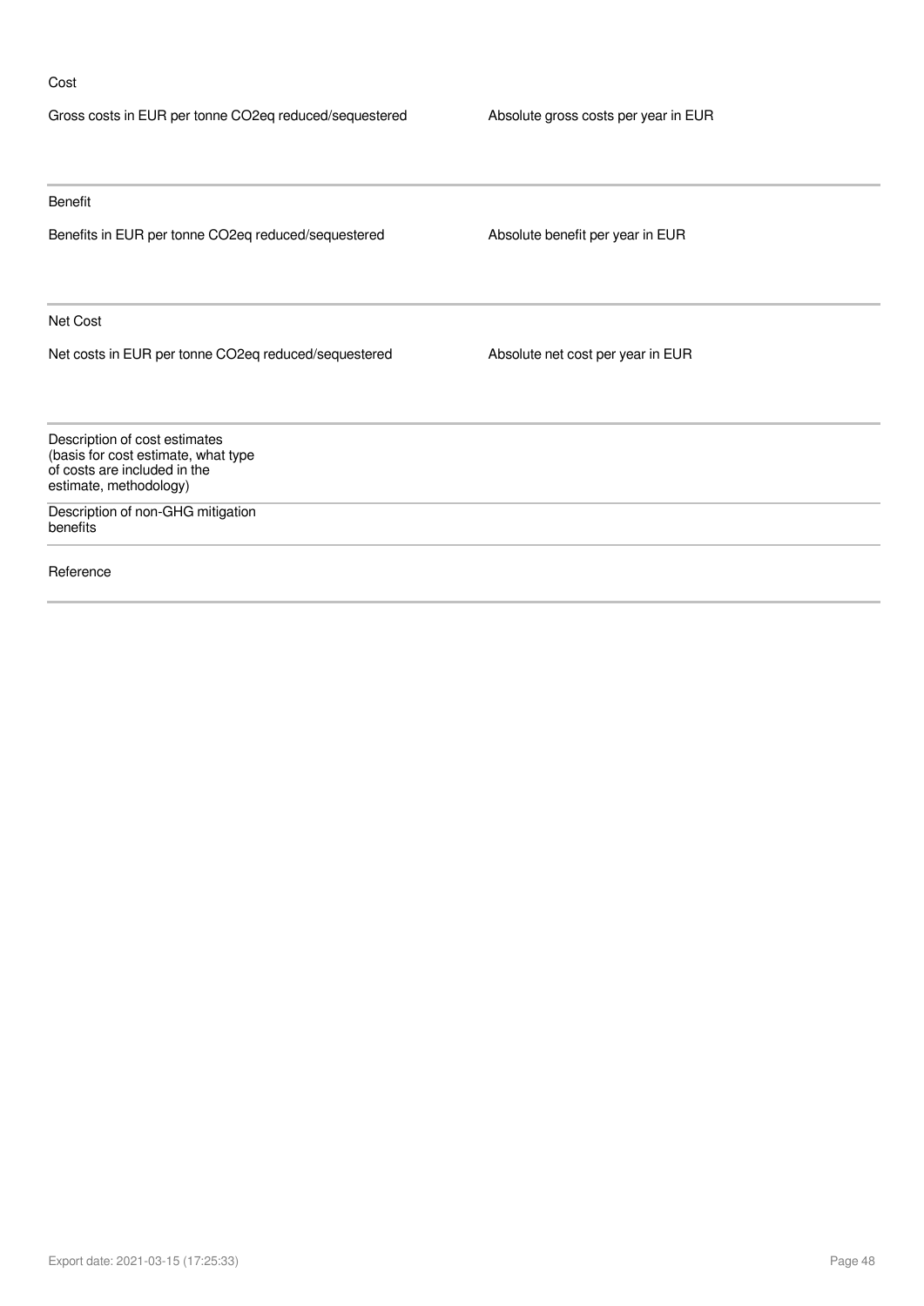Cost

| Gross costs in EUR per tonne CO2eq reduced/sequestered | Absolute gross costs per year in EUR |
|---|---|
| | |

Benefit

| Benefits in EUR per tonne CO2eq reduced/sequestered | Absolute benefit per year in EUR |
|---|---|
| | |

Net Cost

| Net costs in EUR per tonne CO2eq reduced/sequestered | Absolute net cost per year in EUR |
|---|---|
| | |

| | |
|---|---|
| Description of cost estimates (basis for cost estimate, what type of costs are included in the estimate, methodology) | |
| Description of non-GHG mitigation benefits | |
| Reference | |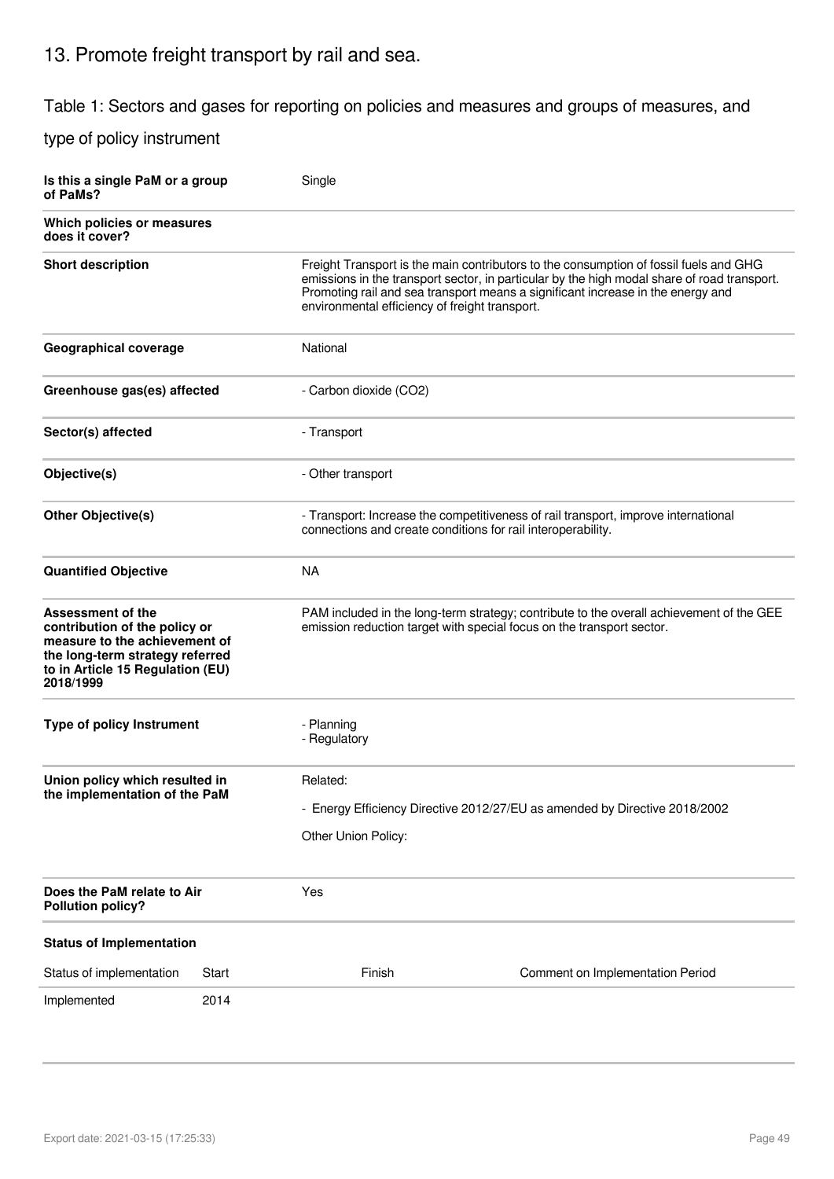## 13. Promote freight transport by rail and sea.

### Table 1: Sectors and gases for reporting on policies and measures and groups of measures, and type of policy instrument

| | |
|---|---|
| **Is this a single PaM or a group of PaMs?** | Single |
| **Which policies or measures does it cover?** | |
| **Short description** | Freight Transport is the main contributors to the consumption of fossil fuels and GHG emissions in the transport sector, in particular by the high modal share of road transport. Promoting rail and sea transport means a significant increase in the energy and environmental efficiency of freight transport. |
| **Geographical coverage** | National |
| **Greenhouse gas(es) affected** | - Carbon dioxide ($CO_2$) |
| **Sector(s) affected** | - Transport |
| **Objective(s)** | - Other transport |
| **Other Objective(s)** | - Transport: Increase the competitiveness of rail transport, improve international connections and create conditions for rail interoperability. |
| **Quantified Objective** | NA |
| **Assessment of the contribution of the policy or measure to the achievement of the long-term strategy referred to in Article 15 Regulation (EU) 2018/1999** | PAM included in the long-term strategy; contribute to the overall achievement of the GEE emission reduction target with special focus on the transport sector. |
| **Type of policy Instrument** | - Planning<br>- Regulatory |
| **Union policy which resulted in the implementation of the PaM** | Related:<br>- Energy Efficiency Directive 2012/27/EU as amended by Directive 2018/2002<br>Other Union Policy: |
| **Does the PaM relate to Air Pollution policy?** | Yes |

**Status of Implementation**

| Status of implementation | Start | Finish | Comment on Implementation Period |
|---|---|---|---|
| Implemented | 2014 | | |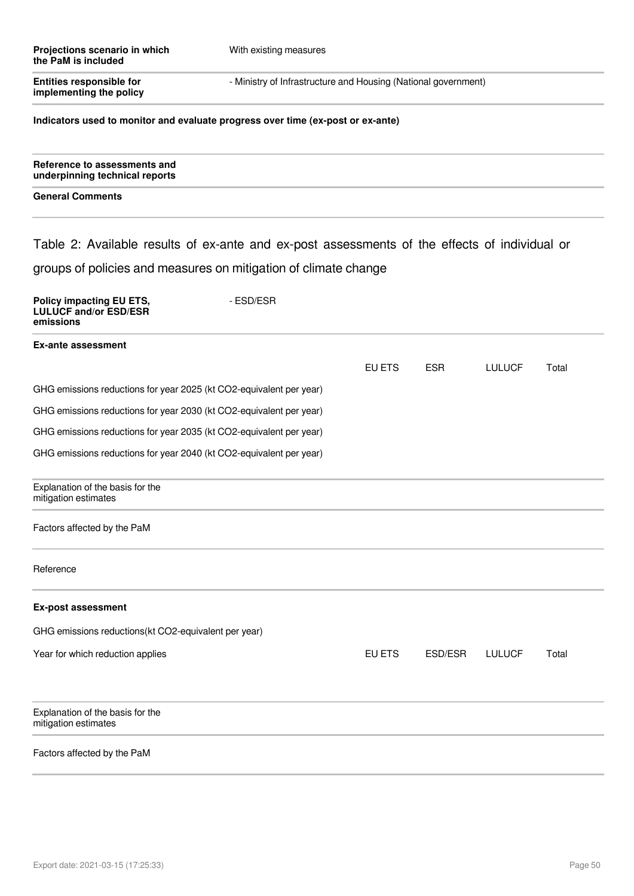| | |
|---|---|
| **Projections scenario in which the PaM is included** | With existing measures |
| **Entities responsible for implementing the policy** | - Ministry of Infrastructure and Housing (National government) |

**Indicators used to monitor and evaluate progress over time (ex-post or ex-ante)**

**Reference to assessments and underpinning technical reports**

**General Comments**

## Table 2: Available results of ex-ante and ex-post assessments of the effects of individual or groups of policies and measures on mitigation of climate change

| | |
|---|---|
| **Policy impacting EU ETS, LULUCF and/or ESD/ESR emissions** | - ESD/ESR |

**Ex-ante assessment**

| | EU ETS | ESR | LULUCF | Total |
|---|---|---|---|---|
| GHG emissions reductions for year 2025 (kt CO2-equivalent per year) | | | | |
| GHG emissions reductions for year 2030 (kt CO2-equivalent per year) | | | | |
| GHG emissions reductions for year 2035 (kt CO2-equivalent per year) | | | | |
| GHG emissions reductions for year 2040 (kt CO2-equivalent per year) | | | | |

Explanation of the basis for the mitigation estimates

Factors affected by the PaM

Reference

**Ex-post assessment**

GHG emissions reductions(kt CO2-equivalent per year)

| Year for which reduction applies | EU ETS | ESD/ESR | LULUCF | Total |
|---|---|---|---|---|
| | | | | |

Explanation of the basis for the mitigation estimates

Factors affected by the PaM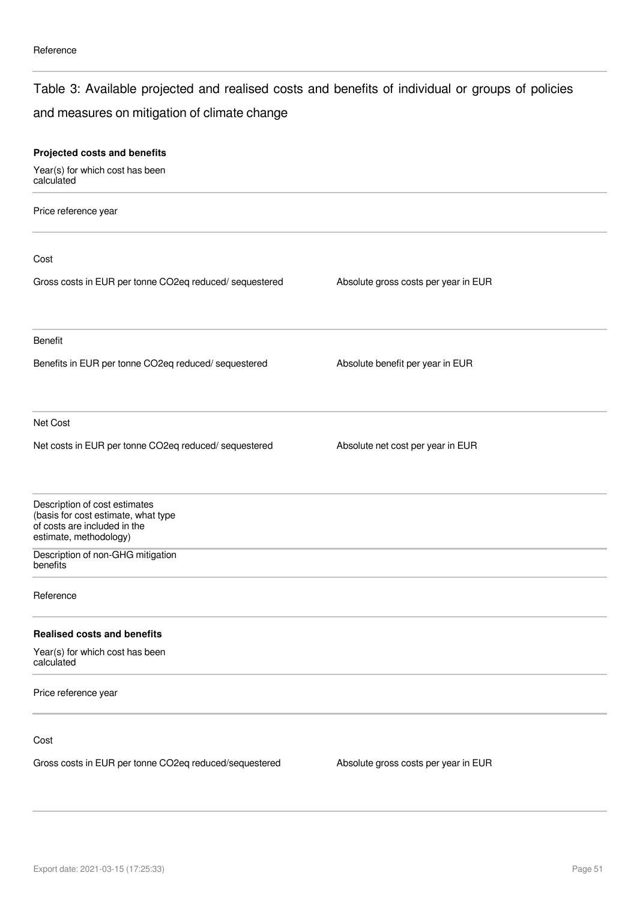Reference

## Table 3: Available projected and realised costs and benefits of individual or groups of policies and measures on mitigation of climate change

**Projected costs and benefits**

Year(s) for which cost has been calculated

Price reference year

Cost

| Gross costs in EUR per tonne CO2eq reduced/ sequestered | Absolute gross costs per year in EUR |
|---|---|
| | |

Benefit

| Benefits in EUR per tonne CO2eq reduced/ sequestered | Absolute benefit per year in EUR |
|---|---|
| | |

Net Cost

| Net costs in EUR per tonne CO2eq reduced/ sequestered | Absolute net cost per year in EUR |
|---|---|
| | |

Description of cost estimates (basis for cost estimate, what type of costs are included in the estimate, methodology)

Description of non-GHG mitigation benefits

Reference

**Realised costs and benefits**

Year(s) for which cost has been calculated

Price reference year

Cost

| Gross costs in EUR per tonne CO2eq reduced/sequestered | Absolute gross costs per year in EUR |
|---|---|
| | |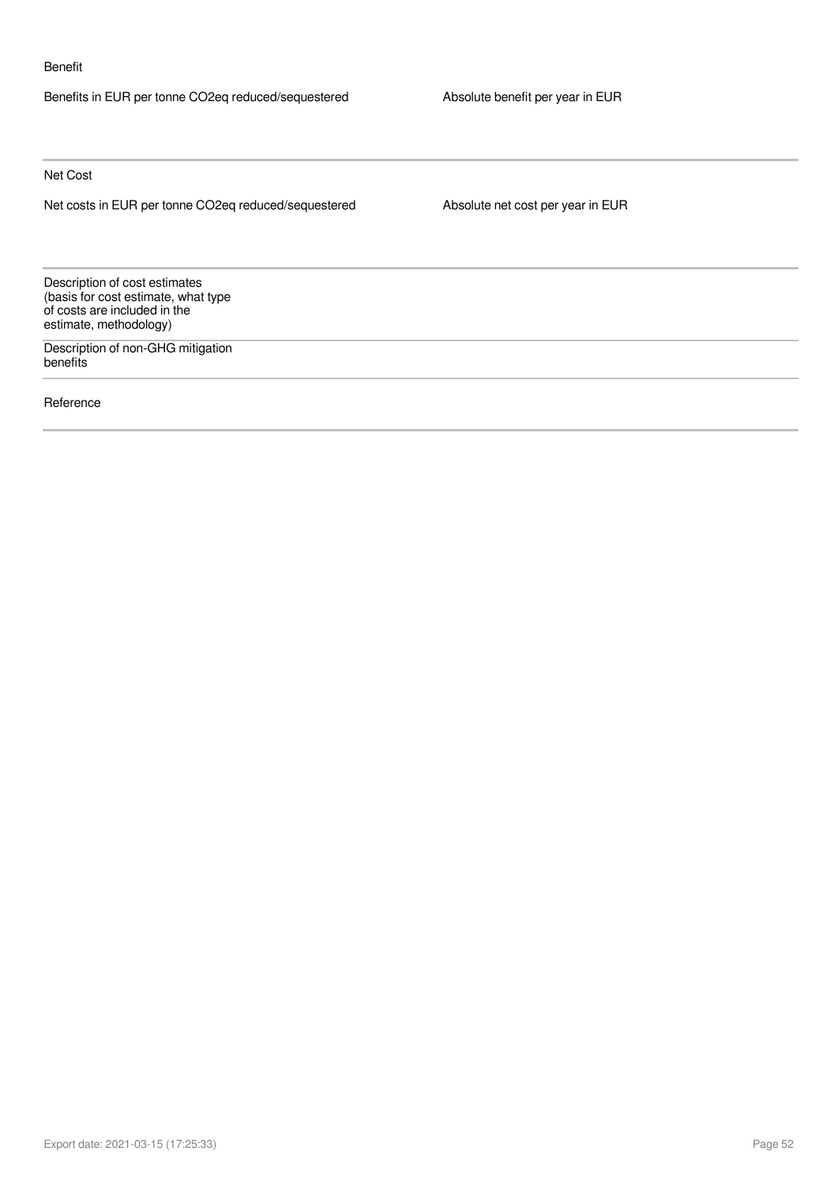Benefit

| Benefits in EUR per tonne CO2eq reduced/sequestered | Absolute benefit per year in EUR |
| --- | --- |
| | |

Net Cost

| Net costs in EUR per tonne CO2eq reduced/sequestered | Absolute net cost per year in EUR |
| --- | --- |
| | |

| | |
| --- | --- |
| Description of cost estimates (basis for cost estimate, what type of costs are included in the estimate, methodology) | |
| Description of non-GHG mitigation benefits | |
| Reference | |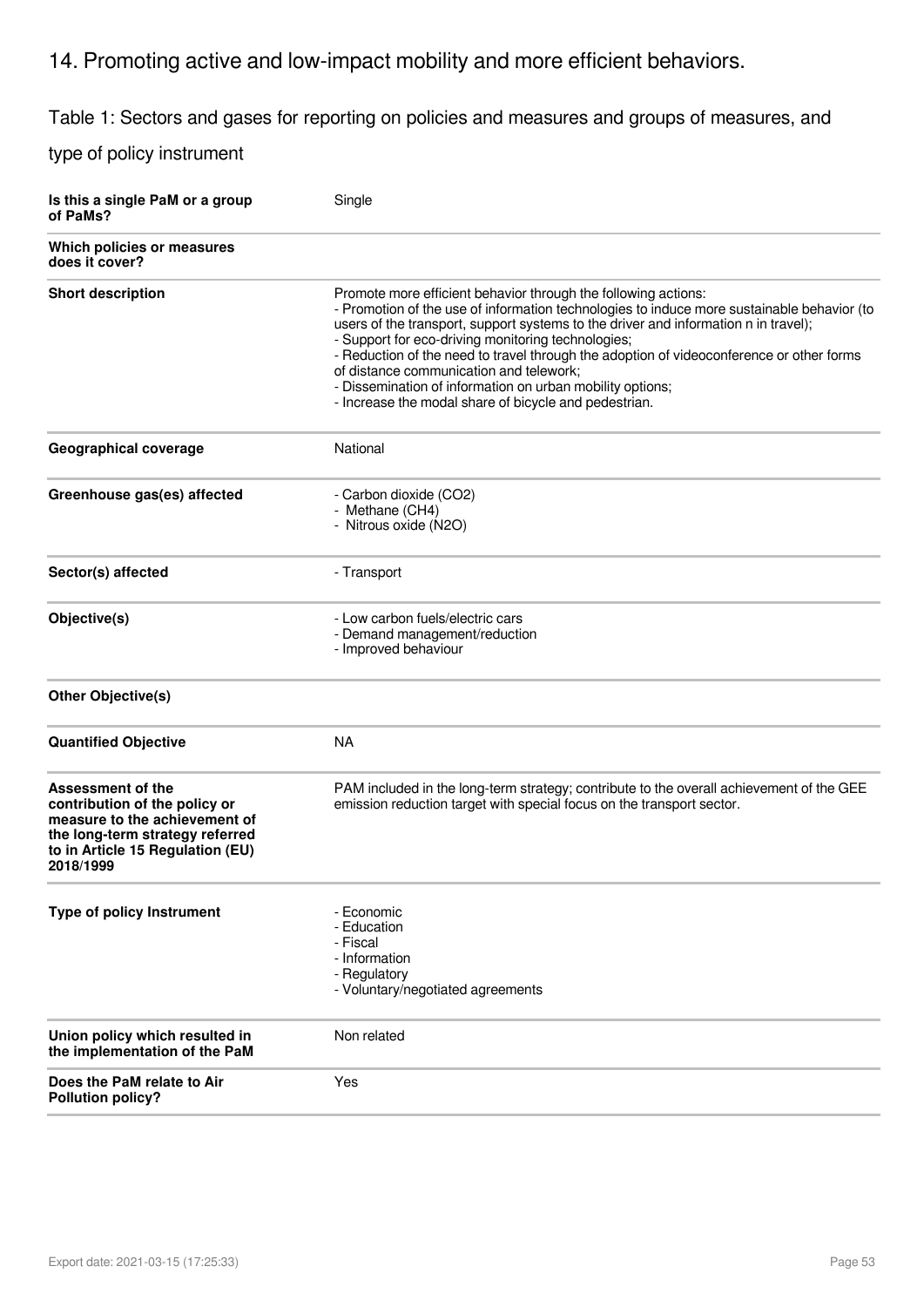# 14. Promoting active and low-impact mobility and more efficient behaviors.

## Table 1: Sectors and gases for reporting on policies and measures and groups of measures, and type of policy instrument

| | |
|---|---|
| **Is this a single PaM or a group of PaMs?** | Single |
| **Which policies or measures does it cover?** | |
| **Short description** | Promote more efficient behavior through the following actions:<br>- Promotion of the use of information technologies to induce more sustainable behavior (to users of the transport, support systems to the driver and information n in travel);<br>- Support for eco-driving monitoring technologies;<br>- Reduction of the need to travel through the adoption of videoconference or other forms of distance communication and telework;<br>- Dissemination of information on urban mobility options;<br>- Increase the modal share of bicycle and pedestrian. |
| **Geographical coverage** | National |
| **Greenhouse gas(es) affected** | - Carbon dioxide ($CO_2$)<br>- Methane ($CH_4$)<br>- Nitrous oxide ($N_2O$) |
| **Sector(s) affected** | - Transport |
| **Objective(s)** | - Low carbon fuels/electric cars<br>- Demand management/reduction<br>- Improved behaviour |
| **Other Objective(s)** | |
| **Quantified Objective** | NA |
| **Assessment of the contribution of the policy or measure to the achievement of the long-term strategy referred to in Article 15 Regulation (EU) 2018/1999** | PAM included in the long-term strategy; contribute to the overall achievement of the GEE emission reduction target with special focus on the transport sector. |
| **Type of policy Instrument** | - Economic<br>- Education<br>- Fiscal<br>- Information<br>- Regulatory<br>- Voluntary/negotiated agreements |
| **Union policy which resulted in the implementation of the PaM** | Non related |
| **Does the PaM relate to Air Pollution policy?** | Yes |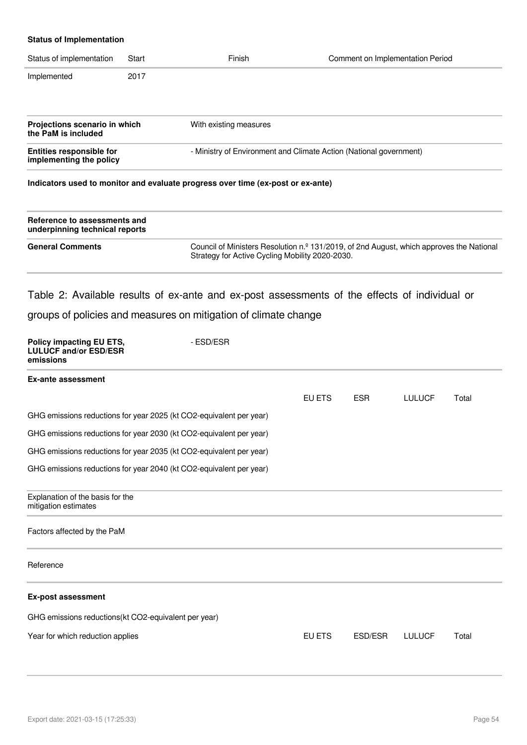**Status of Implementation**

| Status of implementation | Start | Finish | Comment on Implementation Period |
|---|---|---|---|
| Implemented | 2017 | | |

| | |
|---|---|
| **Projections scenario in which the PaM is included** | With existing measures |
| **Entities responsible for implementing the policy** | - Ministry of Environment and Climate Action (National government) |

**Indicators used to monitor and evaluate progress over time (ex-post or ex-ante)**

| | |
|---|---|
| **Reference to assessments and underpinning technical reports** | |
| **General Comments** | Council of Ministers Resolution n.º 131/2019, of 2nd August, which approves the National Strategy for Active Cycling Mobility 2020-2030. |

## Table 2: Available results of ex-ante and ex-post assessments of the effects of individual or groups of policies and measures on mitigation of climate change

| | |
|---|---|
| **Policy impacting EU ETS, LULUCF and/or ESD/ESR emissions** | - ESD/ESR |

**Ex-ante assessment**

| | EU ETS | ESR | LULUCF | Total |
|---|---|---|---|---|
| GHG emissions reductions for year 2025 (kt CO2-equivalent per year) | | | | |
| GHG emissions reductions for year 2030 (kt CO2-equivalent per year) | | | | |
| GHG emissions reductions for year 2035 (kt CO2-equivalent per year) | | | | |
| GHG emissions reductions for year 2040 (kt CO2-equivalent per year) | | | | |

Explanation of the basis for the mitigation estimates

Factors affected by the PaM

Reference

**Ex-post assessment**

GHG emissions reductions(kt CO2-equivalent per year)

| Year for which reduction applies | EU ETS | ESD/ESR | LULUCF | Total |
|---|---|---|---|---|
| | | | | |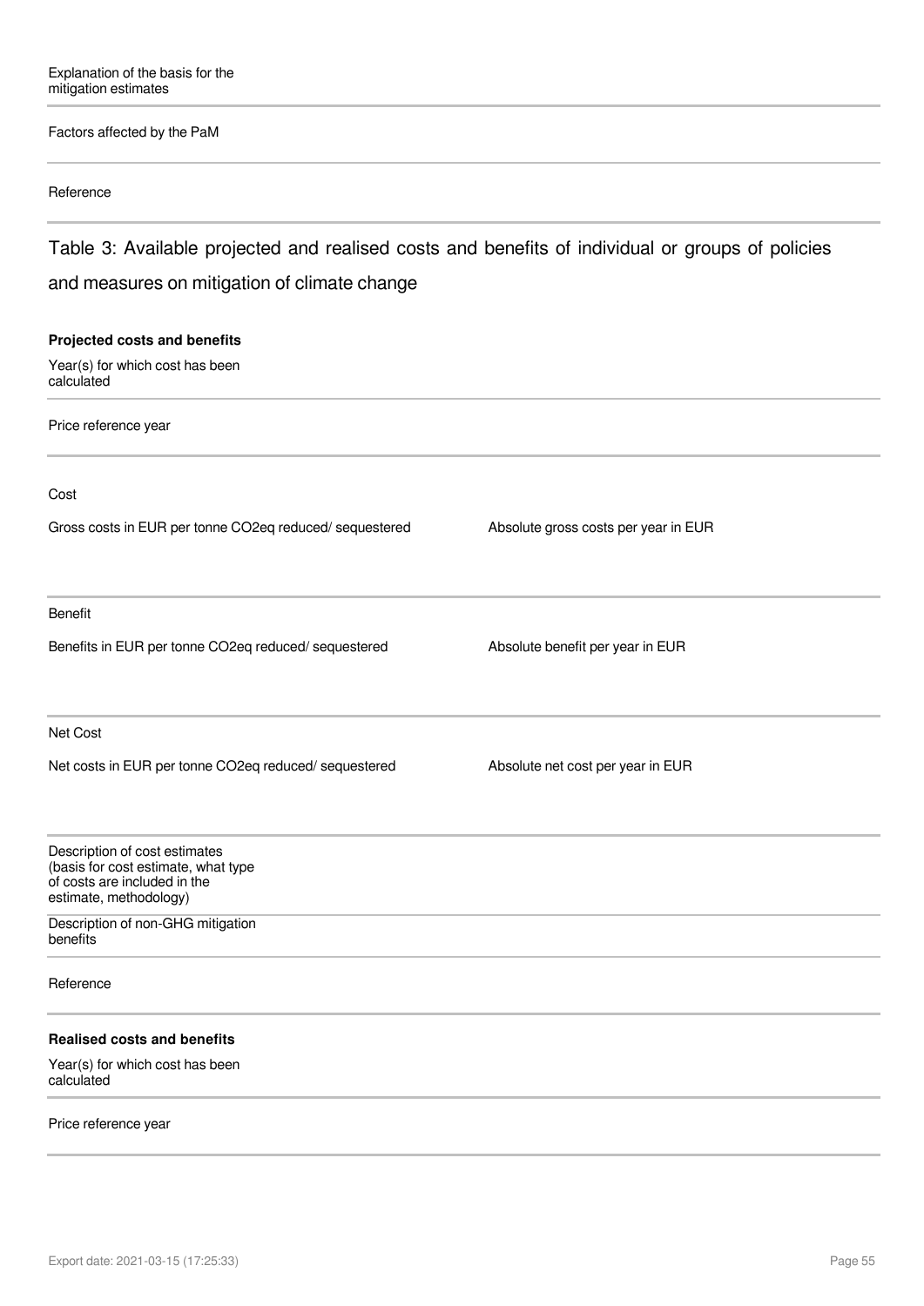Explanation of the basis for the mitigation estimates

Factors affected by the PaM

Reference

## Table 3: Available projected and realised costs and benefits of individual or groups of policies and measures on mitigation of climate change

**Projected costs and benefits**

Year(s) for which cost has been calculated

Price reference year

Cost

| Gross costs in EUR per tonne CO2eq reduced/ sequestered | Absolute gross costs per year in EUR |
| --- | --- |
| | |

Benefit

| Benefits in EUR per tonne CO2eq reduced/ sequestered | Absolute benefit per year in EUR |
| --- | --- |
| | |

Net Cost

| Net costs in EUR per tonne CO2eq reduced/ sequestered | Absolute net cost per year in EUR |
| --- | --- |
| | |

Description of cost estimates (basis for cost estimate, what type of costs are included in the estimate, methodology)

Description of non-GHG mitigation benefits

Reference

**Realised costs and benefits**

Year(s) for which cost has been calculated

Price reference year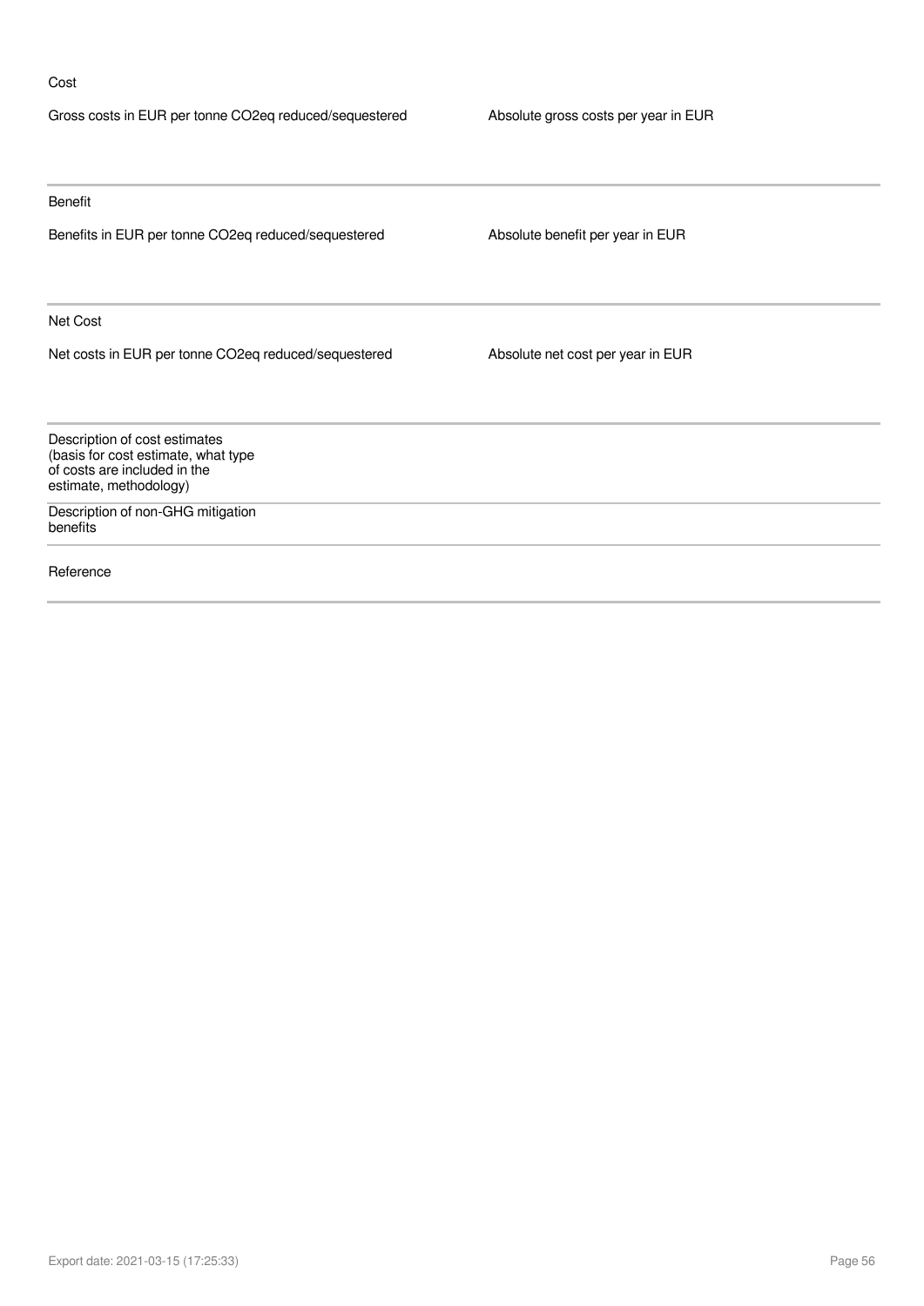Cost

| Gross costs in EUR per tonne $CO_2$eq reduced/sequestered | Absolute gross costs per year in EUR |
| --- | --- |
| | |

Benefit

| Benefits in EUR per tonne $CO_2$eq reduced/sequestered | Absolute benefit per year in EUR |
| --- | --- |
| | |

Net Cost

| Net costs in EUR per tonne $CO_2$eq reduced/sequestered | Absolute net cost per year in EUR |
| --- | --- |
| | |

| | |
| --- | --- |
| Description of cost estimates (basis for cost estimate, what type of costs are included in the estimate, methodology) | |
| Description of non-GHG mitigation benefits | |
| Reference | |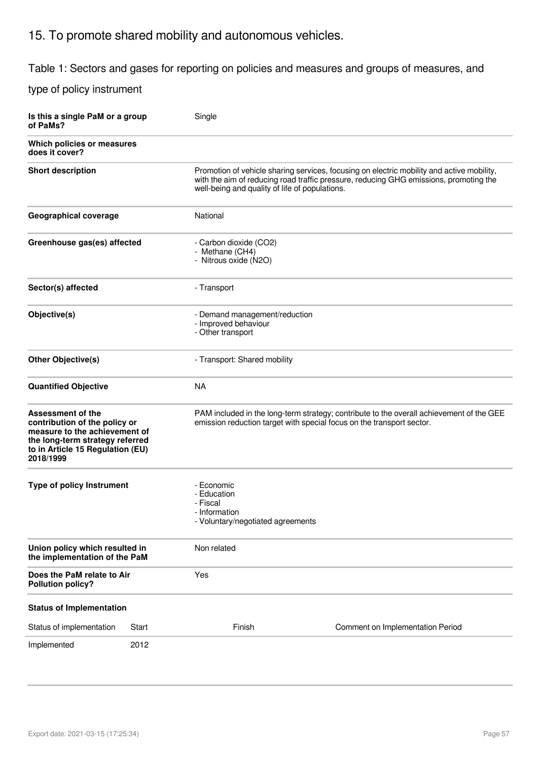# 15. To promote shared mobility and autonomous vehicles.

## Table 1: Sectors and gases for reporting on policies and measures and groups of measures, and type of policy instrument

| | |
|---|---|
| **Is this a single PaM or a group of PaMs?** | Single |
| **Which policies or measures does it cover?** | |
| **Short description** | Promotion of vehicle sharing services, focusing on electric mobility and active mobility, with the aim of reducing road traffic pressure, reducing GHG emissions, promoting the well-being and quality of life of populations. |
| **Geographical coverage** | National |
| **Greenhouse gas(es) affected** | - Carbon dioxide ($CO_2$)<br>- Methane ($CH_4$)<br>- Nitrous oxide ($N_2O$) |
| **Sector(s) affected** | - Transport |
| **Objective(s)** | - Demand management/reduction<br>- Improved behaviour<br>- Other transport |
| **Other Objective(s)** | - Transport: Shared mobility |
| **Quantified Objective** | NA |
| **Assessment of the contribution of the policy or measure to the achievement of the long-term strategy referred to in Article 15 Regulation (EU) 2018/1999** | PAM included in the long-term strategy; contribute to the overall achievement of the GEE emission reduction target with special focus on the transport sector. |
| **Type of policy Instrument** | - Economic<br>- Education<br>- Fiscal<br>- Information<br>- Voluntary/negotiated agreements |
| **Union policy which resulted in the implementation of the PaM** | Non related |
| **Does the PaM relate to Air Pollution policy?** | Yes |

**Status of Implementation**

| Status of implementation | Start | Finish | Comment on Implementation Period |
|---|---|---|---|
| Implemented | 2012 | | |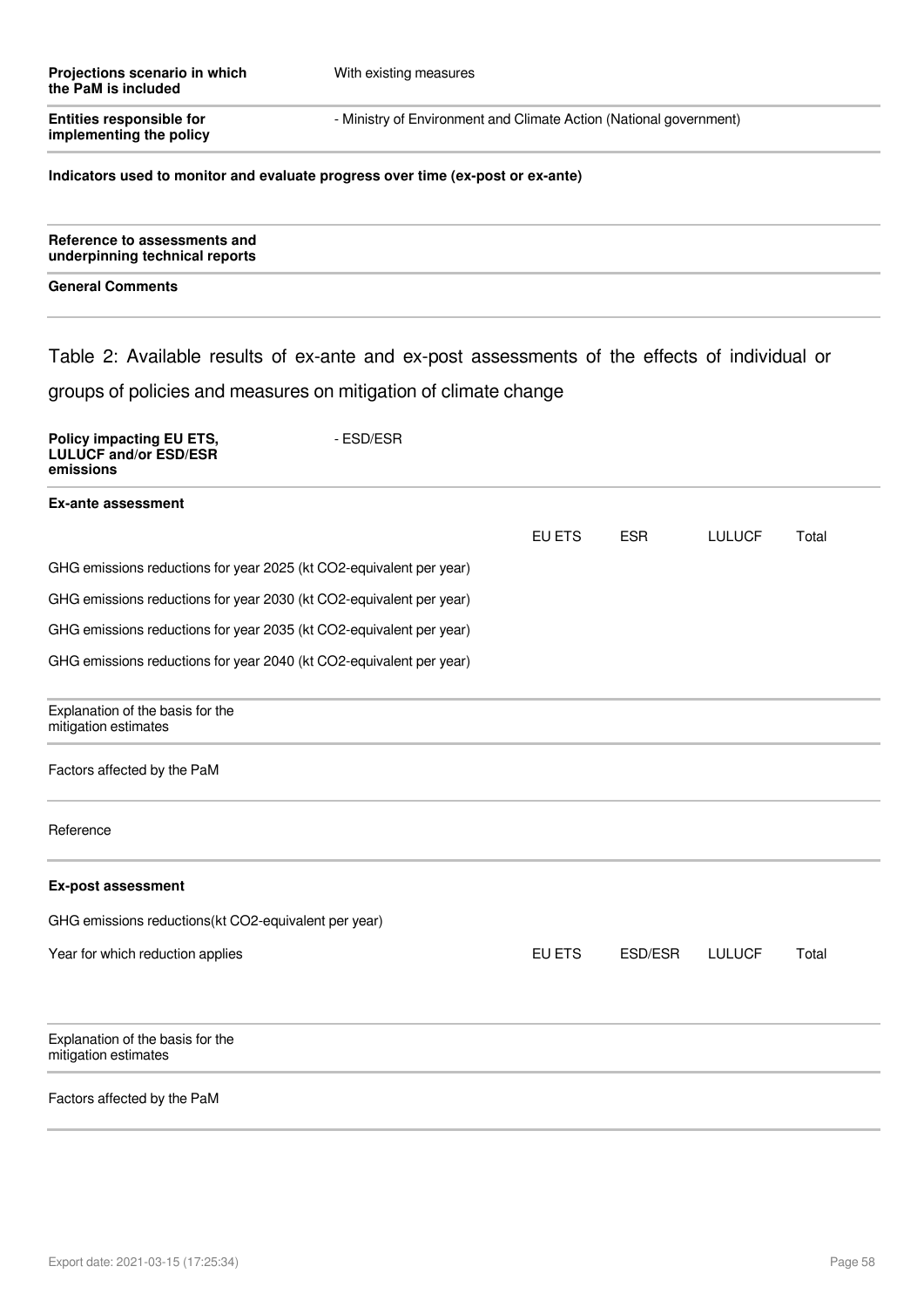| | |
|---|---|
| **Projections scenario in which the PaM is included** | With existing measures |
| **Entities responsible for implementing the policy** | - Ministry of Environment and Climate Action (National government) |

**Indicators used to monitor and evaluate progress over time (ex-post or ex-ante)**

**Reference to assessments and underpinning technical reports**

**General Comments**

## Table 2: Available results of ex-ante and ex-post assessments of the effects of individual or groups of policies and measures on mitigation of climate change

| | |
|---|---|
| **Policy impacting EU ETS, LULUCF and/or ESD/ESR emissions** | - ESD/ESR |

**Ex-ante assessment**

| | EU ETS | ESR | LULUCF | Total |
|---|---|---|---|---|
| GHG emissions reductions for year 2025 (kt CO2-equivalent per year) | | | | |
| GHG emissions reductions for year 2030 (kt CO2-equivalent per year) | | | | |
| GHG emissions reductions for year 2035 (kt CO2-equivalent per year) | | | | |
| GHG emissions reductions for year 2040 (kt CO2-equivalent per year) | | | | |

Explanation of the basis for the mitigation estimates

Factors affected by the PaM

Reference

**Ex-post assessment**

GHG emissions reductions(kt CO2-equivalent per year)

| Year for which reduction applies | EU ETS | ESD/ESR | LULUCF | Total |
|---|---|---|---|---|

Explanation of the basis for the mitigation estimates

Factors affected by the PaM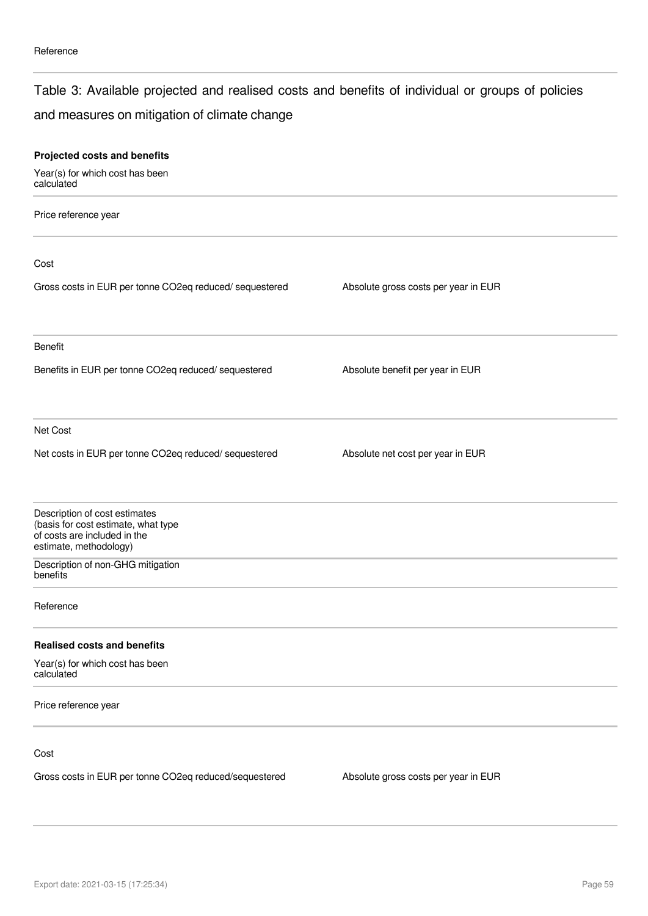Reference

## Table 3: Available projected and realised costs and benefits of individual or groups of policies and measures on mitigation of climate change

**Projected costs and benefits**

Year(s) for which cost has been calculated

Price reference year

Cost

| Gross costs in EUR per tonne CO2eq reduced/ sequestered | Absolute gross costs per year in EUR |
|---|---|
| | |

Benefit

| Benefits in EUR per tonne CO2eq reduced/ sequestered | Absolute benefit per year in EUR |
|---|---|
| | |

Net Cost

| Net costs in EUR per tonne CO2eq reduced/ sequestered | Absolute net cost per year in EUR |
|---|---|
| | |

Description of cost estimates (basis for cost estimate, what type of costs are included in the estimate, methodology)

Description of non-GHG mitigation benefits

Reference

**Realised costs and benefits**

Year(s) for which cost has been calculated

Price reference year

Cost

| Gross costs in EUR per tonne CO2eq reduced/sequestered | Absolute gross costs per year in EUR |
|---|---|
| | |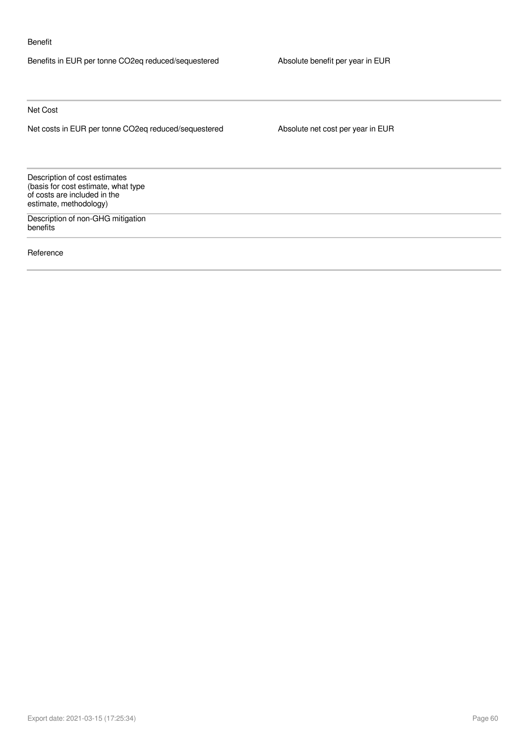Benefit

| Benefits in EUR per tonne CO2eq reduced/sequestered | Absolute benefit per year in EUR |
| --- | --- |
| | |

Net Cost

| Net costs in EUR per tonne CO2eq reduced/sequestered | Absolute net cost per year in EUR |
| --- | --- |
| | |

| Description of cost estimates (basis for cost estimate, what type of costs are included in the estimate, methodology) | |
| --- | --- |
| Description of non-GHG mitigation benefits | |
| Reference | |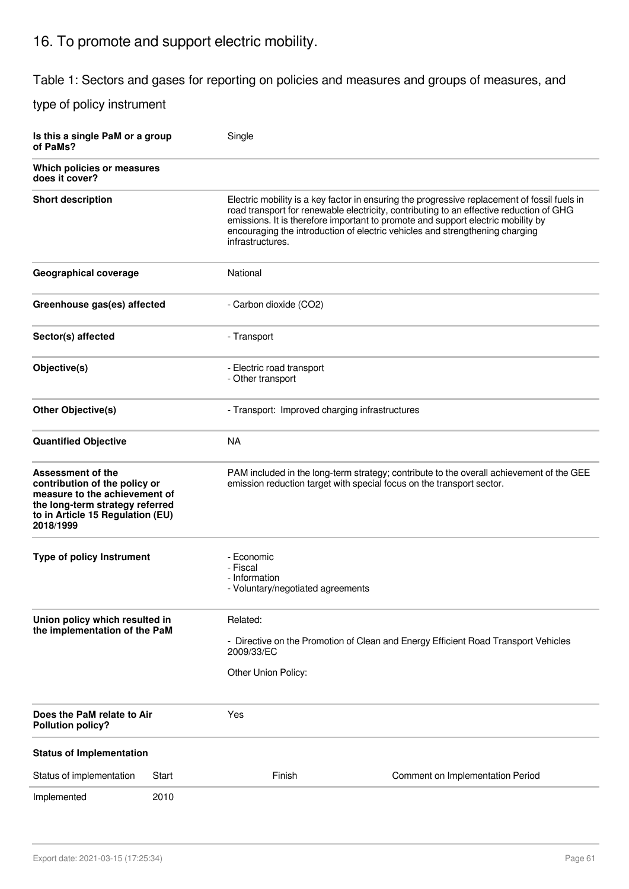# 16. To promote and support electric mobility.

## Table 1: Sectors and gases for reporting on policies and measures and groups of measures, and type of policy instrument

| | |
|---|---|
| **Is this a single PaM or a group of PaMs?** | Single |
| **Which policies or measures does it cover?** | |
| **Short description** | Electric mobility is a key factor in ensuring the progressive replacement of fossil fuels in road transport for renewable electricity, contributing to an effective reduction of GHG emissions. It is therefore important to promote and support electric mobility by encouraging the introduction of electric vehicles and strengthening charging infrastructures. |
| **Geographical coverage** | National |
| **Greenhouse gas(es) affected** | - Carbon dioxide ($CO_2$) |
| **Sector(s) affected** | - Transport |
| **Objective(s)** | - Electric road transport<br>- Other transport |
| **Other Objective(s)** | - Transport: Improved charging infrastructures |
| **Quantified Objective** | NA |
| **Assessment of the contribution of the policy or measure to the achievement of the long-term strategy referred to in Article 15 Regulation (EU) 2018/1999** | PAM included in the long-term strategy; contribute to the overall achievement of the GEE emission reduction target with special focus on the transport sector. |
| **Type of policy Instrument** | - Economic<br>- Fiscal<br>- Information<br>- Voluntary/negotiated agreements |
| **Union policy which resulted in the implementation of the PaM** | Related:<br><br>- Directive on the Promotion of Clean and Energy Efficient Road Transport Vehicles 2009/33/EC<br><br>Other Union Policy: |
| **Does the PaM relate to Air Pollution policy?** | Yes |

**Status of Implementation**

| Status of implementation | Start | Finish | Comment on Implementation Period |
|---|---|---|---|
| Implemented | 2010 | | |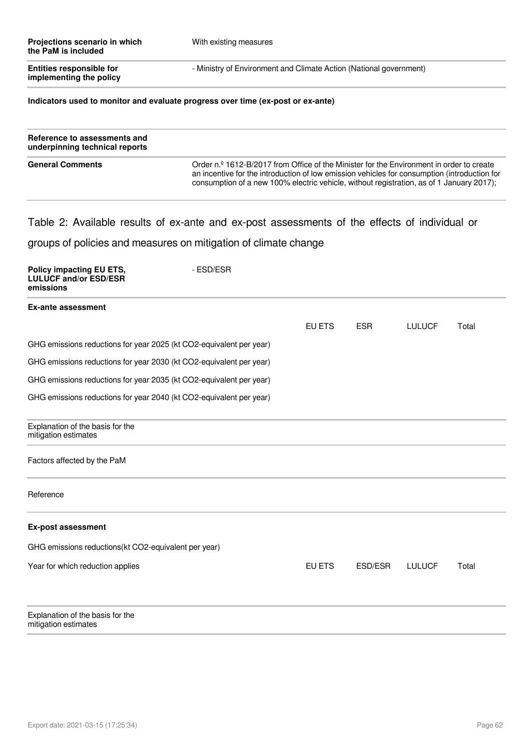| | |
|---|---|
| **Projections scenario in which the PaM is included** | With existing measures |
| **Entities responsible for implementing the policy** | - Ministry of Environment and Climate Action (National government) |

**Indicators used to monitor and evaluate progress over time (ex-post or ex-ante)**

| | |
|---|---|
| **Reference to assessments and underpinning technical reports** | |
| **General Comments** | Order n.º 1612-B/2017 from Office of the Minister for the Environment in order to create an incentive for the introduction of low emission vehicles for consumption (introduction for consumption of a new 100% electric vehicle, without registration, as of 1 January 2017); |

## Table 2: Available results of ex-ante and ex-post assessments of the effects of individual or groups of policies and measures on mitigation of climate change

| | |
|---|---|
| **Policy impacting EU ETS, LULUCF and/or ESD/ESR emissions** | - ESD/ESR |

**Ex-ante assessment**

| | EU ETS | ESR | LULUCF | Total |
|---|---|---|---|---|
| GHG emissions reductions for year 2025 (kt CO2-equivalent per year) | | | | |
| GHG emissions reductions for year 2030 (kt CO2-equivalent per year) | | | | |
| GHG emissions reductions for year 2035 (kt CO2-equivalent per year) | | | | |
| GHG emissions reductions for year 2040 (kt CO2-equivalent per year) | | | | |

Explanation of the basis for the mitigation estimates

Factors affected by the PaM

Reference

**Ex-post assessment**

GHG emissions reductions(kt CO2-equivalent per year)

| Year for which reduction applies | EU ETS | ESD/ESR | LULUCF | Total |
|---|---|---|---|---|
| | | | | |

Explanation of the basis for the mitigation estimates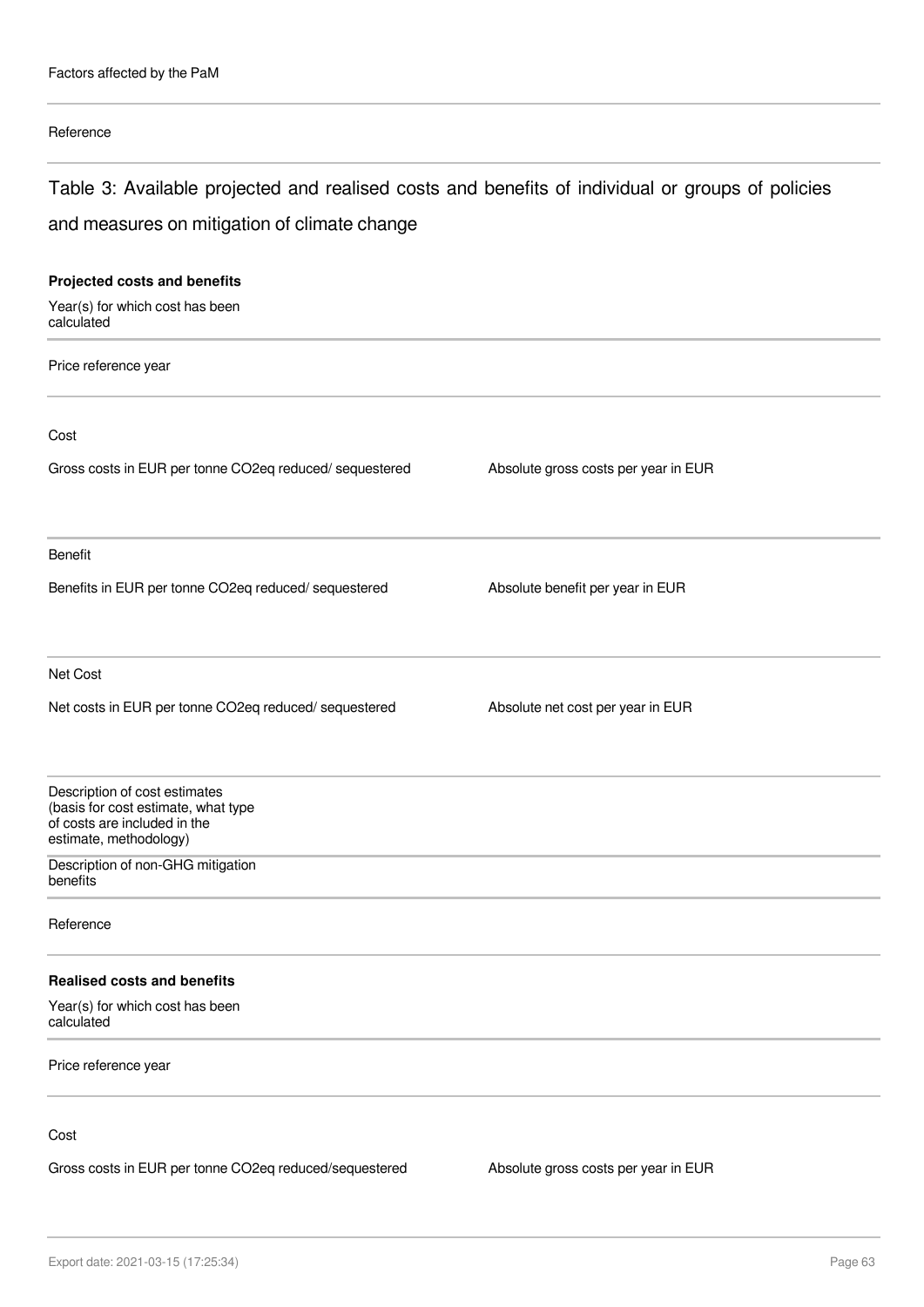Factors affected by the PaM

Reference

## Table 3: Available projected and realised costs and benefits of individual or groups of policies and measures on mitigation of climate change

**Projected costs and benefits**

Year(s) for which cost has been calculated

Price reference year

Cost

| Gross costs in EUR per tonne CO2eq reduced/ sequestered | Absolute gross costs per year in EUR |
|---|---|

Benefit

| Benefits in EUR per tonne CO2eq reduced/ sequestered | Absolute benefit per year in EUR |
|---|---|

Net Cost

| Net costs in EUR per tonne CO2eq reduced/ sequestered | Absolute net cost per year in EUR |
|---|---|

Description of cost estimates (basis for cost estimate, what type of costs are included in the estimate, methodology)

Description of non-GHG mitigation benefits

Reference

**Realised costs and benefits**

Year(s) for which cost has been calculated

Price reference year

Cost

| Gross costs in EUR per tonne CO2eq reduced/sequestered | Absolute gross costs per year in EUR |
|---|---|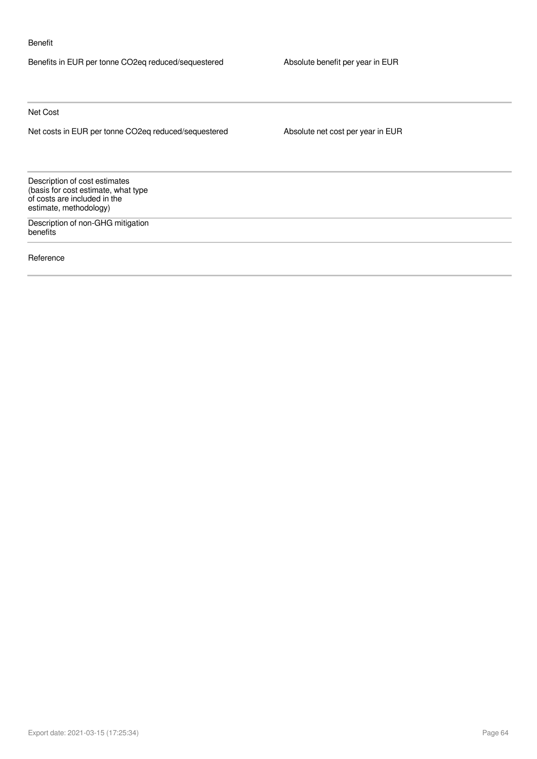Benefit

| Benefits in EUR per tonne CO2eq reduced/sequestered | Absolute benefit per year in EUR |
|---|---|
| | |

Net Cost

| Net costs in EUR per tonne CO2eq reduced/sequestered | Absolute net cost per year in EUR |
|---|---|
| | |

| | |
|---|---|
| Description of cost estimates (basis for cost estimate, what type of costs are included in the estimate, methodology) | |
| Description of non-GHG mitigation benefits | |
| Reference | |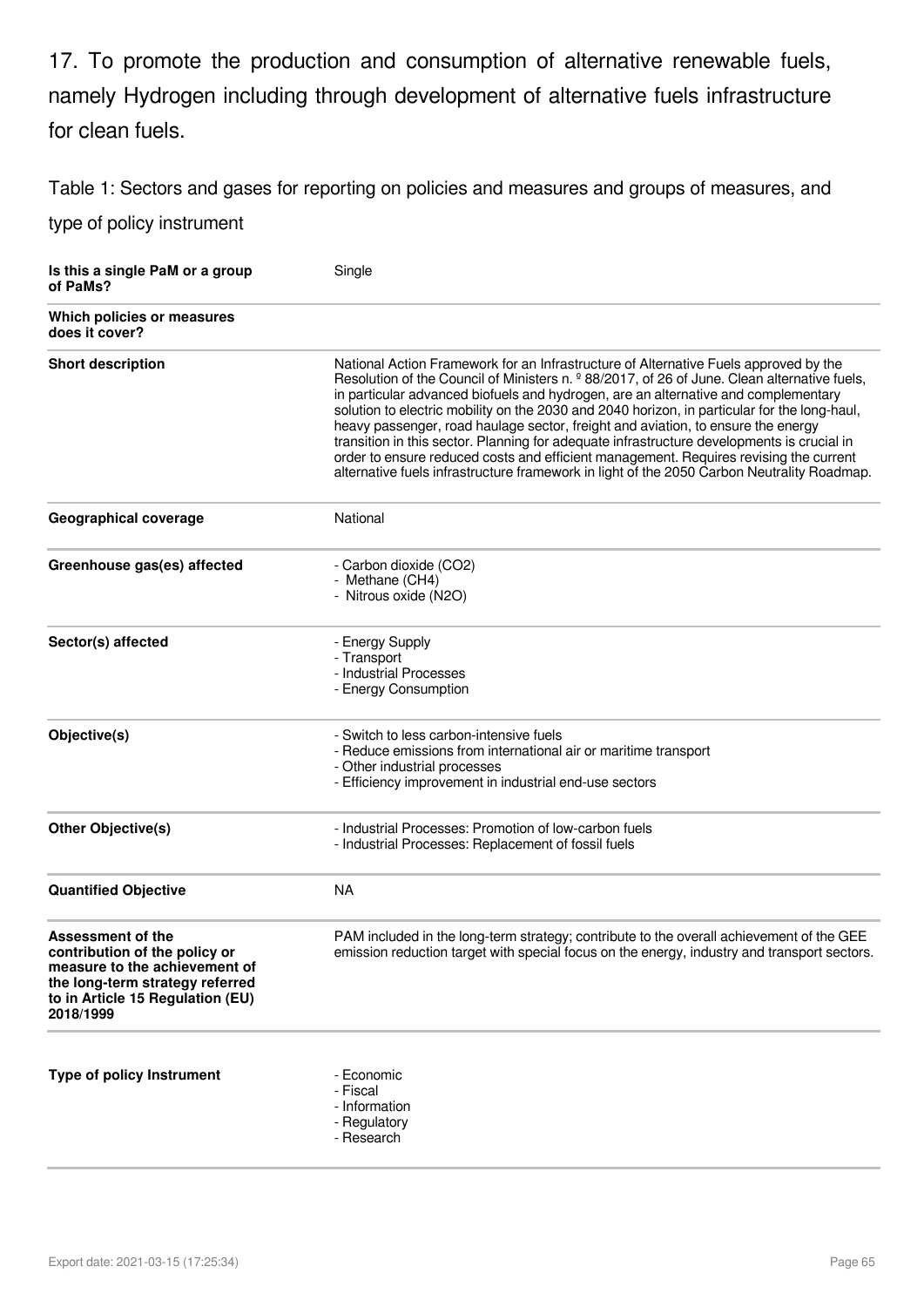17. To promote the production and consumption of alternative renewable fuels, namely Hydrogen including through development of alternative fuels infrastructure for clean fuels.

Table 1: Sectors and gases for reporting on policies and measures and groups of measures, and type of policy instrument

| | |
|---|---|
| **Is this a single PaM or a group of PaMs?** | Single |
| **Which policies or measures does it cover?** | |
| **Short description** | National Action Framework for an Infrastructure of Alternative Fuels approved by the Resolution of the Council of Ministers n. º 88/2017, of 26 of June. Clean alternative fuels, in particular advanced biofuels and hydrogen, are an alternative and complementary solution to electric mobility on the 2030 and 2040 horizon, in particular for the long-haul, heavy passenger, road haulage sector, freight and aviation, to ensure the energy transition in this sector. Planning for adequate infrastructure developments is crucial in order to ensure reduced costs and efficient management. Requires revising the current alternative fuels infrastructure framework in light of the 2050 Carbon Neutrality Roadmap. |
| **Geographical coverage** | National |
| **Greenhouse gas(es) affected** | - Carbon dioxide ($CO_2$)<br>- Methane ($CH_4$)<br>- Nitrous oxide ($N_2O$) |
| **Sector(s) affected** | - Energy Supply<br>- Transport<br>- Industrial Processes<br>- Energy Consumption |
| **Objective(s)** | - Switch to less carbon-intensive fuels<br>- Reduce emissions from international air or maritime transport<br>- Other industrial processes<br>- Efficiency improvement in industrial end-use sectors |
| **Other Objective(s)** | - Industrial Processes: Promotion of low-carbon fuels<br>- Industrial Processes: Replacement of fossil fuels |
| **Quantified Objective** | NA |
| **Assessment of the contribution of the policy or measure to the achievement of the long-term strategy referred to in Article 15 Regulation (EU) 2018/1999** | PAM included in the long-term strategy; contribute to the overall achievement of the GEE emission reduction target with special focus on the energy, industry and transport sectors. |
| **Type of policy Instrument** | - Economic<br>- Fiscal<br>- Information<br>- Regulatory<br>- Research |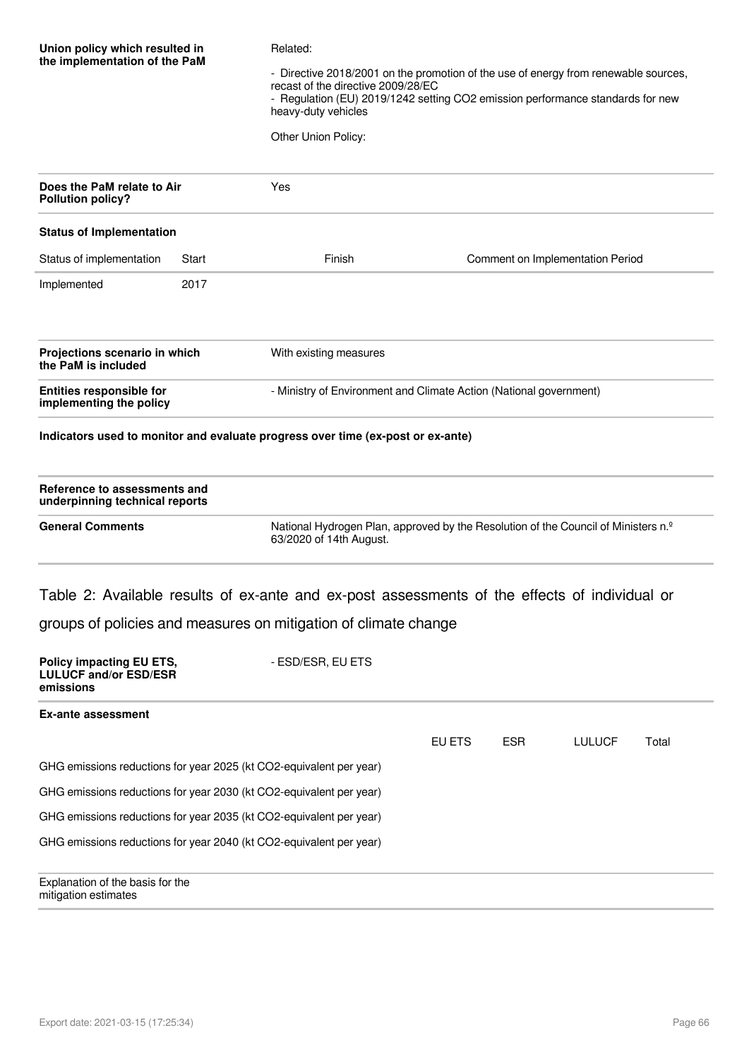| | |
|---|---|
| **Union policy which resulted in the implementation of the PaM** | Related:<br><br>- Directive 2018/2001 on the promotion of the use of energy from renewable sources, recast of the directive 2009/28/EC<br>- Regulation (EU) 2019/1242 setting CO2 emission performance standards for new heavy-duty vehicles<br><br>Other Union Policy: |
| **Does the PaM relate to Air Pollution policy?** | Yes |

**Status of Implementation**

| Status of implementation | Start | Finish | Comment on Implementation Period |
|---|---|---|---|
| Implemented | 2017 | | |

| | |
|---|---|
| **Projections scenario in which the PaM is included** | With existing measures |
| **Entities responsible for implementing the policy** | - Ministry of Environment and Climate Action (National government) |

**Indicators used to monitor and evaluate progress over time (ex-post or ex-ante)**

| | |
|---|---|
| **Reference to assessments and underpinning technical reports** | |
| **General Comments** | National Hydrogen Plan, approved by the Resolution of the Council of Ministers n.º 63/2020 of 14th August. |

## Table 2: Available results of ex-ante and ex-post assessments of the effects of individual or groups of policies and measures on mitigation of climate change

| | |
|---|---|
| **Policy impacting EU ETS, LULUCF and/or ESD/ESR emissions** | - ESD/ESR, EU ETS |

**Ex-ante assessment**

| | EU ETS | ESR | LULUCF | Total |
|---|---|---|---|---|
| GHG emissions reductions for year 2025 (kt CO2-equivalent per year) | | | | |
| GHG emissions reductions for year 2030 (kt CO2-equivalent per year) | | | | |
| GHG emissions reductions for year 2035 (kt CO2-equivalent per year) | | | | |
| GHG emissions reductions for year 2040 (kt CO2-equivalent per year) | | | | |

| | |
|---|---|
| Explanation of the basis for the mitigation estimates | |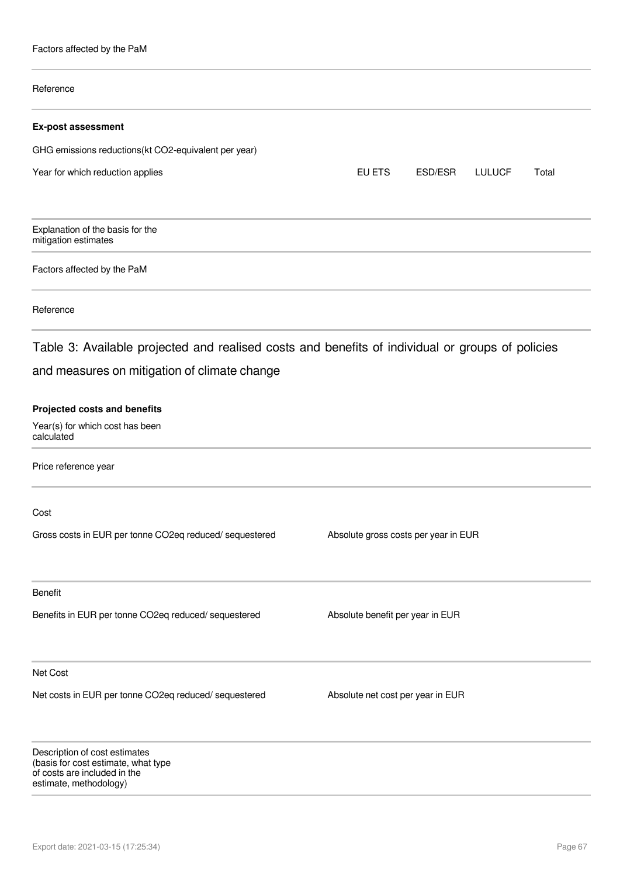Factors affected by the PaM

Reference

**Ex-post assessment**

GHG emissions reductions(kt CO2-equivalent per year)

| Year for which reduction applies | EU ETS | ESD/ESR | LULUCF | Total |
|---|---|---|---|---|
| | | | | |

Explanation of the basis for the mitigation estimates

Factors affected by the PaM

Reference

## Table 3: Available projected and realised costs and benefits of individual or groups of policies and measures on mitigation of climate change

**Projected costs and benefits**

Year(s) for which cost has been calculated

Price reference year

Cost

| Gross costs in EUR per tonne CO2eq reduced/ sequestered | Absolute gross costs per year in EUR |
|---|---|
| | |

Benefit

| Benefits in EUR per tonne CO2eq reduced/ sequestered | Absolute benefit per year in EUR |
|---|---|
| | |

Net Cost

| Net costs in EUR per tonne CO2eq reduced/ sequestered | Absolute net cost per year in EUR |
|---|---|
| | |

Description of cost estimates (basis for cost estimate, what type of costs are included in the estimate, methodology)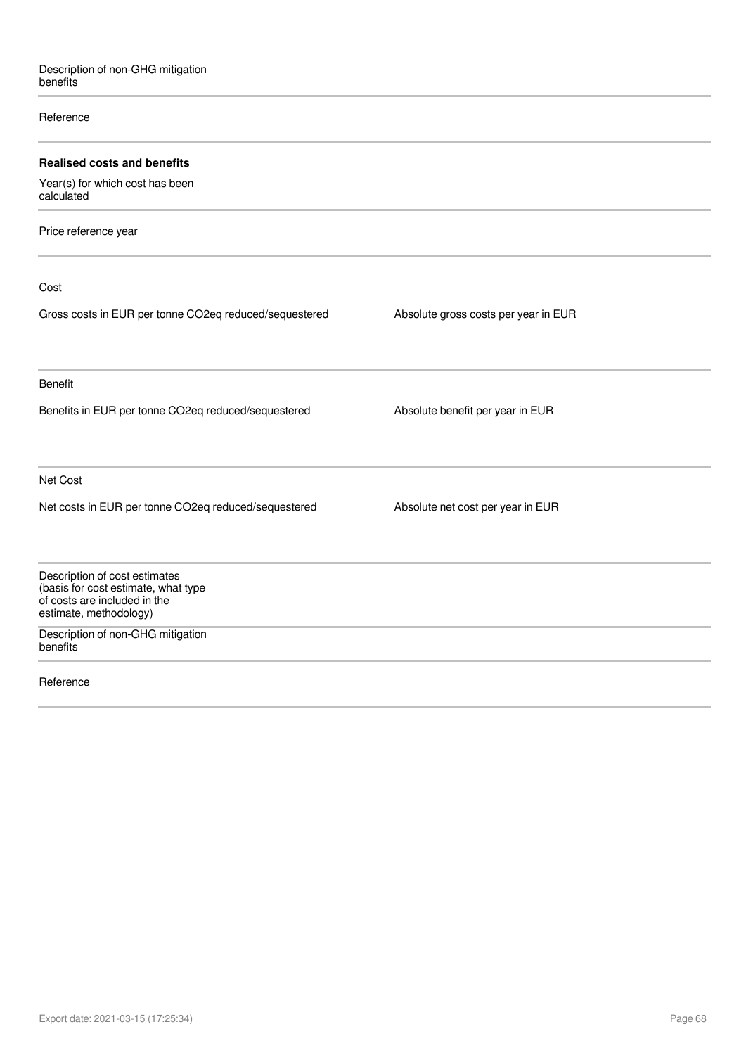Description of non-GHG mitigation benefits

Reference

**Realised costs and benefits**

Year(s) for which cost has been calculated

Price reference year

Cost

| Gross costs in EUR per tonne CO2eq reduced/sequestered | Absolute gross costs per year in EUR |
| --- | --- |
| | |

Benefit

| Benefits in EUR per tonne CO2eq reduced/sequestered | Absolute benefit per year in EUR |
| --- | --- |
| | |

Net Cost

| Net costs in EUR per tonne CO2eq reduced/sequestered | Absolute net cost per year in EUR |
| --- | --- |
| | |

Description of cost estimates (basis for cost estimate, what type of costs are included in the estimate, methodology)

Description of non-GHG mitigation benefits

Reference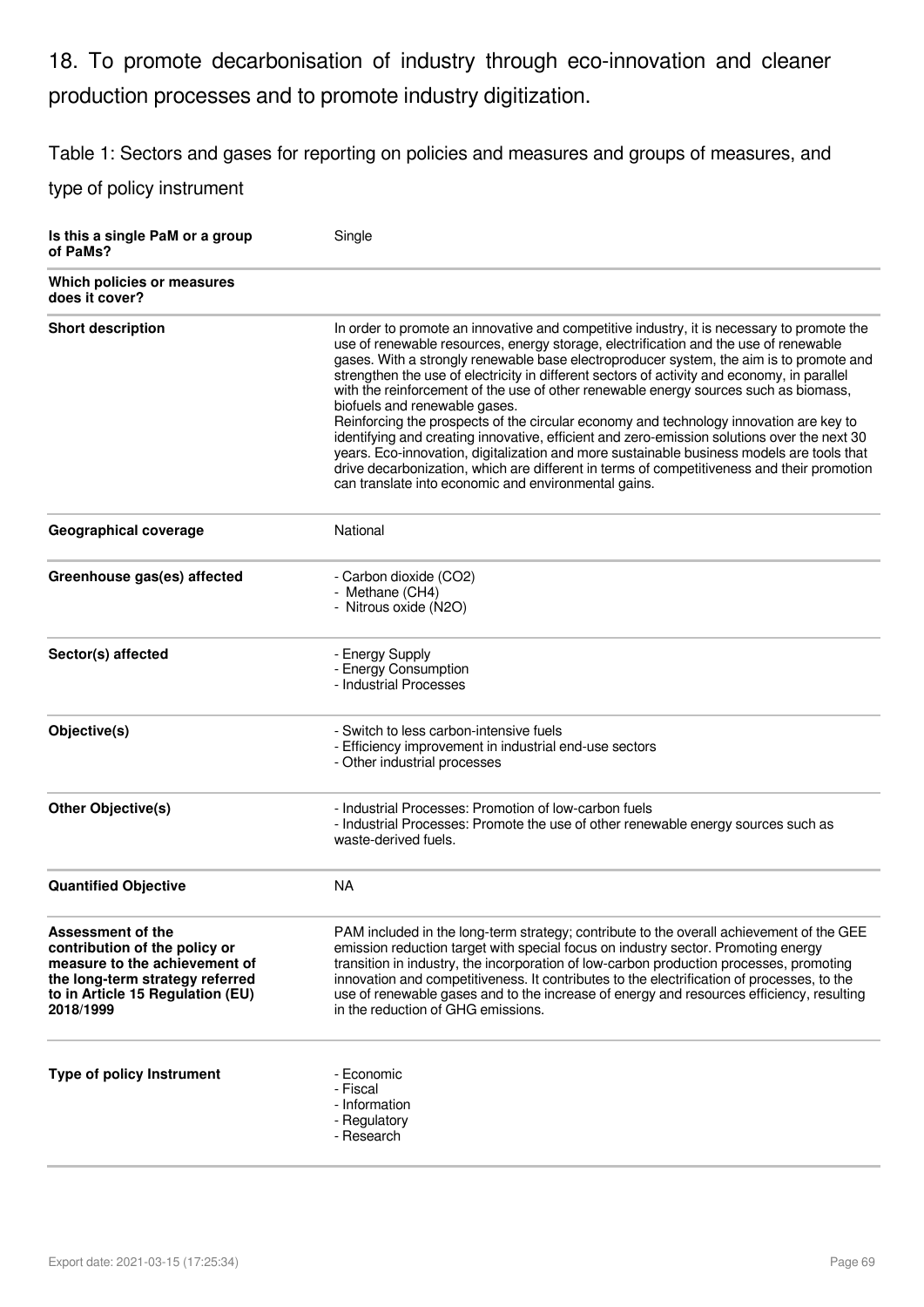## 18. To promote decarbonisation of industry through eco-innovation and cleaner production processes and to promote industry digitization.

Table 1: Sectors and gases for reporting on policies and measures and groups of measures, and type of policy instrument

| | |
|---|---|
| **Is this a single PaM or a group of PaMs?** | Single |
| **Which policies or measures does it cover?** | |
| **Short description** | In order to promote an innovative and competitive industry, it is necessary to promote the use of renewable resources, energy storage, electrification and the use of renewable gases. With a strongly renewable base electroproducer system, the aim is to promote and strengthen the use of electricity in different sectors of activity and economy, in parallel with the reinforcement of the use of other renewable energy sources such as biomass, biofuels and renewable gases.<br>Reinforcing the prospects of the circular economy and technology innovation are key to identifying and creating innovative, efficient and zero-emission solutions over the next 30 years. Eco-innovation, digitalization and more sustainable business models are tools that drive decarbonization, which are different in terms of competitiveness and their promotion can translate into economic and environmental gains. |
| **Geographical coverage** | National |
| **Greenhouse gas(es) affected** | - Carbon dioxide ($CO_2$)<br>- Methane ($CH_4$)<br>- Nitrous oxide ($N_2O$) |
| **Sector(s) affected** | - Energy Supply<br>- Energy Consumption<br>- Industrial Processes |
| **Objective(s)** | - Switch to less carbon-intensive fuels<br>- Efficiency improvement in industrial end-use sectors<br>- Other industrial processes |
| **Other Objective(s)** | - Industrial Processes: Promotion of low-carbon fuels<br>- Industrial Processes: Promote the use of other renewable energy sources such as waste-derived fuels. |
| **Quantified Objective** | NA |
| **Assessment of the contribution of the policy or measure to the achievement of the long-term strategy referred to in Article 15 Regulation (EU) 2018/1999** | PAM included in the long-term strategy; contribute to the overall achievement of the GEE emission reduction target with special focus on industry sector. Promoting energy transition in industry, the incorporation of low-carbon production processes, promoting innovation and competitiveness. It contributes to the electrification of processes, to the use of renewable gases and to the increase of energy and resources efficiency, resulting in the reduction of GHG emissions. |
| **Type of policy Instrument** | - Economic<br>- Fiscal<br>- Information<br>- Regulatory<br>- Research |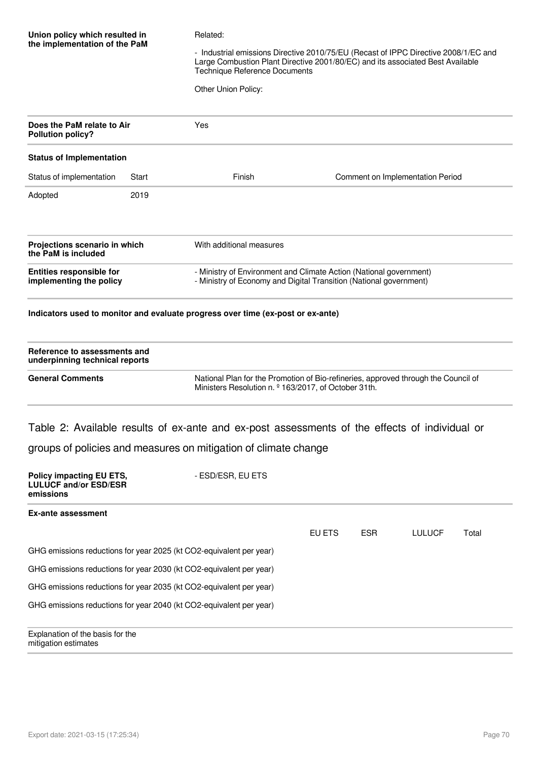| | |
|---|---|
| **Union policy which resulted in the implementation of the PaM** | Related:<br><br>- Industrial emissions Directive 2010/75/EU (Recast of IPPC Directive 2008/1/EC and Large Combustion Plant Directive 2001/80/EC) and its associated Best Available Technique Reference Documents<br><br>Other Union Policy: |
| **Does the PaM relate to Air Pollution policy?** | Yes |

**Status of Implementation**

| Status of implementation | Start | Finish | Comment on Implementation Period |
|---|---|---|---|
| Adopted | 2019 | | |

| | |
|---|---|
| **Projections scenario in which the PaM is included** | With additional measures |
| **Entities responsible for implementing the policy** | - Ministry of Environment and Climate Action (National government)<br>- Ministry of Economy and Digital Transition (National government) |

**Indicators used to monitor and evaluate progress over time (ex-post or ex-ante)**

| | |
|---|---|
| **Reference to assessments and underpinning technical reports** | |
| **General Comments** | National Plan for the Promotion of Bio-refineries, approved through the Council of Ministers Resolution n. º 163/2017, of October 31th. |

## Table 2: Available results of ex-ante and ex-post assessments of the effects of individual or groups of policies and measures on mitigation of climate change

| | |
|---|---|
| **Policy impacting EU ETS, LULUCF and/or ESD/ESR emissions** | - ESD/ESR, EU ETS |

**Ex-ante assessment**

| | EU ETS | ESR | LULUCF | Total |
|---|---|---|---|---|
| GHG emissions reductions for year 2025 (kt CO2-equivalent per year) | | | | |
| GHG emissions reductions for year 2030 (kt CO2-equivalent per year) | | | | |
| GHG emissions reductions for year 2035 (kt CO2-equivalent per year) | | | | |
| GHG emissions reductions for year 2040 (kt CO2-equivalent per year) | | | | |

| | |
|---|---|
| Explanation of the basis for the mitigation estimates | |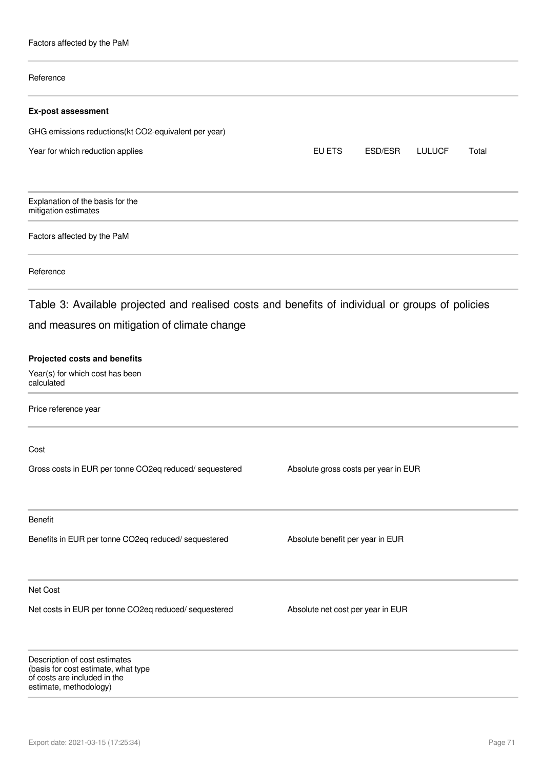Factors affected by the PaM

Reference

**Ex-post assessment**

GHG emissions reductions(kt CO2-equivalent per year)

| Year for which reduction applies | EU ETS | ESD/ESR | LULUCF | Total |
|---|---|---|---|---|
| | | | | |

Explanation of the basis for the mitigation estimates

Factors affected by the PaM

Reference

## Table 3: Available projected and realised costs and benefits of individual or groups of policies and measures on mitigation of climate change

**Projected costs and benefits**

Year(s) for which cost has been calculated

Price reference year

Cost

| Gross costs in EUR per tonne CO2eq reduced/ sequestered | Absolute gross costs per year in EUR |
|---|---|
| | |

Benefit

| Benefits in EUR per tonne CO2eq reduced/ sequestered | Absolute benefit per year in EUR |
|---|---|
| | |

Net Cost

| Net costs in EUR per tonne CO2eq reduced/ sequestered | Absolute net cost per year in EUR |
|---|---|
| | |

Description of cost estimates (basis for cost estimate, what type of costs are included in the estimate, methodology)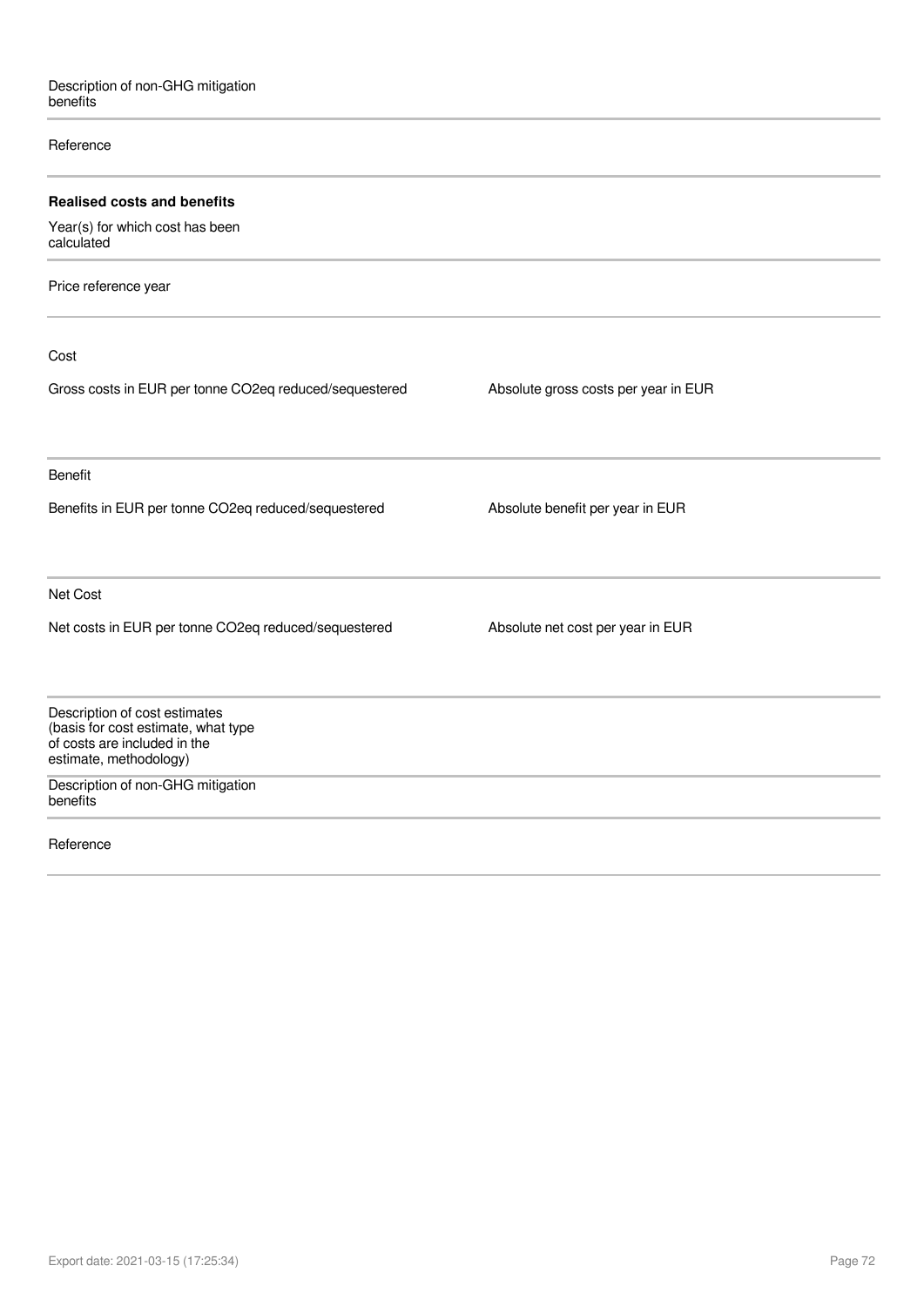Description of non-GHG mitigation benefits

Reference

**Realised costs and benefits**

Year(s) for which cost has been calculated

Price reference year

Cost

| Gross costs in EUR per tonne CO2eq reduced/sequestered | Absolute gross costs per year in EUR |
|---|---|
| | |

Benefit

| Benefits in EUR per tonne CO2eq reduced/sequestered | Absolute benefit per year in EUR |
|---|---|
| | |

Net Cost

| Net costs in EUR per tonne CO2eq reduced/sequestered | Absolute net cost per year in EUR |
|---|---|
| | |

Description of cost estimates (basis for cost estimate, what type of costs are included in the estimate, methodology)

Description of non-GHG mitigation benefits

Reference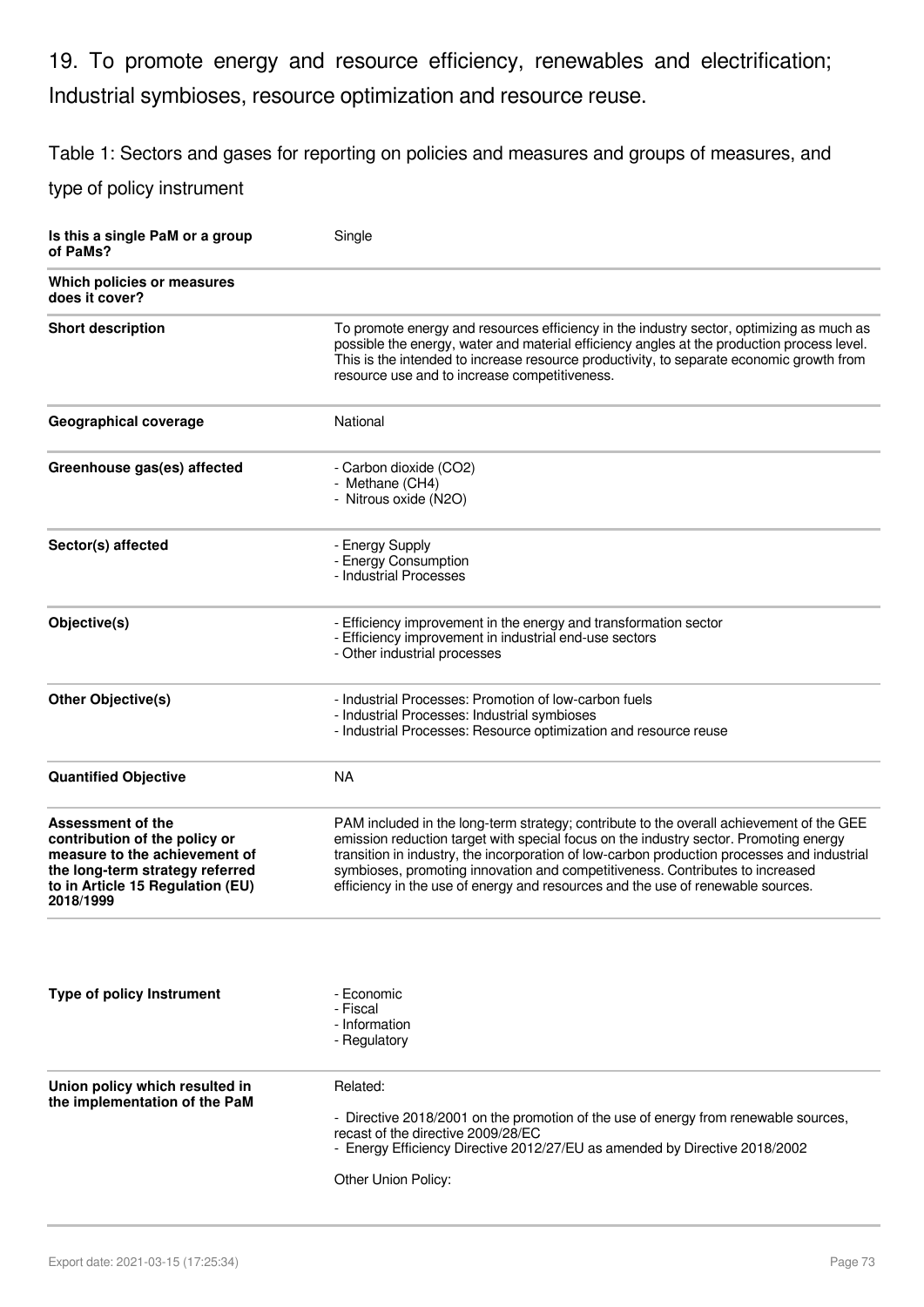# 19. To promote energy and resource efficiency, renewables and electrification; Industrial symbioses, resource optimization and resource reuse.

Table 1: Sectors and gases for reporting on policies and measures and groups of measures, and type of policy instrument

| | |
|---|---|
| **Is this a single PaM or a group of PaMs?** | Single |
| **Which policies or measures does it cover?** | |
| **Short description** | To promote energy and resources efficiency in the industry sector, optimizing as much as possible the energy, water and material efficiency angles at the production process level. This is the intended to increase resource productivity, to separate economic growth from resource use and to increase competitiveness. |
| **Geographical coverage** | National |
| **Greenhouse gas(es) affected** | - Carbon dioxide ($CO_2$)<br>- Methane ($CH_4$)<br>- Nitrous oxide ($N_2O$) |
| **Sector(s) affected** | - Energy Supply<br>- Energy Consumption<br>- Industrial Processes |
| **Objective(s)** | - Efficiency improvement in the energy and transformation sector<br>- Efficiency improvement in industrial end-use sectors<br>- Other industrial processes |
| **Other Objective(s)** | - Industrial Processes: Promotion of low-carbon fuels<br>- Industrial Processes: Industrial symbioses<br>- Industrial Processes: Resource optimization and resource reuse |
| **Quantified Objective** | NA |
| **Assessment of the contribution of the policy or measure to the achievement of the long-term strategy referred to in Article 15 Regulation (EU) 2018/1999** | PAM included in the long-term strategy; contribute to the overall achievement of the GEE emission reduction target with special focus on the industry sector. Promoting energy transition in industry, the incorporation of low-carbon production processes and industrial symbioses, promoting innovation and competitiveness. Contributes to increased efficiency in the use of energy and resources and the use of renewable sources. |
| **Type of policy Instrument** | - Economic<br>- Fiscal<br>- Information<br>- Regulatory |
| **Union policy which resulted in the implementation of the PaM** | Related:<br><br>- Directive 2018/2001 on the promotion of the use of energy from renewable sources, recast of the directive 2009/28/EC<br>- Energy Efficiency Directive 2012/27/EU as amended by Directive 2018/2002<br><br>Other Union Policy: |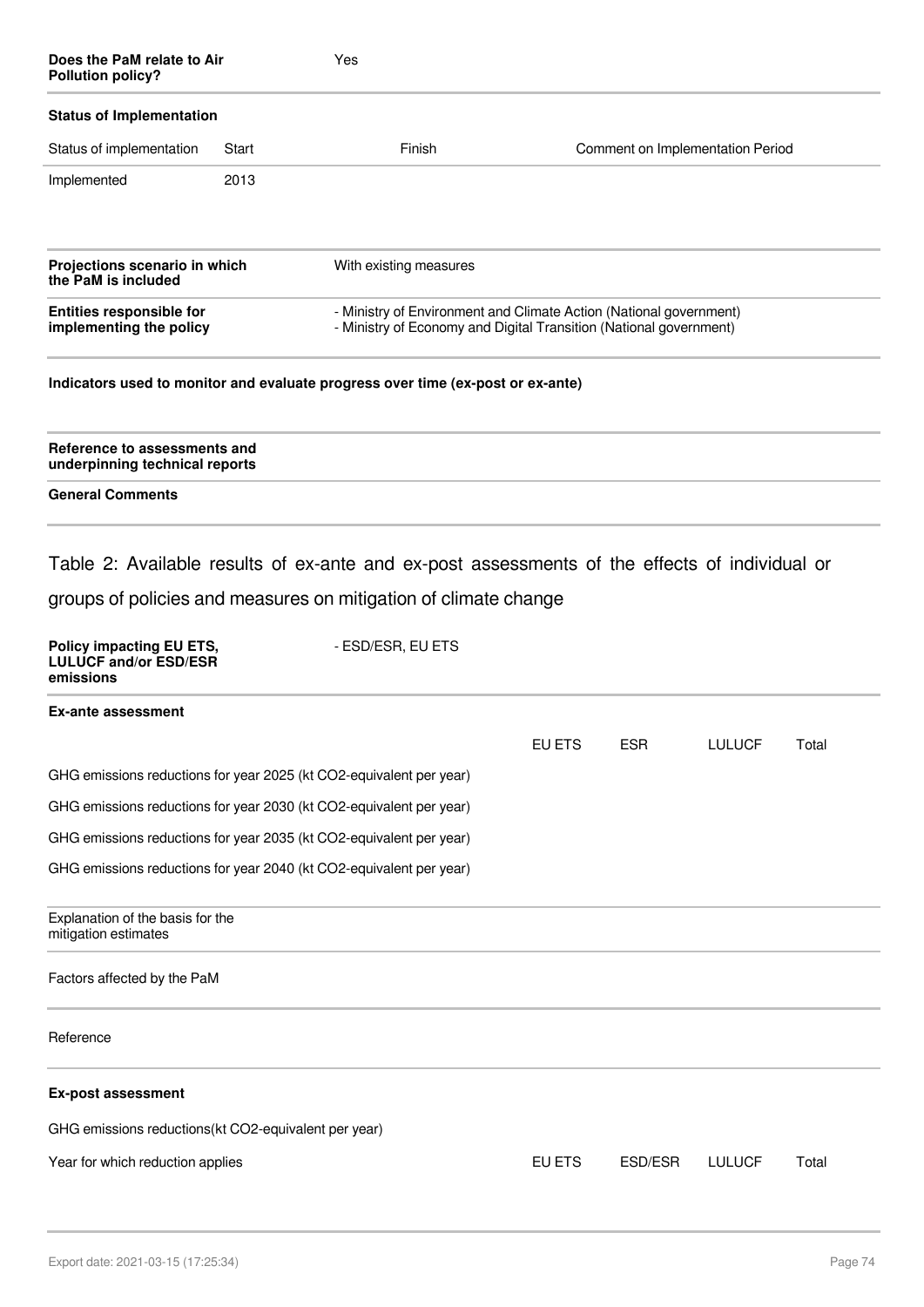| **Does the PaM relate to Air Pollution policy?** | Yes |
|---|---|

**Status of Implementation**

| Status of implementation | Start | Finish | Comment on Implementation Period |
|---|---|---|---|
| Implemented | 2013 | | |

| | |
|---|---|
| **Projections scenario in which the PaM is included** | With existing measures |
| **Entities responsible for implementing the policy** | - Ministry of Environment and Climate Action (National government)<br>- Ministry of Economy and Digital Transition (National government) |

**Indicators used to monitor and evaluate progress over time (ex-post or ex-ante)**

**Reference to assessments and underpinning technical reports**

**General Comments**

Table 2: Available results of ex-ante and ex-post assessments of the effects of individual or groups of policies and measures on mitigation of climate change

| **Policy impacting EU ETS, LULUCF and/or ESD/ESR emissions** | - ESD/ESR, EU ETS |
|---|---|

**Ex-ante assessment**

| | EU ETS | ESR | LULUCF | Total |
|---|---|---|---|---|
| GHG emissions reductions for year 2025 (kt CO2-equivalent per year) | | | | |
| GHG emissions reductions for year 2030 (kt CO2-equivalent per year) | | | | |
| GHG emissions reductions for year 2035 (kt CO2-equivalent per year) | | | | |
| GHG emissions reductions for year 2040 (kt CO2-equivalent per year) | | | | |

Explanation of the basis for the mitigation estimates

Factors affected by the PaM

Reference

**Ex-post assessment**

GHG emissions reductions(kt CO2-equivalent per year)

| Year for which reduction applies | EU ETS | ESD/ESR | LULUCF | Total |
|---|---|---|---|---|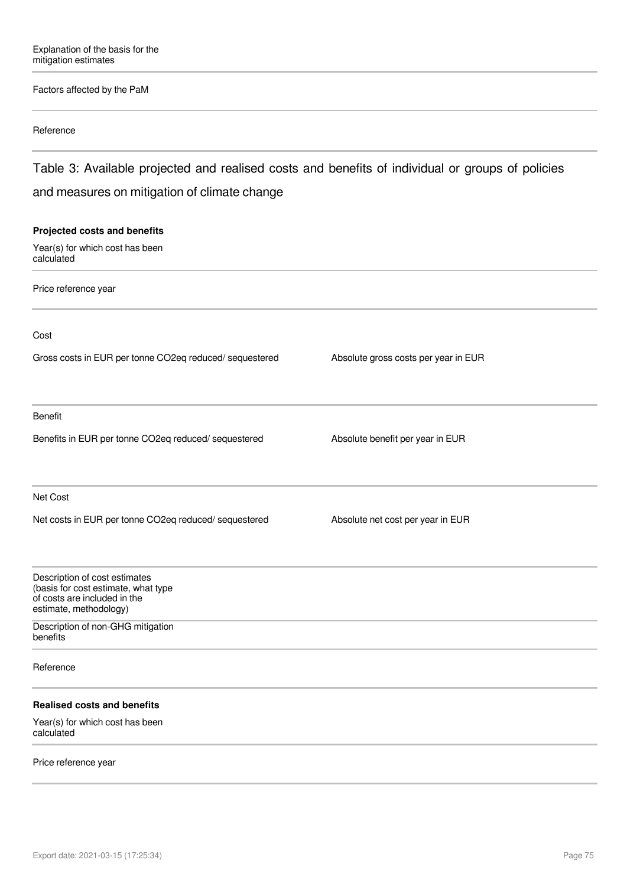Explanation of the basis for the mitigation estimates

Factors affected by the PaM

Reference

## Table 3: Available projected and realised costs and benefits of individual or groups of policies and measures on mitigation of climate change

**Projected costs and benefits**

Year(s) for which cost has been calculated

Price reference year

Cost

| Gross costs in EUR per tonne CO2eq reduced/ sequestered | Absolute gross costs per year in EUR |
| --- | --- |
| | |

Benefit

| Benefits in EUR per tonne CO2eq reduced/ sequestered | Absolute benefit per year in EUR |
| --- | --- |
| | |

Net Cost

| Net costs in EUR per tonne CO2eq reduced/ sequestered | Absolute net cost per year in EUR |
| --- | --- |
| | |

Description of cost estimates (basis for cost estimate, what type of costs are included in the estimate, methodology)

Description of non-GHG mitigation benefits

Reference

**Realised costs and benefits**

Year(s) for which cost has been calculated

Price reference year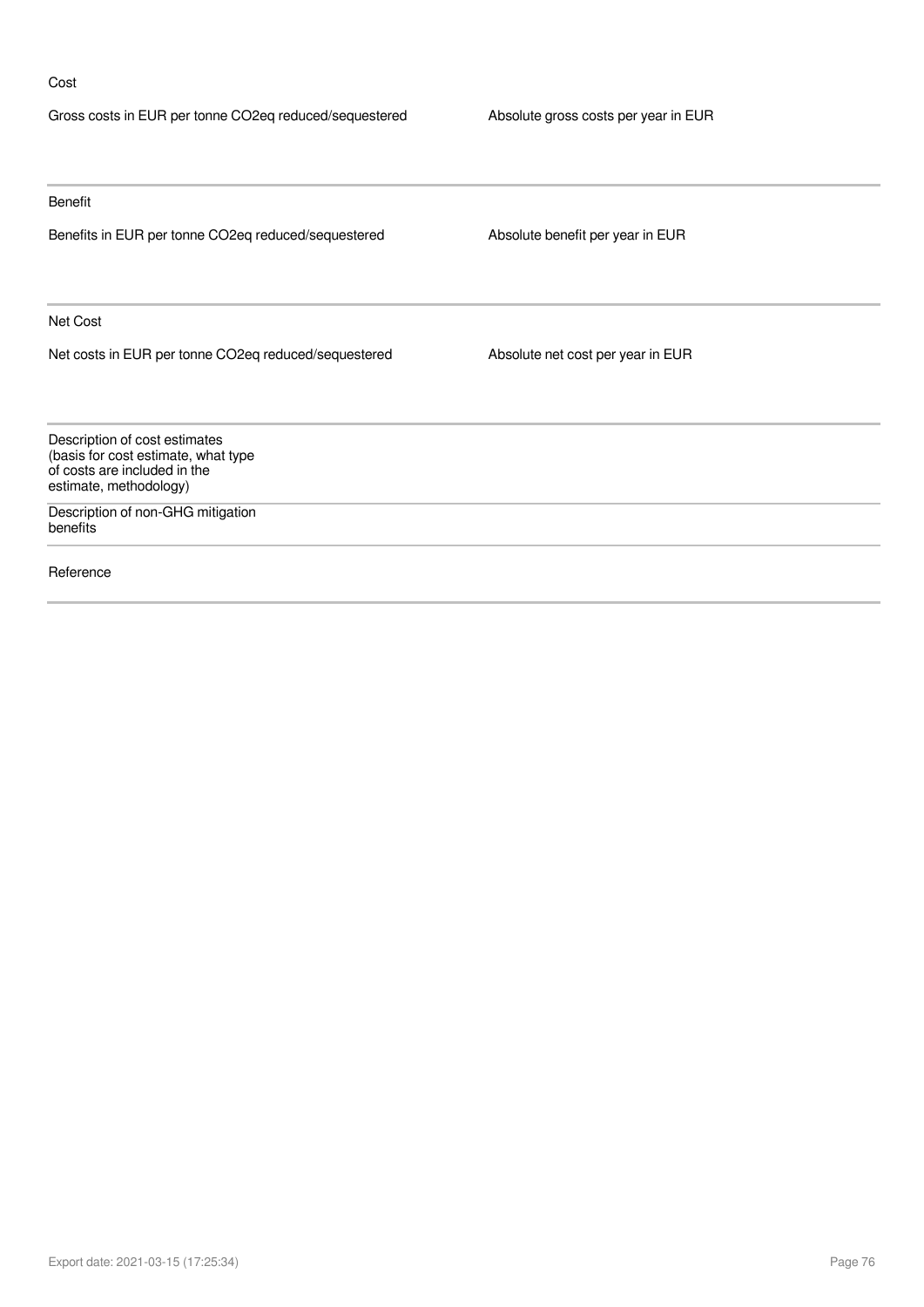Cost

| Gross costs in EUR per tonne CO2eq reduced/sequestered | Absolute gross costs per year in EUR |
| --- | --- |
| | |

Benefit

| Benefits in EUR per tonne CO2eq reduced/sequestered | Absolute benefit per year in EUR |
| --- | --- |
| | |

Net Cost

| Net costs in EUR per tonne CO2eq reduced/sequestered | Absolute net cost per year in EUR |
| --- | --- |
| | |

| | |
| --- | --- |
| Description of cost estimates (basis for cost estimate, what type of costs are included in the estimate, methodology) | |
| Description of non-GHG mitigation benefits | |
| Reference | |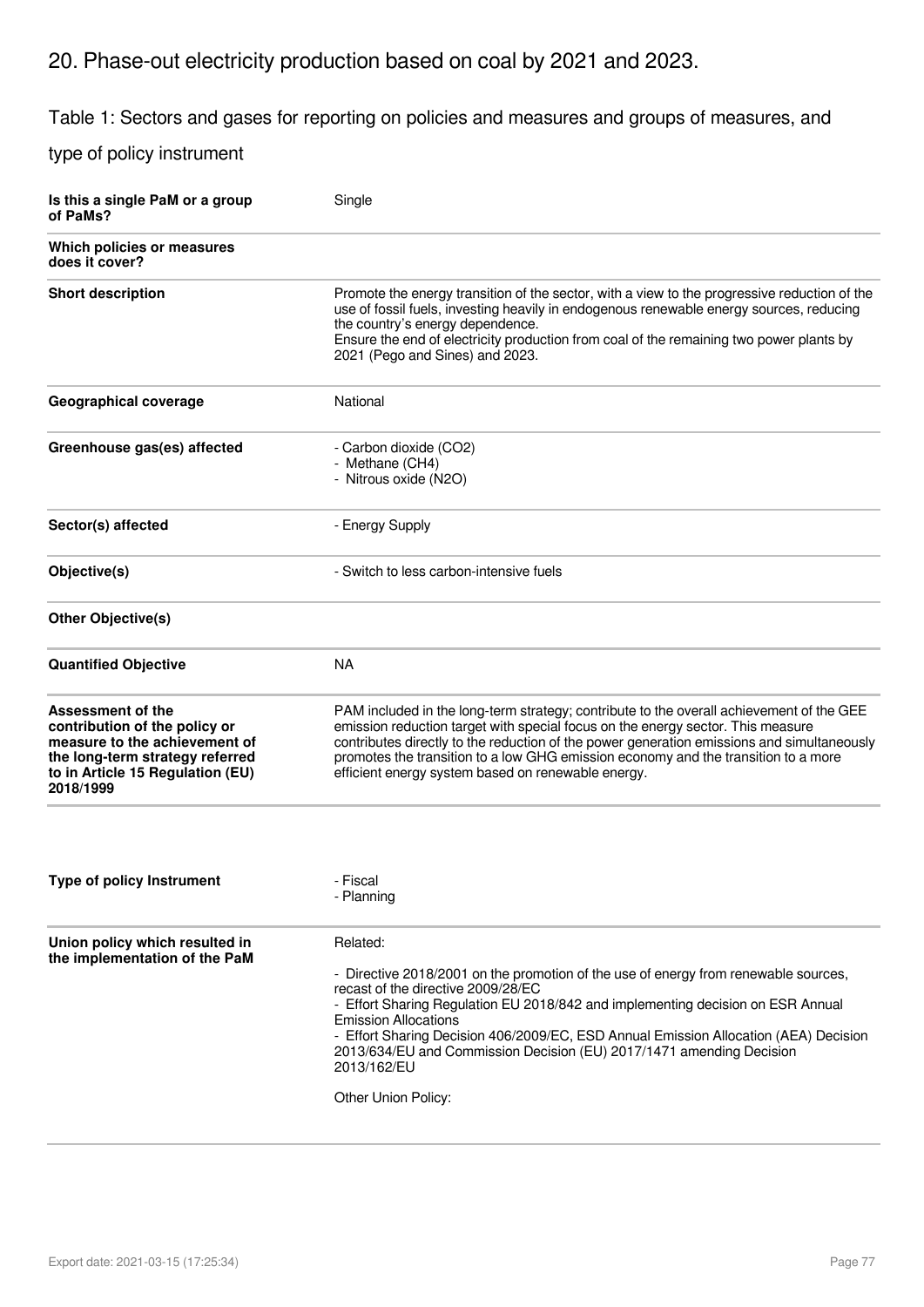## 20. Phase-out electricity production based on coal by 2021 and 2023.

### Table 1: Sectors and gases for reporting on policies and measures and groups of measures, and type of policy instrument

| | |
|---|---|
| **Is this a single PaM or a group of PaMs?** | Single |
| **Which policies or measures does it cover?** | |
| **Short description** | Promote the energy transition of the sector, with a view to the progressive reduction of the use of fossil fuels, investing heavily in endogenous renewable energy sources, reducing the country's energy dependence.<br>Ensure the end of electricity production from coal of the remaining two power plants by 2021 (Pego and Sines) and 2023. |
| **Geographical coverage** | National |
| **Greenhouse gas(es) affected** | - Carbon dioxide ($CO_2$)<br>- Methane ($CH_4$)<br>- Nitrous oxide ($N_2O$) |
| **Sector(s) affected** | - Energy Supply |
| **Objective(s)** | - Switch to less carbon-intensive fuels |
| **Other Objective(s)** | |
| **Quantified Objective** | NA |
| **Assessment of the contribution of the policy or measure to the achievement of the long-term strategy referred to in Article 15 Regulation (EU) 2018/1999** | PAM included in the long-term strategy; contribute to the overall achievement of the GEE emission reduction target with special focus on the energy sector. This measure contributes directly to the reduction of the power generation emissions and simultaneously promotes the transition to a low GHG emission economy and the transition to a more efficient energy system based on renewable energy. |
| **Type of policy Instrument** | - Fiscal<br>- Planning |
| **Union policy which resulted in the implementation of the PaM** | Related:<br><br>- Directive 2018/2001 on the promotion of the use of energy from renewable sources, recast of the directive 2009/28/EC<br>- Effort Sharing Regulation EU 2018/842 and implementing decision on ESR Annual Emission Allocations<br>- Effort Sharing Decision 406/2009/EC, ESD Annual Emission Allocation (AEA) Decision 2013/634/EU and Commission Decision (EU) 2017/1471 amending Decision 2013/162/EU<br><br>Other Union Policy: |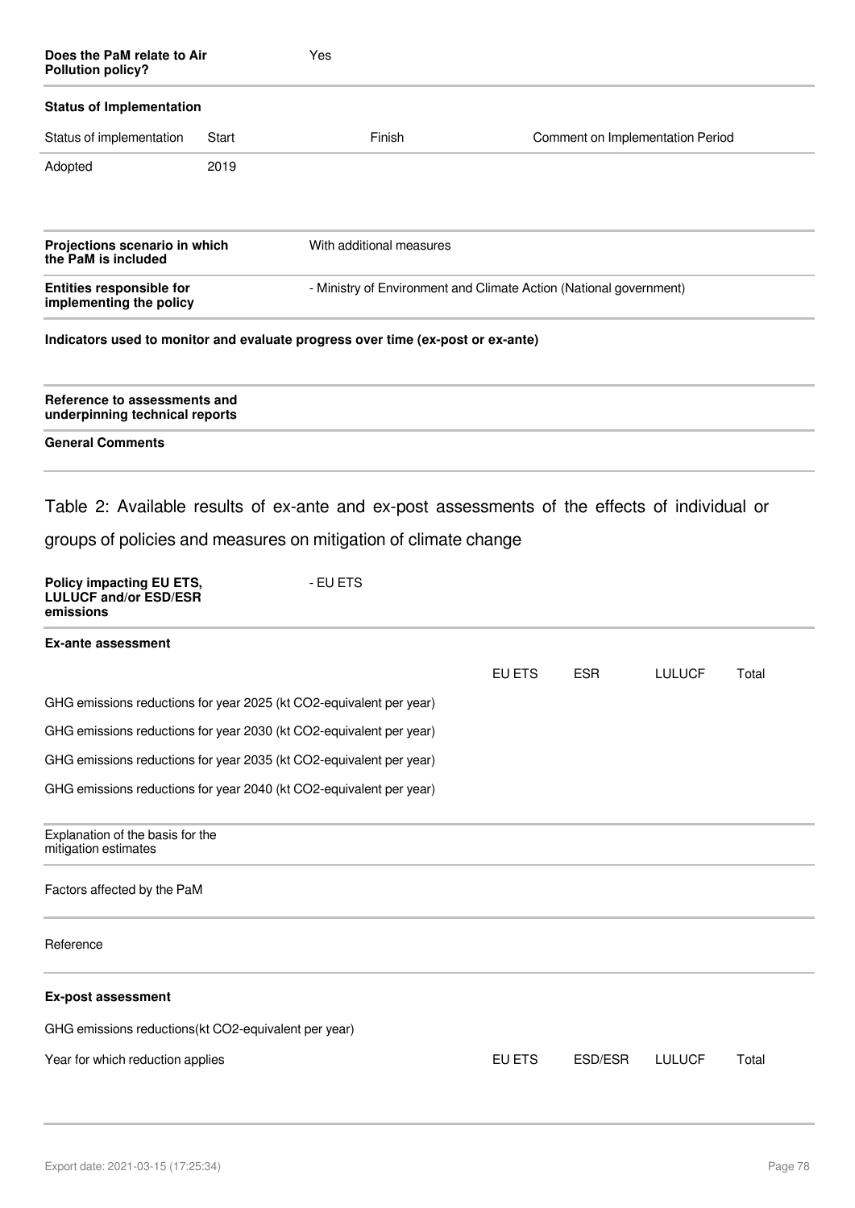| | |
|---|---|
| **Does the PaM relate to Air Pollution policy?** | Yes |

**Status of Implementation**

| Status of implementation | Start | Finish | Comment on Implementation Period |
|---|---|---|---|
| Adopted | 2019 | | |

| | |
|---|---|
| **Projections scenario in which the PaM is included** | With additional measures |
| **Entities responsible for implementing the policy** | - Ministry of Environment and Climate Action (National government) |

**Indicators used to monitor and evaluate progress over time (ex-post or ex-ante)**

**Reference to assessments and underpinning technical reports**

**General Comments**

## Table 2: Available results of ex-ante and ex-post assessments of the effects of individual or groups of policies and measures on mitigation of climate change

| | |
|---|---|
| **Policy impacting EU ETS, LULUCF and/or ESD/ESR emissions** | - EU ETS |

**Ex-ante assessment**

| | EU ETS | ESR | LULUCF | Total |
|---|---|---|---|---|
| GHG emissions reductions for year 2025 (kt CO2-equivalent per year) | | | | |
| GHG emissions reductions for year 2030 (kt CO2-equivalent per year) | | | | |
| GHG emissions reductions for year 2035 (kt CO2-equivalent per year) | | | | |
| GHG emissions reductions for year 2040 (kt CO2-equivalent per year) | | | | |

Explanation of the basis for the mitigation estimates

Factors affected by the PaM

Reference

**Ex-post assessment**

GHG emissions reductions(kt CO2-equivalent per year)

| Year for which reduction applies | EU ETS | ESD/ESR | LULUCF | Total |
|---|---|---|---|---|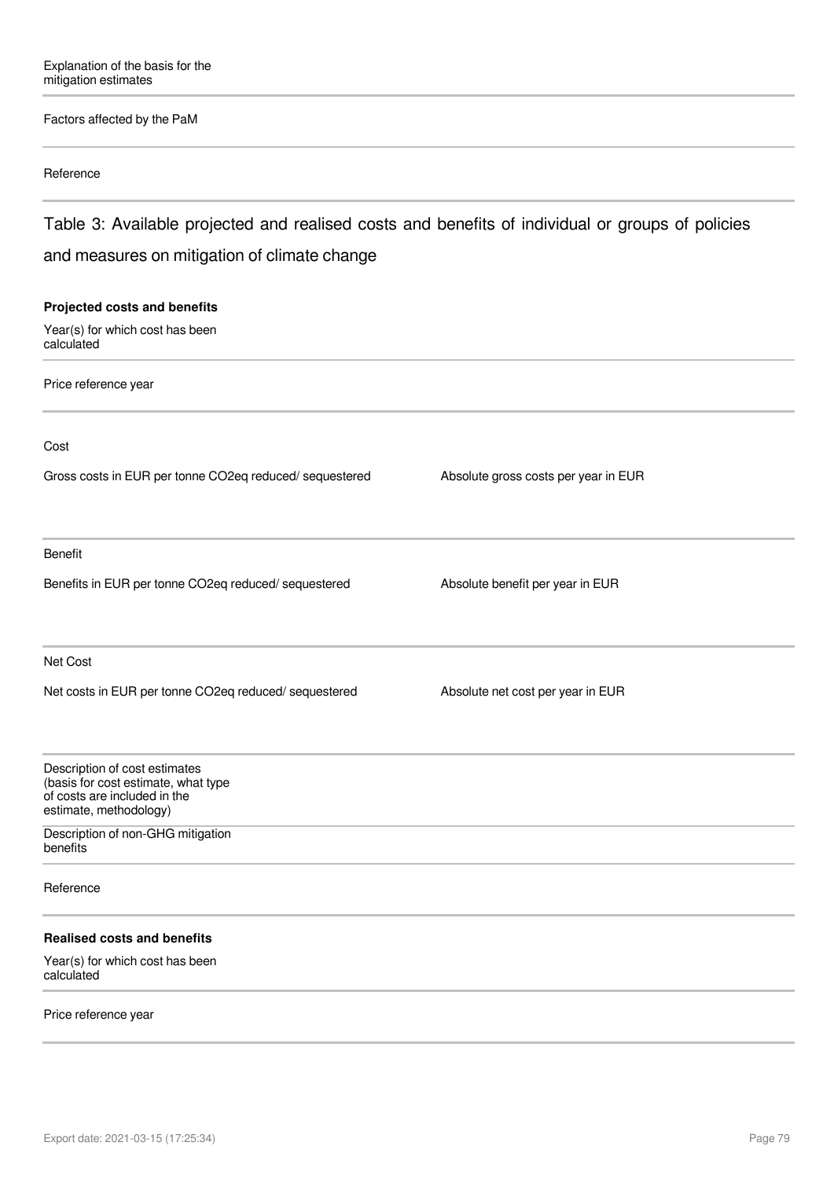Explanation of the basis for the mitigation estimates

Factors affected by the PaM

Reference

## Table 3: Available projected and realised costs and benefits of individual or groups of policies and measures on mitigation of climate change

**Projected costs and benefits**

Year(s) for which cost has been calculated

Price reference year

Cost

| Gross costs in EUR per tonne CO2eq reduced/ sequestered | Absolute gross costs per year in EUR |
| --- | --- |
| | |

Benefit

| Benefits in EUR per tonne CO2eq reduced/ sequestered | Absolute benefit per year in EUR |
| --- | --- |
| | |

Net Cost

| Net costs in EUR per tonne CO2eq reduced/ sequestered | Absolute net cost per year in EUR |
| --- | --- |
| | |

Description of cost estimates (basis for cost estimate, what type of costs are included in the estimate, methodology)

Description of non-GHG mitigation benefits

Reference

**Realised costs and benefits**

Year(s) for which cost has been calculated

Price reference year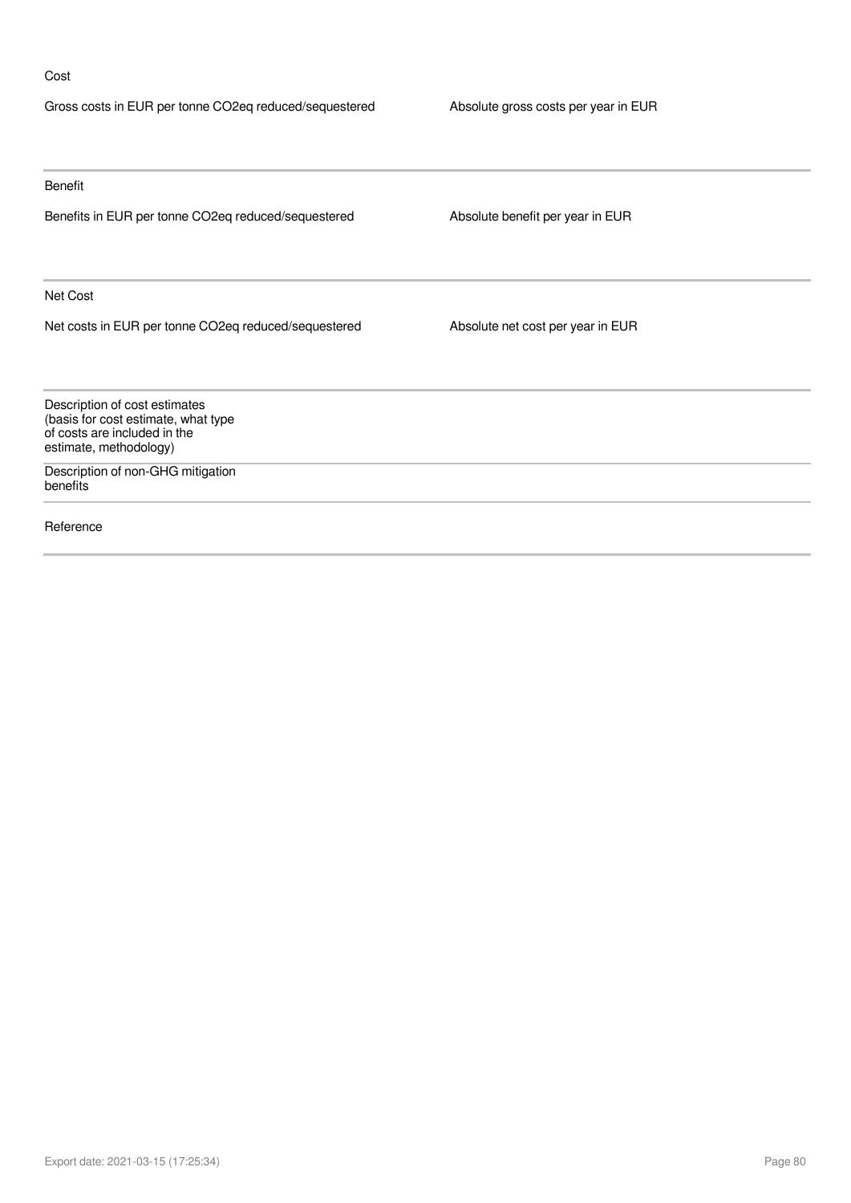Cost

| Gross costs in EUR per tonne CO2eq reduced/sequestered | Absolute gross costs per year in EUR |
| --- | --- |
| | |

Benefit

| Benefits in EUR per tonne CO2eq reduced/sequestered | Absolute benefit per year in EUR |
| --- | --- |
| | |

Net Cost

| Net costs in EUR per tonne CO2eq reduced/sequestered | Absolute net cost per year in EUR |
| --- | --- |
| | |

| | |
| --- | --- |
| Description of cost estimates (basis for cost estimate, what type of costs are included in the estimate, methodology) | |
| Description of non-GHG mitigation benefits | |
| Reference | |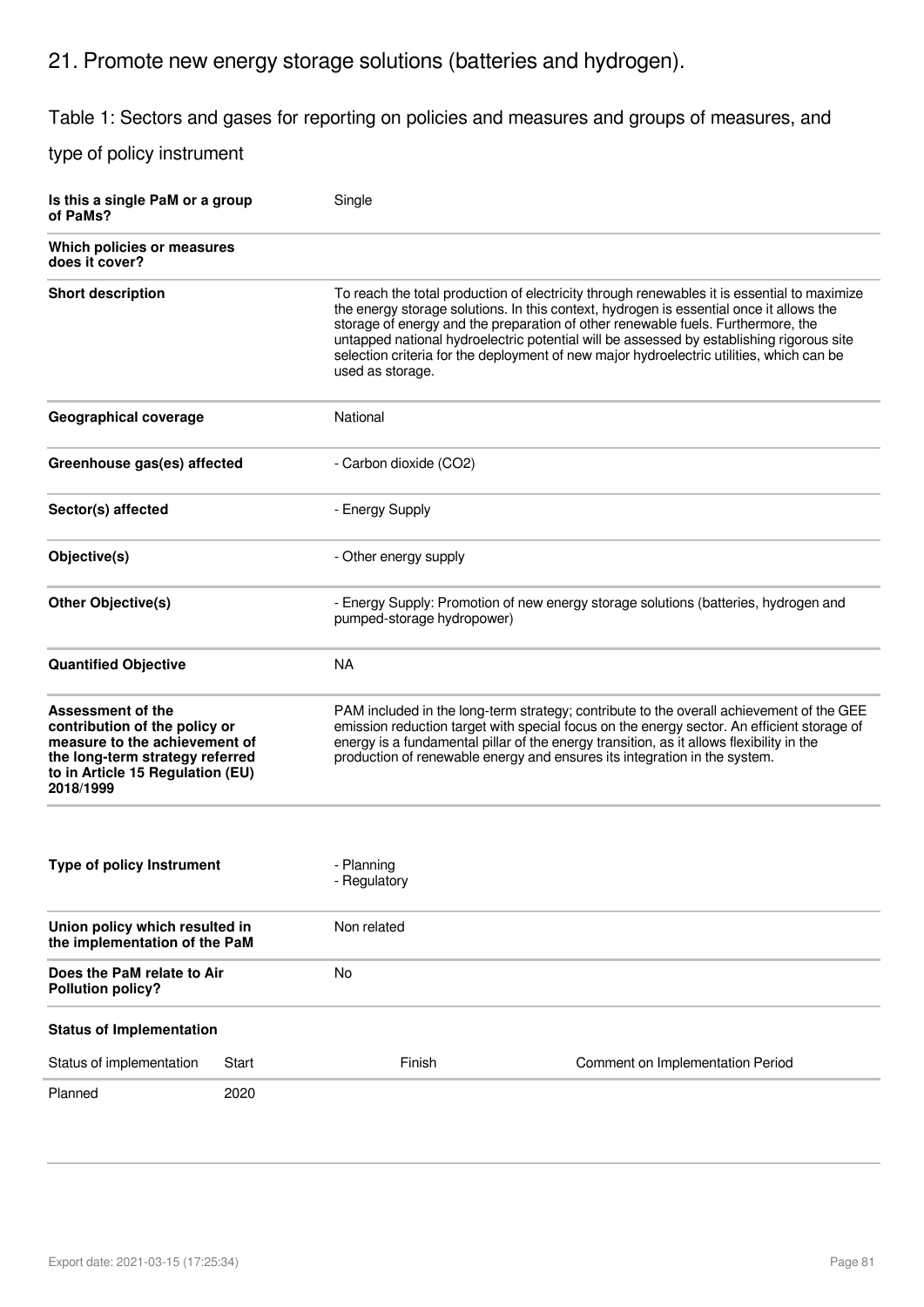## 21. Promote new energy storage solutions (batteries and hydrogen).

### Table 1: Sectors and gases for reporting on policies and measures and groups of measures, and type of policy instrument

| | |
|---|---|
| **Is this a single PaM or a group of PaMs?** | Single |
| **Which policies or measures does it cover?** | |
| **Short description** | To reach the total production of electricity through renewables it is essential to maximize the energy storage solutions. In this context, hydrogen is essential once it allows the storage of energy and the preparation of other renewable fuels. Furthermore, the untapped national hydroelectric potential will be assessed by establishing rigorous site selection criteria for the deployment of new major hydroelectric utilities, which can be used as storage. |
| **Geographical coverage** | National |
| **Greenhouse gas(es) affected** | - Carbon dioxide ($CO_2$) |
| **Sector(s) affected** | - Energy Supply |
| **Objective(s)** | - Other energy supply |
| **Other Objective(s)** | - Energy Supply: Promotion of new energy storage solutions (batteries, hydrogen and pumped-storage hydropower) |
| **Quantified Objective** | NA |
| **Assessment of the contribution of the policy or measure to the achievement of the long-term strategy referred to in Article 15 Regulation (EU) 2018/1999** | PAM included in the long-term strategy; contribute to the overall achievement of the GEE emission reduction target with special focus on the energy sector. An efficient storage of energy is a fundamental pillar of the energy transition, as it allows flexibility in the production of renewable energy and ensures its integration in the system. |
| **Type of policy Instrument** | - Planning<br>- Regulatory |
| **Union policy which resulted in the implementation of the PaM** | Non related |
| **Does the PaM relate to Air Pollution policy?** | No |

**Status of Implementation**

| Status of implementation | Start | Finish | Comment on Implementation Period |
|---|---|---|---|
| Planned | 2020 | | |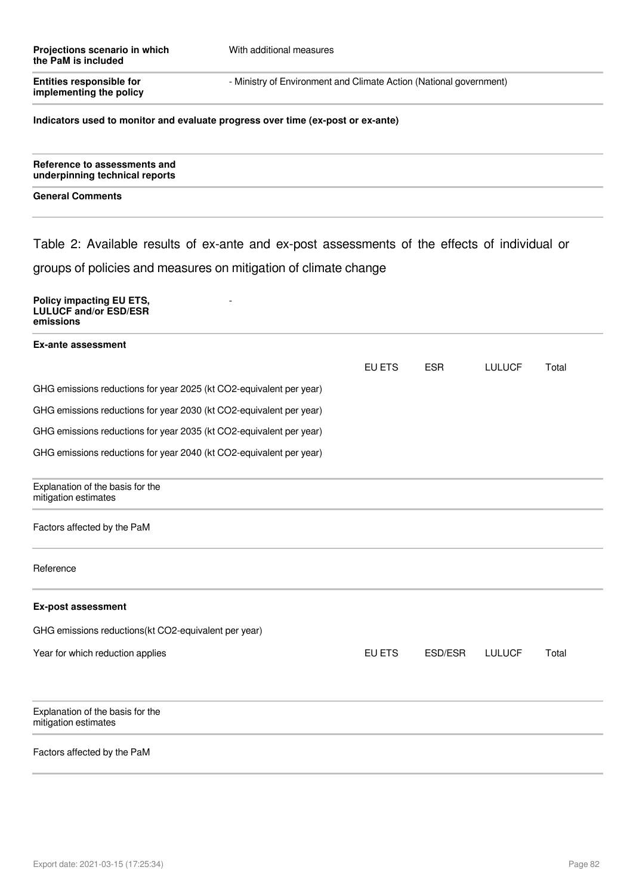| | |
|---|---|
| **Projections scenario in which the PaM is included** | With additional measures |
| **Entities responsible for implementing the policy** | - Ministry of Environment and Climate Action (National government) |

**Indicators used to monitor and evaluate progress over time (ex-post or ex-ante)**

**Reference to assessments and underpinning technical reports**

**General Comments**

## Table 2: Available results of ex-ante and ex-post assessments of the effects of individual or groups of policies and measures on mitigation of climate change

| | |
|---|---|
| **Policy impacting EU ETS, LULUCF and/or ESD/ESR emissions** | - |

**Ex-ante assessment**

| | EU ETS | ESR | LULUCF | Total |
|---|---|---|---|---|
| GHG emissions reductions for year 2025 (kt CO2-equivalent per year) | | | | |
| GHG emissions reductions for year 2030 (kt CO2-equivalent per year) | | | | |
| GHG emissions reductions for year 2035 (kt CO2-equivalent per year) | | | | |
| GHG emissions reductions for year 2040 (kt CO2-equivalent per year) | | | | |

Explanation of the basis for the mitigation estimates

Factors affected by the PaM

Reference

**Ex-post assessment**

GHG emissions reductions(kt CO2-equivalent per year)

| Year for which reduction applies | EU ETS | ESD/ESR | LULUCF | Total |
|---|---|---|---|---|

Explanation of the basis for the mitigation estimates

Factors affected by the PaM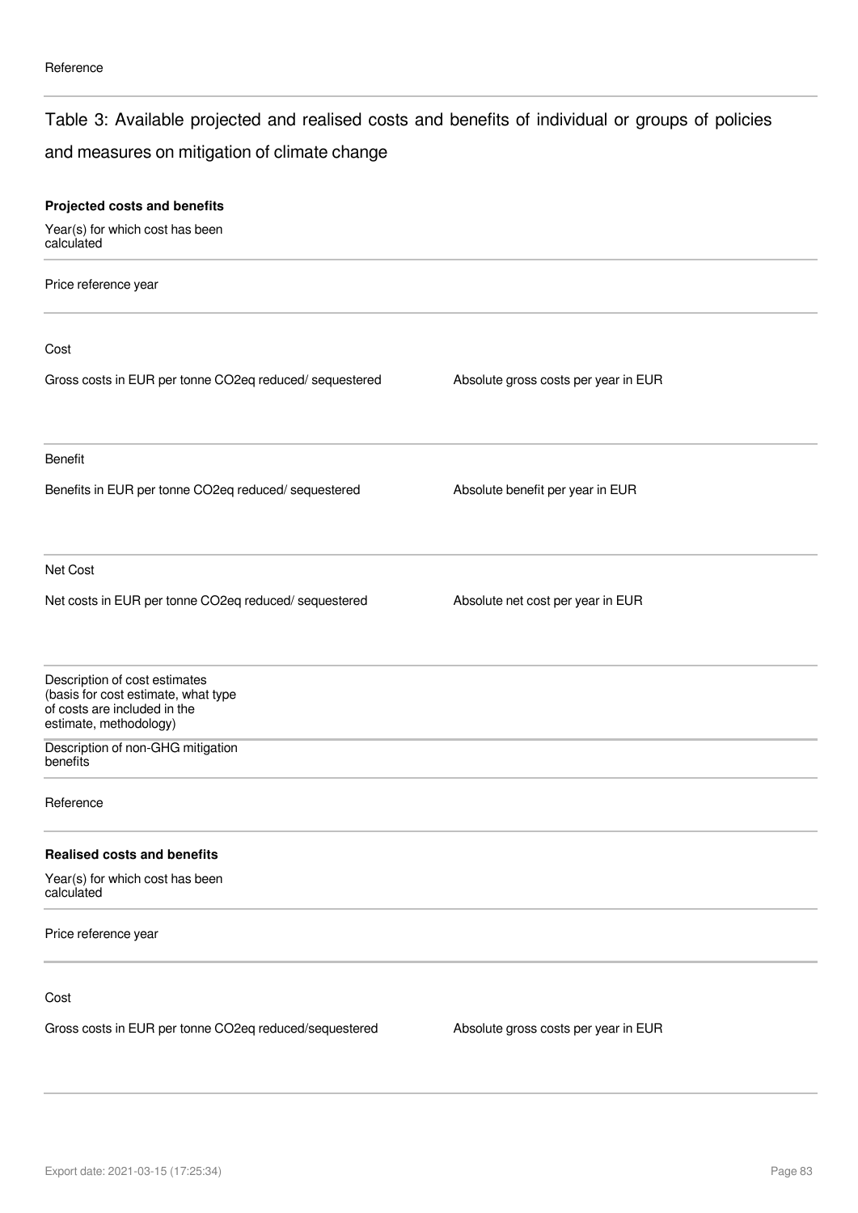Reference

## Table 3: Available projected and realised costs and benefits of individual or groups of policies and measures on mitigation of climate change

**Projected costs and benefits**

Year(s) for which cost has been calculated

Price reference year

Cost

| Gross costs in EUR per tonne CO2eq reduced/ sequestered | Absolute gross costs per year in EUR |
|---|---|
| | |

Benefit

| Benefits in EUR per tonne CO2eq reduced/ sequestered | Absolute benefit per year in EUR |
|---|---|
| | |

Net Cost

| Net costs in EUR per tonne CO2eq reduced/ sequestered | Absolute net cost per year in EUR |
|---|---|
| | |

Description of cost estimates (basis for cost estimate, what type of costs are included in the estimate, methodology)

Description of non-GHG mitigation benefits

Reference

**Realised costs and benefits**

Year(s) for which cost has been calculated

Price reference year

Cost

| Gross costs in EUR per tonne CO2eq reduced/sequestered | Absolute gross costs per year in EUR |
|---|---|
| | |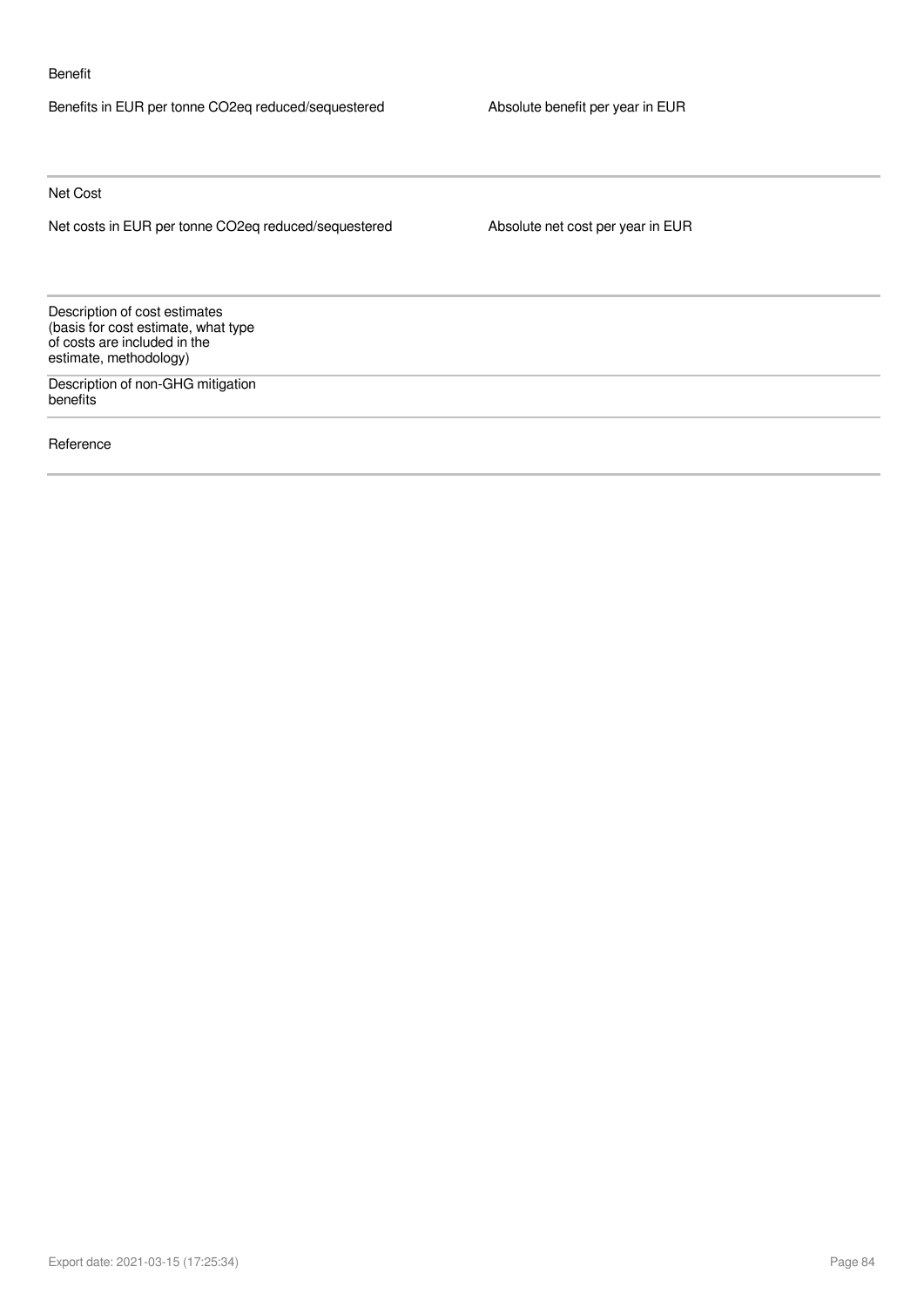Benefit

| Benefits in EUR per tonne CO2eq reduced/sequestered | Absolute benefit per year in EUR |
| --- | --- |
| | |

Net Cost

| Net costs in EUR per tonne CO2eq reduced/sequestered | Absolute net cost per year in EUR |
| --- | --- |
| | |

| | |
| --- | --- |
| Description of cost estimates (basis for cost estimate, what type of costs are included in the estimate, methodology) | |
| Description of non-GHG mitigation benefits | |
| Reference | |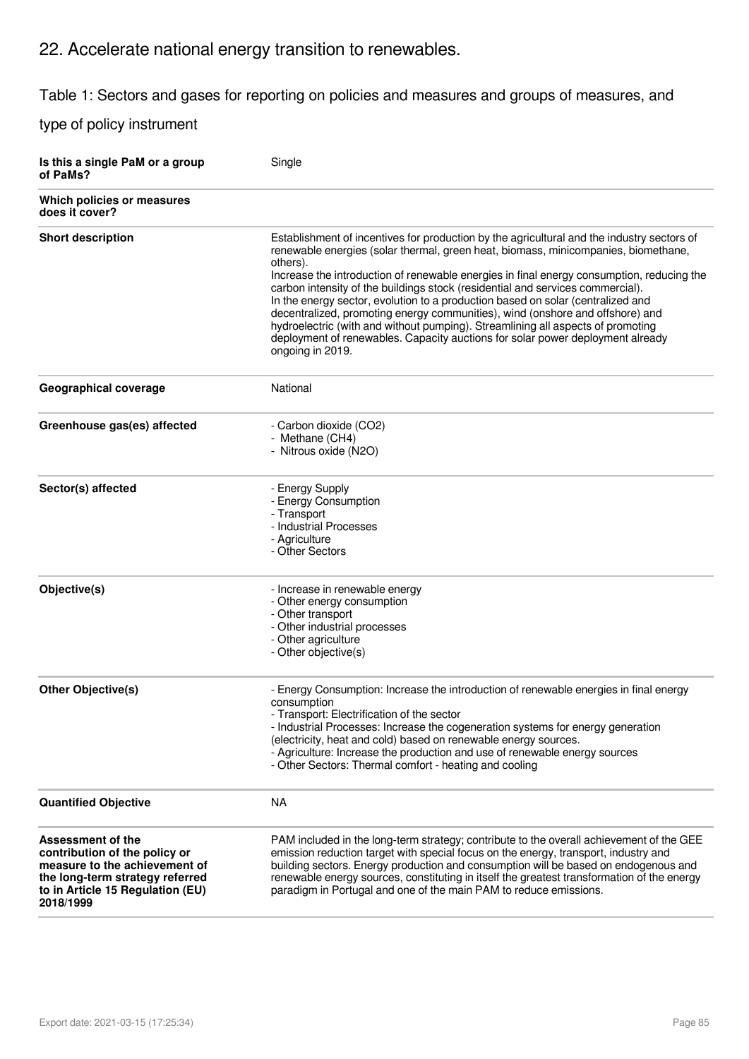## 22. Accelerate national energy transition to renewables.

Table 1: Sectors and gases for reporting on policies and measures and groups of measures, and type of policy instrument

| | |
|---|---|
| **Is this a single PaM or a group of PaMs?** | Single |
| **Which policies or measures does it cover?** | |
| **Short description** | Establishment of incentives for production by the agricultural and the industry sectors of renewable energies (solar thermal, green heat, biomass, minicompanies, biomethane, others).<br>Increase the introduction of renewable energies in final energy consumption, reducing the carbon intensity of the buildings stock (residential and services commercial).<br>In the energy sector, evolution to a production based on solar (centralized and decentralized, promoting energy communities), wind (onshore and offshore) and hydroelectric (with and without pumping). Streamlining all aspects of promoting deployment of renewables. Capacity auctions for solar power deployment already ongoing in 2019. |
| **Geographical coverage** | National |
| **Greenhouse gas(es) affected** | - Carbon dioxide ($CO_2$)<br>- Methane ($CH_4$)<br>- Nitrous oxide ($N_2O$) |
| **Sector(s) affected** | - Energy Supply<br>- Energy Consumption<br>- Transport<br>- Industrial Processes<br>- Agriculture<br>- Other Sectors |
| **Objective(s)** | - Increase in renewable energy<br>- Other energy consumption<br>- Other transport<br>- Other industrial processes<br>- Other agriculture<br>- Other objective(s) |
| **Other Objective(s)** | - Energy Consumption: Increase the introduction of renewable energies in final energy consumption<br>- Transport: Electrification of the sector<br>- Industrial Processes: Increase the cogeneration systems for energy generation (electricity, heat and cold) based on renewable energy sources.<br>- Agriculture: Increase the production and use of renewable energy sources<br>- Other Sectors: Thermal comfort - heating and cooling |
| **Quantified Objective** | NA |
| **Assessment of the contribution of the policy or measure to the achievement of the long-term strategy referred to in Article 15 Regulation (EU) 2018/1999** | PAM included in the long-term strategy; contribute to the overall achievement of the GEE emission reduction target with special focus on the energy, transport, industry and building sectors. Energy production and consumption will be based on endogenous and renewable energy sources, constituting in itself the greatest transformation of the energy paradigm in Portugal and one of the main PAM to reduce emissions. |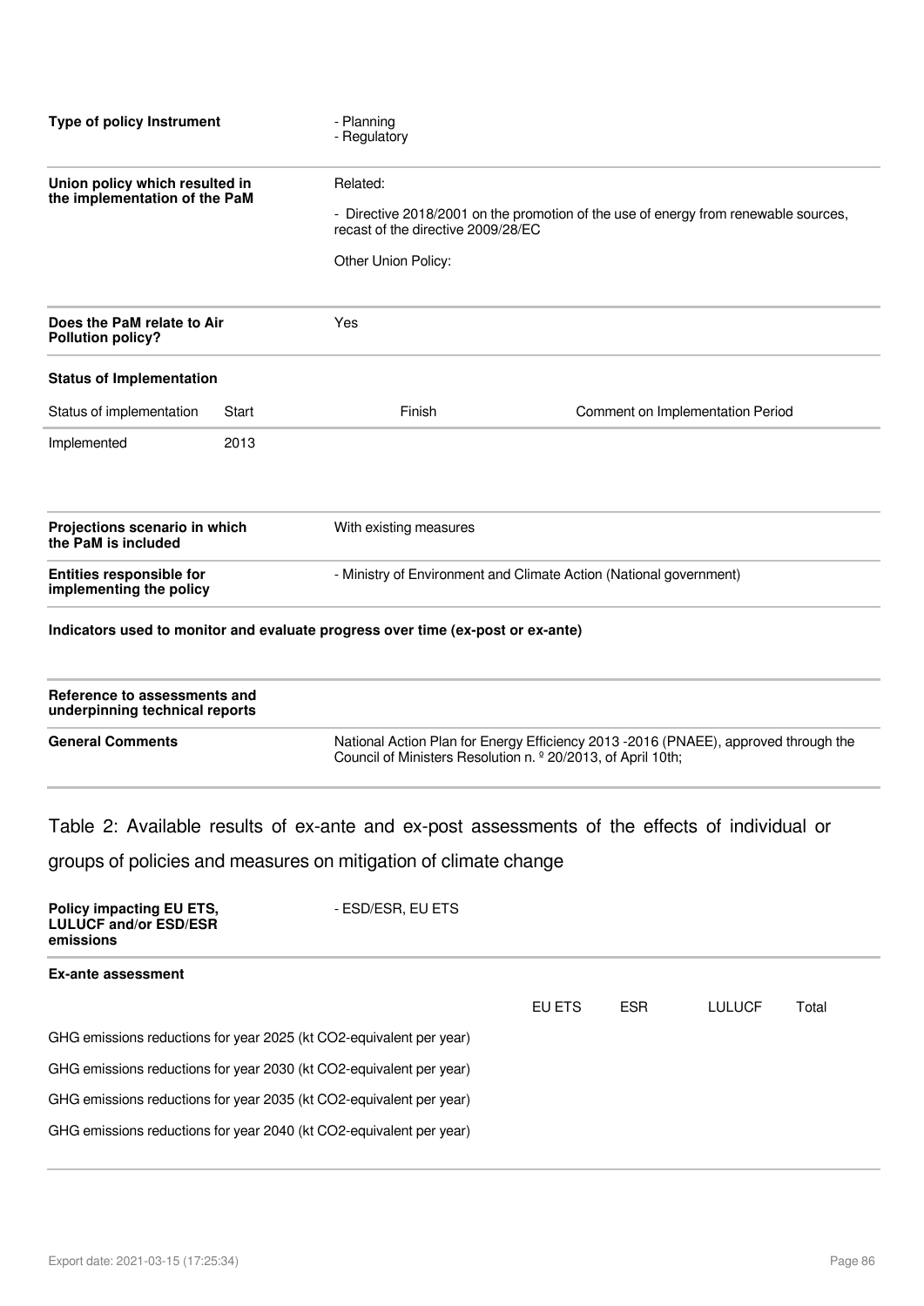| | |
|---|---|
| **Type of policy Instrument** | - Planning<br>- Regulatory |
| **Union policy which resulted in the implementation of the PaM** | Related:<br><br>- Directive 2018/2001 on the promotion of the use of energy from renewable sources, recast of the directive 2009/28/EC<br><br>Other Union Policy: |
| **Does the PaM relate to Air Pollution policy?** | Yes |

**Status of Implementation**

| Status of implementation | Start | Finish | Comment on Implementation Period |
|---|---|---|---|
| Implemented | 2013 | | |

| | |
|---|---|
| **Projections scenario in which the PaM is included** | With existing measures |
| **Entities responsible for implementing the policy** | - Ministry of Environment and Climate Action (National government) |

**Indicators used to monitor and evaluate progress over time (ex-post or ex-ante)**

| | |
|---|---|
| **Reference to assessments and underpinning technical reports** | |
| **General Comments** | National Action Plan for Energy Efficiency 2013 -2016 (PNAEE), approved through the Council of Ministers Resolution n. º 20/2013, of April 10th; |

## Table 2: Available results of ex-ante and ex-post assessments of the effects of individual or groups of policies and measures on mitigation of climate change

| | |
|---|---|
| **Policy impacting EU ETS, LULUCF and/or ESD/ESR emissions** | - ESD/ESR, EU ETS |

**Ex-ante assessment**

| | EU ETS | ESR | LULUCF | Total |
|---|---|---|---|---|
| GHG emissions reductions for year 2025 (kt CO2-equivalent per year) | | | | |
| GHG emissions reductions for year 2030 (kt CO2-equivalent per year) | | | | |
| GHG emissions reductions for year 2035 (kt CO2-equivalent per year) | | | | |
| GHG emissions reductions for year 2040 (kt CO2-equivalent per year) | | | | |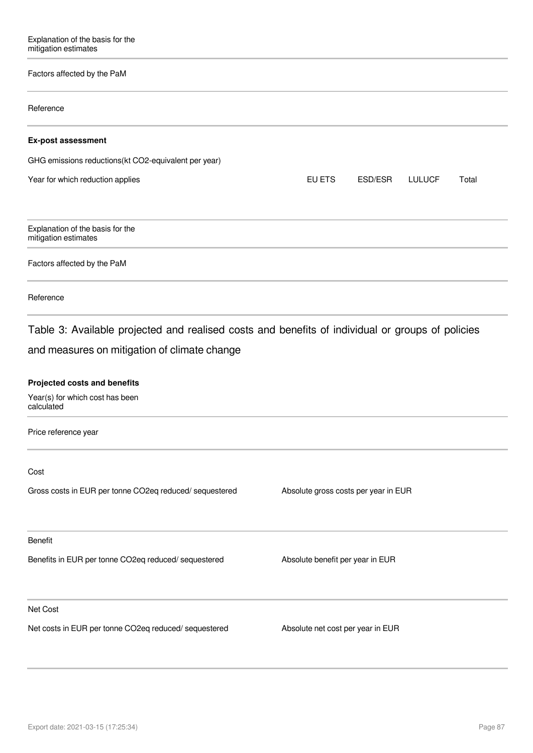Explanation of the basis for the mitigation estimates

Factors affected by the PaM

Reference

**Ex-post assessment**

GHG emissions reductions(kt CO2-equivalent per year)

| Year for which reduction applies | EU ETS | ESD/ESR | LULUCF | Total |
|---|---|---|---|---|

Explanation of the basis for the mitigation estimates

Factors affected by the PaM

Reference

## Table 3: Available projected and realised costs and benefits of individual or groups of policies and measures on mitigation of climate change

**Projected costs and benefits**

Year(s) for which cost has been calculated

Price reference year

Cost

| Gross costs in EUR per tonne CO2eq reduced/ sequestered | Absolute gross costs per year in EUR |
|---|---|

Benefit

| Benefits in EUR per tonne CO2eq reduced/ sequestered | Absolute benefit per year in EUR |
|---|---|

Net Cost

| Net costs in EUR per tonne CO2eq reduced/ sequestered | Absolute net cost per year in EUR |
|---|---|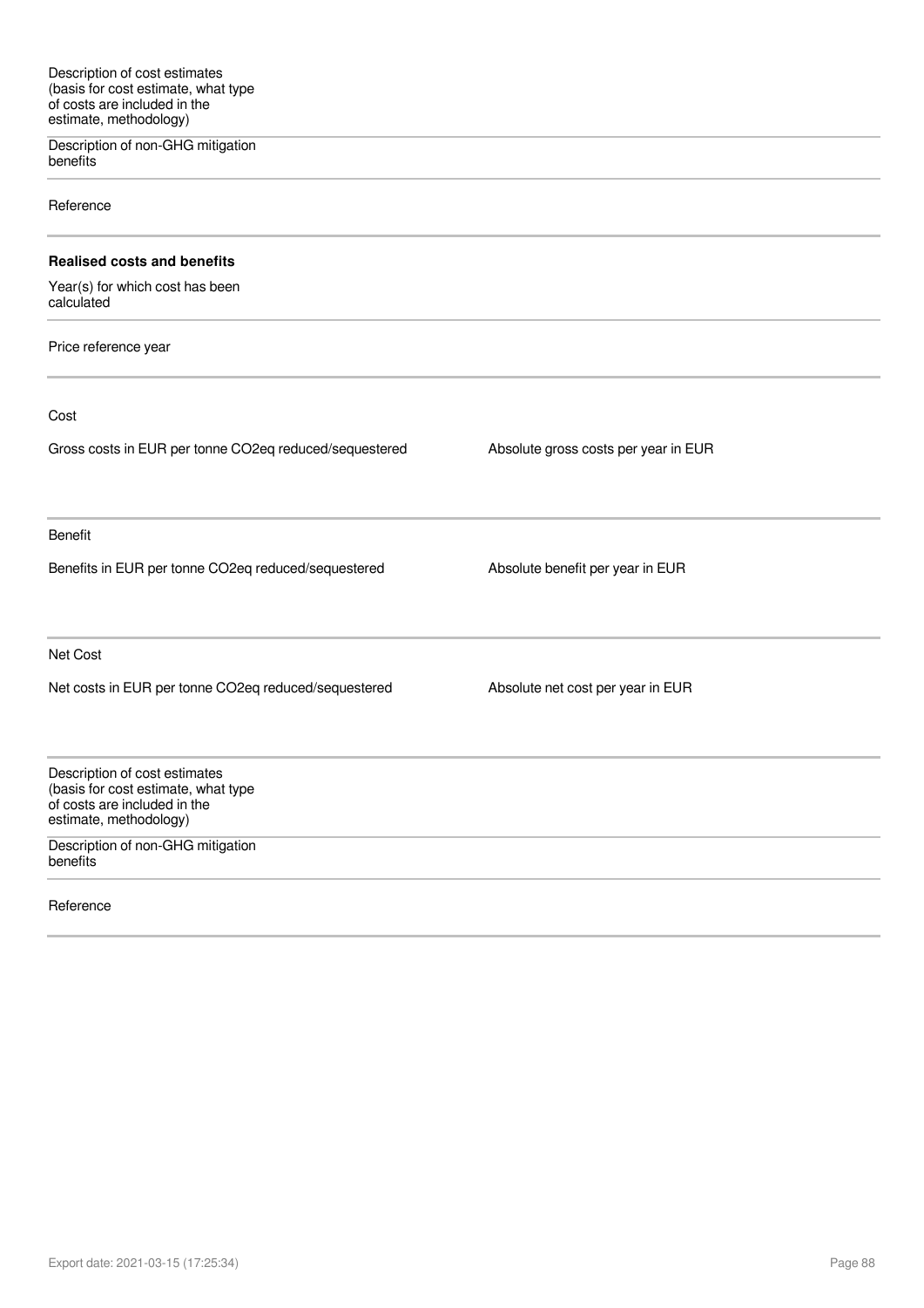Description of cost estimates (basis for cost estimate, what type of costs are included in the estimate, methodology)

Description of non-GHG mitigation benefits

Reference

**Realised costs and benefits**

Year(s) for which cost has been calculated

Price reference year

Cost

| Gross costs in EUR per tonne CO2eq reduced/sequestered | Absolute gross costs per year in EUR |
| --- | --- |
| | |

Benefit

| Benefits in EUR per tonne CO2eq reduced/sequestered | Absolute benefit per year in EUR |
| --- | --- |
| | |

Net Cost

| Net costs in EUR per tonne CO2eq reduced/sequestered | Absolute net cost per year in EUR |
| --- | --- |
| | |

Description of cost estimates (basis for cost estimate, what type of costs are included in the estimate, methodology)

Description of non-GHG mitigation benefits

Reference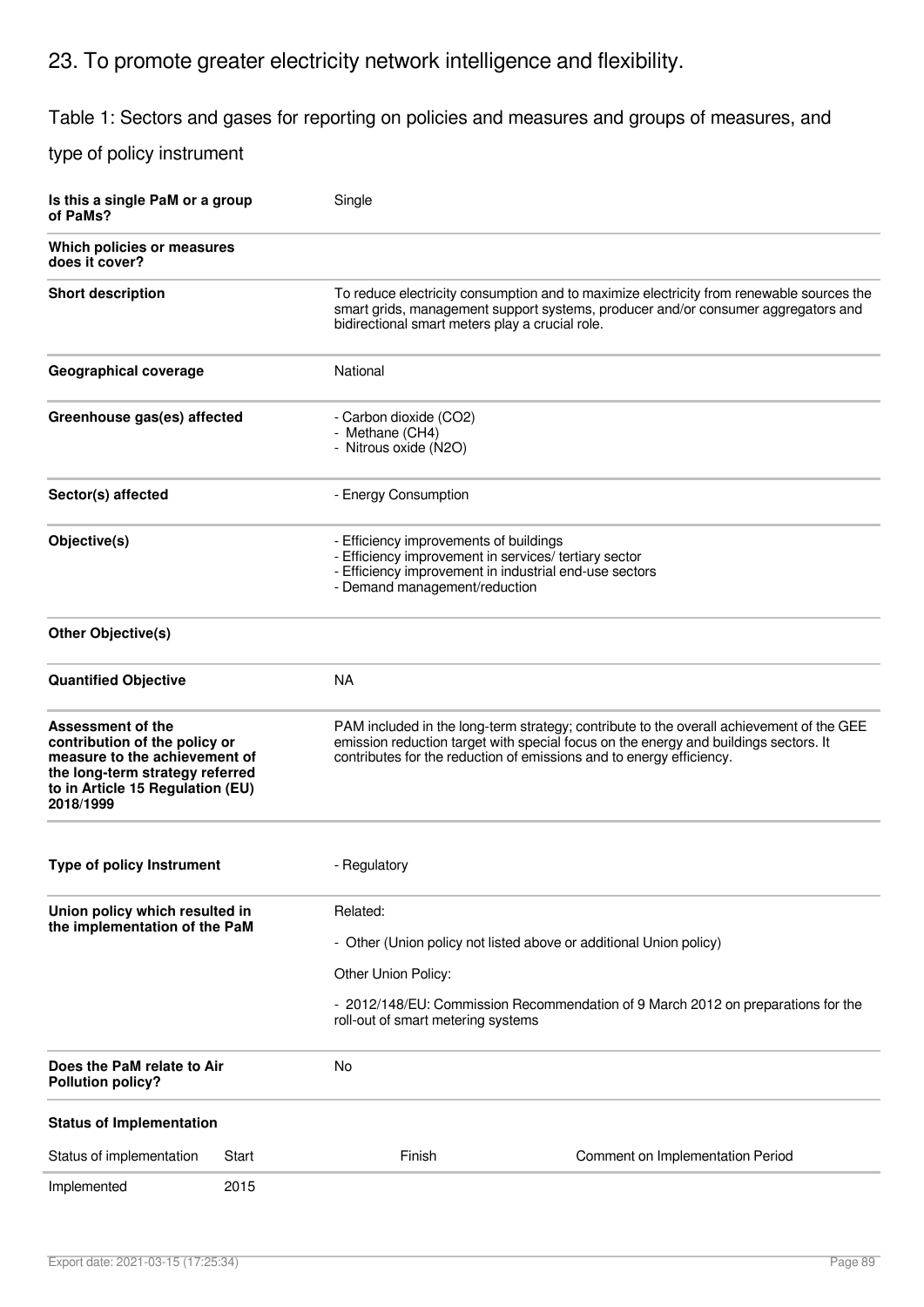# 23. To promote greater electricity network intelligence and flexibility.

## Table 1: Sectors and gases for reporting on policies and measures and groups of measures, and type of policy instrument

| | |
|---|---|
| **Is this a single PaM or a group of PaMs?** | Single |
| **Which policies or measures does it cover?** | |
| **Short description** | To reduce electricity consumption and to maximize electricity from renewable sources the smart grids, management support systems, producer and/or consumer aggregators and bidirectional smart meters play a crucial role. |
| **Geographical coverage** | National |
| **Greenhouse gas(es) affected** | - Carbon dioxide ($CO_2$)<br>- Methane ($CH_4$)<br>- Nitrous oxide ($N_2O$) |
| **Sector(s) affected** | - Energy Consumption |
| **Objective(s)** | - Efficiency improvements of buildings<br>- Efficiency improvement in services/ tertiary sector<br>- Efficiency improvement in industrial end-use sectors<br>- Demand management/reduction |
| **Other Objective(s)** | |
| **Quantified Objective** | NA |
| **Assessment of the contribution of the policy or measure to the achievement of the long-term strategy referred to in Article 15 Regulation (EU) 2018/1999** | PAM included in the long-term strategy; contribute to the overall achievement of the GEE emission reduction target with special focus on the energy and buildings sectors. It contributes for the reduction of emissions and to energy efficiency. |
| **Type of policy Instrument** | - Regulatory |
| **Union policy which resulted in the implementation of the PaM** | Related:<br>- Other (Union policy not listed above or additional Union policy)<br>Other Union Policy:<br>- 2012/148/EU: Commission Recommendation of 9 March 2012 on preparations for the roll-out of smart metering systems |
| **Does the PaM relate to Air Pollution policy?** | No |

**Status of Implementation**

| Status of implementation | Start | Finish | Comment on Implementation Period |
|---|---|---|---|
| Implemented | 2015 | | |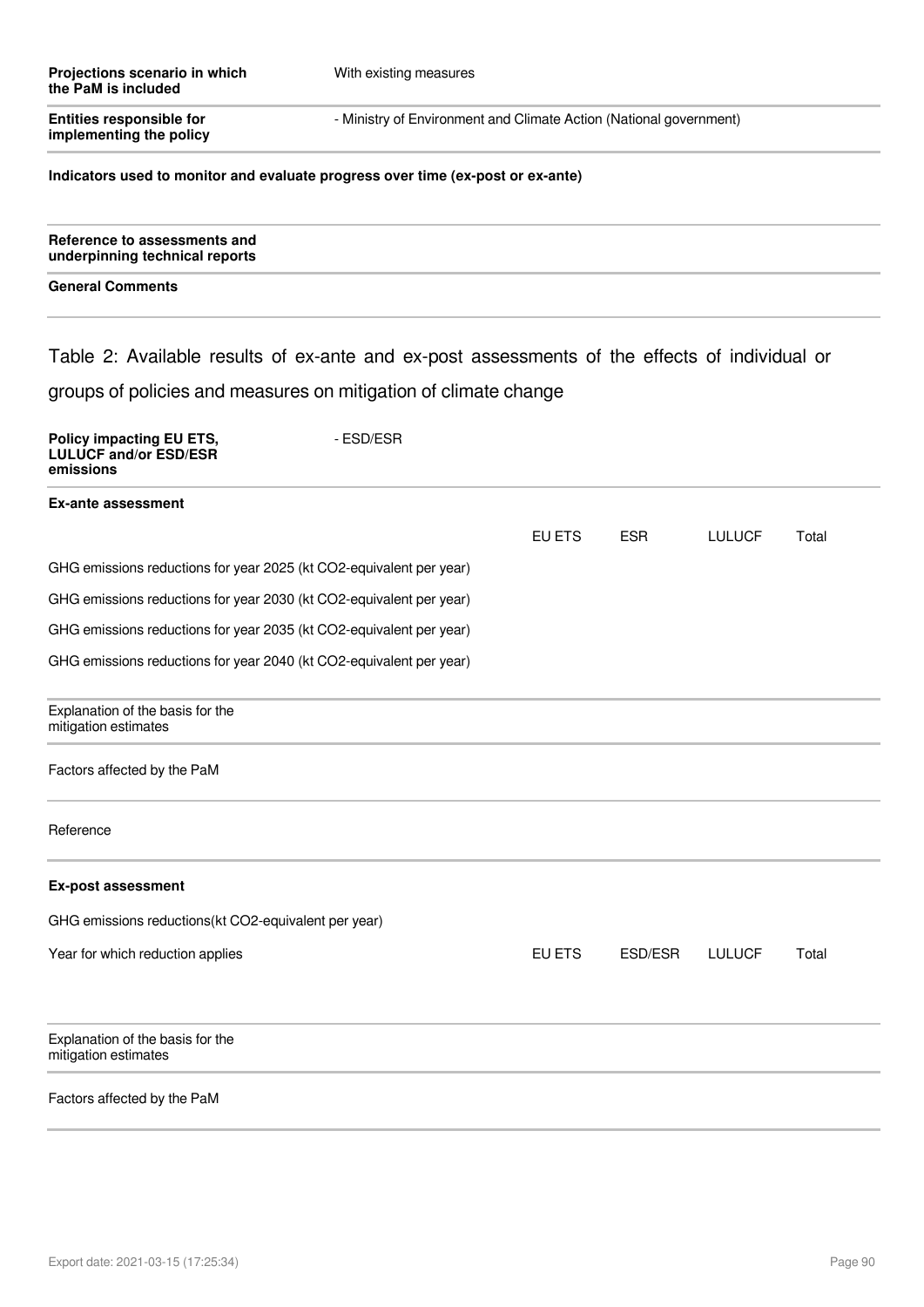| | |
|---|---|
| **Projections scenario in which the PaM is included** | With existing measures |
| **Entities responsible for implementing the policy** | - Ministry of Environment and Climate Action (National government) |

**Indicators used to monitor and evaluate progress over time (ex-post or ex-ante)**

**Reference to assessments and underpinning technical reports**

**General Comments**

## Table 2: Available results of ex-ante and ex-post assessments of the effects of individual or groups of policies and measures on mitigation of climate change

| | |
|---|---|
| **Policy impacting EU ETS, LULUCF and/or ESD/ESR emissions** | - ESD/ESR |

**Ex-ante assessment**

| | EU ETS | ESR | LULUCF | Total |
|---|---|---|---|---|
| GHG emissions reductions for year 2025 (kt $CO_2$-equivalent per year) | | | | |
| GHG emissions reductions for year 2030 (kt $CO_2$-equivalent per year) | | | | |
| GHG emissions reductions for year 2035 (kt $CO_2$-equivalent per year) | | | | |
| GHG emissions reductions for year 2040 (kt $CO_2$-equivalent per year) | | | | |

Explanation of the basis for the mitigation estimates

Factors affected by the PaM

Reference

**Ex-post assessment**

GHG emissions reductions(kt $CO_2$-equivalent per year)

| Year for which reduction applies | EU ETS | ESD/ESR | LULUCF | Total |
|---|---|---|---|---|
| | | | | |

Explanation of the basis for the mitigation estimates

Factors affected by the PaM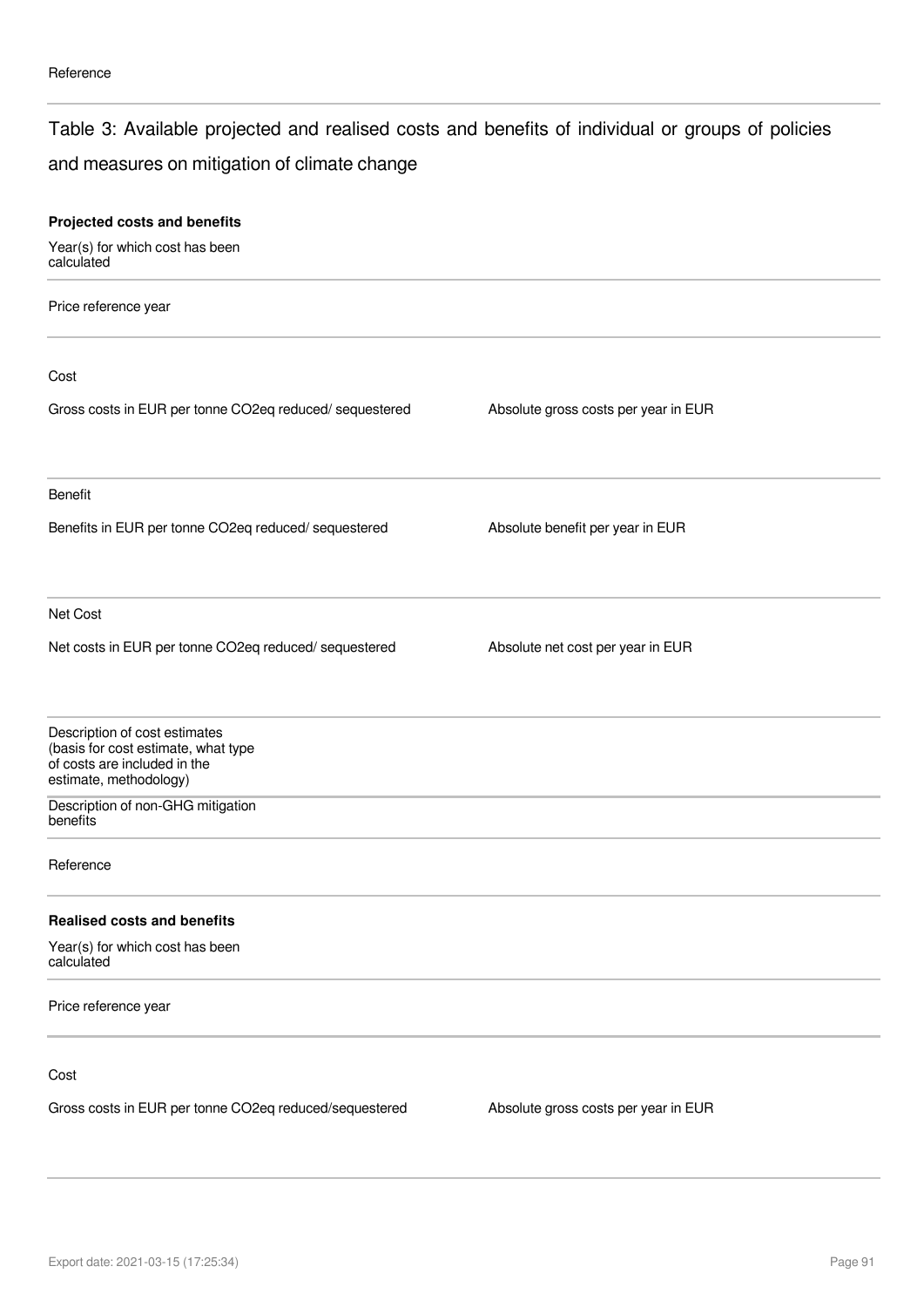Reference

## Table 3: Available projected and realised costs and benefits of individual or groups of policies and measures on mitigation of climate change

**Projected costs and benefits**

Year(s) for which cost has been calculated

Price reference year

Cost

| Gross costs in EUR per tonne $CO_2$eq reduced/ sequestered | Absolute gross costs per year in EUR |
|---|---|
| | |

Benefit

| Benefits in EUR per tonne $CO_2$eq reduced/ sequestered | Absolute benefit per year in EUR |
|---|---|
| | |

Net Cost

| Net costs in EUR per tonne $CO_2$eq reduced/ sequestered | Absolute net cost per year in EUR |
|---|---|
| | |

Description of cost estimates (basis for cost estimate, what type of costs are included in the estimate, methodology)

Description of non-GHG mitigation benefits

Reference

**Realised costs and benefits**

Year(s) for which cost has been calculated

Price reference year

Cost

| Gross costs in EUR per tonne $CO_2$eq reduced/sequestered | Absolute gross costs per year in EUR |
|---|---|
| | |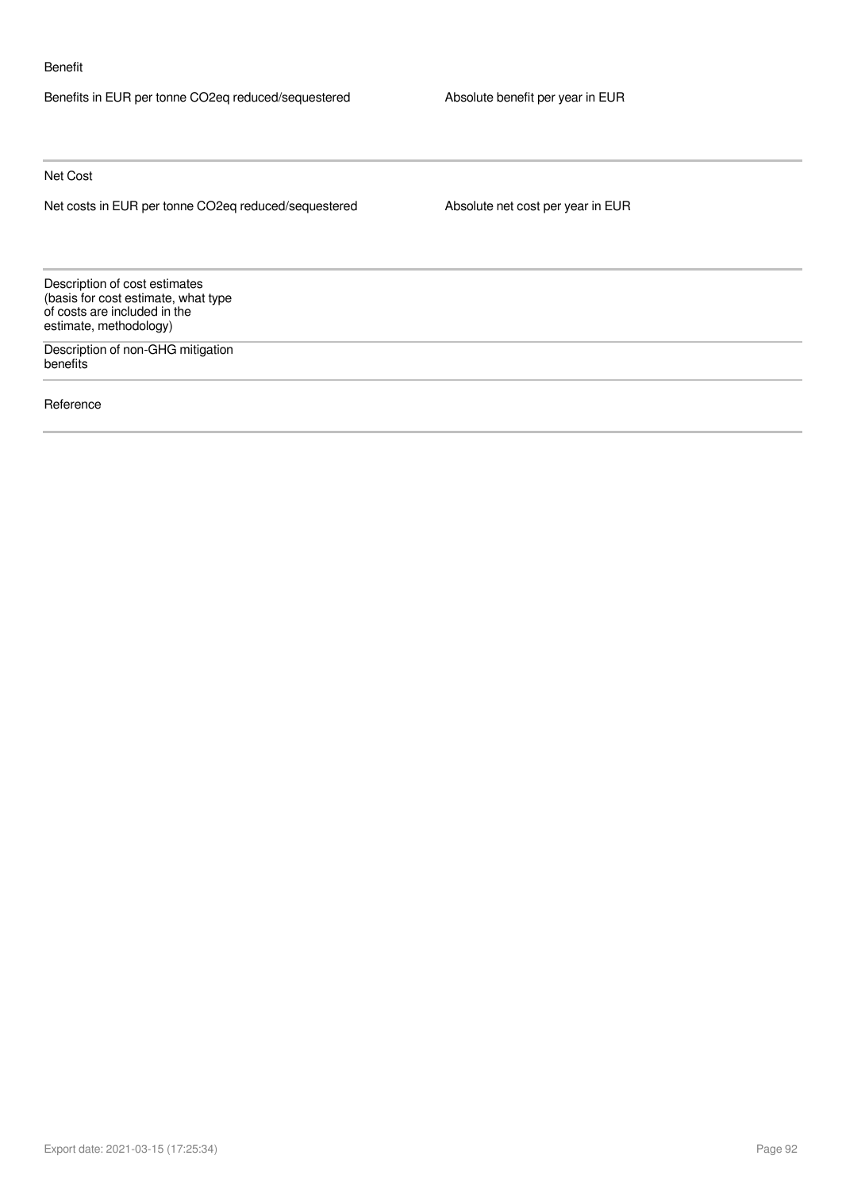Benefit

| Benefits in EUR per tonne CO2eq reduced/sequestered | Absolute benefit per year in EUR |
| --- | --- |
| | |

Net Cost

| Net costs in EUR per tonne CO2eq reduced/sequestered | Absolute net cost per year in EUR |
| --- | --- |
| | |

| Description of cost estimates (basis for cost estimate, what type of costs are included in the estimate, methodology) | |
| --- | --- |
| Description of non-GHG mitigation benefits | |
| Reference | |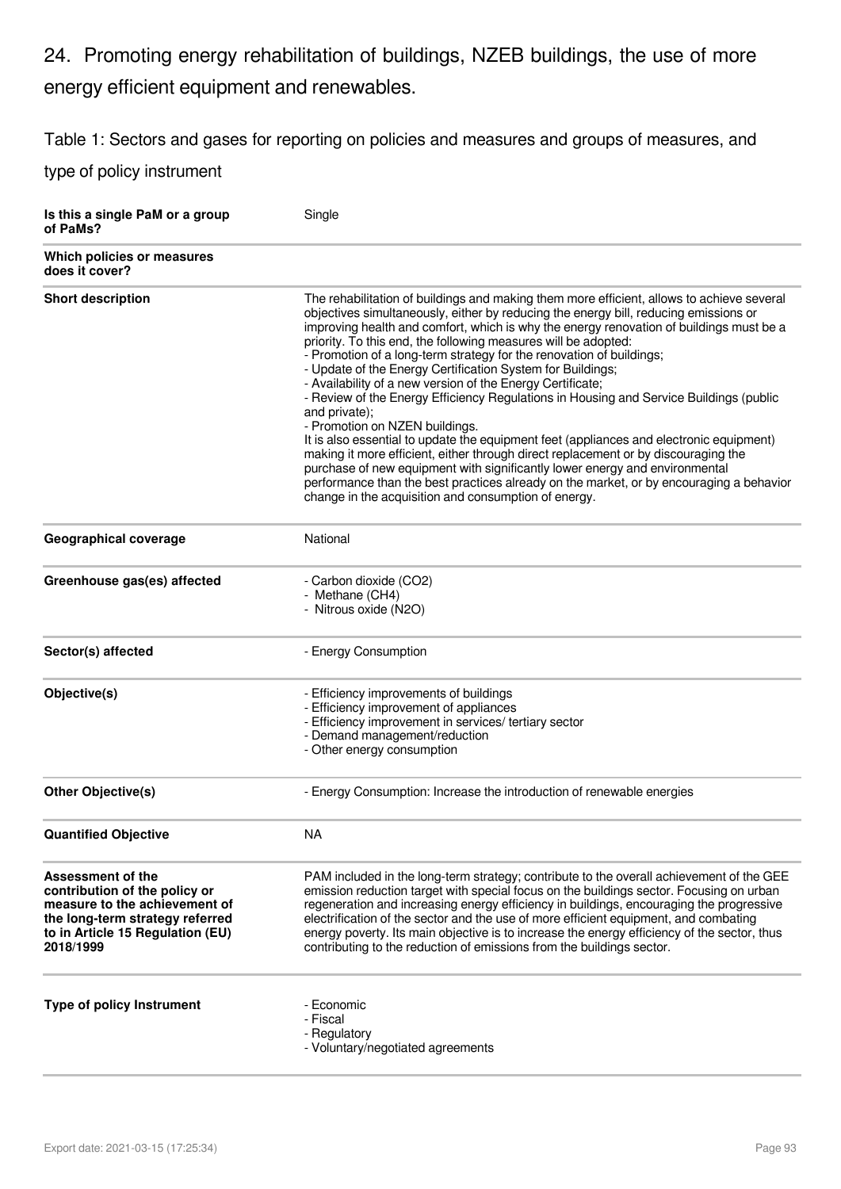## 24. Promoting energy rehabilitation of buildings, NZEB buildings, the use of more energy efficient equipment and renewables.

Table 1: Sectors and gases for reporting on policies and measures and groups of measures, and type of policy instrument

| | |
|---|---|
| **Is this a single PaM or a group of PaMs?** | Single |
| **Which policies or measures does it cover?** | |
| **Short description** | The rehabilitation of buildings and making them more efficient, allows to achieve several objectives simultaneously, either by reducing the energy bill, reducing emissions or improving health and comfort, which is why the energy renovation of buildings must be a priority. To this end, the following measures will be adopted:<br>- Promotion of a long-term strategy for the renovation of buildings;<br>- Update of the Energy Certification System for Buildings;<br>- Availability of a new version of the Energy Certificate;<br>- Review of the Energy Efficiency Regulations in Housing and Service Buildings (public and private);<br>- Promotion on NZEN buildings.<br>It is also essential to update the equipment feet (appliances and electronic equipment) making it more efficient, either through direct replacement or by discouraging the purchase of new equipment with significantly lower energy and environmental performance than the best practices already on the market, or by encouraging a behavior change in the acquisition and consumption of energy. |
| **Geographical coverage** | National |
| **Greenhouse gas(es) affected** | - Carbon dioxide ($CO_2$)<br>- Methane ($CH_4$)<br>- Nitrous oxide ($N_2O$) |
| **Sector(s) affected** | - Energy Consumption |
| **Objective(s)** | - Efficiency improvements of buildings<br>- Efficiency improvement of appliances<br>- Efficiency improvement in services/ tertiary sector<br>- Demand management/reduction<br>- Other energy consumption |
| **Other Objective(s)** | - Energy Consumption: Increase the introduction of renewable energies |
| **Quantified Objective** | NA |
| **Assessment of the contribution of the policy or measure to the achievement of the long-term strategy referred to in Article 15 Regulation (EU) 2018/1999** | PAM included in the long-term strategy; contribute to the overall achievement of the GEE emission reduction target with special focus on the buildings sector. Focusing on urban regeneration and increasing energy efficiency in buildings, encouraging the progressive electrification of the sector and the use of more efficient equipment, and combating energy poverty. Its main objective is to increase the energy efficiency of the sector, thus contributing to the reduction of emissions from the buildings sector. |
| **Type of policy Instrument** | - Economic<br>- Fiscal<br>- Regulatory<br>- Voluntary/negotiated agreements |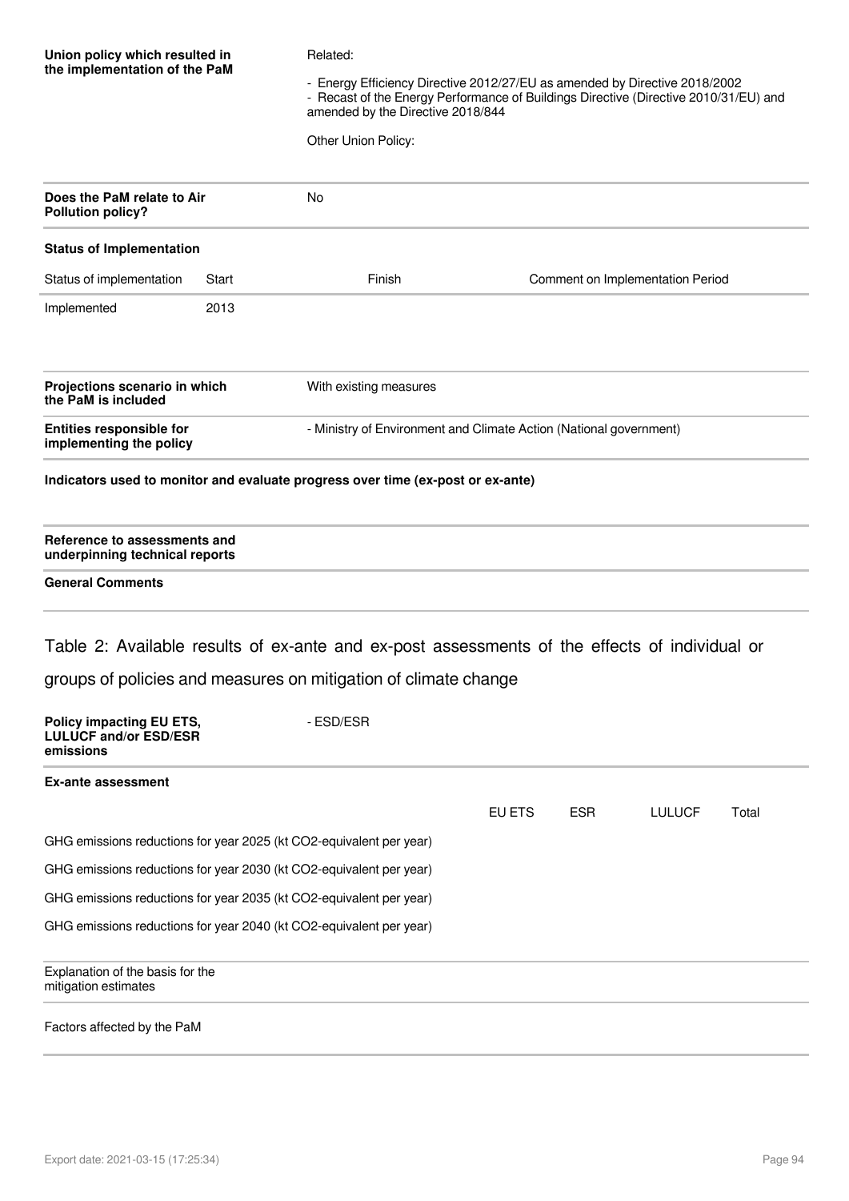| | |
|---|---|
| **Union policy which resulted in the implementation of the PaM** | Related:<br><br>- Energy Efficiency Directive 2012/27/EU as amended by Directive 2018/2002<br>- Recast of the Energy Performance of Buildings Directive (Directive 2010/31/EU) and amended by the Directive 2018/844<br><br>Other Union Policy: |
| **Does the PaM relate to Air Pollution policy?** | No |

**Status of Implementation**

| Status of implementation | Start | Finish | Comment on Implementation Period |
|---|---|---|---|
| Implemented | 2013 | | |

| | |
|---|---|
| **Projections scenario in which the PaM is included** | With existing measures |
| **Entities responsible for implementing the policy** | - Ministry of Environment and Climate Action (National government) |

**Indicators used to monitor and evaluate progress over time (ex-post or ex-ante)**

**Reference to assessments and underpinning technical reports**

**General Comments**

Table 2: Available results of ex-ante and ex-post assessments of the effects of individual or groups of policies and measures on mitigation of climate change

| | |
|---|---|
| **Policy impacting EU ETS, LULUCF and/or ESD/ESR emissions** | - ESD/ESR |

**Ex-ante assessment**

| | EU ETS | ESR | LULUCF | Total |
|---|---|---|---|---|
| GHG emissions reductions for year 2025 (kt CO2-equivalent per year) | | | | |
| GHG emissions reductions for year 2030 (kt CO2-equivalent per year) | | | | |
| GHG emissions reductions for year 2035 (kt CO2-equivalent per year) | | | | |
| GHG emissions reductions for year 2040 (kt CO2-equivalent per year) | | | | |

Explanation of the basis for the mitigation estimates

Factors affected by the PaM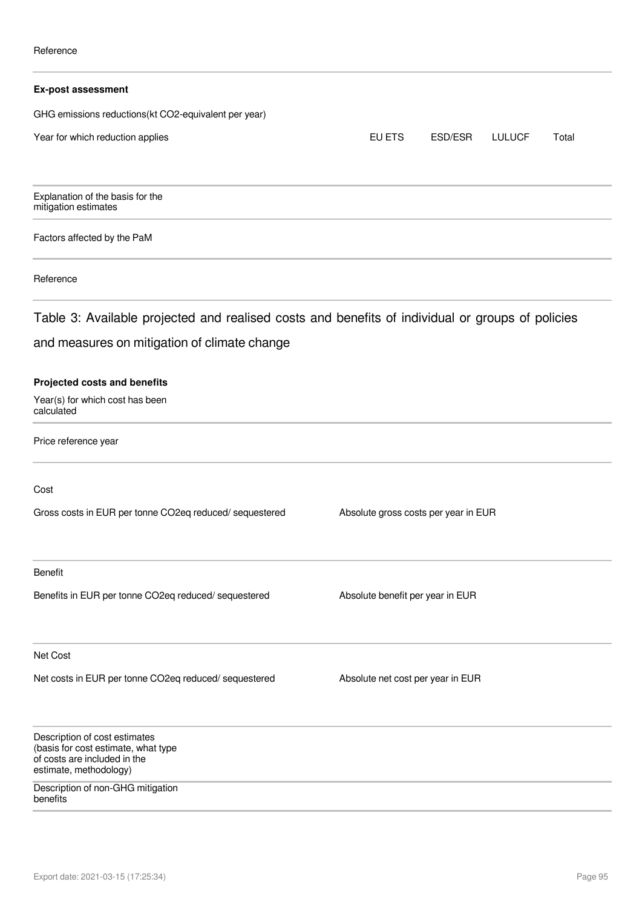Reference

**Ex-post assessment**

GHG emissions reductions(kt CO2-equivalent per year)

| Year for which reduction applies | EU ETS | ESD/ESR | LULUCF | Total |
|---|---|---|---|---|
| | | | | |

Explanation of the basis for the mitigation estimates

Factors affected by the PaM

Reference

## Table 3: Available projected and realised costs and benefits of individual or groups of policies and measures on mitigation of climate change

**Projected costs and benefits**

Year(s) for which cost has been calculated

Price reference year

Cost

| Gross costs in EUR per tonne CO2eq reduced/ sequestered | Absolute gross costs per year in EUR |
|---|---|
| | |

Benefit

| Benefits in EUR per tonne CO2eq reduced/ sequestered | Absolute benefit per year in EUR |
|---|---|
| | |

Net Cost

| Net costs in EUR per tonne CO2eq reduced/ sequestered | Absolute net cost per year in EUR |
|---|---|
| | |

Description of cost estimates (basis for cost estimate, what type of costs are included in the estimate, methodology)

Description of non-GHG mitigation benefits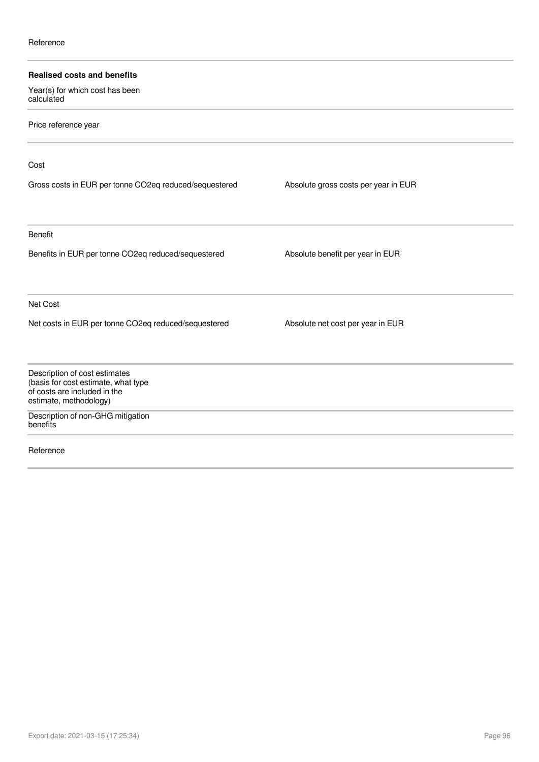Reference

**Realised costs and benefits**

Year(s) for which cost has been calculated

Price reference year

Cost

| Gross costs in EUR per tonne CO2eq reduced/sequestered | Absolute gross costs per year in EUR |
| --- | --- |
| | |

Benefit

| Benefits in EUR per tonne CO2eq reduced/sequestered | Absolute benefit per year in EUR |
| --- | --- |
| | |

Net Cost

| Net costs in EUR per tonne CO2eq reduced/sequestered | Absolute net cost per year in EUR |
| --- | --- |
| | |

Description of cost estimates (basis for cost estimate, what type of costs are included in the estimate, methodology)

Description of non-GHG mitigation benefits

Reference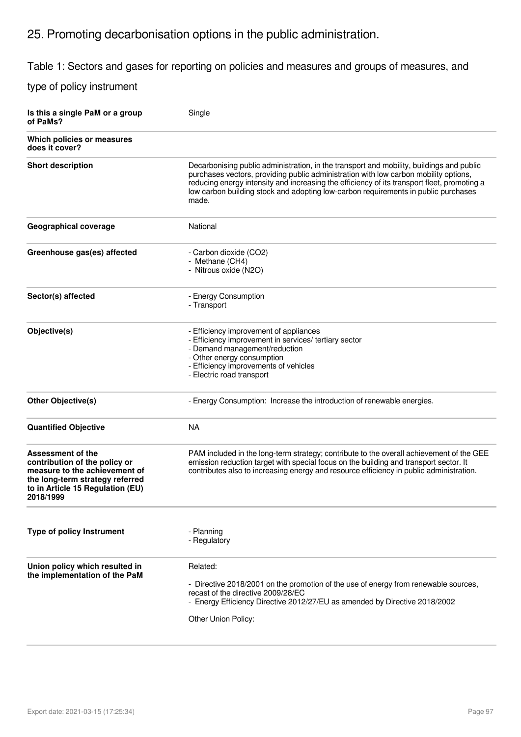# 25. Promoting decarbonisation options in the public administration.

## Table 1: Sectors and gases for reporting on policies and measures and groups of measures, and type of policy instrument

| | |
|---|---|
| **Is this a single PaM or a group of PaMs?** | Single |
| **Which policies or measures does it cover?** | |
| **Short description** | Decarbonising public administration, in the transport and mobility, buildings and public purchases vectors, providing public administration with low carbon mobility options, reducing energy intensity and increasing the efficiency of its transport fleet, promoting a low carbon building stock and adopting low-carbon requirements in public purchases made. |
| **Geographical coverage** | National |
| **Greenhouse gas(es) affected** | - Carbon dioxide ($CO_2$)<br>- Methane ($CH_4$)<br>- Nitrous oxide ($N_2O$) |
| **Sector(s) affected** | - Energy Consumption<br>- Transport |
| **Objective(s)** | - Efficiency improvement of appliances<br>- Efficiency improvement in services/ tertiary sector<br>- Demand management/reduction<br>- Other energy consumption<br>- Efficiency improvements of vehicles<br>- Electric road transport |
| **Other Objective(s)** | - Energy Consumption: Increase the introduction of renewable energies. |
| **Quantified Objective** | NA |
| **Assessment of the contribution of the policy or measure to the achievement of the long-term strategy referred to in Article 15 Regulation (EU) 2018/1999** | PAM included in the long-term strategy; contribute to the overall achievement of the GEE emission reduction target with special focus on the building and transport sector. It contributes also to increasing energy and resource efficiency in public administration. |
| **Type of policy Instrument** | - Planning<br>- Regulatory |
| **Union policy which resulted in the implementation of the PaM** | Related:<br><br>- Directive 2018/2001 on the promotion of the use of energy from renewable sources, recast of the directive 2009/28/EC<br>- Energy Efficiency Directive 2012/27/EU as amended by Directive 2018/2002<br><br>Other Union Policy: |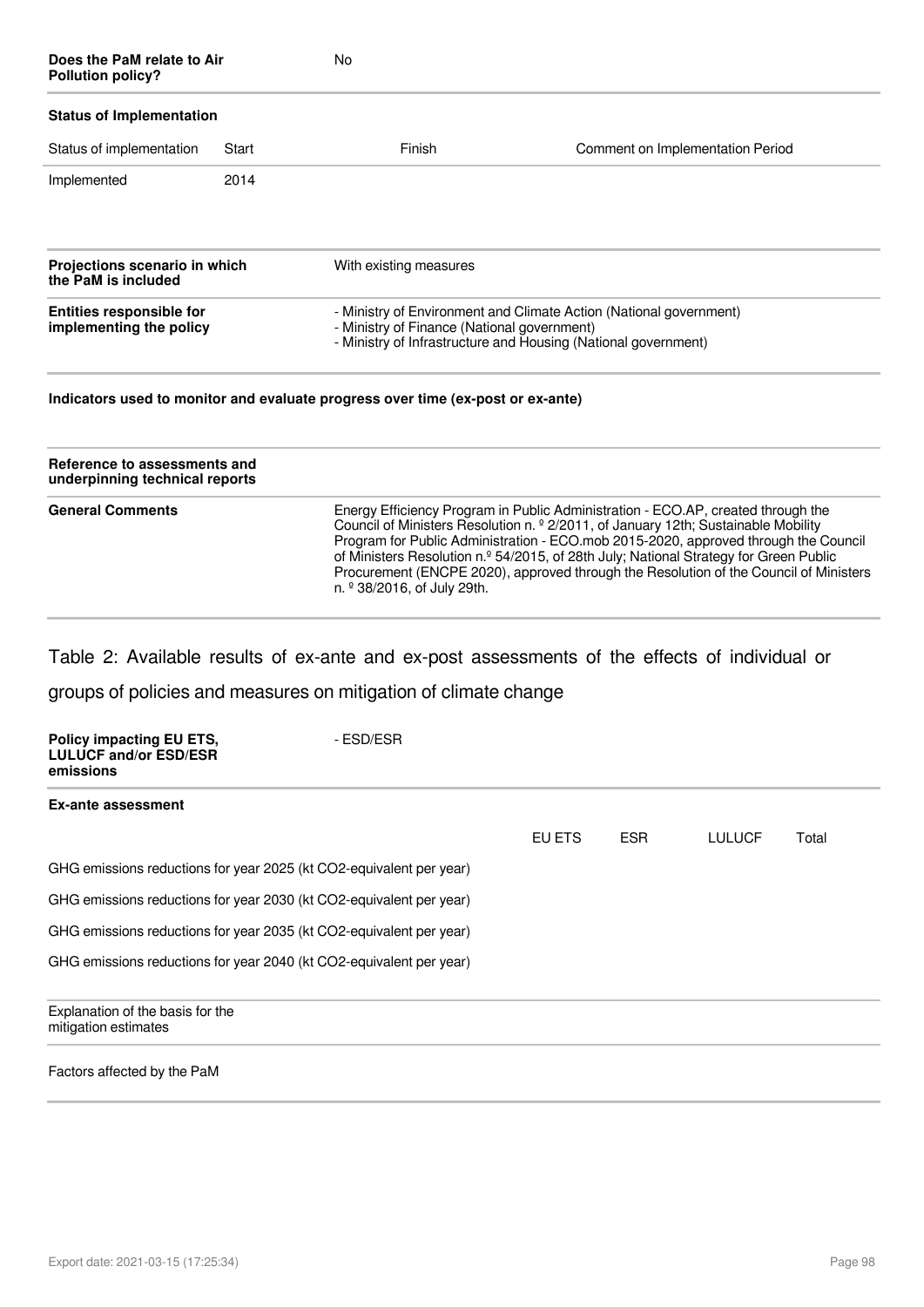| | |
|---|---|
| **Does the PaM relate to Air Pollution policy?** | No |

**Status of Implementation**

| Status of implementation | Start | Finish | Comment on Implementation Period |
|---|---|---|---|
| Implemented | 2014 | | |

| | |
|---|---|
| **Projections scenario in which the PaM is included** | With existing measures |
| **Entities responsible for implementing the policy** | - Ministry of Environment and Climate Action (National government)<br>- Ministry of Finance (National government)<br>- Ministry of Infrastructure and Housing (National government) |

**Indicators used to monitor and evaluate progress over time (ex-post or ex-ante)**

| | |
|---|---|
| **Reference to assessments and underpinning technical reports** | |
| **General Comments** | Energy Efficiency Program in Public Administration - ECO.AP, created through the Council of Ministers Resolution n. º 2/2011, of January 12th; Sustainable Mobility Program for Public Administration - ECO.mob 2015-2020, approved through the Council of Ministers Resolution n.º 54/2015, of 28th July; National Strategy for Green Public Procurement (ENCPE 2020), approved through the Resolution of the Council of Ministers n. º 38/2016, of July 29th. |

## Table 2: Available results of ex-ante and ex-post assessments of the effects of individual or groups of policies and measures on mitigation of climate change

| | |
|---|---|
| **Policy impacting EU ETS, LULUCF and/or ESD/ESR emissions** | - ESD/ESR |

**Ex-ante assessment**

| | EU ETS | ESR | LULUCF | Total |
|---|---|---|---|---|
| GHG emissions reductions for year 2025 (kt CO2-equivalent per year) | | | | |
| GHG emissions reductions for year 2030 (kt CO2-equivalent per year) | | | | |
| GHG emissions reductions for year 2035 (kt CO2-equivalent per year) | | | | |
| GHG emissions reductions for year 2040 (kt CO2-equivalent per year) | | | | |

| | |
|---|---|
| Explanation of the basis for the mitigation estimates | |
| Factors affected by the PaM | |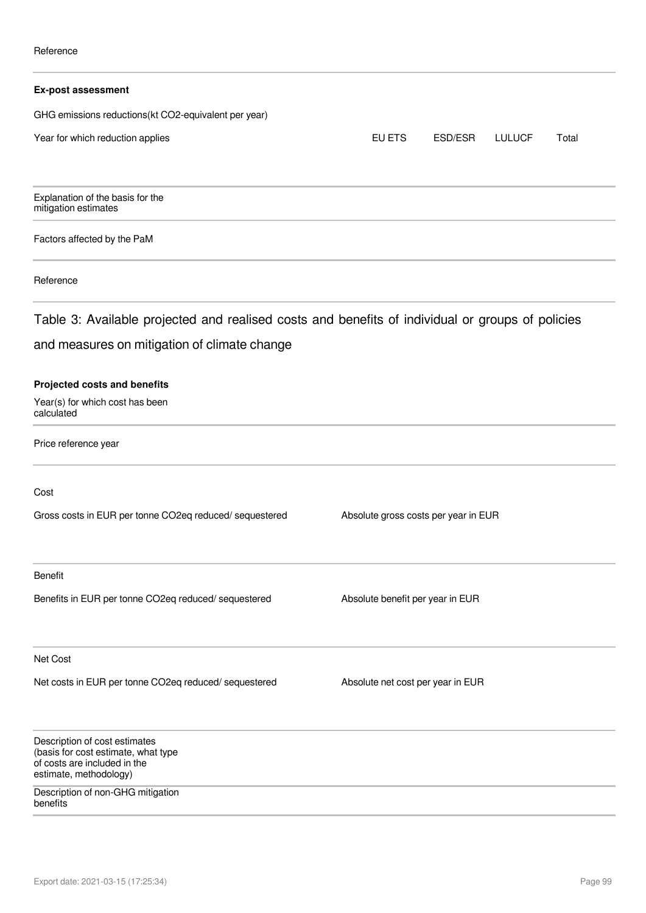Reference

**Ex-post assessment**

GHG emissions reductions(kt CO2-equivalent per year)

| Year for which reduction applies | EU ETS | ESD/ESR | LULUCF | Total |
|---|---|---|---|---|
| | | | | |

Explanation of the basis for the mitigation estimates

Factors affected by the PaM

Reference

## Table 3: Available projected and realised costs and benefits of individual or groups of policies and measures on mitigation of climate change

**Projected costs and benefits**

Year(s) for which cost has been calculated

Price reference year

Cost

| Gross costs in EUR per tonne CO2eq reduced/ sequestered | Absolute gross costs per year in EUR |
|---|---|
| | |

Benefit

| Benefits in EUR per tonne CO2eq reduced/ sequestered | Absolute benefit per year in EUR |
|---|---|
| | |

Net Cost

| Net costs in EUR per tonne CO2eq reduced/ sequestered | Absolute net cost per year in EUR |
|---|---|
| | |

Description of cost estimates (basis for cost estimate, what type of costs are included in the estimate, methodology)

Description of non-GHG mitigation benefits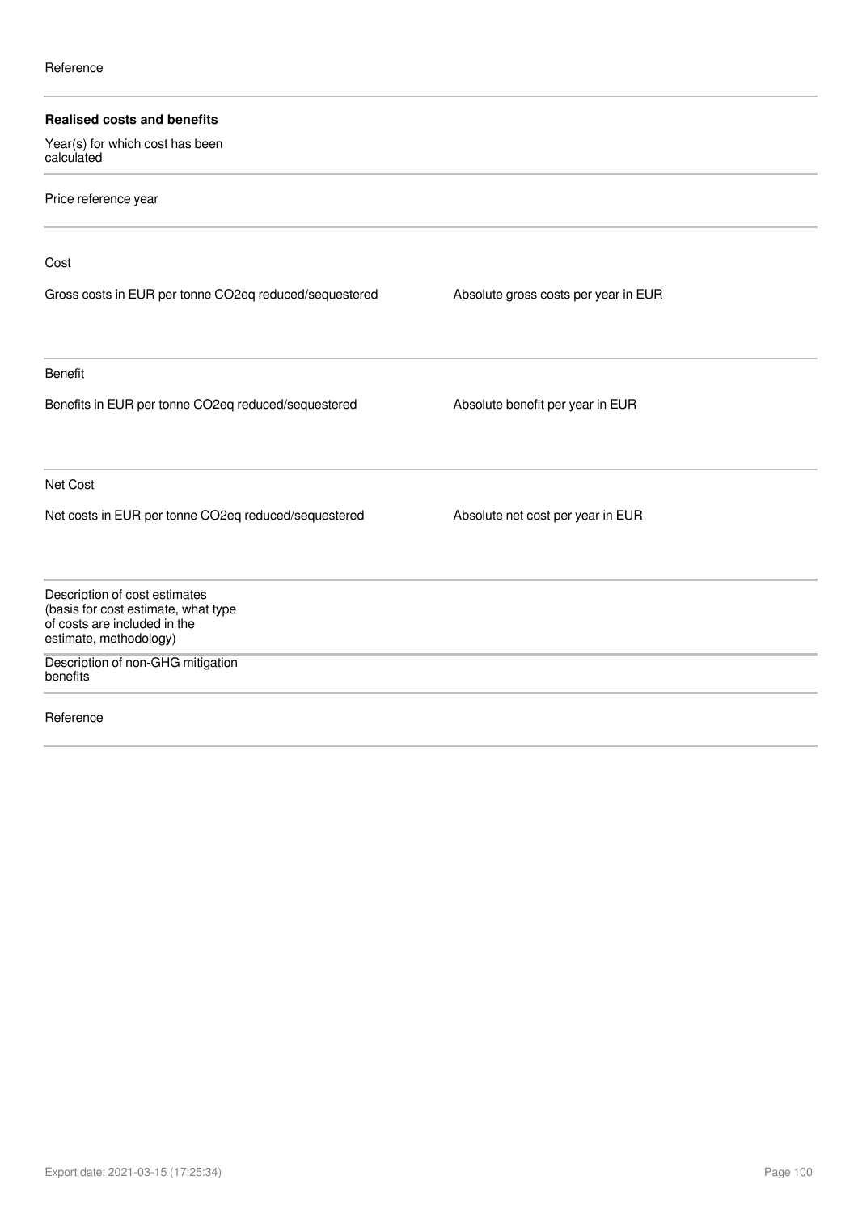Reference

**Realised costs and benefits**

Year(s) for which cost has been calculated

Price reference year

Cost

| Gross costs in EUR per tonne CO2eq reduced/sequestered | Absolute gross costs per year in EUR |
| --- | --- |
| | |

Benefit

| Benefits in EUR per tonne CO2eq reduced/sequestered | Absolute benefit per year in EUR |
| --- | --- |
| | |

Net Cost

| Net costs in EUR per tonne CO2eq reduced/sequestered | Absolute net cost per year in EUR |
| --- | --- |
| | |

Description of cost estimates (basis for cost estimate, what type of costs are included in the estimate, methodology)

Description of non-GHG mitigation benefits

Reference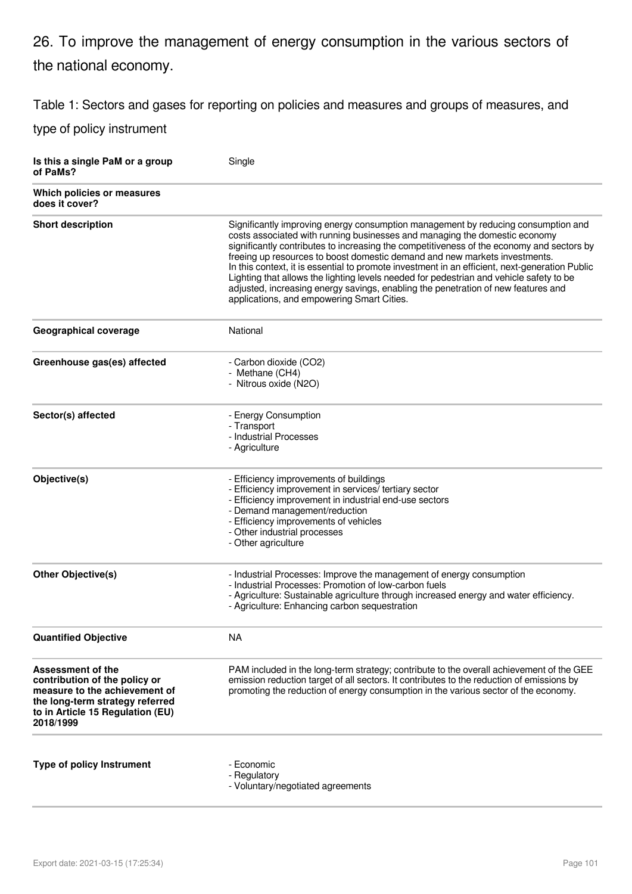## 26. To improve the management of energy consumption in the various sectors of the national economy.

Table 1: Sectors and gases for reporting on policies and measures and groups of measures, and type of policy instrument

| | |
|---|---|
| **Is this a single PaM or a group of PaMs?** | Single |
| **Which policies or measures does it cover?** | |
| **Short description** | Significantly improving energy consumption management by reducing consumption and costs associated with running businesses and managing the domestic economy significantly contributes to increasing the competitiveness of the economy and sectors by freeing up resources to boost domestic demand and new markets investments.<br>In this context, it is essential to promote investment in an efficient, next-generation Public Lighting that allows the lighting levels needed for pedestrian and vehicle safety to be adjusted, increasing energy savings, enabling the penetration of new features and applications, and empowering Smart Cities. |
| **Geographical coverage** | National |
| **Greenhouse gas(es) affected** | - Carbon dioxide ($CO_2$)<br>- Methane ($CH_4$)<br>- Nitrous oxide ($N_2O$) |
| **Sector(s) affected** | - Energy Consumption<br>- Transport<br>- Industrial Processes<br>- Agriculture |
| **Objective(s)** | - Efficiency improvements of buildings<br>- Efficiency improvement in services/ tertiary sector<br>- Efficiency improvement in industrial end-use sectors<br>- Demand management/reduction<br>- Efficiency improvements of vehicles<br>- Other industrial processes<br>- Other agriculture |
| **Other Objective(s)** | - Industrial Processes: Improve the management of energy consumption<br>- Industrial Processes: Promotion of low-carbon fuels<br>- Agriculture: Sustainable agriculture through increased energy and water efficiency.<br>- Agriculture: Enhancing carbon sequestration |
| **Quantified Objective** | NA |
| **Assessment of the contribution of the policy or measure to the achievement of the long-term strategy referred to in Article 15 Regulation (EU) 2018/1999** | PAM included in the long-term strategy; contribute to the overall achievement of the GEE emission reduction target of all sectors. It contributes to the reduction of emissions by promoting the reduction of energy consumption in the various sector of the economy. |
| **Type of policy Instrument** | - Economic<br>- Regulatory<br>- Voluntary/negotiated agreements |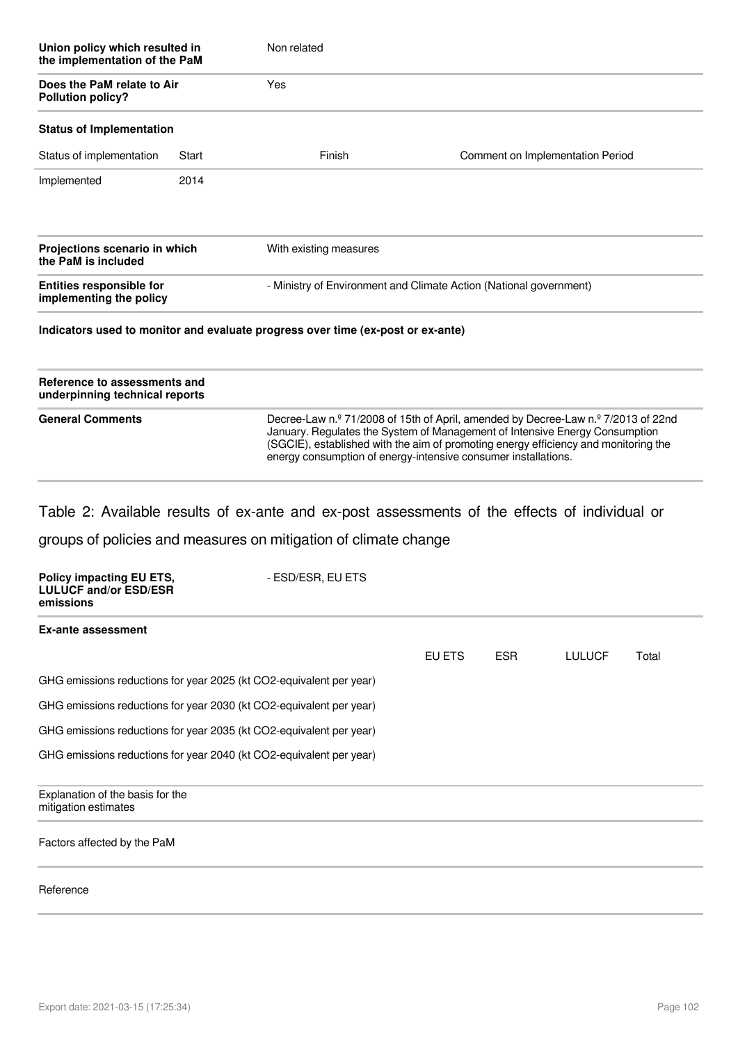| | |
|---|---|
| **Union policy which resulted in the implementation of the PaM** | Non related |
| **Does the PaM relate to Air Pollution policy?** | Yes |

**Status of Implementation**

| Status of implementation | Start | Finish | Comment on Implementation Period |
|---|---|---|---|
| Implemented | 2014 | | |

| | |
|---|---|
| **Projections scenario in which the PaM is included** | With existing measures |
| **Entities responsible for implementing the policy** | - Ministry of Environment and Climate Action (National government) |

**Indicators used to monitor and evaluate progress over time (ex-post or ex-ante)**

| | |
|---|---|
| **Reference to assessments and underpinning technical reports** | |
| **General Comments** | Decree-Law n.º 71/2008 of 15th of April, amended by Decree-Law n.º 7/2013 of 22nd January. Regulates the System of Management of Intensive Energy Consumption (SGCIE), established with the aim of promoting energy efficiency and monitoring the energy consumption of energy-intensive consumer installations. |

## Table 2: Available results of ex-ante and ex-post assessments of the effects of individual or groups of policies and measures on mitigation of climate change

| | |
|---|---|
| **Policy impacting EU ETS, LULUCF and/or ESD/ESR emissions** | - ESD/ESR, EU ETS |

**Ex-ante assessment**

| | EU ETS | ESR | LULUCF | Total |
|---|---|---|---|---|
| GHG emissions reductions for year 2025 (kt CO2-equivalent per year) | | | | |
| GHG emissions reductions for year 2030 (kt CO2-equivalent per year) | | | | |
| GHG emissions reductions for year 2035 (kt CO2-equivalent per year) | | | | |
| GHG emissions reductions for year 2040 (kt CO2-equivalent per year) | | | | |

| | |
|---|---|
| Explanation of the basis for the mitigation estimates | |
| Factors affected by the PaM | |
| Reference | |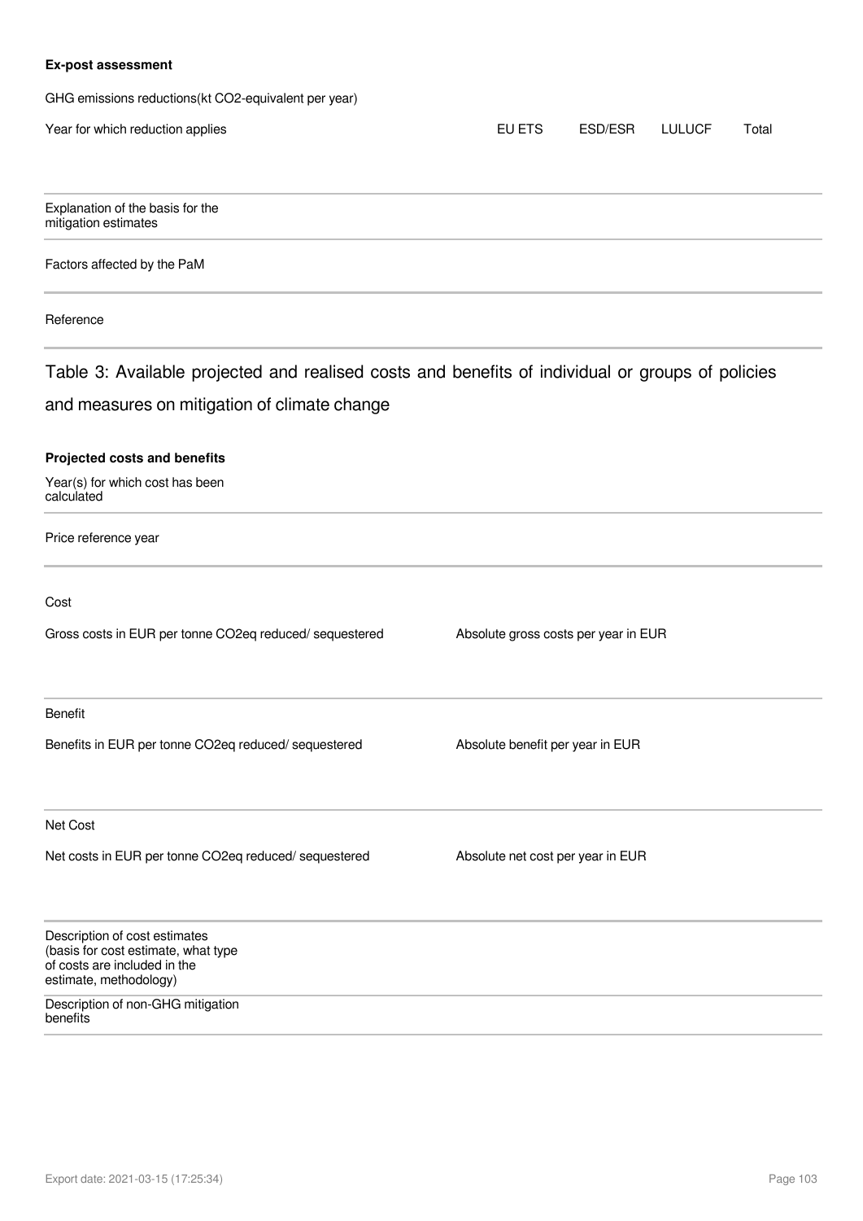**Ex-post assessment**

GHG emissions reductions(kt CO2-equivalent per year)

| Year for which reduction applies | EU ETS | ESD/ESR | LULUCF | Total |
|---|---|---|---|---|
| | | | | |

| | |
|---|---|
| Explanation of the basis for the mitigation estimates | |
| Factors affected by the PaM | |
| Reference | |

## Table 3: Available projected and realised costs and benefits of individual or groups of policies and measures on mitigation of climate change

**Projected costs and benefits**

| | |
|---|---|
| Year(s) for which cost has been calculated | |
| Price reference year | |

Cost

| Gross costs in EUR per tonne CO2eq reduced/ sequestered | Absolute gross costs per year in EUR |
|---|---|
| | |

Benefit

| Benefits in EUR per tonne CO2eq reduced/ sequestered | Absolute benefit per year in EUR |
|---|---|
| | |

Net Cost

| Net costs in EUR per tonne CO2eq reduced/ sequestered | Absolute net cost per year in EUR |
|---|---|
| | |

| | |
|---|---|
| Description of cost estimates (basis for cost estimate, what type of costs are included in the estimate, methodology) | |
| Description of non-GHG mitigation benefits | |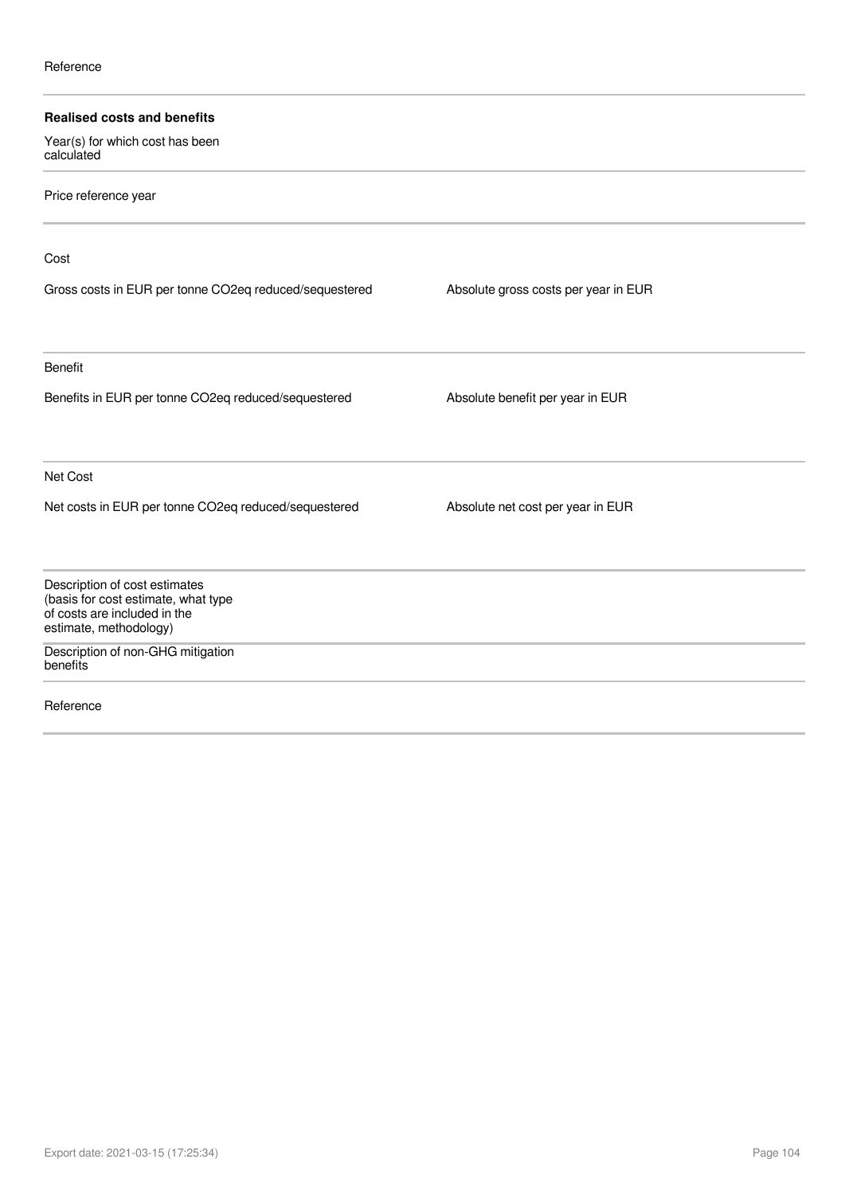Reference

**Realised costs and benefits**

Year(s) for which cost has been calculated

Price reference year

Cost

| Gross costs in EUR per tonne CO2eq reduced/sequestered | Absolute gross costs per year in EUR |
| --- | --- |
| | |

Benefit

| Benefits in EUR per tonne CO2eq reduced/sequestered | Absolute benefit per year in EUR |
| --- | --- |
| | |

Net Cost

| Net costs in EUR per tonne CO2eq reduced/sequestered | Absolute net cost per year in EUR |
| --- | --- |
| | |

Description of cost estimates (basis for cost estimate, what type of costs are included in the estimate, methodology)

Description of non-GHG mitigation benefits

Reference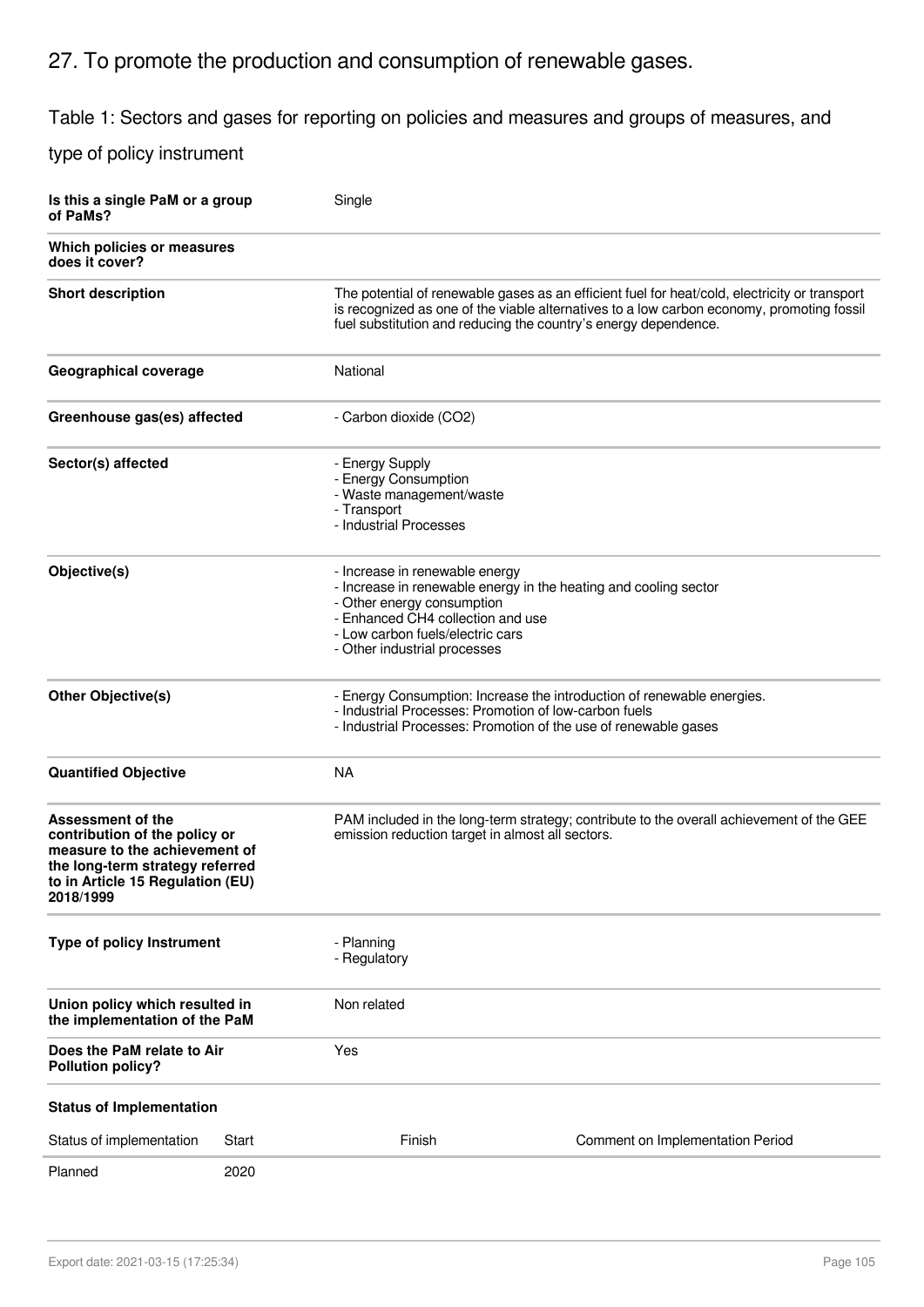## 27. To promote the production and consumption of renewable gases.

Table 1: Sectors and gases for reporting on policies and measures and groups of measures, and type of policy instrument

| | |
|---|---|
| **Is this a single PaM or a group of PaMs?** | Single |
| **Which policies or measures does it cover?** | |
| **Short description** | The potential of renewable gases as an efficient fuel for heat/cold, electricity or transport is recognized as one of the viable alternatives to a low carbon economy, promoting fossil fuel substitution and reducing the country's energy dependence. |
| **Geographical coverage** | National |
| **Greenhouse gas(es) affected** | - Carbon dioxide ($CO_2$) |
| **Sector(s) affected** | - Energy Supply<br>- Energy Consumption<br>- Waste management/waste<br>- Transport<br>- Industrial Processes |
| **Objective(s)** | - Increase in renewable energy<br>- Increase in renewable energy in the heating and cooling sector<br>- Other energy consumption<br>- Enhanced $CH_4$ collection and use<br>- Low carbon fuels/electric cars<br>- Other industrial processes |
| **Other Objective(s)** | - Energy Consumption: Increase the introduction of renewable energies.<br>- Industrial Processes: Promotion of low-carbon fuels<br>- Industrial Processes: Promotion of the use of renewable gases |
| **Quantified Objective** | NA |
| **Assessment of the contribution of the policy or measure to the achievement of the long-term strategy referred to in Article 15 Regulation (EU) 2018/1999** | PAM included in the long-term strategy; contribute to the overall achievement of the GEE emission reduction target in almost all sectors. |
| **Type of policy Instrument** | - Planning<br>- Regulatory |
| **Union policy which resulted in the implementation of the PaM** | Non related |
| **Does the PaM relate to Air Pollution policy?** | Yes |

**Status of Implementation**

| Status of implementation | Start | Finish | Comment on Implementation Period |
|---|---|---|---|
| Planned | 2020 | | |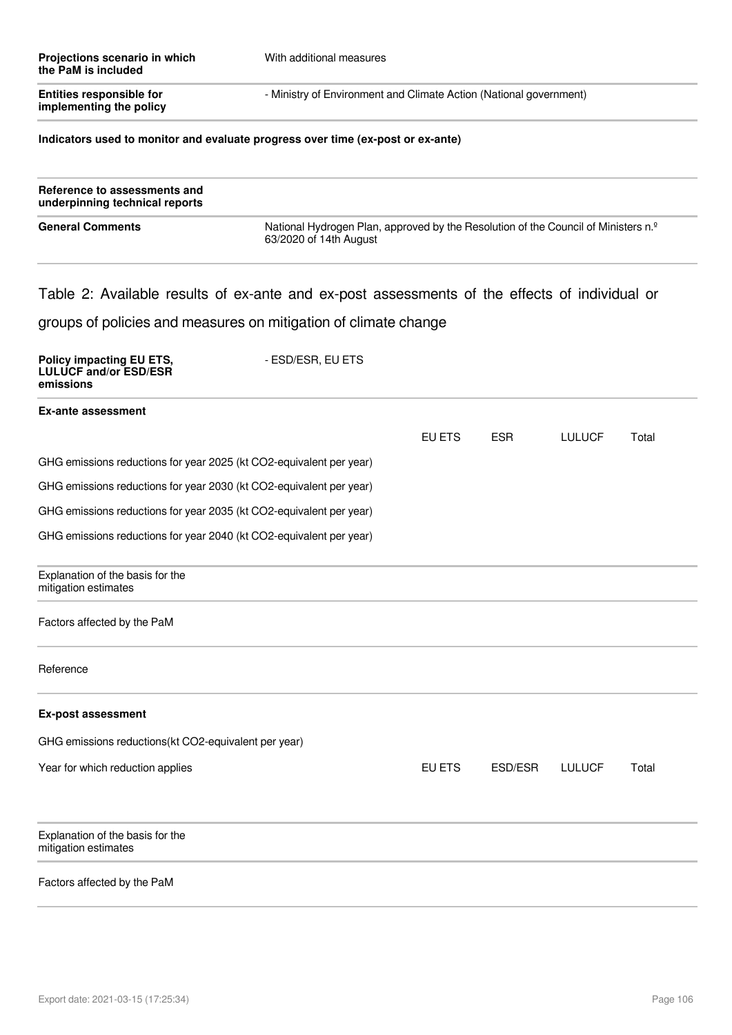| | |
|---|---|
| **Projections scenario in which the PaM is included** | With additional measures |
| **Entities responsible for implementing the policy** | - Ministry of Environment and Climate Action (National government) |

**Indicators used to monitor and evaluate progress over time (ex-post or ex-ante)**

| | |
|---|---|
| **Reference to assessments and underpinning technical reports** | |
| **General Comments** | National Hydrogen Plan, approved by the Resolution of the Council of Ministers n.º 63/2020 of 14th August |

## Table 2: Available results of ex-ante and ex-post assessments of the effects of individual or groups of policies and measures on mitigation of climate change

| | |
|---|---|
| **Policy impacting EU ETS, LULUCF and/or ESD/ESR emissions** | - ESD/ESR, EU ETS |

**Ex-ante assessment**

| | EU ETS | ESR | LULUCF | Total |
|---|---|---|---|---|
| GHG emissions reductions for year 2025 (kt CO2-equivalent per year) | | | | |
| GHG emissions reductions for year 2030 (kt CO2-equivalent per year) | | | | |
| GHG emissions reductions for year 2035 (kt CO2-equivalent per year) | | | | |
| GHG emissions reductions for year 2040 (kt CO2-equivalent per year) | | | | |

Explanation of the basis for the mitigation estimates

Factors affected by the PaM

Reference

**Ex-post assessment**

GHG emissions reductions(kt CO2-equivalent per year)

| Year for which reduction applies | EU ETS | ESD/ESR | LULUCF | Total |
|---|---|---|---|---|
| | | | | |

Explanation of the basis for the mitigation estimates

Factors affected by the PaM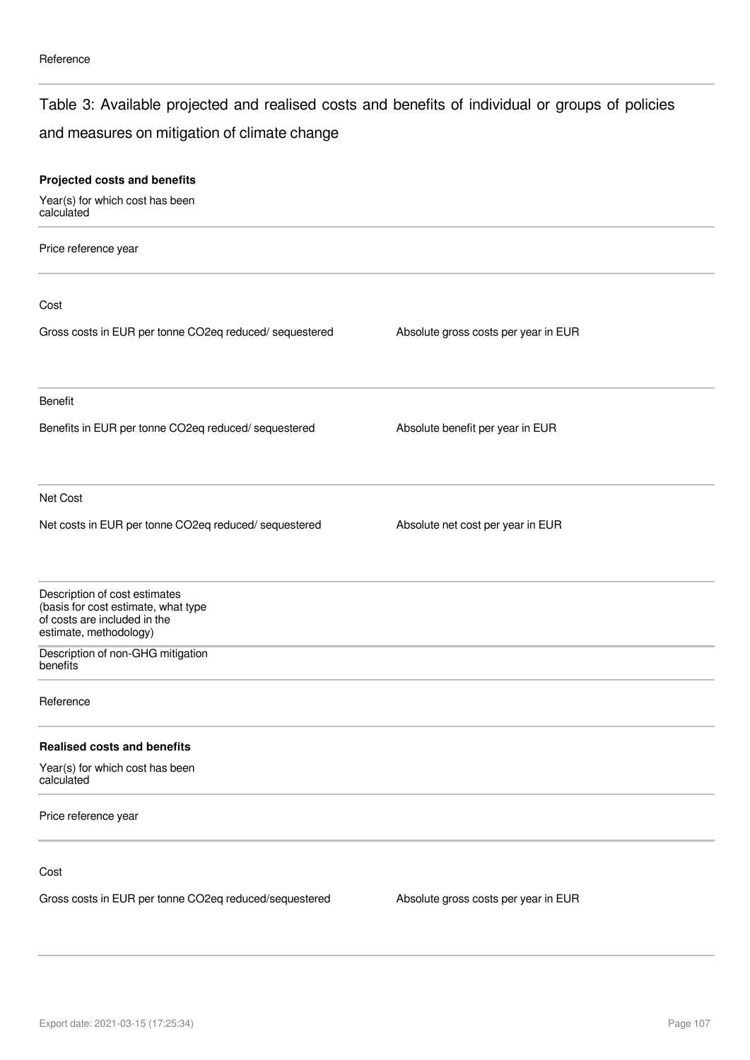Reference

## Table 3: Available projected and realised costs and benefits of individual or groups of policies and measures on mitigation of climate change

**Projected costs and benefits**

Year(s) for which cost has been calculated

Price reference year

Cost

| Gross costs in EUR per tonne CO2eq reduced/ sequestered | Absolute gross costs per year in EUR |
|---|---|
| | |

Benefit

| Benefits in EUR per tonne CO2eq reduced/ sequestered | Absolute benefit per year in EUR |
|---|---|
| | |

Net Cost

| Net costs in EUR per tonne CO2eq reduced/ sequestered | Absolute net cost per year in EUR |
|---|---|
| | |

Description of cost estimates (basis for cost estimate, what type of costs are included in the estimate, methodology)

Description of non-GHG mitigation benefits

Reference

**Realised costs and benefits**

Year(s) for which cost has been calculated

Price reference year

Cost

| Gross costs in EUR per tonne CO2eq reduced/sequestered | Absolute gross costs per year in EUR |
|---|---|
| | |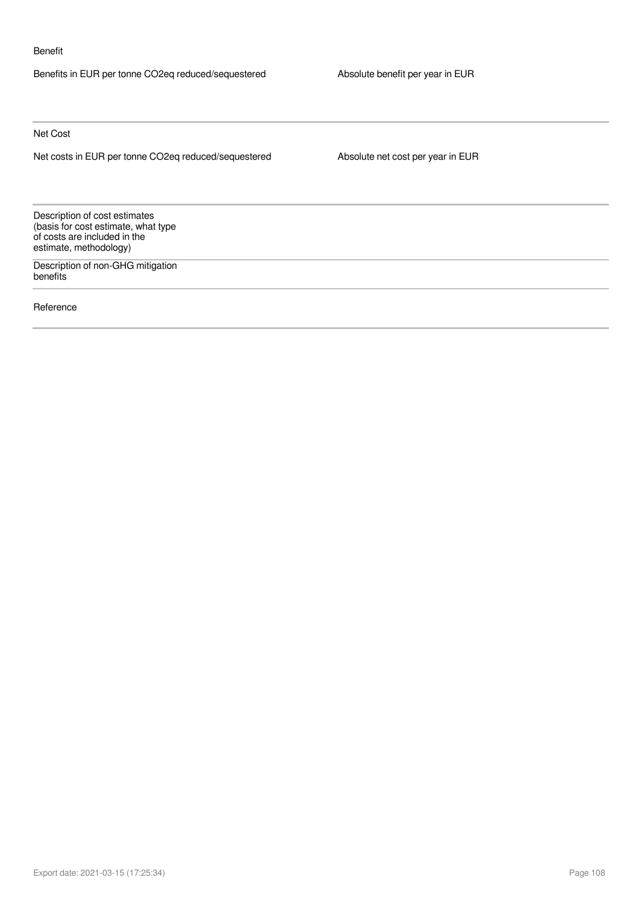Benefit

| Benefits in EUR per tonne $CO_2$eq reduced/sequestered | Absolute benefit per year in EUR |
| --- | --- |
| | |

Net Cost

| Net costs in EUR per tonne $CO_2$eq reduced/sequestered | Absolute net cost per year in EUR |
| --- | --- |
| | |

| | |
| --- | --- |
| Description of cost estimates (basis for cost estimate, what type of costs are included in the estimate, methodology) | |
| Description of non-GHG mitigation benefits | |
| Reference | |

Export date: 2021-03-15 (17:25:34)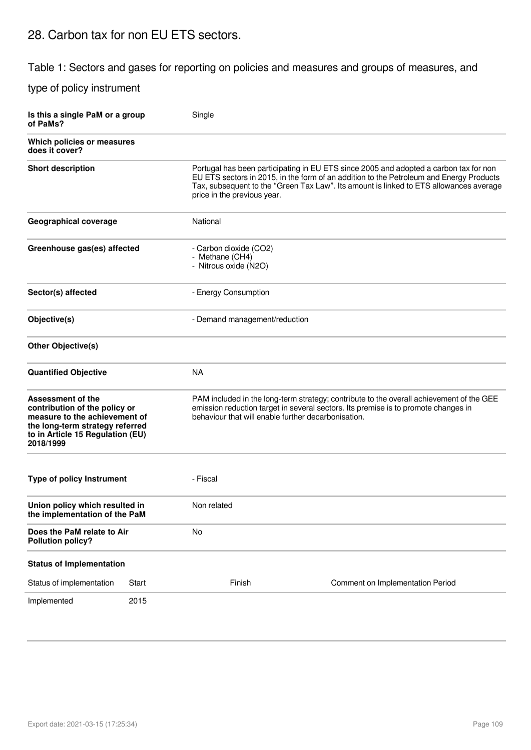# 28. Carbon tax for non EU ETS sectors.

## Table 1: Sectors and gases for reporting on policies and measures and groups of measures, and type of policy instrument

| | |
|---|---|
| **Is this a single PaM or a group of PaMs?** | Single |
| **Which policies or measures does it cover?** | |
| **Short description** | Portugal has been participating in EU ETS since 2005 and adopted a carbon tax for non EU ETS sectors in 2015, in the form of an addition to the Petroleum and Energy Products Tax, subsequent to the "Green Tax Law". Its amount is linked to ETS allowances average price in the previous year. |
| **Geographical coverage** | National |
| **Greenhouse gas(es) affected** | - Carbon dioxide ($CO_2$)<br>- Methane ($CH_4$)<br>- Nitrous oxide ($N_2O$) |
| **Sector(s) affected** | - Energy Consumption |
| **Objective(s)** | - Demand management/reduction |
| **Other Objective(s)** | |
| **Quantified Objective** | NA |
| **Assessment of the contribution of the policy or measure to the achievement of the long-term strategy referred to in Article 15 Regulation (EU) 2018/1999** | PAM included in the long-term strategy; contribute to the overall achievement of the GEE emission reduction target in several sectors. Its premise is to promote changes in behaviour that will enable further decarbonisation. |
| **Type of policy Instrument** | - Fiscal |
| **Union policy which resulted in the implementation of the PaM** | Non related |
| **Does the PaM relate to Air Pollution policy?** | No |

**Status of Implementation**

| Status of implementation | Start | Finish | Comment on Implementation Period |
|---|---|---|---|
| Implemented | 2015 | | |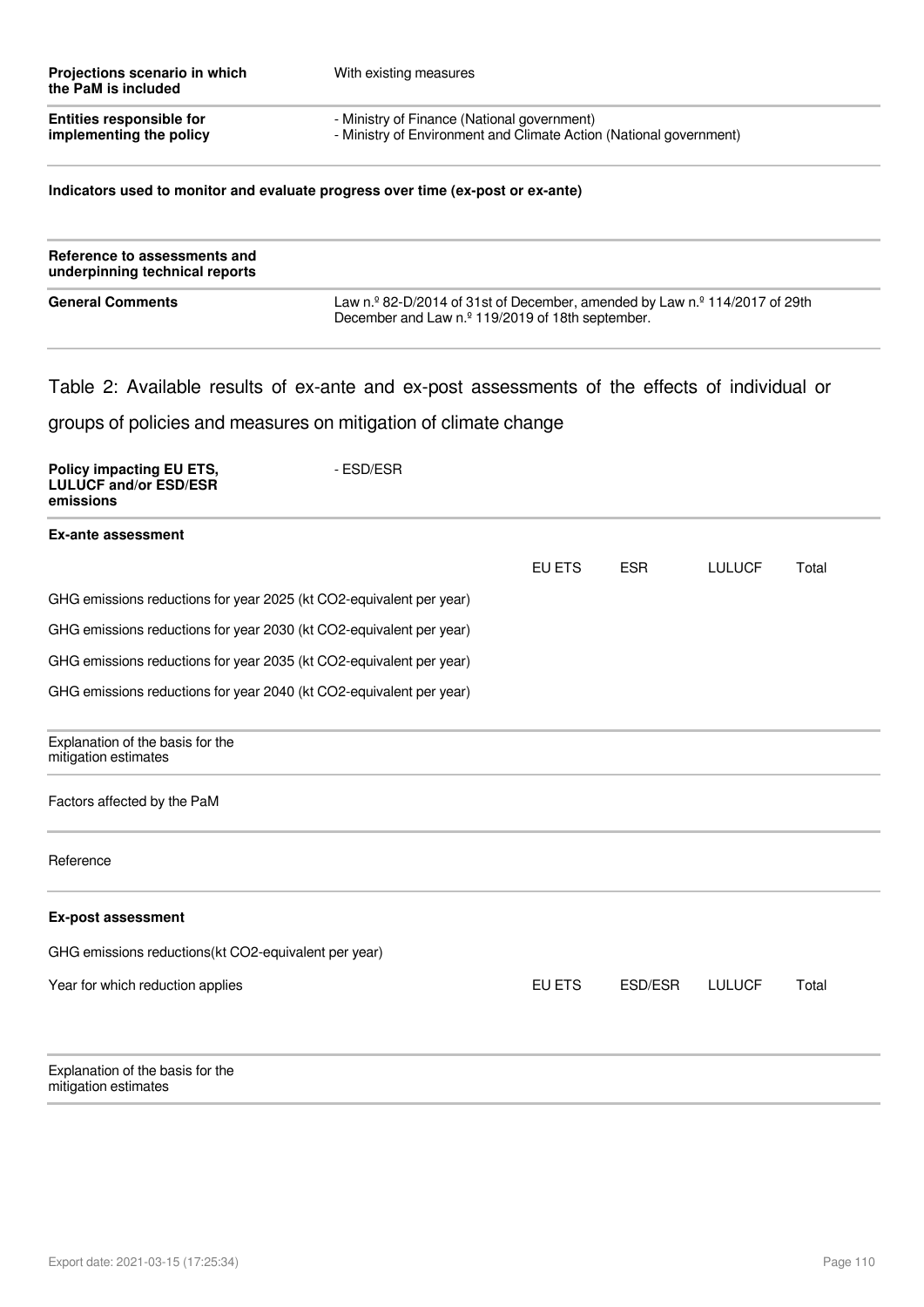| | |
|---|---|
| **Projections scenario in which the PaM is included** | With existing measures |
| **Entities responsible for implementing the policy** | - Ministry of Finance (National government)<br>- Ministry of Environment and Climate Action (National government) |

**Indicators used to monitor and evaluate progress over time (ex-post or ex-ante)**

| | |
|---|---|
| **Reference to assessments and underpinning technical reports** | |
| **General Comments** | Law n.º 82-D/2014 of 31st of December, amended by Law n.º 114/2017 of 29th December and Law n.º 119/2019 of 18th september. |

## Table 2: Available results of ex-ante and ex-post assessments of the effects of individual or groups of policies and measures on mitigation of climate change

| | |
|---|---|
| **Policy impacting EU ETS, LULUCF and/or ESD/ESR emissions** | - ESD/ESR |

**Ex-ante assessment**

| | EU ETS | ESR | LULUCF | Total |
|---|---|---|---|---|
| GHG emissions reductions for year 2025 (kt CO2-equivalent per year) | | | | |
| GHG emissions reductions for year 2030 (kt CO2-equivalent per year) | | | | |
| GHG emissions reductions for year 2035 (kt CO2-equivalent per year) | | | | |
| GHG emissions reductions for year 2040 (kt CO2-equivalent per year) | | | | |

Explanation of the basis for the mitigation estimates

Factors affected by the PaM

Reference

**Ex-post assessment**

GHG emissions reductions(kt CO2-equivalent per year)

| Year for which reduction applies | EU ETS | ESD/ESR | LULUCF | Total |
|---|---|---|---|---|
| | | | | |

Explanation of the basis for the mitigation estimates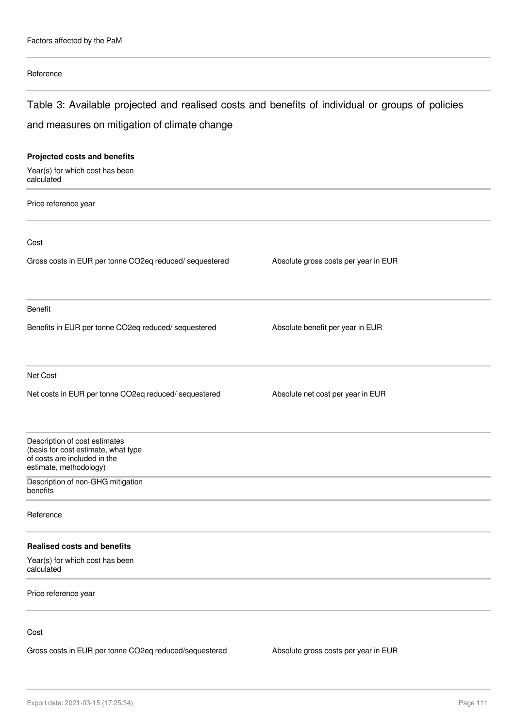Factors affected by the PaM

Reference

## Table 3: Available projected and realised costs and benefits of individual or groups of policies and measures on mitigation of climate change

**Projected costs and benefits**

Year(s) for which cost has been calculated

Price reference year

Cost

| Gross costs in EUR per tonne CO2eq reduced/ sequestered | Absolute gross costs per year in EUR |
|---|---|
| | |

Benefit

| Benefits in EUR per tonne CO2eq reduced/ sequestered | Absolute benefit per year in EUR |
|---|---|
| | |

Net Cost

| Net costs in EUR per tonne CO2eq reduced/ sequestered | Absolute net cost per year in EUR |
|---|---|
| | |

Description of cost estimates (basis for cost estimate, what type of costs are included in the estimate, methodology)

Description of non-GHG mitigation benefits

Reference

**Realised costs and benefits**

Year(s) for which cost has been calculated

Price reference year

Cost

| Gross costs in EUR per tonne CO2eq reduced/sequestered | Absolute gross costs per year in EUR |
|---|---|
| | |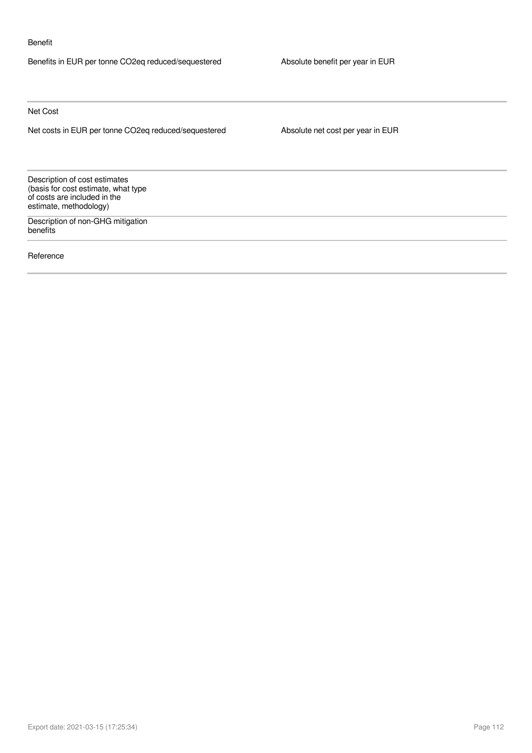Benefit

| Benefits in EUR per tonne CO2eq reduced/sequestered | Absolute benefit per year in EUR |
| --- | --- |
| | |

Net Cost

| Net costs in EUR per tonne CO2eq reduced/sequestered | Absolute net cost per year in EUR |
| --- | --- |
| | |

| | |
| --- | --- |
| Description of cost estimates (basis for cost estimate, what type of costs are included in the estimate, methodology) | |
| Description of non-GHG mitigation benefits | |
| Reference | |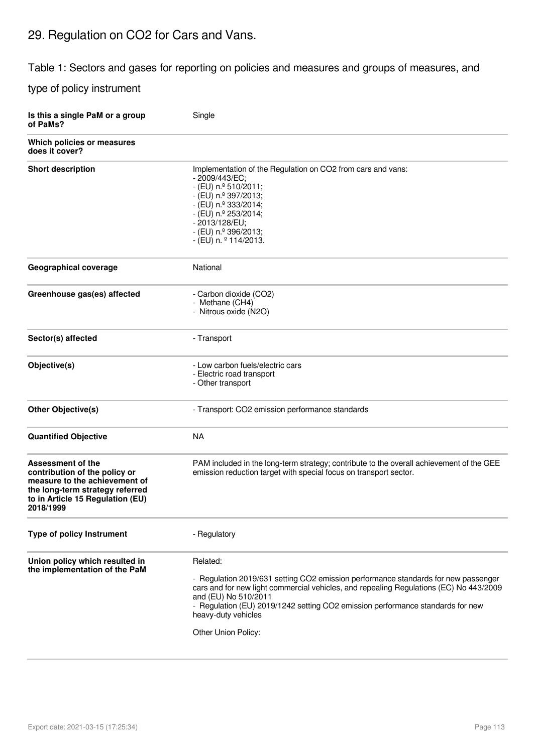# 29. Regulation on CO2 for Cars and Vans.

Table 1: Sectors and gases for reporting on policies and measures and groups of measures, and type of policy instrument

| | |
|---|---|
| **Is this a single PaM or a group of PaMs?** | Single |
| **Which policies or measures does it cover?** | |
| **Short description** | Implementation of the Regulation on CO2 from cars and vans:<br>- 2009/443/EC;<br>- (EU) n.º 510/2011;<br>- (EU) n.º 397/2013;<br>- (EU) n.º 333/2014;<br>- (EU) n.º 253/2014;<br>- 2013/128/EU;<br>- (EU) n.º 396/2013;<br>- (EU) n. º 114/2013. |
| **Geographical coverage** | National |
| **Greenhouse gas(es) affected** | - Carbon dioxide (CO2)<br>- Methane (CH4)<br>- Nitrous oxide (N2O) |
| **Sector(s) affected** | - Transport |
| **Objective(s)** | - Low carbon fuels/electric cars<br>- Electric road transport<br>- Other transport |
| **Other Objective(s)** | - Transport: CO2 emission performance standards |
| **Quantified Objective** | NA |
| **Assessment of the contribution of the policy or measure to the achievement of the long-term strategy referred to in Article 15 Regulation (EU) 2018/1999** | PAM included in the long-term strategy; contribute to the overall achievement of the GEE emission reduction target with special focus on transport sector. |
| **Type of policy Instrument** | - Regulatory |
| **Union policy which resulted in the implementation of the PaM** | Related:<br><br>- Regulation 2019/631 setting CO2 emission performance standards for new passenger cars and for new light commercial vehicles, and repealing Regulations (EC) No 443/2009 and (EU) No 510/2011<br>- Regulation (EU) 2019/1242 setting CO2 emission performance standards for new heavy-duty vehicles<br><br>Other Union Policy: |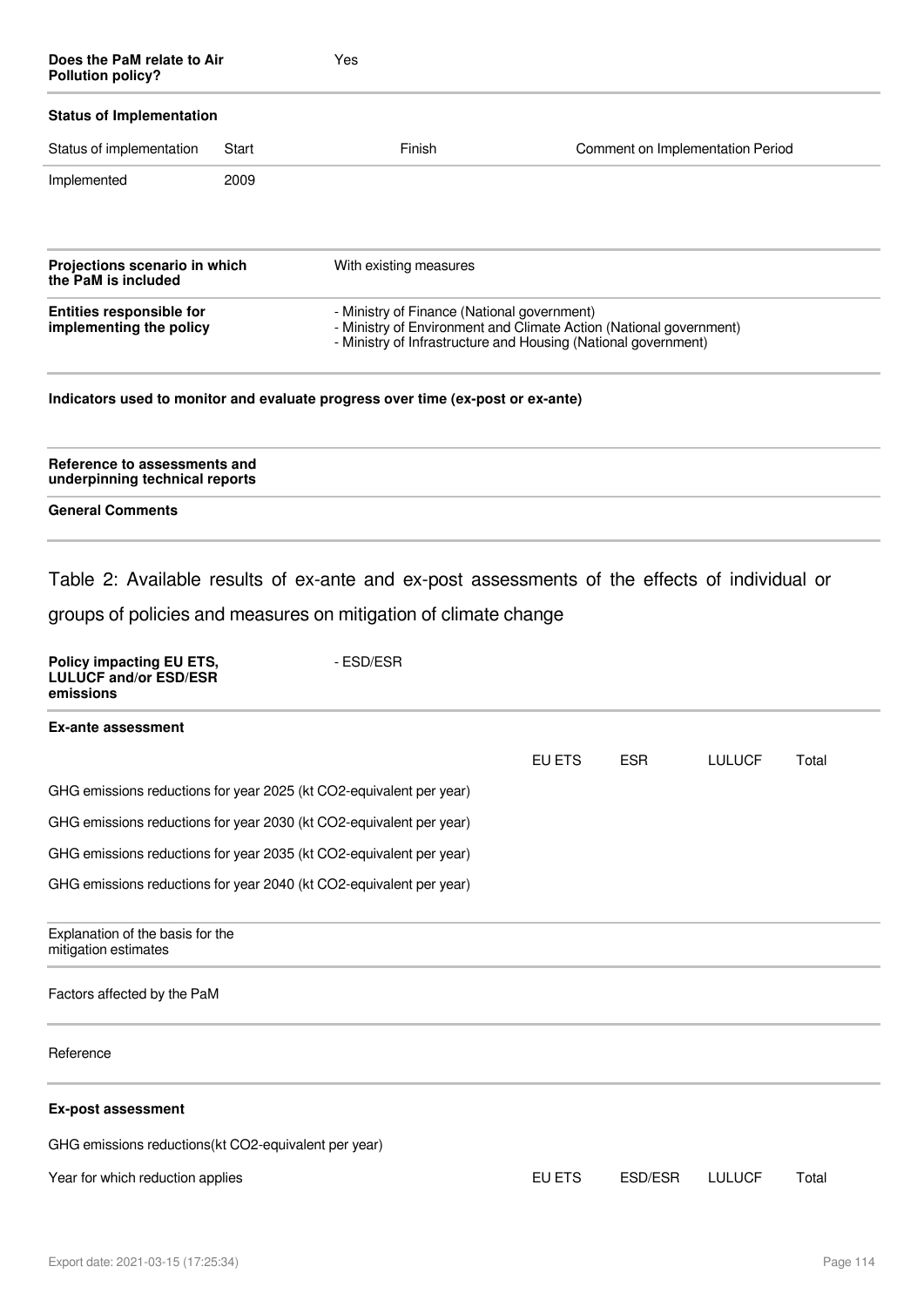| | |
|---|---|
| **Does the PaM relate to Air Pollution policy?** | Yes |

**Status of Implementation**

| Status of implementation | Start | Finish | Comment on Implementation Period |
|---|---|---|---|
| Implemented | 2009 | | |

| | |
|---|---|
| **Projections scenario in which the PaM is included** | With existing measures |
| **Entities responsible for implementing the policy** | - Ministry of Finance (National government)<br>- Ministry of Environment and Climate Action (National government)<br>- Ministry of Infrastructure and Housing (National government) |

**Indicators used to monitor and evaluate progress over time (ex-post or ex-ante)**

**Reference to assessments and underpinning technical reports**

**General Comments**

## Table 2: Available results of ex-ante and ex-post assessments of the effects of individual or groups of policies and measures on mitigation of climate change

| | |
|---|---|
| **Policy impacting EU ETS, LULUCF and/or ESD/ESR emissions** | - ESD/ESR |

**Ex-ante assessment**

| | EU ETS | ESR | LULUCF | Total |
|---|---|---|---|---|
| GHG emissions reductions for year 2025 (kt CO2-equivalent per year) | | | | |
| GHG emissions reductions for year 2030 (kt CO2-equivalent per year) | | | | |
| GHG emissions reductions for year 2035 (kt CO2-equivalent per year) | | | | |
| GHG emissions reductions for year 2040 (kt CO2-equivalent per year) | | | | |

Explanation of the basis for the mitigation estimates

Factors affected by the PaM

Reference

**Ex-post assessment**

GHG emissions reductions(kt CO2-equivalent per year)

| Year for which reduction applies | EU ETS | ESD/ESR | LULUCF | Total |
|---|---|---|---|---|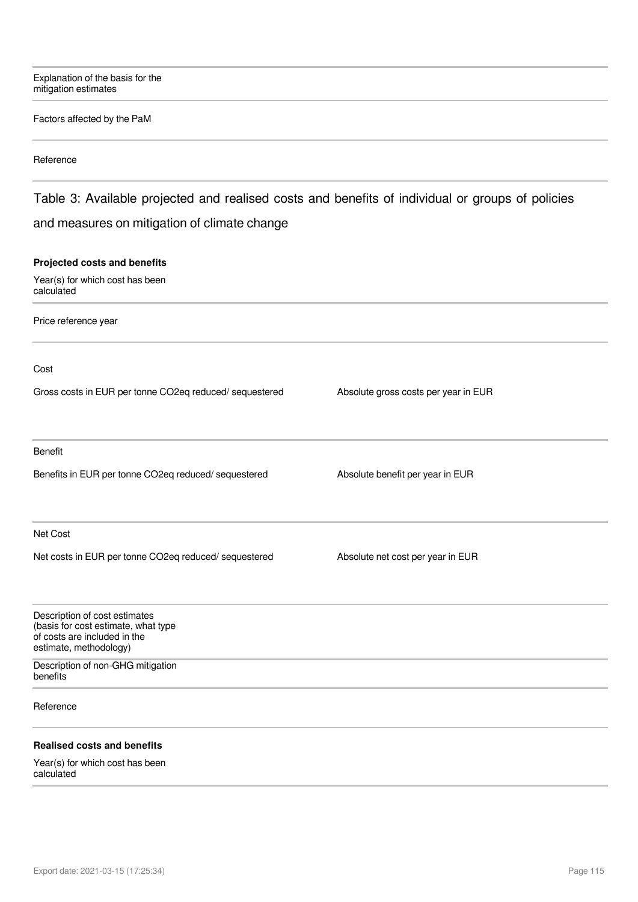| | |
|---|---|
| Explanation of the basis for the mitigation estimates | |
| Factors affected by the PaM | |
| Reference | |

## Table 3: Available projected and realised costs and benefits of individual or groups of policies and measures on mitigation of climate change

**Projected costs and benefits**

| | |
|---|---|
| Year(s) for which cost has been calculated | |
| Price reference year | |

Cost

| Gross costs in EUR per tonne CO2eq reduced/ sequestered | Absolute gross costs per year in EUR |
|---|---|
| | |

Benefit

| Benefits in EUR per tonne CO2eq reduced/ sequestered | Absolute benefit per year in EUR |
|---|---|
| | |

Net Cost

| Net costs in EUR per tonne CO2eq reduced/ sequestered | Absolute net cost per year in EUR |
|---|---|
| | |

| | |
|---|---|
| Description of cost estimates (basis for cost estimate, what type of costs are included in the estimate, methodology) | |
| Description of non-GHG mitigation benefits | |
| Reference | |

**Realised costs and benefits**

| | |
|---|---|
| Year(s) for which cost has been calculated | |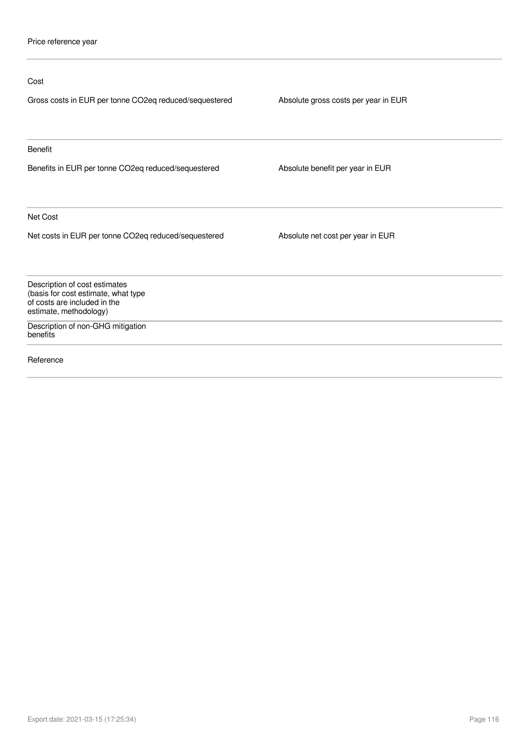Price reference year

---

Cost

| Gross costs in EUR per tonne CO2eq reduced/sequestered | Absolute gross costs per year in EUR |
| --- | --- |
| | |

---

Benefit

| Benefits in EUR per tonne CO2eq reduced/sequestered | Absolute benefit per year in EUR |
| --- | --- |
| | |

---

Net Cost

| Net costs in EUR per tonne CO2eq reduced/sequestered | Absolute net cost per year in EUR |
| --- | --- |
| | |

---

Description of cost estimates (basis for cost estimate, what type of costs are included in the estimate, methodology)

---

Description of non-GHG mitigation benefits

---

Reference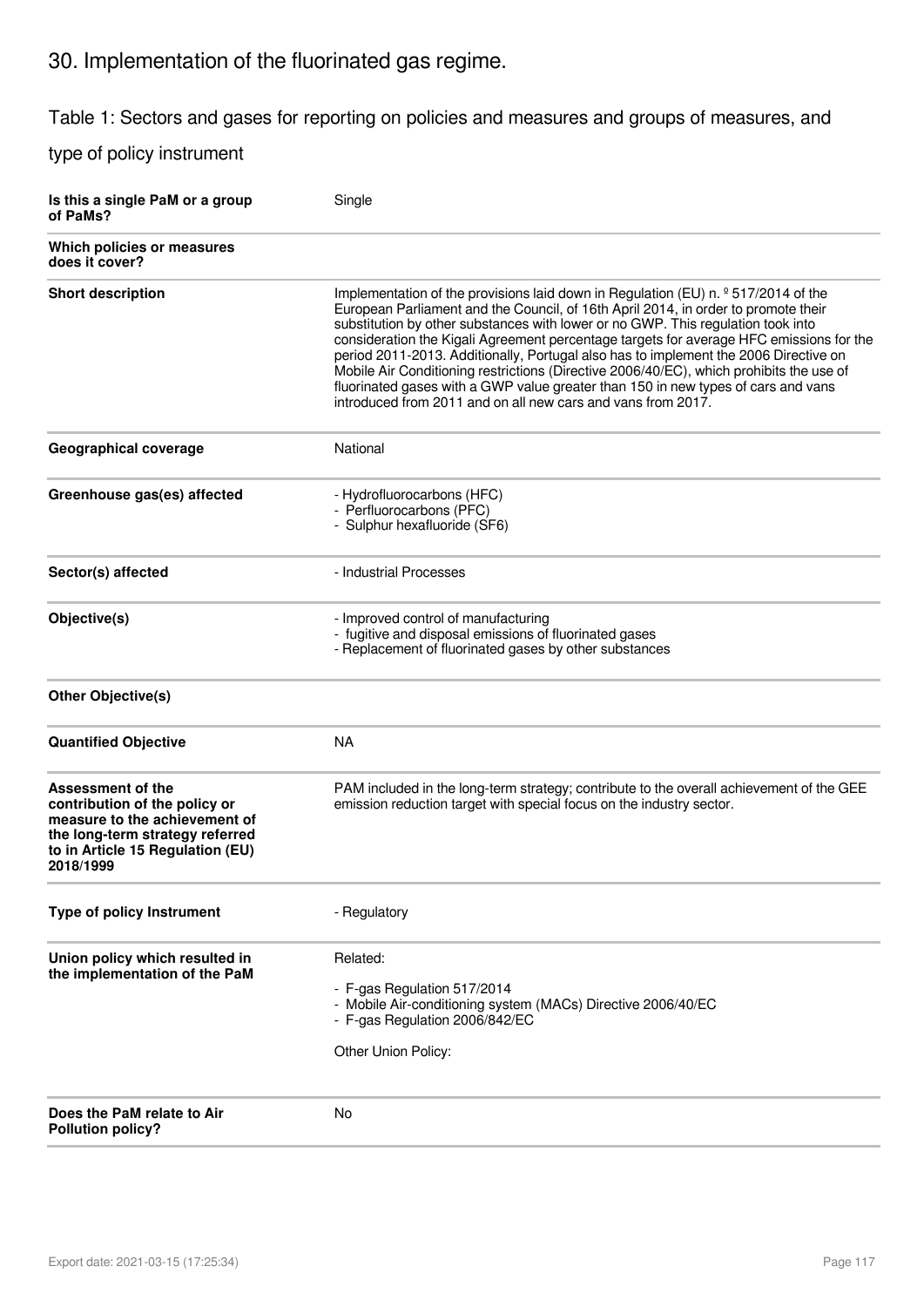## 30. Implementation of the fluorinated gas regime.

### Table 1: Sectors and gases for reporting on policies and measures and groups of measures, and type of policy instrument

| | |
|---|---|
| **Is this a single PaM or a group of PaMs?** | Single |
| **Which policies or measures does it cover?** | |
| **Short description** | Implementation of the provisions laid down in Regulation (EU) n. º 517/2014 of the European Parliament and the Council, of 16th April 2014, in order to promote their substitution by other substances with lower or no GWP. This regulation took into consideration the Kigali Agreement percentage targets for average HFC emissions for the period 2011-2013. Additionally, Portugal also has to implement the 2006 Directive on Mobile Air Conditioning restrictions (Directive 2006/40/EC), which prohibits the use of fluorinated gases with a GWP value greater than 150 in new types of cars and vans introduced from 2011 and on all new cars and vans from 2017. |
| **Geographical coverage** | National |
| **Greenhouse gas(es) affected** | - Hydrofluorocarbons (HFC)<br>- Perfluorocarbons (PFC)<br>- Sulphur hexafluoride (SF6) |
| **Sector(s) affected** | - Industrial Processes |
| **Objective(s)** | - Improved control of manufacturing<br>- fugitive and disposal emissions of fluorinated gases<br>- Replacement of fluorinated gases by other substances |
| **Other Objective(s)** | |
| **Quantified Objective** | NA |
| **Assessment of the contribution of the policy or measure to the achievement of the long-term strategy referred to in Article 15 Regulation (EU) 2018/1999** | PAM included in the long-term strategy; contribute to the overall achievement of the GEE emission reduction target with special focus on the industry sector. |
| **Type of policy Instrument** | - Regulatory |
| **Union policy which resulted in the implementation of the PaM** | Related:<br>- F-gas Regulation 517/2014<br>- Mobile Air-conditioning system (MACs) Directive 2006/40/EC<br>- F-gas Regulation 2006/842/EC<br><br>Other Union Policy: |
| **Does the PaM relate to Air Pollution policy?** | No |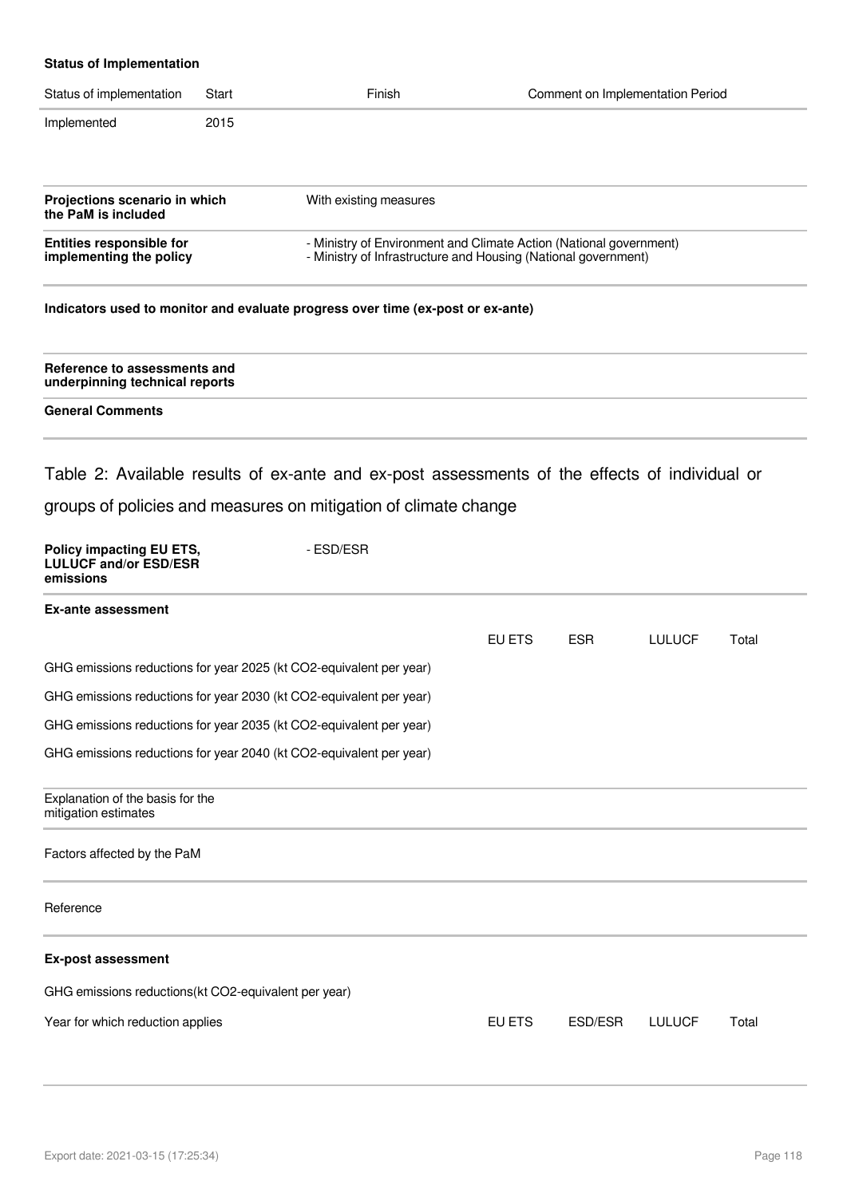**Status of Implementation**

| Status of implementation | Start | Finish | Comment on Implementation Period |
|---|---|---|---|
| Implemented | 2015 | | |

| | |
|---|---|
| **Projections scenario in which the PaM is included** | With existing measures |
| **Entities responsible for implementing the policy** | - Ministry of Environment and Climate Action (National government)<br>- Ministry of Infrastructure and Housing (National government) |

**Indicators used to monitor and evaluate progress over time (ex-post or ex-ante)**

| | |
|---|---|
| **Reference to assessments and underpinning technical reports** | |
| **General Comments** | |

## Table 2: Available results of ex-ante and ex-post assessments of the effects of individual or groups of policies and measures on mitigation of climate change

| | |
|---|---|
| **Policy impacting EU ETS, LULUCF and/or ESD/ESR emissions** | - ESD/ESR |

**Ex-ante assessment**

| | EU ETS | ESR | LULUCF | Total |
|---|---|---|---|---|
| GHG emissions reductions for year 2025 (kt CO2-equivalent per year) | | | | |
| GHG emissions reductions for year 2030 (kt CO2-equivalent per year) | | | | |
| GHG emissions reductions for year 2035 (kt CO2-equivalent per year) | | | | |
| GHG emissions reductions for year 2040 (kt CO2-equivalent per year) | | | | |

| | |
|---|---|
| Explanation of the basis for the mitigation estimates | |
| Factors affected by the PaM | |
| Reference | |

**Ex-post assessment**

GHG emissions reductions(kt CO2-equivalent per year)

| Year for which reduction applies | EU ETS | ESD/ESR | LULUCF | Total |
|---|---|---|---|---|
| | | | | |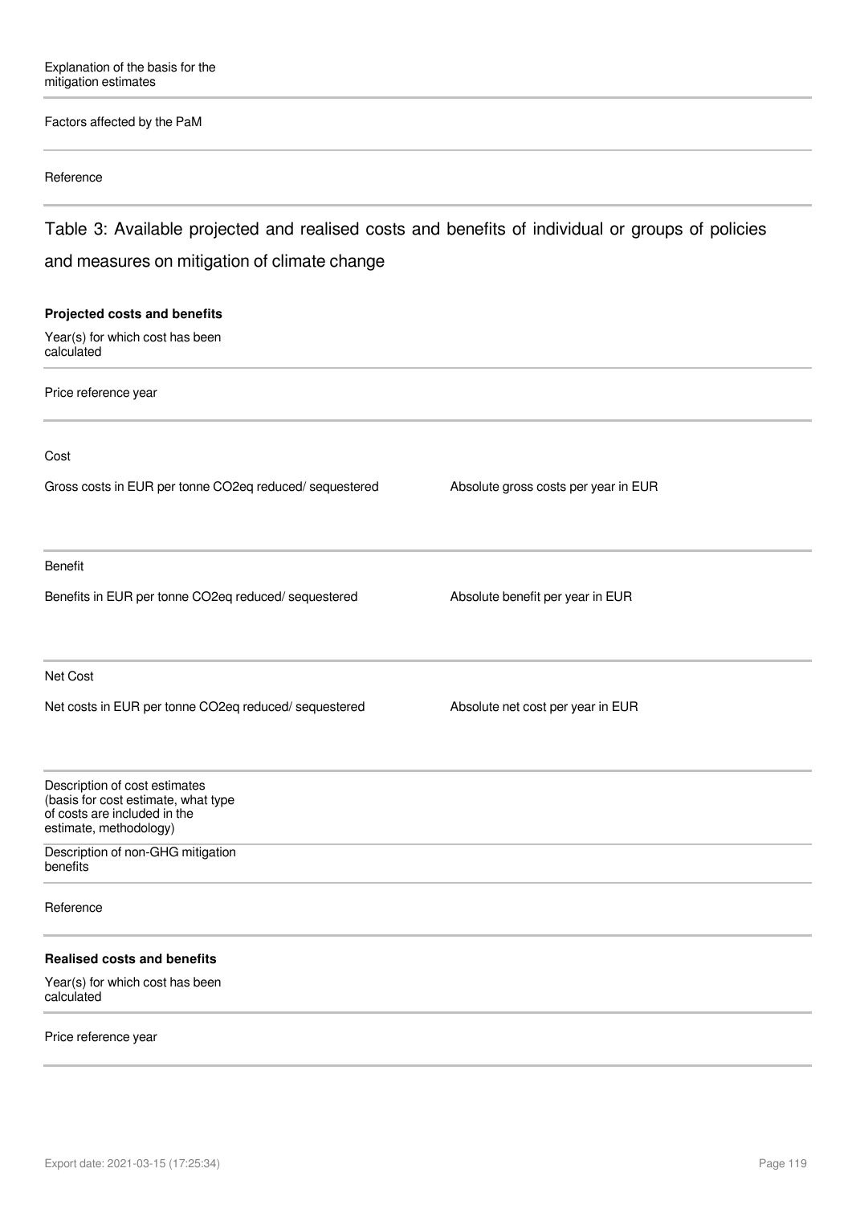Explanation of the basis for the mitigation estimates

Factors affected by the PaM

Reference

## Table 3: Available projected and realised costs and benefits of individual or groups of policies and measures on mitigation of climate change

**Projected costs and benefits**

Year(s) for which cost has been calculated

Price reference year

Cost

| Gross costs in EUR per tonne CO2eq reduced/ sequestered | Absolute gross costs per year in EUR |
|---|---|
| | |

Benefit

| Benefits in EUR per tonne CO2eq reduced/ sequestered | Absolute benefit per year in EUR |
|---|---|
| | |

Net Cost

| Net costs in EUR per tonne CO2eq reduced/ sequestered | Absolute net cost per year in EUR |
|---|---|
| | |

Description of cost estimates (basis for cost estimate, what type of costs are included in the estimate, methodology)

Description of non-GHG mitigation benefits

Reference

**Realised costs and benefits**

Year(s) for which cost has been calculated

Price reference year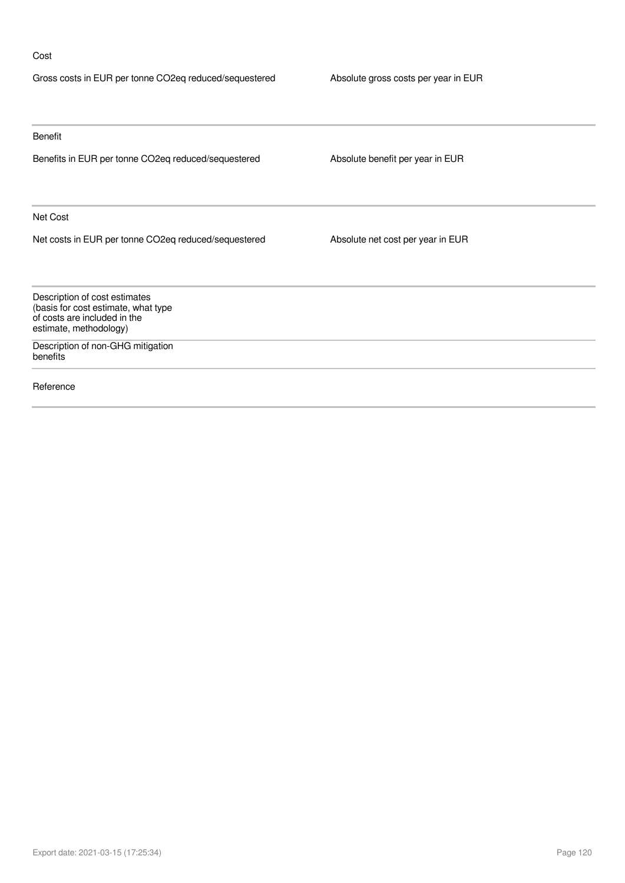Cost

| | |
|---|---|
| Gross costs in EUR per tonne CO2eq reduced/sequestered | Absolute gross costs per year in EUR |

Benefit

| | |
|---|---|
| Benefits in EUR per tonne CO2eq reduced/sequestered | Absolute benefit per year in EUR |

Net Cost

| | |
|---|---|
| Net costs in EUR per tonne CO2eq reduced/sequestered | Absolute net cost per year in EUR |

| | |
|---|---|
| Description of cost estimates (basis for cost estimate, what type of costs are included in the estimate, methodology) | |
| Description of non-GHG mitigation benefits | |
| Reference | |